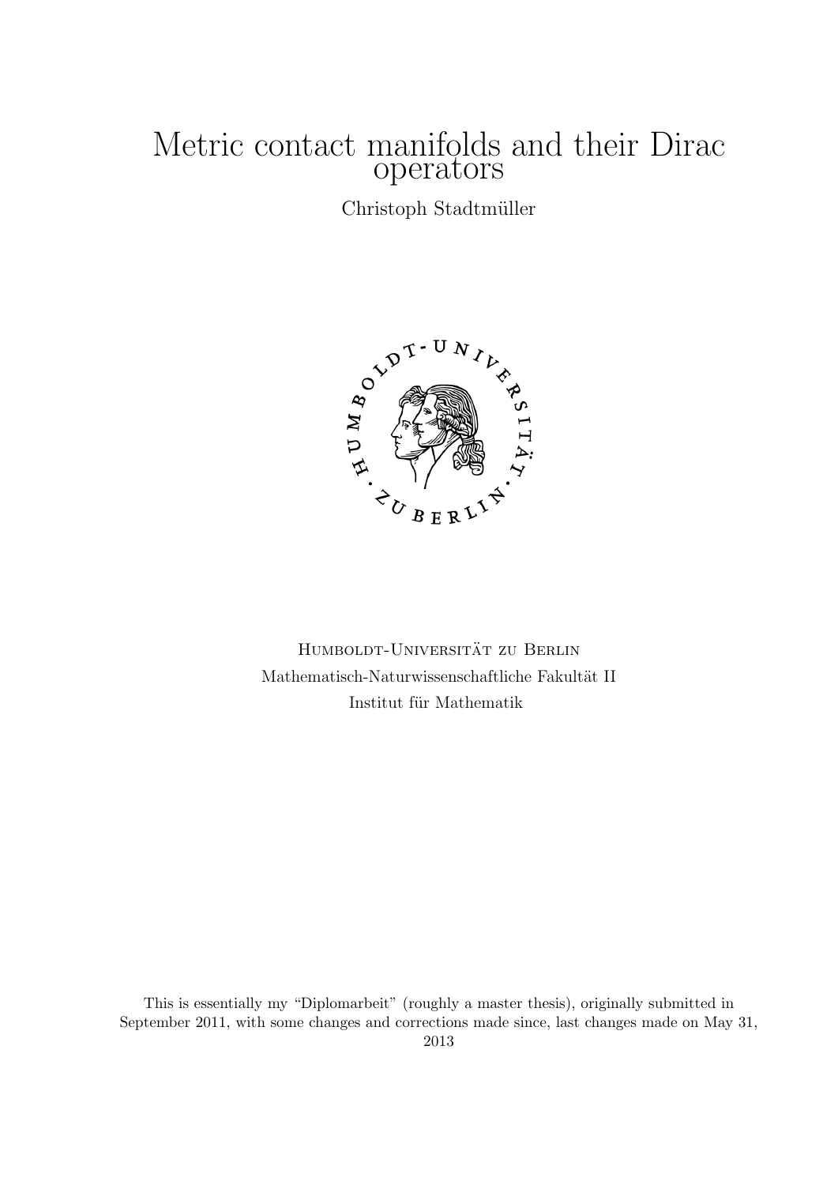# Metric contact manifolds and their Dirac operators

Christoph Stadtmüller

Humboldt-Universität zu Berlin
Mathematisch-Naturwissenschaftliche Fakultät II
Institut für Mathematik

This is essentially my "Diplomarbeit" (roughly a master thesis), originally submitted in September 2011, with some changes and corrections made since, last changes made on May 31, 2013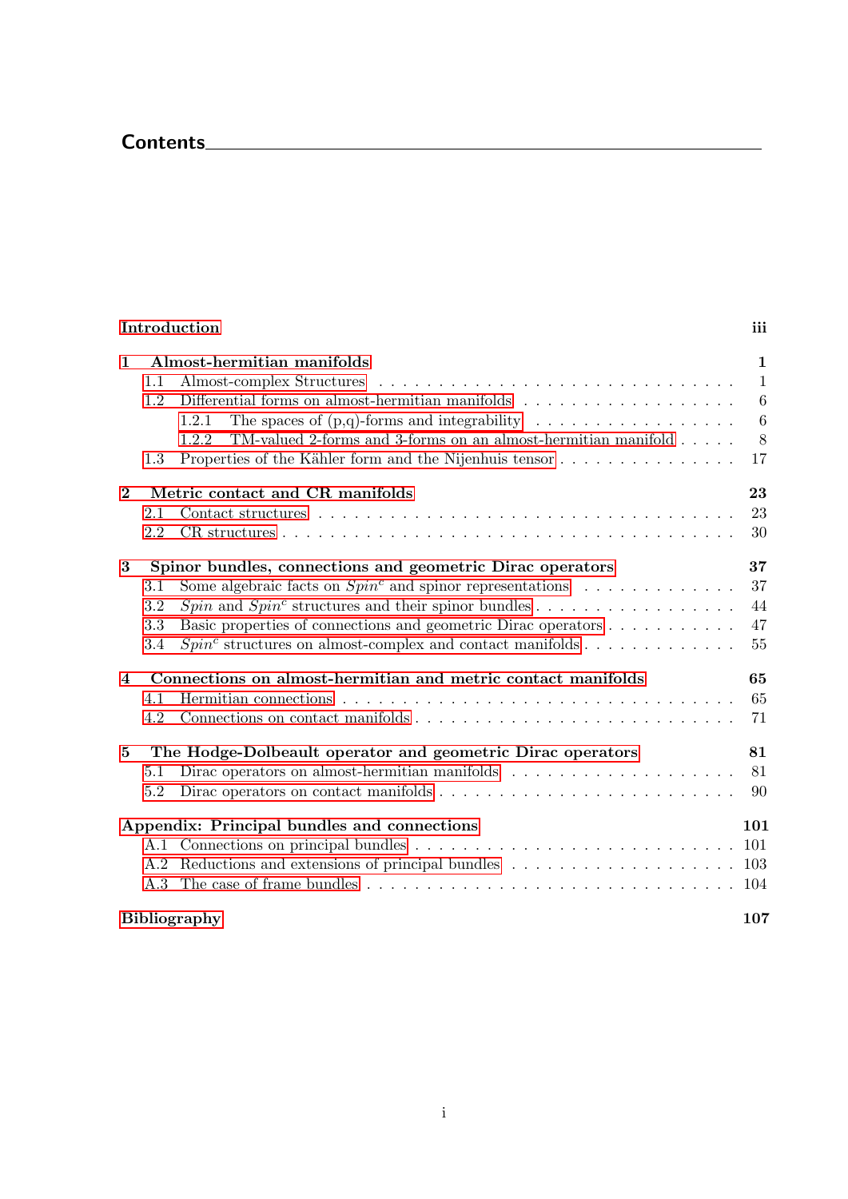# Contents

| | |
|---|---|
| **Introduction** | **iii** |
| **1 Almost-hermitian manifolds** | **1** |
| 1.1 Almost-complex Structures | 1 |
| 1.2 Differential forms on almost-hermitian manifolds | 6 |
| 1.2.1 The spaces of (p,q)-forms and integrability | 6 |
| 1.2.2 TM-valued 2-forms and 3-forms on an almost-hermitian manifold | 8 |
| 1.3 Properties of the Kähler form and the Nijenhuis tensor | 17 |
| **2 Metric contact and CR manifolds** | **23** |
| 2.1 Contact structures | 23 |
| 2.2 CR structures | 30 |
| **3 Spinor bundles, connections and geometric Dirac operators** | **37** |
| 3.1 Some algebraic facts on $Spin^c$ and spinor representations | 37 |
| 3.2 $Spin$ and $Spin^c$ structures and their spinor bundles | 44 |
| 3.3 Basic properties of connections and geometric Dirac operators | 47 |
| 3.4 $Spin^c$ structures on almost-complex and contact manifolds | 55 |
| **4 Connections on almost-hermitian and metric contact manifolds** | **65** |
| 4.1 Hermitian connections | 65 |
| 4.2 Connections on contact manifolds | 71 |
| **5 The Hodge-Dolbeault operator and geometric Dirac operators** | **81** |
| 5.1 Dirac operators on almost-hermitian manifolds | 81 |
| 5.2 Dirac operators on contact manifolds | 90 |
| **Appendix: Principal bundles and connections** | **101** |
| A.1 Connections on principal bundles | 101 |
| A.2 Reductions and extensions of principal bundles | 103 |
| A.3 The case of frame bundles | 104 |
| **Bibliography** | **107** |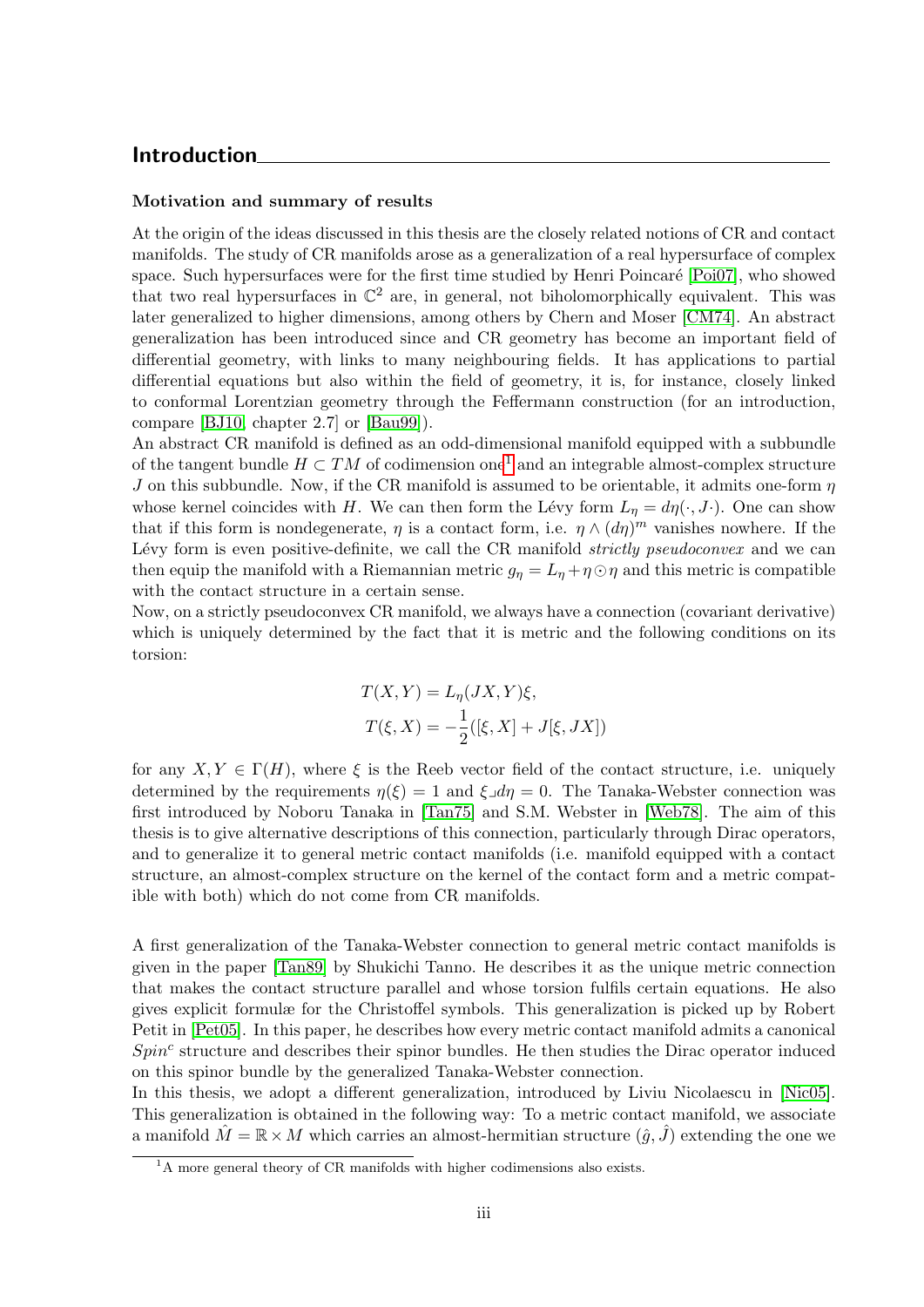## Introduction

### Motivation and summary of results

At the origin of the ideas discussed in this thesis are the closely related notions of CR and contact manifolds. The study of CR manifolds arose as a generalization of a real hypersurface of complex space. Such hypersurfaces were for the first time studied by Henri Poincaré [Poi07], who showed that two real hypersurfaces in $\mathbb{C}^2$ are, in general, not biholomorphically equivalent. This was later generalized to higher dimensions, among others by Chern and Moser [CM74]. An abstract generalization has been introduced since and CR geometry has become an important field of differential geometry, with links to many neighbouring fields. It has applications to partial differential equations but also within the field of geometry, it is, for instance, closely linked to conformal Lorentzian geometry through the Feffermann construction (for an introduction, compare [BJ10, chapter 2.7] or [Bau99]).
An abstract CR manifold is defined as an odd-dimensional manifold equipped with a subbundle of the tangent bundle $H \subset TM$ of codimension one[1] and an integrable almost-complex structure $J$ on this subbundle. Now, if the CR manifold is assumed to be orientable, it admits one-form $\eta$ whose kernel coincides with $H$. We can then form the Lévy form $L_\eta = d\eta(\cdot, J\cdot)$. One can show that if this form is nondegenerate, $\eta$ is a contact form, i.e. $\eta \wedge (d\eta)^m$ vanishes nowhere. If the Lévy form is even positive-definite, we call the CR manifold *strictly pseudoconvex* and we can then equip the manifold with a Riemannian metric $g_\eta = L_\eta + \eta \odot \eta$ and this metric is compatible with the contact structure in a certain sense.
Now, on a strictly pseudoconvex CR manifold, we always have a connection (covariant derivative) which is uniquely determined by the fact that it is metric and the following conditions on its torsion:

$$T(X, Y) = L_\eta(JX, Y)\xi,$$

$$T(\xi, X) = -\frac{1}{2}([\xi, X] + J[\xi, JX])$$

for any $X, Y \in \Gamma(H)$, where $\xi$ is the Reeb vector field of the contact structure, i.e. uniquely determined by the requirements $\eta(\xi) = 1$ and $\xi \lrcorner d\eta = 0$. The Tanaka-Webster connection was first introduced by Noboru Tanaka in [Tan75] and S.M. Webster in [Web78]. The aim of this thesis is to give alternative descriptions of this connection, particularly through Dirac operators, and to generalize it to general metric contact manifolds (i.e. manifold equipped with a contact structure, an almost-complex structure on the kernel of the contact form and a metric compatible with both) which do not come from CR manifolds.

A first generalization of the Tanaka-Webster connection to general metric contact manifolds is given in the paper [Tan89] by Shukichi Tanno. He describes it as the unique metric connection that makes the contact structure parallel and whose torsion fulfils certain equations. He also gives explicit formulæ for the Christoffel symbols. This generalization is picked up by Robert Petit in [Pet05]. In this paper, he describes how every metric contact manifold admits a canonical $Spin^c$ structure and describes their spinor bundles. He then studies the Dirac operator induced on this spinor bundle by the generalized Tanaka-Webster connection.
In this thesis, we adopt a different generalization, introduced by Liviu Nicolaescu in [Nic05]. This generalization is obtained in the following way: To a metric contact manifold, we associate a manifold $\hat{M} = \mathbb{R} \times M$ which carries an almost-hermitian structure $(\hat{g}, \hat{J})$ extending the one we

[1] A more general theory of CR manifolds with higher codimensions also exists.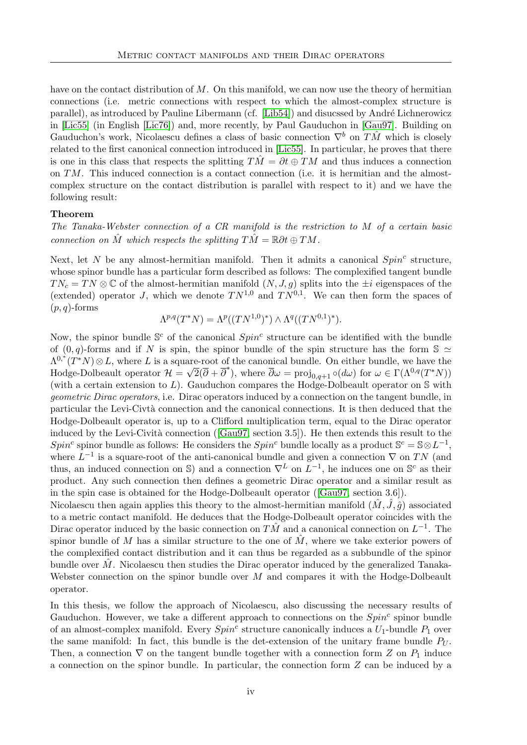have on the contact distribution of $M$. On this manifold, we can now use the theory of hermitian connections (i.e. metric connections with respect to which the almost-complex structure is parallel), as introduced by Pauline Libermann (cf. [Lib54]) and disucssed by André Lichnerowicz in [Lic55] (in English [Lic76]) and, more recently, by Paul Gauduchon in [Gau97]. Building on Gauduchon's work, Nicolaescu defines a class of basic connection $\nabla^b$ on $T\hat{M}$ which is closely related to the first canonical connection introduced in [Lic55]. In particular, he proves that there is one in this class that respects the splitting $T\hat{M} = \partial t \oplus TM$ and thus induces a connection on $TM$. This induced connection is a contact connection (i.e. it is hermitian and the almost-complex structure on the contact distribution is parallel with respect to it) and we have the following result:

**Theorem**

*The Tanaka-Webster connection of a CR manifold is the restriction to $M$ of a certain basic connection on $\hat{M}$ which respects the splitting $T\hat{M} = \mathbb{R}\partial t \oplus TM$.*

Next, let $N$ be any almost-hermitian manifold. Then it admits a canonical $Spin^c$ structure, whose spinor bundle has a particular form described as follows: The complexified tangent bundle $TN_c = TN \otimes \mathbb{C}$ of the almost-hermitian manifold $(N, J, g)$ splits into the $\pm i$ eigenspaces of the (extended) operator $J$, which we denote $TN^{1,0}$ and $TN^{0,1}$. We can then form the spaces of $(p, q)$-forms

$$\Lambda^{p,q}(T^*N) = \Lambda^p((TN^{1,0})^*) \wedge \Lambda^q((TN^{0,1})^*).$$

Now, the spinor bundle $\mathbb{S}^c$ of the canonical $Spin^c$ structure can be identified with the bundle of $(0, q)$-forms and if $N$ is spin, the spinor bundle of the spin structure has the form $\mathbb{S} \simeq \Lambda^{0,*}(T^*N) \otimes L$, where $L$ is a square-root of the canonical bundle. On either bundle, we have the Hodge-Dolbeault operator $\mathcal{H} = \sqrt{2}(\overline{\partial} + \overline{\partial}^*)$, where $\overline{\partial}\omega = \mathrm{proj}_{0,q+1} \circ (d\omega)$ for $\omega \in \Gamma(\Lambda^{0,q}(T^*N))$ (with a certain extension to $L$). Gauduchon compares the Hodge-Dolbeault operator on $\mathbb{S}$ with *geometric Dirac operators*, i.e. Dirac operators induced by a connection on the tangent bundle, in particular the Levi-Civtà connection and the canonical connections. It is then deduced that the Hodge-Dolbeault operator is, up to a Clifford multiplication term, equal to the Dirac operator induced by the Levi-Civitá connection ([Gau97, section 3.5]). He then extends this result to the $Spin^c$ spinor bundle as follows: He considers the $Spin^c$ bundle locally as a product $\mathbb{S}^c = \mathbb{S} \otimes L^{-1}$, where $L^{-1}$ is a square-root of the anti-canonical bundle and given a connection $\nabla$ on $TN$ (and thus, an induced connection on $\mathbb{S}$) and a connection $\nabla^L$ on $L^{-1}$, he induces one on $\mathbb{S}^c$ as their product. Any such connection then defines a geometric Dirac operator and a similar result as in the spin case is obtained for the Hodge-Dolbeault operator ([Gau97, section 3.6]).
Nicolaescu then again applies this theory to the almost-hermitian manifold $(\hat{M}, \hat{J}, \hat{g})$ associated to a metric contact manifold. He deduces that the Hodge-Dolbeault operator coincides with the Dirac operator induced by the basic connection on $T\hat{M}$ and a canonical connection on $L^{-1}$. The spinor bundle of $M$ has a similar structure to the one of $\hat{M}$, where we take exterior powers of the complexified contact distribution and it can thus be regarded as a subbundle of the spinor bundle over $\hat{M}$. Nicolaescu then studies the Dirac operator induced by the generalized Tanaka-Webster connection on the spinor bundle over $M$ and compares it with the Hodge-Dolbeault operator.

In this thesis, we follow the approach of Nicolaescu, also discussing the necessary results of Gauduchon. However, we take a different approach to connections on the $Spin^c$ spinor bundle of an almost-complex manifold. Every $Spin^c$ structure canonically induces a $U_1$-bundle $P_1$ over the same manifold: In fact, this bundle is the det-extension of the unitary frame bundle $P_U$. Then, a connection $\nabla$ on the tangent bundle together with a connection form $Z$ on $P_1$ induce a connection on the spinor bundle. In particular, the connection form $Z$ can be induced by a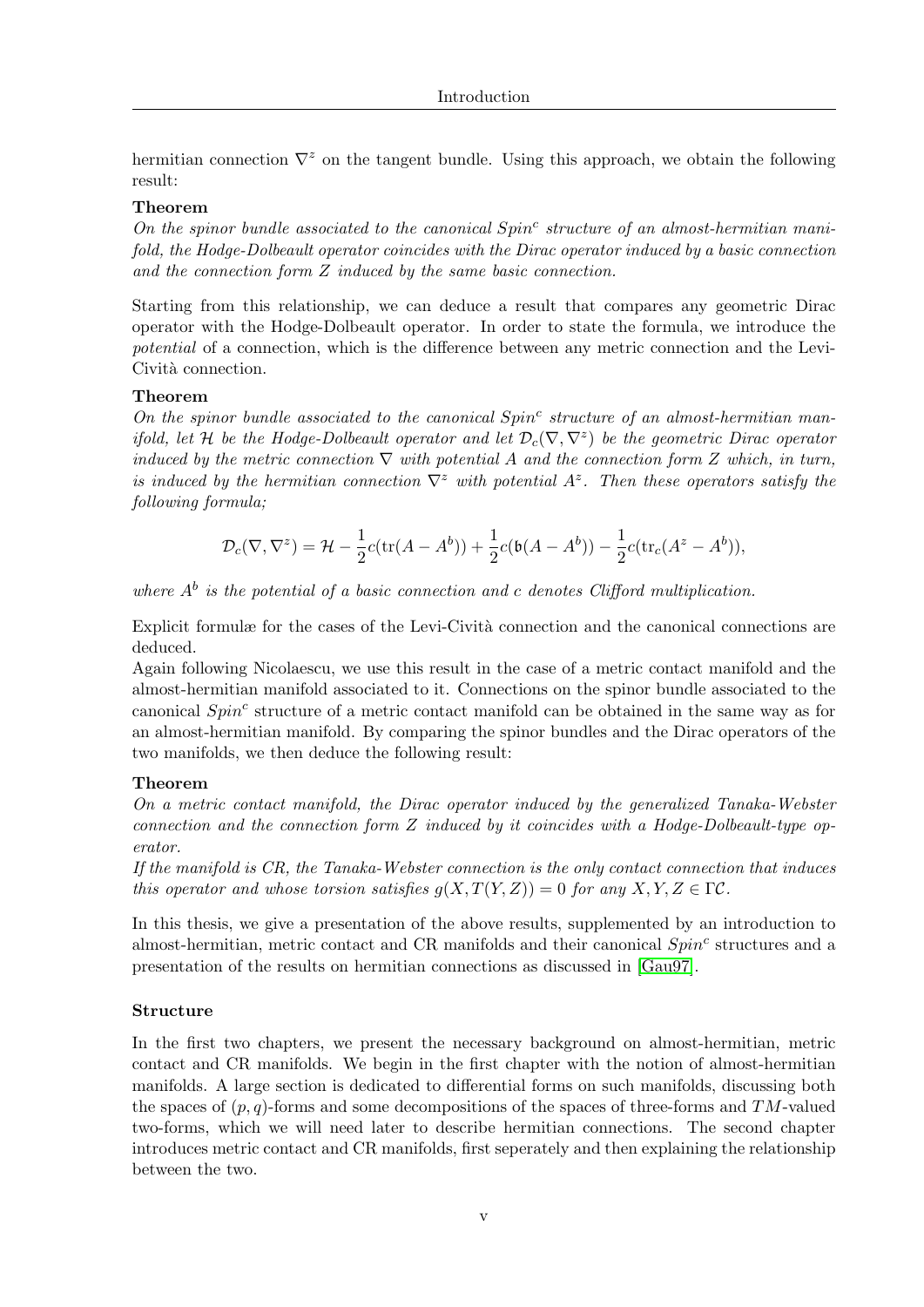hermitian connection $\nabla^z$ on the tangent bundle. Using this approach, we obtain the following result:

**Theorem**

*On the spinor bundle associated to the canonical $Spin^c$ structure of an almost-hermitian manifold, the Hodge-Dolbeault operator coincides with the Dirac operator induced by a basic connection and the connection form $Z$ induced by the same basic connection.*

Starting from this relationship, we can deduce a result that compares any geometric Dirac operator with the Hodge-Dolbeault operator. In order to state the formula, we introduce the *potential* of a connection, which is the difference between any metric connection and the Levi-Cività connection.

**Theorem**

*On the spinor bundle associated to the canonical $Spin^c$ structure of an almost-hermitian manifold, let $\mathcal{H}$ be the Hodge-Dolbeault operator and let $\mathcal{D}_c(\nabla, \nabla^z)$ be the geometric Dirac operator induced by the metric connection $\nabla$ with potential $A$ and the connection form $Z$ which, in turn, is induced by the hermitian connection $\nabla^z$ with potential $A^z$. Then these operators satisfy the following formula;*

$$\mathcal{D}_c(\nabla, \nabla^z) = \mathcal{H} - \frac{1}{2}c(\mathrm{tr}(A - A^b)) + \frac{1}{2}c(\mathfrak{b}(A - A^b)) - \frac{1}{2}c(\mathrm{tr}_c(A^z - A^b)),$$

*where $A^b$ is the potential of a basic connection and $c$ denotes Clifford multiplication.*

Explicit formulæ for the cases of the Levi-Cività connection and the canonical connections are deduced.
Again following Nicolaescu, we use this result in the case of a metric contact manifold and the almost-hermitian manifold associated to it. Connections on the spinor bundle associated to the canonical $Spin^c$ structure of a metric contact manifold can be obtained in the same way as for an almost-hermitian manifold. By comparing the spinor bundles and the Dirac operators of the two manifolds, we then deduce the following result:

**Theorem**

*On a metric contact manifold, the Dirac operator induced by the generalized Tanaka-Webster connection and the connection form $Z$ induced by it coincides with a Hodge-Dolbeault-type operator.*
*If the manifold is CR, the Tanaka-Webster connection is the only contact connection that induces this operator and whose torsion satisfies $g(X, T(Y, Z)) = 0$ for any $X, Y, Z \in \Gamma\mathcal{C}$.*

In this thesis, we give a presentation of the above results, supplemented by an introduction to almost-hermitian, metric contact and CR manifolds and their canonical $Spin^c$ structures and a presentation of the results on hermitian connections as discussed in [Gau97].

**Structure**

In the first two chapters, we present the necessary background on almost-hermitian, metric contact and CR manifolds. We begin in the first chapter with the notion of almost-hermitian manifolds. A large section is dedicated to differential forms on such manifolds, discussing both the spaces of $(p, q)$-forms and some decompositions of the spaces of three-forms and $TM$-valued two-forms, which we will need later to describe hermitian connections. The second chapter introduces metric contact and CR manifolds, first seperately and then explaining the relationship between the two.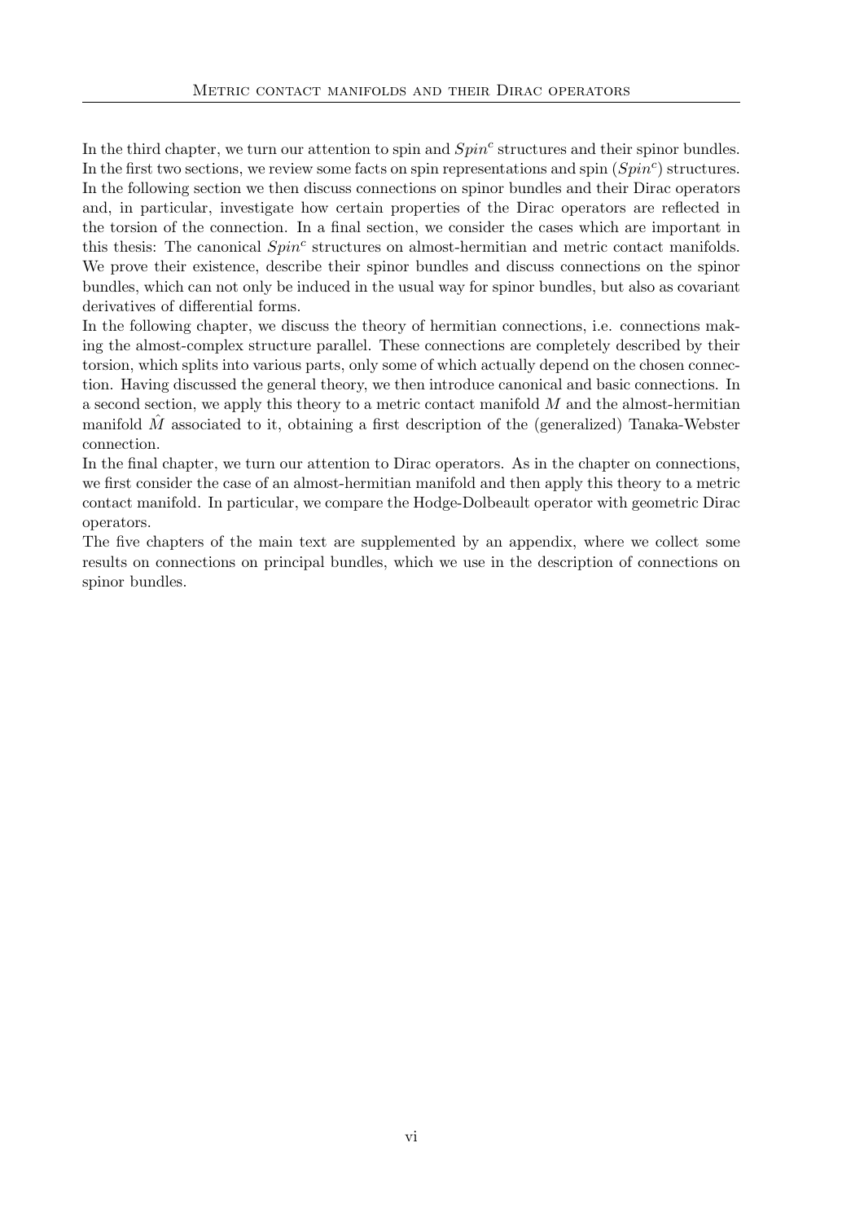In the third chapter, we turn our attention to spin and $Spin^c$ structures and their spinor bundles. In the first two sections, we review some facts on spin representations and spin ($Spin^c$) structures. In the following section we then discuss connections on spinor bundles and their Dirac operators and, in particular, investigate how certain properties of the Dirac operators are reflected in the torsion of the connection. In a final section, we consider the cases which are important in this thesis: The canonical $Spin^c$ structures on almost-hermitian and metric contact manifolds. We prove their existence, describe their spinor bundles and discuss connections on the spinor bundles, which can not only be induced in the usual way for spinor bundles, but also as covariant derivatives of differential forms.

In the following chapter, we discuss the theory of hermitian connections, i.e. connections making the almost-complex structure parallel. These connections are completely described by their torsion, which splits into various parts, only some of which actually depend on the chosen connection. Having discussed the general theory, we then introduce canonical and basic connections. In a second section, we apply this theory to a metric contact manifold $M$ and the almost-hermitian manifold $\hat{M}$ associated to it, obtaining a first description of the (generalized) Tanaka-Webster connection.

In the final chapter, we turn our attention to Dirac operators. As in the chapter on connections, we first consider the case of an almost-hermitian manifold and then apply this theory to a metric contact manifold. In particular, we compare the Hodge-Dolbeault operator with geometric Dirac operators.

The five chapters of the main text are supplemented by an appendix, where we collect some results on connections on principal bundles, which we use in the description of connections on spinor bundles.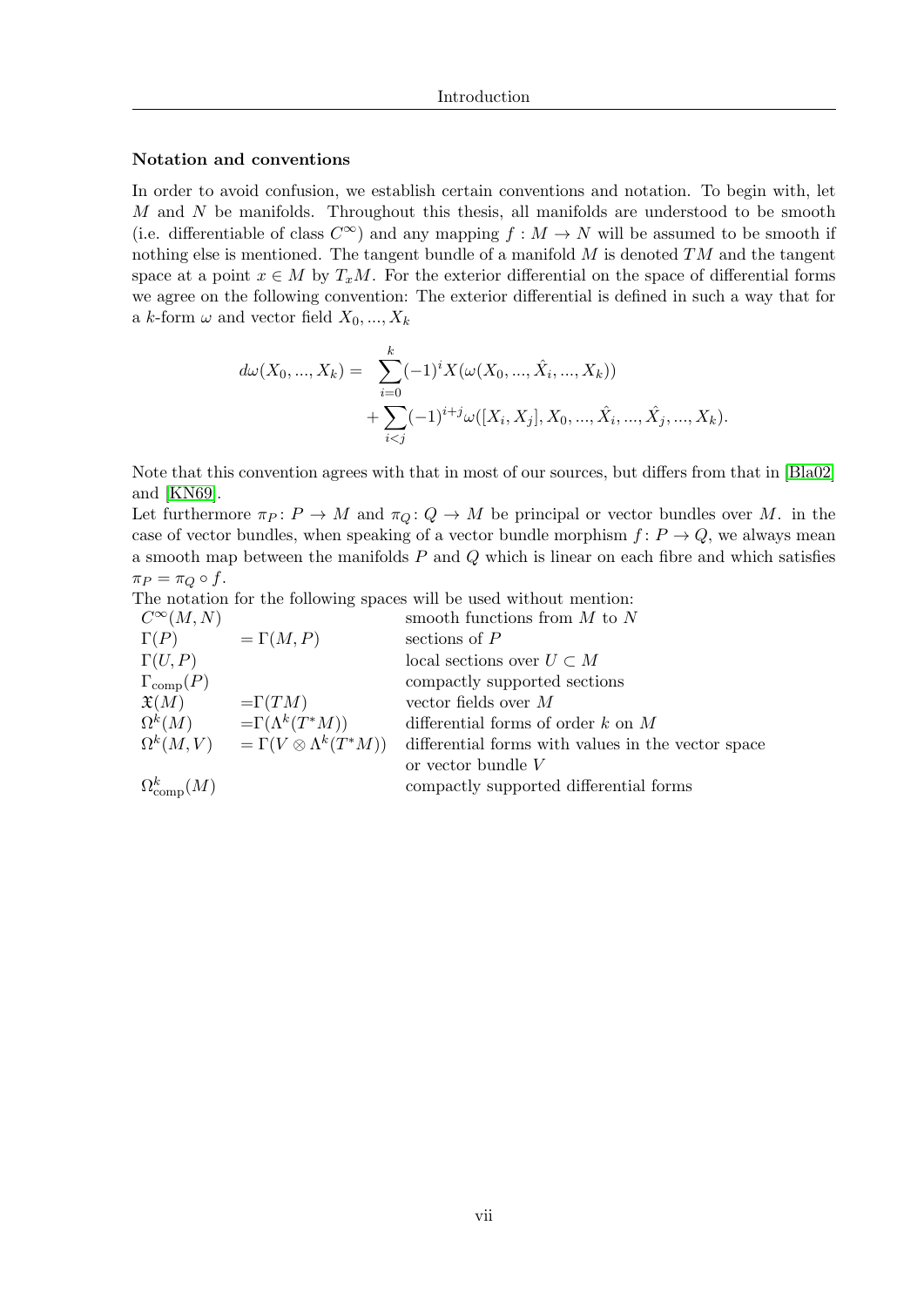### Notation and conventions

In order to avoid confusion, we establish certain conventions and notation. To begin with, let $M$ and $N$ be manifolds. Throughout this thesis, all manifolds are understood to be smooth (i.e. differentiable of class $C^\infty$) and any mapping $f : M \to N$ will be assumed to be smooth if nothing else is mentioned. The tangent bundle of a manifold $M$ is denoted $TM$ and the tangent space at a point $x \in M$ by $T_xM$. For the exterior differential on the space of differential forms we agree on the following convention: The exterior differential is defined in such a way that for a $k$-form $\omega$ and vector field $X_0, ..., X_k$

$$
\begin{aligned}
d\omega(X_0, ..., X_k) = \; & \sum_{i=0}^{k} (-1)^i X(\omega(X_0, ..., \hat{X}_i, ..., X_k)) \\
& + \sum_{i<j} (-1)^{i+j} \omega([X_i, X_j], X_0, ..., \hat{X}_i, ..., \hat{X}_j, ..., X_k).
\end{aligned}
$$

Note that this convention agrees with that in most of our sources, but differs from that in [Bla02] and [KN69].

Let furthermore $\pi_P : P \to M$ and $\pi_Q : Q \to M$ be principal or vector bundles over $M$. in the case of vector bundles, when speaking of a vector bundle morphism $f : P \to Q$, we always mean a smooth map between the manifolds $P$ and $Q$ which is linear on each fibre and which satisfies $\pi_P = \pi_Q \circ f$.

The notation for the following spaces will be used without mention:

| | | |
|---|---|---|
| $C^\infty(M, N)$ | | smooth functions from $M$ to $N$ |
| $\Gamma(P)$ | $= \Gamma(M, P)$ | sections of $P$ |
| $\Gamma(U, P)$ | | local sections over $U \subset M$ |
| $\Gamma_{\text{comp}}(P)$ | | compactly supported sections |
| $\mathfrak{X}(M)$ | $=\Gamma(TM)$ | vector fields over $M$ |
| $\Omega^k(M)$ | $=\Gamma(\Lambda^k(T^*M))$ | differential forms of order $k$ on $M$ |
| $\Omega^k(M, V)$ | $= \Gamma(V \otimes \Lambda^k(T^*M))$ | differential forms with values in the vector space or vector bundle $V$ |
| $\Omega^k_{\text{comp}}(M)$ | | compactly supported differential forms |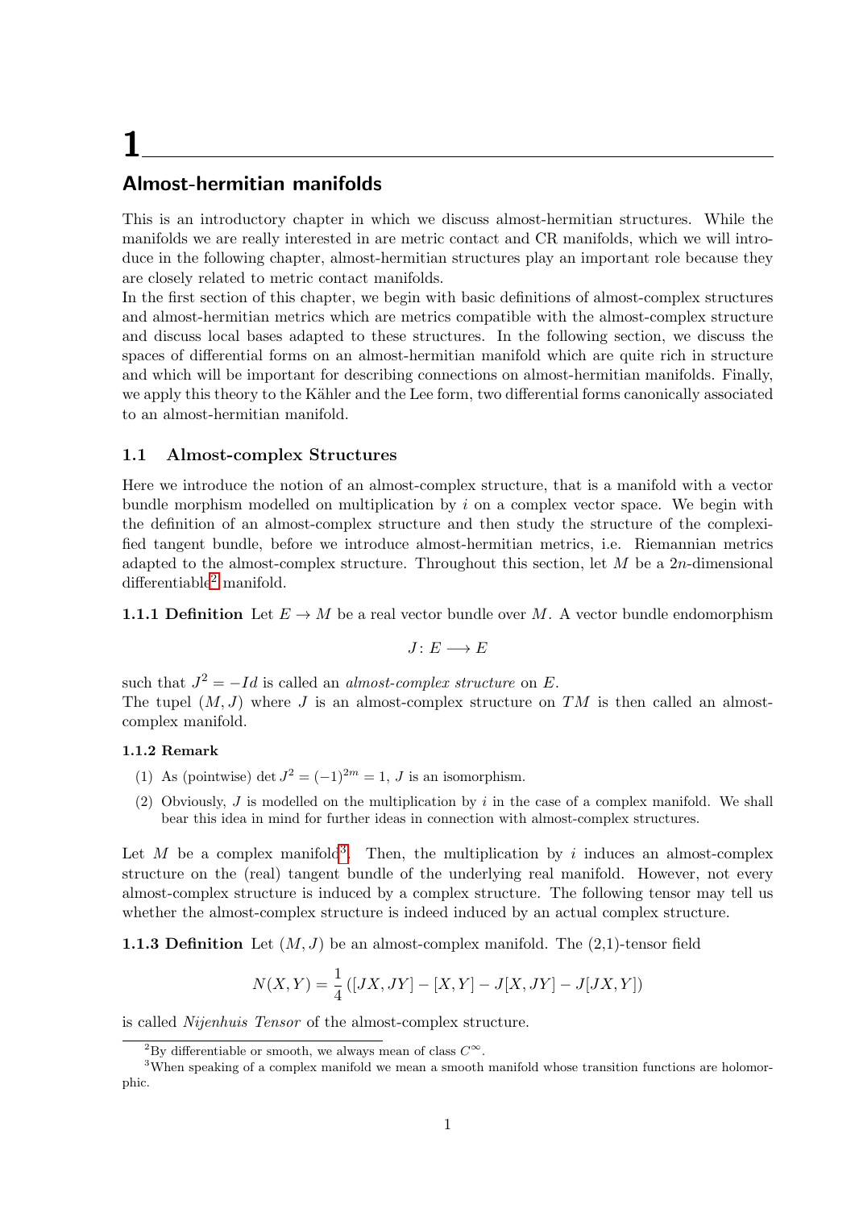# 1

## Almost-hermitian manifolds

This is an introductory chapter in which we discuss almost-hermitian structures. While the manifolds we are really interested in are metric contact and CR manifolds, which we will introduce in the following chapter, almost-hermitian structures play an important role because they are closely related to metric contact manifolds.
In the first section of this chapter, we begin with basic definitions of almost-complex structures and almost-hermitian metrics which are metrics compatible with the almost-complex structure and discuss local bases adapted to these structures. In the following section, we discuss the spaces of differential forms on an almost-hermitian manifold which are quite rich in structure and which will be important for describing connections on almost-hermitian manifolds. Finally, we apply this theory to the Kähler and the Lee form, two differential forms canonically associated to an almost-hermitian manifold.

### 1.1 Almost-complex Structures

Here we introduce the notion of an almost-complex structure, that is a manifold with a vector bundle morphism modelled on multiplication by $i$ on a complex vector space. We begin with the definition of an almost-complex structure and then study the structure of the complexified tangent bundle, before we introduce almost-hermitian metrics, i.e. Riemannian metrics adapted to the almost-complex structure. Throughout this section, let $M$ be a $2n$-dimensional differentiable[2] manifold.

**1.1.1 Definition** Let $E \to M$ be a real vector bundle over $M$. A vector bundle endomorphism

$$J\colon E \longrightarrow E$$

such that $J^2 = -Id$ is called an *almost-complex structure* on $E$.
The tupel $(M, J)$ where $J$ is an almost-complex structure on $TM$ is then called an almost-complex manifold.

**1.1.2 Remark**

(1) As (pointwise) $\det J^2 = (-1)^{2m} = 1$, $J$ is an isomorphism.

(2) Obviously, $J$ is modelled on the multiplication by $i$ in the case of a complex manifold. We shall bear this idea in mind for further ideas in connection with almost-complex structures.

Let $M$ be a complex manifold[3]. Then, the multiplication by $i$ induces an almost-complex structure on the (real) tangent bundle of the underlying real manifold. However, not every almost-complex structure is induced by a complex structure. The following tensor may tell us whether the almost-complex structure is indeed induced by an actual complex structure.

**1.1.3 Definition** Let $(M, J)$ be an almost-complex manifold. The (2,1)-tensor field

$$N(X, Y) = \frac{1}{4}\left([JX, JY] - [X, Y] - J[X, JY] - J[JX, Y]\right)$$

is called *Nijenhuis Tensor* of the almost-complex structure.

[2] By differentiable or smooth, we always mean of class $C^\infty$.

[3] When speaking of a complex manifold we mean a smooth manifold whose transition functions are holomorphic.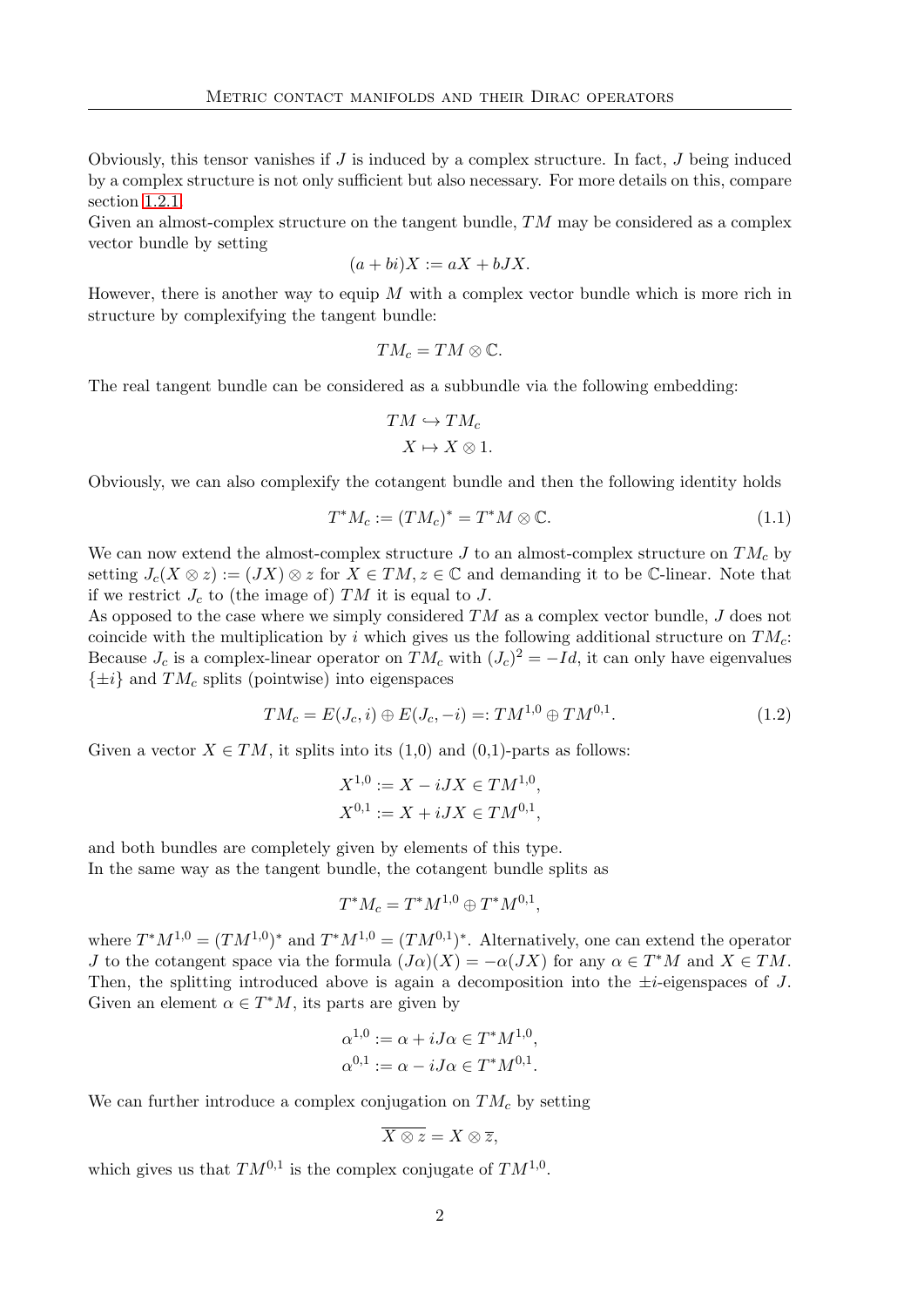Obviously, this tensor vanishes if $J$ is induced by a complex structure. In fact, $J$ being induced by a complex structure is not only sufficient but also necessary. For more details on this, compare section 1.2.1.

Given an almost-complex structure on the tangent bundle, $TM$ may be considered as a complex vector bundle by setting

$$(a + bi)X := aX + bJX.$$

However, there is another way to equip $M$ with a complex vector bundle which is more rich in structure by complexifying the tangent bundle:

$$TM_c = TM \otimes \mathbb{C}.$$

The real tangent bundle can be considered as a subbundle via the following embedding:

$$\begin{aligned} TM &\hookrightarrow TM_c \\ X &\mapsto X \otimes 1. \end{aligned}$$

Obviously, we can also complexify the cotangent bundle and then the following identity holds

$$T^*M_c := (TM_c)^* = T^*M \otimes \mathbb{C}. \tag{1.1}$$

We can now extend the almost-complex structure $J$ to an almost-complex structure on $TM_c$ by setting $J_c(X \otimes z) := (JX) \otimes z$ for $X \in TM, z \in \mathbb{C}$ and demanding it to be $\mathbb{C}$-linear. Note that if we restrict $J_c$ to (the image of) $TM$ it is equal to $J$.

As opposed to the case where we simply considered $TM$ as a complex vector bundle, $J$ does not coincide with the multiplication by $i$ which gives us the following additional structure on $TM_c$: Because $J_c$ is a complex-linear operator on $TM_c$ with $(J_c)^2 = -Id$, it can only have eigenvalues $\{\pm i\}$ and $TM_c$ splits (pointwise) into eigenspaces

$$TM_c = E(J_c, i) \oplus E(J_c, -i) =: TM^{1,0} \oplus TM^{0,1}. \tag{1.2}$$

Given a vector $X \in TM$, it splits into its (1,0) and (0,1)-parts as follows:

$$\begin{aligned} X^{1,0} &:= X - iJX \in TM^{1,0}, \\ X^{0,1} &:= X + iJX \in TM^{0,1}, \end{aligned}$$

and both bundles are completely given by elements of this type.

In the same way as the tangent bundle, the cotangent bundle splits as

$$T^*M_c = T^*M^{1,0} \oplus T^*M^{0,1},$$

where $T^*M^{1,0} = (TM^{1,0})^*$ and $T^*M^{1,0} = (TM^{0,1})^*$. Alternatively, one can extend the operator $J$ to the cotangent space via the formula $(J\alpha)(X) = -\alpha(JX)$ for any $\alpha \in T^*M$ and $X \in TM$. Then, the splitting introduced above is again a decomposition into the $\pm i$-eigenspaces of $J$. Given an element $\alpha \in T^*M$, its parts are given by

$$\begin{aligned} \alpha^{1,0} &:= \alpha + iJ\alpha \in T^*M^{1,0}, \\ \alpha^{0,1} &:= \alpha - iJ\alpha \in T^*M^{0,1}. \end{aligned}$$

We can further introduce a complex conjugation on $TM_c$ by setting

$$\overline{X \otimes z} = X \otimes \overline{z},$$

which gives us that $TM^{0,1}$ is the complex conjugate of $TM^{1,0}$.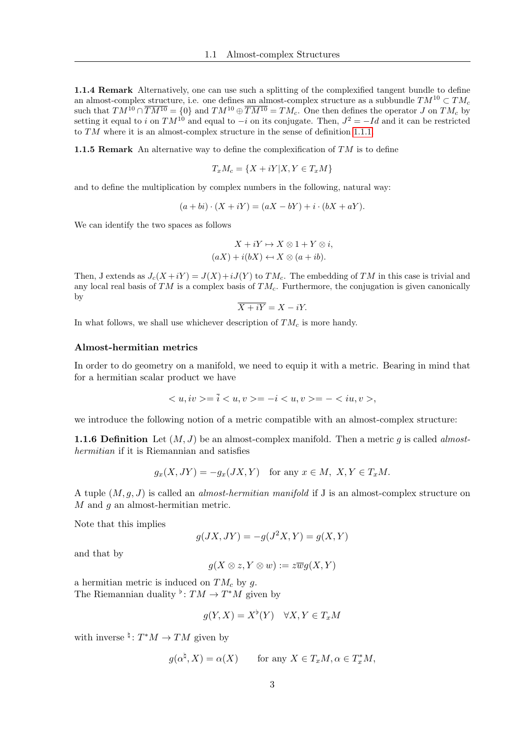**1.1.4 Remark** Alternatively, one can use such a splitting of the complexified tangent bundle to define an almost-complex structure, i.e. one defines an almost-complex structure as a subbundle $TM^{10} \subset TM_c$ such that $TM^{10} \cap \overline{TM^{10}} = \{0\}$ and $TM^{10} \oplus \overline{TM^{10}} = TM_c$. One then defines the operator $J$ on $TM_c$ by setting it equal to $i$ on $TM^{10}$ and equal to $-i$ on its conjugate. Then, $J^2 = -Id$ and it can be restricted to $TM$ where it is an almost-complex structure in the sense of definition 1.1.1.

**1.1.5 Remark** An alternative way to define the complexification of $TM$ is to define

$$T_xM_c = \{X + iY | X, Y \in T_xM\}$$

and to define the multiplication by complex numbers in the following, natural way:

$$(a + bi) \cdot (X + iY) = (aX - bY) + i \cdot (bX + aY).$$

We can identify the two spaces as follows

$$\begin{aligned} X + iY &\mapsto X \otimes 1 + Y \otimes i, \\ (aX) + i(bX) &\leftarrow X \otimes (a + ib). \end{aligned}$$

Then, J extends as $J_c(X + iY) = J(X) + iJ(Y)$ to $TM_c$. The embedding of $TM$ in this case is trivial and any local real basis of $TM$ is a complex basis of $TM_c$. Furthermore, the conjugation is given canonically by

$$\overline{X + iY} = X - iY.$$

In what follows, we shall use whichever description of $TM_c$ is more handy.

### Almost-hermitian metrics

In order to do geometry on a manifold, we need to equip it with a metric. Bearing in mind that for a hermitian scalar product we have

$$< u, iv >= \bar{i} < u, v >= -i < u, v >= - < iu, v >,$$

we introduce the following notion of a metric compatible with an almost-complex structure:

**1.1.6 Definition** Let $(M, J)$ be an almost-complex manifold. Then a metric $g$ is called *almost-hermitian* if it is Riemannian and satisfies

$$g_x(X, JY) = -g_x(JX, Y) \quad \text{for any } x \in M, \ X, Y \in T_xM.$$

A tuple $(M, g, J)$ is called an *almost-hermitian manifold* if J is an almost-complex structure on $M$ and $g$ an almost-hermitian metric.

Note that this implies

$$g(JX, JY) = -g(J^2X, Y) = g(X, Y)$$

and that by

$$g(X \otimes z, Y \otimes w) := z\overline{w}g(X, Y)$$

a hermitian metric is induced on $TM_c$ by $g$.
The Riemannian duality $^\flat \colon TM \to T^*M$ given by

$$g(Y, X) = X^\flat(Y) \quad \forall X, Y \in T_xM$$

with inverse $^\natural \colon T^*M \to TM$ given by

$$g(\alpha^\natural, X) = \alpha(X) \qquad \text{for any } X \in T_xM, \alpha \in T_x^*M,$$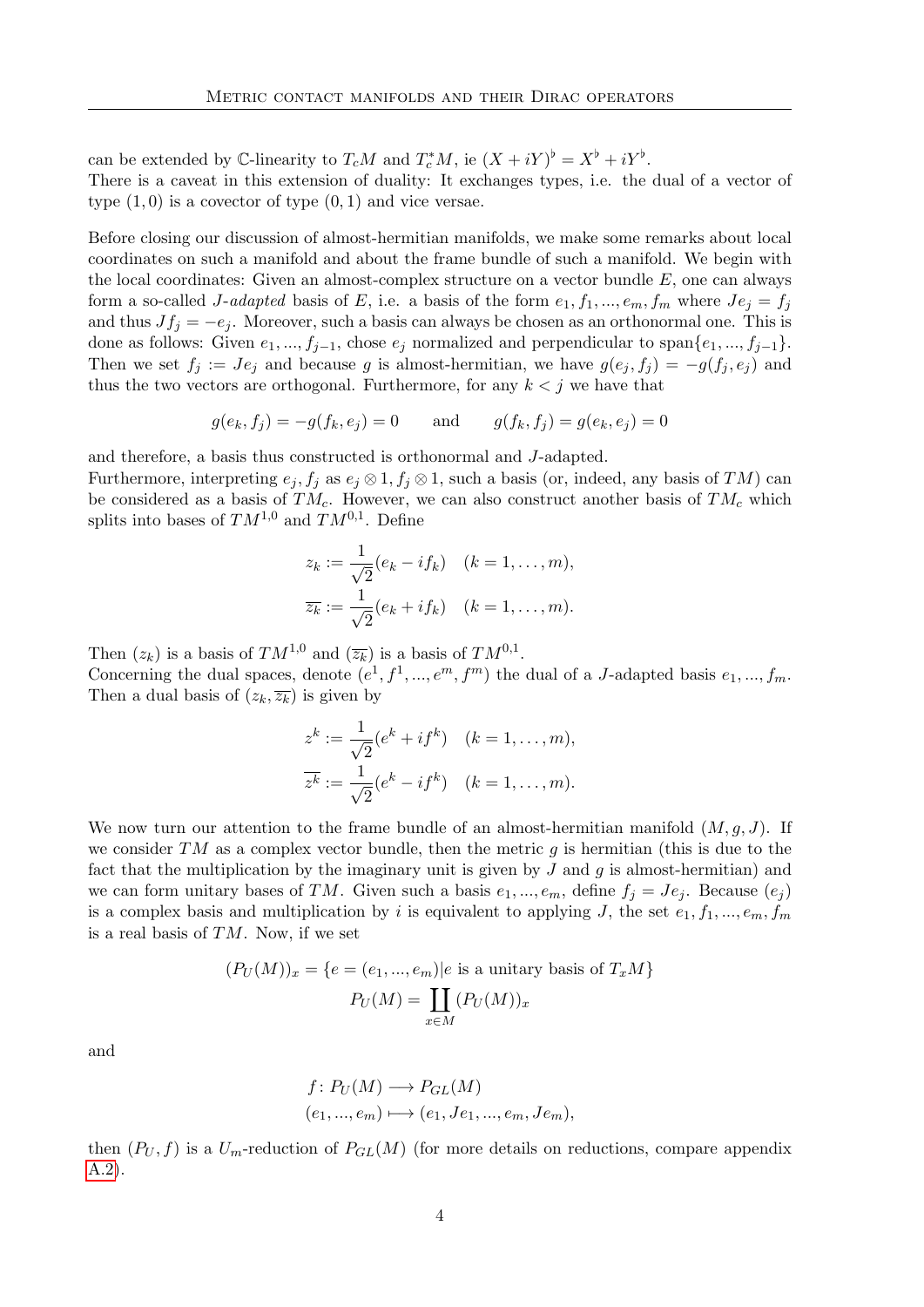can be extended by $\mathbb{C}$-linearity to $T_cM$ and $T^*_cM$, ie $(X+iY)^\flat = X^\flat + iY^\flat$.
There is a caveat in this extension of duality: It exchanges types, i.e. the dual of a vector of type $(1,0)$ is a covector of type $(0,1)$ and vice versae.

Before closing our discussion of almost-hermitian manifolds, we make some remarks about local coordinates on such a manifold and about the frame bundle of such a manifold. We begin with the local coordinates: Given an almost-complex structure on a vector bundle $E$, one can always form a so-called *J-adapted* basis of $E$, i.e. a basis of the form $e_1, f_1, ..., e_m, f_m$ where $Je_j = f_j$ and thus $Jf_j = -e_j$. Moreover, such a basis can always be chosen as an orthonormal one. This is done as follows: Given $e_1, ..., f_{j-1}$, chose $e_j$ normalized and perpendicular to $\operatorname{span}\{e_1, ..., f_{j-1}\}$. Then we set $f_j := Je_j$ and because $g$ is almost-hermitian, we have $g(e_j, f_j) = -g(f_j, e_j)$ and thus the two vectors are orthogonal. Furthermore, for any $k < j$ we have that

$$g(e_k, f_j) = -g(f_k, e_j) = 0 \qquad \text{and} \qquad g(f_k, f_j) = g(e_k, e_j) = 0$$

and therefore, a basis thus constructed is orthonormal and $J$-adapted.
Furthermore, interpreting $e_j, f_j$ as $e_j \otimes 1, f_j \otimes 1$, such a basis (or, indeed, any basis of $TM$) can be considered as a basis of $TM_c$. However, we can also construct another basis of $TM_c$ which splits into bases of $TM^{1,0}$ and $TM^{0,1}$. Define

$$z_k := \frac{1}{\sqrt{2}}(e_k - if_k) \quad (k = 1, \ldots, m),$$
$$\overline{z_k} := \frac{1}{\sqrt{2}}(e_k + if_k) \quad (k = 1, \ldots, m).$$

Then $(z_k)$ is a basis of $TM^{1,0}$ and $(\overline{z_k})$ is a basis of $TM^{0,1}$.
Concerning the dual spaces, denote $(e^1, f^1, ..., e^m, f^m)$ the dual of a $J$-adapted basis $e_1, ..., f_m$. Then a dual basis of $(z_k, \overline{z_k})$ is given by

$$z^k := \frac{1}{\sqrt{2}}(e^k + if^k) \quad (k = 1, \ldots, m),$$
$$\overline{z^k} := \frac{1}{\sqrt{2}}(e^k - if^k) \quad (k = 1, \ldots, m).$$

We now turn our attention to the frame bundle of an almost-hermitian manifold $(M, g, J)$. If we consider $TM$ as a complex vector bundle, then the metric $g$ is hermitian (this is due to the fact that the multiplication by the imaginary unit is given by $J$ and $g$ is almost-hermitian) and we can form unitary bases of $TM$. Given such a basis $e_1, ..., e_m$, define $f_j = Je_j$. Because $(e_j)$ is a complex basis and multiplication by $i$ is equivalent to applying $J$, the set $e_1, f_1, ..., e_m, f_m$ is a real basis of $TM$. Now, if we set

$$(P_U(M))_x = \{e = (e_1, ..., e_m) | e \text{ is a unitary basis of } T_xM\}$$
$$P_U(M) = \coprod_{x \in M} (P_U(M))_x$$

and

$$f\colon P_U(M) \longrightarrow P_{GL}(M)$$
$$(e_1, ..., e_m) \longmapsto (e_1, Je_1, ..., e_m, Je_m),$$

then $(P_U, f)$ is a $U_m$-reduction of $P_{GL}(M)$ (for more details on reductions, compare appendix A.2).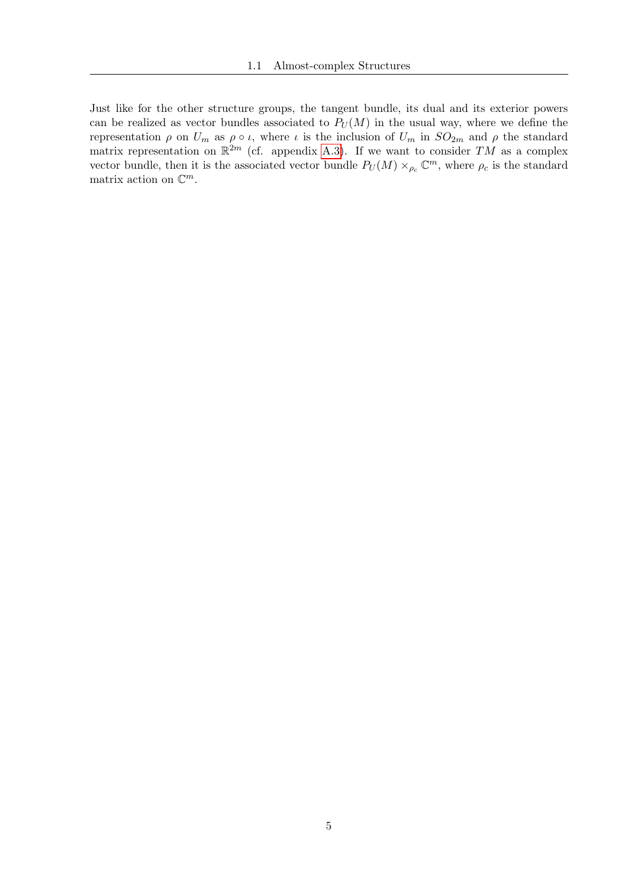Just like for the other structure groups, the tangent bundle, its dual and its exterior powers can be realized as vector bundles associated to $P_U(M)$ in the usual way, where we define the representation $\rho$ on $U_m$ as $\rho \circ \iota$, where $\iota$ is the inclusion of $U_m$ in $SO_{2m}$ and $\rho$ the standard matrix representation on $\mathbb{R}^{2m}$ (cf. appendix A.3). If we want to consider $TM$ as a complex vector bundle, then it is the associated vector bundle $P_U(M) \times_{\rho_c} \mathbb{C}^m$, where $\rho_c$ is the standard matrix action on $\mathbb{C}^m$.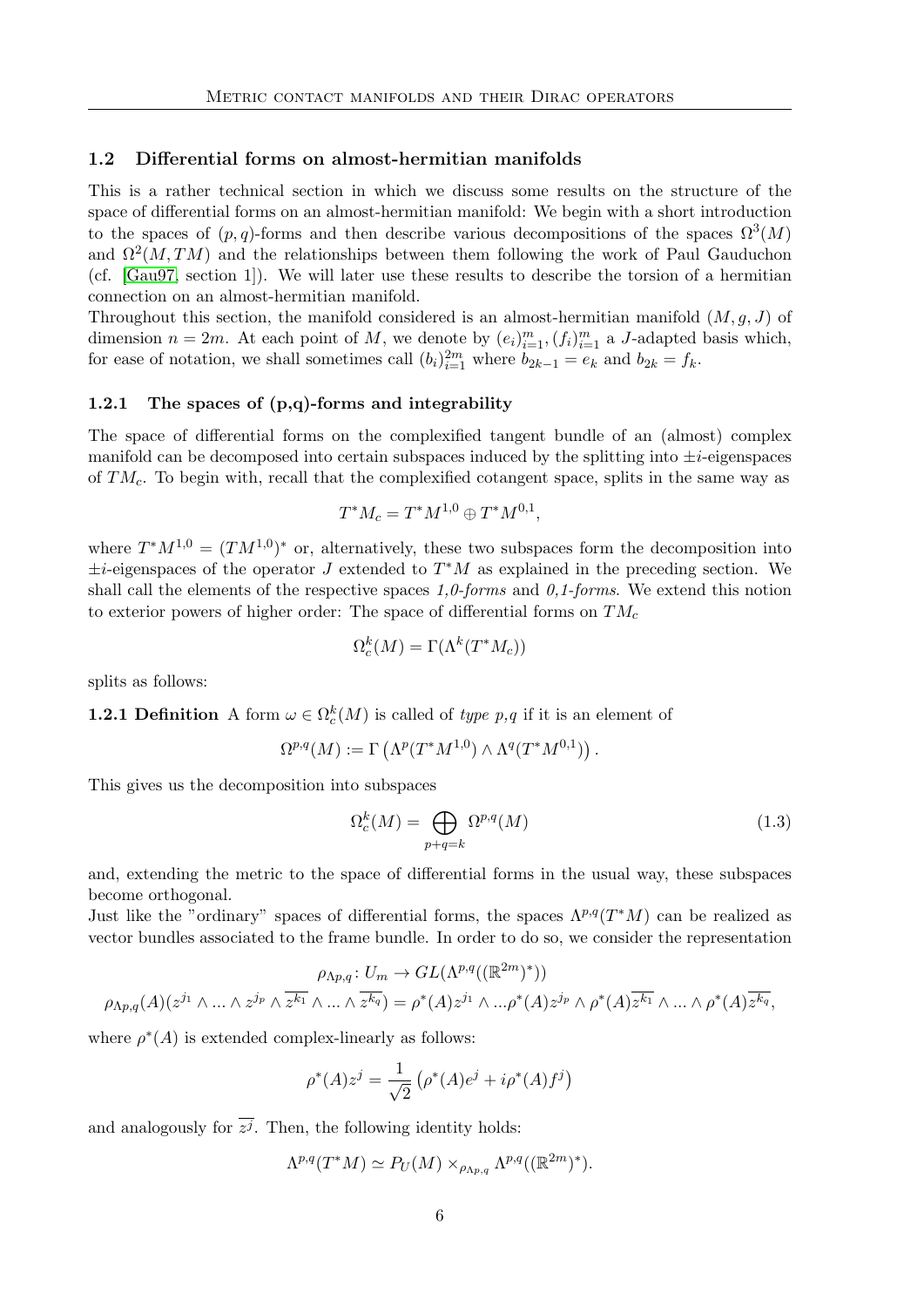## 1.2 Differential forms on almost-hermitian manifolds

This is a rather technical section in which we discuss some results on the structure of the space of differential forms on an almost-hermitian manifold: We begin with a short introduction to the spaces of $(p,q)$-forms and then describe various decompositions of the spaces $\Omega^3(M)$ and $\Omega^2(M,TM)$ and the relationships between them following the work of Paul Gauduchon (cf. [Gau97, section 1]). We will later use these results to describe the torsion of a hermitian connection on an almost-hermitian manifold.
Throughout this section, the manifold considered is an almost-hermitian manifold $(M,g,J)$ of dimension $n=2m$. At each point of $M$, we denote by $(e_i)_{i=1}^m,(f_i)_{i=1}^m$ a $J$-adapted basis which, for ease of notation, we shall sometimes call $(b_i)_{i=1}^{2m}$ where $b_{2k-1}=e_k$ and $b_{2k}=f_k$.

### 1.2.1 The spaces of (p,q)-forms and integrability

The space of differential forms on the complexified tangent bundle of an (almost) complex manifold can be decomposed into certain subspaces induced by the splitting into $\pm i$-eigenspaces of $TM_c$. To begin with, recall that the complexified cotangent space, splits in the same way as

$$T^*M_c = T^*M^{1,0}\oplus T^*M^{0,1},$$

where $T^*M^{1,0}=(TM^{1,0})^*$ or, alternatively, these two subspaces form the decomposition into $\pm i$-eigenspaces of the operator $J$ extended to $T^*M$ as explained in the preceding section. We shall call the elements of the respective spaces *1,0-forms* and *0,1-forms*. We extend this notion to exterior powers of higher order: The space of differential forms on $TM_c$

$$\Omega^k_c(M)=\Gamma(\Lambda^k(T^*M_c))$$

splits as follows:

**1.2.1 Definition** A form $\omega\in\Omega^k_c(M)$ is called of *type p,q* if it is an element of

$$\Omega^{p,q}(M) := \Gamma\left(\Lambda^p(T^*M^{1,0})\wedge\Lambda^q(T^*M^{0,1})\right).$$

This gives us the decomposition into subspaces

$$\Omega^k_c(M)=\bigoplus_{p+q=k}\Omega^{p,q}(M) \tag{1.3}$$

and, extending the metric to the space of differential forms in the usual way, these subspaces become orthogonal.
Just like the "ordinary" spaces of differential forms, the spaces $\Lambda^{p,q}(T^*M)$ can be realized as vector bundles associated to the frame bundle. In order to do so, we consider the representation

$$\rho_{\Lambda p,q}\colon U_m\to GL(\Lambda^{p,q}((\mathbb{R}^{2m})^*))$$
$$\rho_{\Lambda p,q}(A)(z^{j_1}\wedge\ldots\wedge z^{j_p}\wedge\overline{z^{k_1}}\wedge\ldots\wedge\overline{z^{k_q}}) = \rho^*(A)z^{j_1}\wedge\ldots\rho^*(A)z^{j_p}\wedge\rho^*(A)\overline{z^{k_1}}\wedge\ldots\wedge\rho^*(A)\overline{z^{k_q}},$$

where $\rho^*(A)$ is extended complex-linearly as follows:

$$\rho^*(A)z^j=\frac{1}{\sqrt{2}}\left(\rho^*(A)e^j+i\rho^*(A)f^j\right)$$

and analogously for $\overline{z^j}$. Then, the following identity holds:

$$\Lambda^{p,q}(T^*M)\simeq P_U(M)\times_{\rho_{\Lambda p,q}}\Lambda^{p,q}((\mathbb{R}^{2m})^*).$$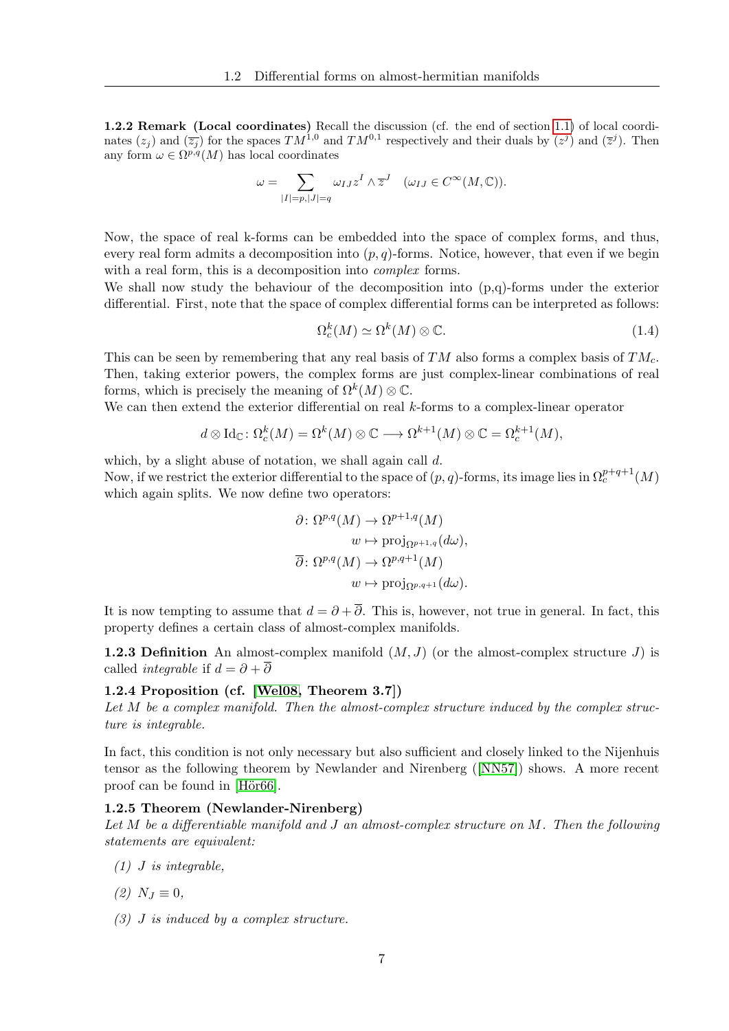**1.2.2 Remark (Local coordinates)** Recall the discussion (cf. the end of section 1.1) of local coordinates $(z_j)$ and $(\overline{z_j})$ for the spaces $TM^{1,0}$ and $TM^{0,1}$ respectively and their duals by $(z^j)$ and $(\overline{z}^j)$. Then any form $\omega \in \Omega^{p,q}(M)$ has local coordinates

$$\omega = \sum_{|I|=p,|J|=q} \omega_{IJ} z^I \wedge \overline{z}^J \quad (\omega_{IJ} \in C^\infty(M, \mathbb{C})).$$

Now, the space of real k-forms can be embedded into the space of complex forms, and thus, every real form admits a decomposition into $(p, q)$-forms. Notice, however, that even if we begin with a real form, this is a decomposition into *complex* forms.
We shall now study the behaviour of the decomposition into (p,q)-forms under the exterior differential. First, note that the space of complex differential forms can be interpreted as follows:

$$\Omega_c^k(M) \simeq \Omega^k(M) \otimes \mathbb{C}. \tag{1.4}$$

This can be seen by remembering that any real basis of $TM$ also forms a complex basis of $TM_c$. Then, taking exterior powers, the complex forms are just complex-linear combinations of real forms, which is precisely the meaning of $\Omega^k(M) \otimes \mathbb{C}$.
We can then extend the exterior differential on real $k$-forms to a complex-linear operator

$$d \otimes \mathrm{Id}_{\mathbb{C}} \colon \Omega_c^k(M) = \Omega^k(M) \otimes \mathbb{C} \longrightarrow \Omega^{k+1}(M) \otimes \mathbb{C} = \Omega_c^{k+1}(M),$$

which, by a slight abuse of notation, we shall again call $d$.
Now, if we restrict the exterior differential to the space of $(p, q)$-forms, its image lies in $\Omega_c^{p+q+1}(M)$ which again splits. We now define two operators:

$$\begin{aligned}
\partial \colon \Omega^{p,q}(M) &\to \Omega^{p+1,q}(M) \\
w &\mapsto \mathrm{proj}_{\Omega^{p+1,q}}(d\omega), \\
\overline{\partial} \colon \Omega^{p,q}(M) &\to \Omega^{p,q+1}(M) \\
w &\mapsto \mathrm{proj}_{\Omega^{p,q+1}}(d\omega).
\end{aligned}$$

It is now tempting to assume that $d = \partial + \overline{\partial}$. This is, however, not true in general. In fact, this property defines a certain class of almost-complex manifolds.

**1.2.3 Definition** An almost-complex manifold $(M, J)$ (or the almost-complex structure $J$) is called *integrable* if $d = \partial + \overline{\partial}$

**1.2.4 Proposition (cf. [Wel08, Theorem 3.7])**
*Let $M$ be a complex manifold. Then the almost-complex structure induced by the complex structure is integrable.*

In fact, this condition is not only necessary but also sufficient and closely linked to the Nijenhuis tensor as the following theorem by Newlander and Nirenberg ([NN57]) shows. A more recent proof can be found in [Hör66].

**1.2.5 Theorem (Newlander-Nirenberg)**
*Let $M$ be a differentiable manifold and $J$ an almost-complex structure on $M$. Then the following statements are equivalent:*

*(1) $J$ is integrable,*

*(2) $N_J \equiv 0$,*

*(3) $J$ is induced by a complex structure.*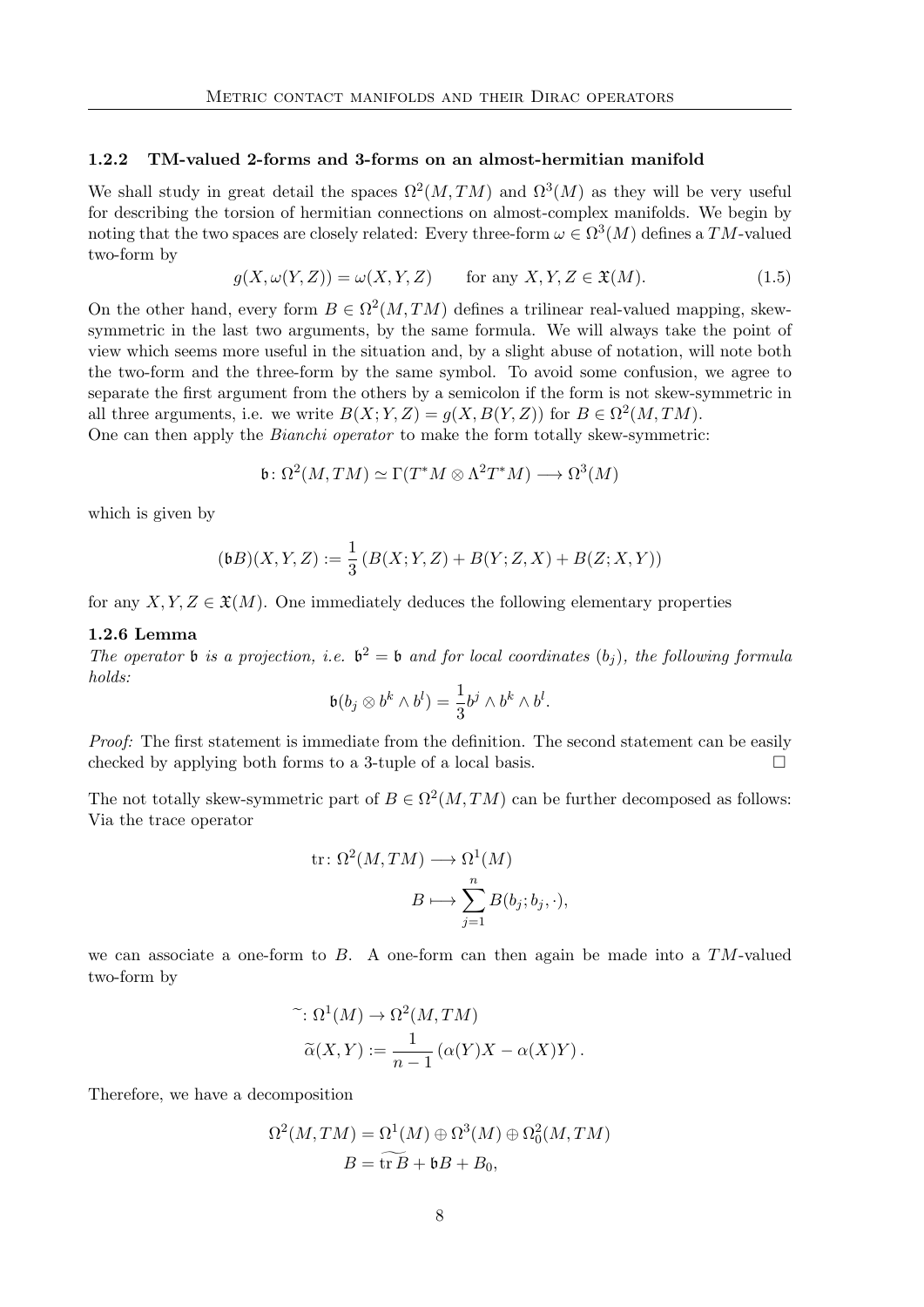### 1.2.2 TM-valued 2-forms and 3-forms on an almost-hermitian manifold

We shall study in great detail the spaces $\Omega^2(M, TM)$ and $\Omega^3(M)$ as they will be very useful for describing the torsion of hermitian connections on almost-complex manifolds. We begin by noting that the two spaces are closely related: Every three-form $\omega \in \Omega^3(M)$ defines a $TM$-valued two-form by

$$g(X, \omega(Y,Z)) = \omega(X,Y,Z) \qquad \text{for any } X,Y,Z \in \mathfrak{X}(M). \tag{1.5}$$

On the other hand, every form $B \in \Omega^2(M, TM)$ defines a trilinear real-valued mapping, skew-symmetric in the last two arguments, by the same formula. We will always take the point of view which seems more useful in the situation and, by a slight abuse of notation, will note both the two-form and the three-form by the same symbol. To avoid some confusion, we agree to separate the first argument from the others by a semicolon if the form is not skew-symmetric in all three arguments, i.e. we write $B(X;Y,Z) = g(X, B(Y,Z))$ for $B \in \Omega^2(M, TM)$.
One can then apply the *Bianchi operator* to make the form totally skew-symmetric:

$$\mathfrak{b}\colon \Omega^2(M, TM) \simeq \Gamma(T^*M \otimes \Lambda^2 T^*M) \longrightarrow \Omega^3(M)$$

which is given by

$$(\mathfrak{b}B)(X,Y,Z) := \frac{1}{3}\left(B(X;Y,Z) + B(Y;Z,X) + B(Z;X,Y)\right)$$

for any $X,Y,Z \in \mathfrak{X}(M)$. One immediately deduces the following elementary properties

**1.2.6 Lemma**
*The operator $\mathfrak{b}$ is a projection, i.e. $\mathfrak{b}^2 = \mathfrak{b}$ and for local coordinates $(b_j)$, the following formula holds:*

$$\mathfrak{b}(b_j \otimes b^k \wedge b^l) = \frac{1}{3} b^j \wedge b^k \wedge b^l.$$

*Proof:* The first statement is immediate from the definition. The second statement can be easily checked by applying both forms to a 3-tuple of a local basis. □

The not totally skew-symmetric part of $B \in \Omega^2(M, TM)$ can be further decomposed as follows: Via the trace operator

$$\begin{aligned} \operatorname{tr}\colon \Omega^2(M, TM) &\longrightarrow \Omega^1(M) \\ B &\longmapsto \sum_{j=1}^{n} B(b_j; b_j, \cdot), \end{aligned}$$

we can associate a one-form to $B$. A one-form can then again be made into a $TM$-valued two-form by

$$\begin{aligned} \widetilde{\ }\colon \Omega^1(M) &\to \Omega^2(M, TM) \\ \widetilde{\alpha}(X,Y) &:= \frac{1}{n-1}\left(\alpha(Y)X - \alpha(X)Y\right). \end{aligned}$$

Therefore, we have a decomposition

$$\begin{aligned} \Omega^2(M, TM) &= \Omega^1(M) \oplus \Omega^3(M) \oplus \Omega^2_0(M, TM) \\ B &= \widetilde{\operatorname{tr} B} + \mathfrak{b}B + B_0, \end{aligned}$$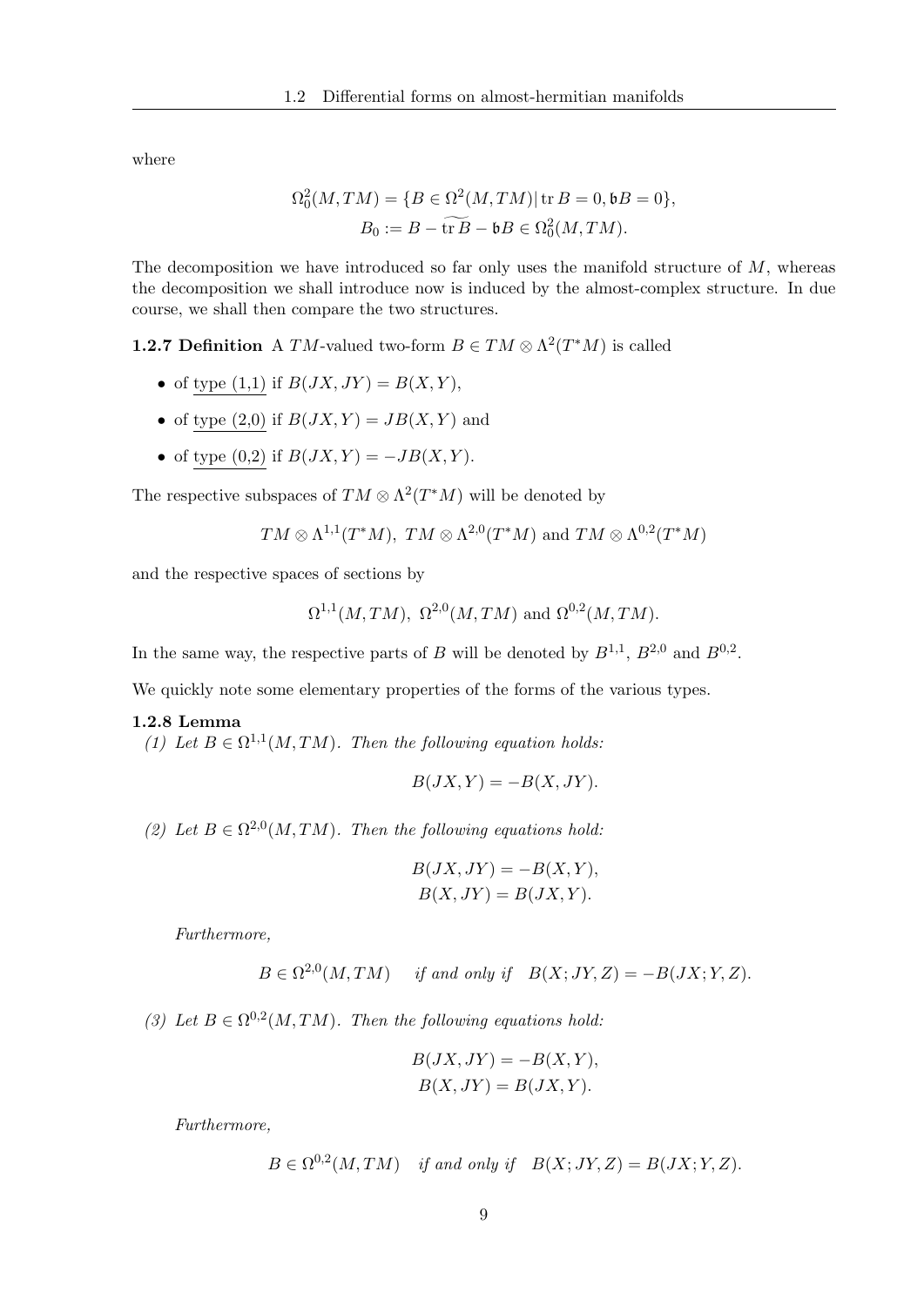where

$$\Omega^2_0(M, TM) = \{B \in \Omega^2(M, TM) | \operatorname{tr} B = 0, \mathfrak{b}B = 0\},$$
$$B_0 := B - \widetilde{\operatorname{tr} B} - \mathfrak{b}B \in \Omega^2_0(M, TM).$$

The decomposition we have introduced so far only uses the manifold structure of $M$, whereas the decomposition we shall introduce now is induced by the almost-complex structure. In due course, we shall then compare the two structures.

**1.2.7 Definition** A $TM$-valued two-form $B \in TM \otimes \Lambda^2(T^*M)$ is called

- of <u>type (1,1)</u> if $B(JX, JY) = B(X, Y)$,
- of <u>type (2,0)</u> if $B(JX, Y) = JB(X, Y)$ and
- of <u>type (0,2)</u> if $B(JX, Y) = -JB(X, Y)$.

The respective subspaces of $TM \otimes \Lambda^2(T^*M)$ will be denoted by

$$TM \otimes \Lambda^{1,1}(T^*M),\ TM \otimes \Lambda^{2,0}(T^*M) \text{ and } TM \otimes \Lambda^{0,2}(T^*M)$$

and the respective spaces of sections by

$$\Omega^{1,1}(M, TM),\ \Omega^{2,0}(M, TM) \text{ and } \Omega^{0,2}(M, TM).$$

In the same way, the respective parts of $B$ will be denoted by $B^{1,1}$, $B^{2,0}$ and $B^{0,2}$.

We quickly note some elementary properties of the forms of the various types.

**1.2.8 Lemma**

*(1) Let $B \in \Omega^{1,1}(M, TM)$. Then the following equation holds:*

$$B(JX, Y) = -B(X, JY).$$

*(2) Let $B \in \Omega^{2,0}(M, TM)$. Then the following equations hold:*

$$B(JX, JY) = -B(X, Y),$$
$$B(X, JY) = B(JX, Y).$$

*Furthermore,*

$$B \in \Omega^{2,0}(M, TM) \quad \text{if and only if} \quad B(X; JY, Z) = -B(JX; Y, Z).$$

*(3) Let $B \in \Omega^{0,2}(M, TM)$. Then the following equations hold:*

$$B(JX, JY) = -B(X, Y),$$
$$B(X, JY) = B(JX, Y).$$

*Furthermore,*

$$B \in \Omega^{0,2}(M, TM) \quad \text{if and only if} \quad B(X; JY, Z) = B(JX; Y, Z).$$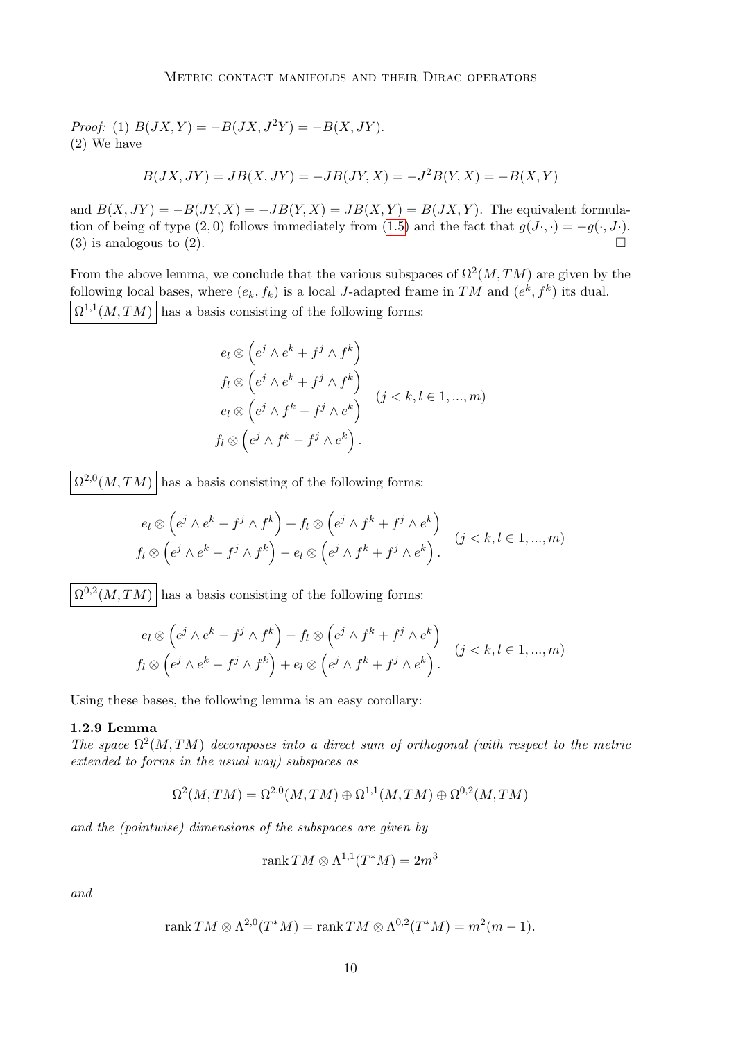*Proof:* (1) $B(JX,Y) = -B(JX,J^2Y) = -B(X,JY)$.
(2) We have

$$B(JX,JY) = JB(X,JY) = -JB(JY,X) = -J^2B(Y,X) = -B(X,Y)$$

and $B(X,JY) = -B(JY,X) = -JB(Y,X) = JB(X,Y) = B(JX,Y)$. The equivalent formulation of being of type $(2,0)$ follows immediately from (1.5) and the fact that $g(J\cdot,\cdot) = -g(\cdot,J\cdot)$.
(3) is analogous to (2). □

From the above lemma, we conclude that the various subspaces of $\Omega^2(M,TM)$ are given by the following local bases, where $(e_k,f_k)$ is a local $J$-adapted frame in $TM$ and $(e^k,f^k)$ its dual.

$\boxed{\Omega^{1,1}(M,TM)}$ has a basis consisting of the following forms:

$$\begin{aligned}
&e_l \otimes \left(e^j \wedge e^k + f^j \wedge f^k\right) \\
&f_l \otimes \left(e^j \wedge e^k + f^j \wedge f^k\right) \\
&e_l \otimes \left(e^j \wedge f^k - f^j \wedge e^k\right) \\
&f_l \otimes \left(e^j \wedge f^k - f^j \wedge e^k\right).
\end{aligned} \quad (j<k, l \in 1,...,m)$$

$\boxed{\Omega^{2,0}(M,TM)}$ has a basis consisting of the following forms:

$$\begin{aligned}
&e_l \otimes \left(e^j \wedge e^k - f^j \wedge f^k\right) + f_l \otimes \left(e^j \wedge f^k + f^j \wedge e^k\right) \\
&f_l \otimes \left(e^j \wedge e^k - f^j \wedge f^k\right) - e_l \otimes \left(e^j \wedge f^k + f^j \wedge e^k\right).
\end{aligned} \quad (j<k, l \in 1,...,m)$$

$\boxed{\Omega^{0,2}(M,TM)}$ has a basis consisting of the following forms:

$$\begin{aligned}
&e_l \otimes \left(e^j \wedge e^k - f^j \wedge f^k\right) - f_l \otimes \left(e^j \wedge f^k + f^j \wedge e^k\right) \\
&f_l \otimes \left(e^j \wedge e^k - f^j \wedge f^k\right) + e_l \otimes \left(e^j \wedge f^k + f^j \wedge e^k\right).
\end{aligned} \quad (j<k, l \in 1,...,m)$$

Using these bases, the following lemma is an easy corollary:

### 1.2.9 Lemma

*The space $\Omega^2(M,TM)$ decomposes into a direct sum of orthogonal (with respect to the metric extended to forms in the usual way) subspaces as*

$$\Omega^2(M,TM) = \Omega^{2,0}(M,TM) \oplus \Omega^{1,1}(M,TM) \oplus \Omega^{0,2}(M,TM)$$

*and the (pointwise) dimensions of the subspaces are given by*

$$\operatorname{rank} TM \otimes \Lambda^{1,1}(T^*M) = 2m^3$$

*and*

$$\operatorname{rank} TM \otimes \Lambda^{2,0}(T^*M) = \operatorname{rank} TM \otimes \Lambda^{0,2}(T^*M) = m^2(m-1).$$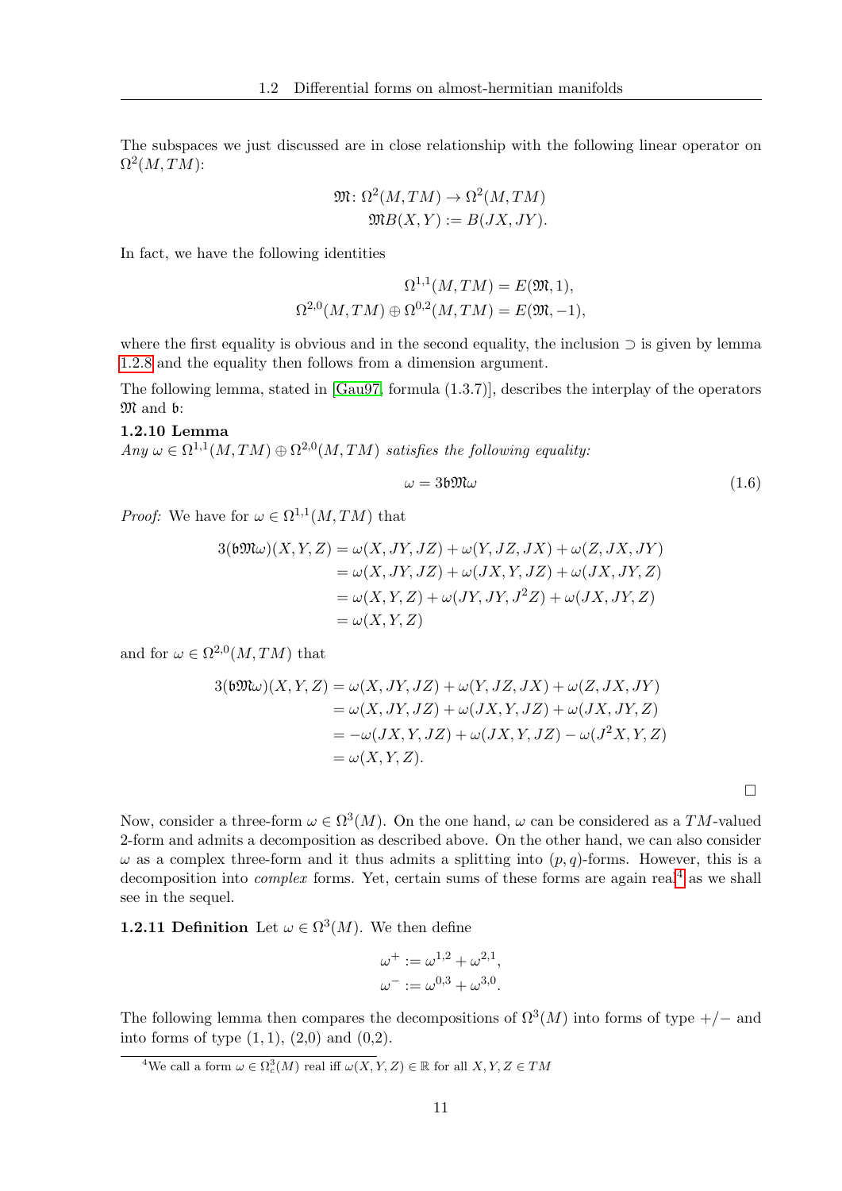The subspaces we just discussed are in close relationship with the following linear operator on $\Omega^2(M, TM)$:

$$\mathfrak{M}\colon \Omega^2(M,TM) \to \Omega^2(M,TM)$$
$$\mathfrak{M}B(X,Y) := B(JX, JY).$$

In fact, we have the following identities

$$\Omega^{1,1}(M,TM) = E(\mathfrak{M}, 1),$$
$$\Omega^{2,0}(M,TM) \oplus \Omega^{0,2}(M,TM) = E(\mathfrak{M}, -1),$$

where the first equality is obvious and in the second equality, the inclusion $\supset$ is given by lemma 1.2.8 and the equality then follows from a dimension argument.

The following lemma, stated in [Gau97, formula (1.3.7)], describes the interplay of the operators $\mathfrak{M}$ and $\mathfrak{b}$:

**1.2.10 Lemma**
*Any $\omega \in \Omega^{1,1}(M,TM) \oplus \Omega^{2,0}(M,TM)$ satisfies the following equality:*

$$\omega = 3\mathfrak{b}\mathfrak{M}\omega \tag{1.6}$$

*Proof:* We have for $\omega \in \Omega^{1,1}(M,TM)$ that

$$\begin{aligned}
3(\mathfrak{b}\mathfrak{M}\omega)(X,Y,Z) &= \omega(X,JY,JZ) + \omega(Y,JZ,JX) + \omega(Z,JX,JY)\\
&= \omega(X,JY,JZ) + \omega(JX,Y,JZ) + \omega(JX,JY,Z)\\
&= \omega(X,Y,Z) + \omega(JY,JY,J^2Z) + \omega(JX,JY,Z)\\
&= \omega(X,Y,Z)
\end{aligned}$$

and for $\omega \in \Omega^{2,0}(M,TM)$ that

$$\begin{aligned}
3(\mathfrak{b}\mathfrak{M}\omega)(X,Y,Z) &= \omega(X,JY,JZ) + \omega(Y,JZ,JX) + \omega(Z,JX,JY)\\
&= \omega(X,JY,JZ) + \omega(JX,Y,JZ) + \omega(JX,JY,Z)\\
&= -\omega(JX,Y,JZ) + \omega(JX,Y,JZ) - \omega(J^2X,Y,Z)\\
&= \omega(X,Y,Z).
\end{aligned}$$

□

Now, consider a three-form $\omega \in \Omega^3(M)$. On the one hand, $\omega$ can be considered as a $TM$-valued 2-form and admits a decomposition as described above. On the other hand, we can also consider $\omega$ as a complex three-form and it thus admits a splitting into $(p,q)$-forms. However, this is a decomposition into *complex* forms. Yet, certain sums of these forms are again real[4] as we shall see in the sequel.

**1.2.11 Definition** Let $\omega \in \Omega^3(M)$. We then define

$$\omega^+ := \omega^{1,2} + \omega^{2,1},$$
$$\omega^- := \omega^{0,3} + \omega^{3,0}.$$

The following lemma then compares the decompositions of $\Omega^3(M)$ into forms of type $+/-$ and into forms of type $(1,1)$, $(2,0)$ and $(0,2)$.

[4] We call a form $\omega \in \Omega^3_c(M)$ real iff $\omega(X,Y,Z) \in \mathbb{R}$ for all $X, Y, Z \in TM$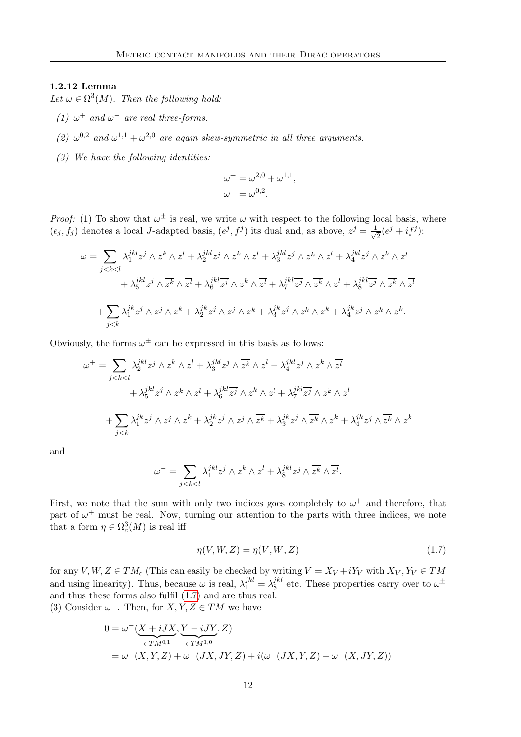#### 1.2.12 Lemma

*Let $\omega \in \Omega^3(M)$. Then the following hold:*

*(1) $\omega^+$ and $\omega^-$ are real three-forms.*

*(2) $\omega^{0,2}$ and $\omega^{1,1} + \omega^{2,0}$ are again skew-symmetric in all three arguments.*

*(3) We have the following identities:*

$$\omega^+ = \omega^{2,0} + \omega^{1,1},$$
$$\omega^- = \omega^{0,2}.$$

*Proof:* (1) To show that $\omega^\pm$ is real, we write $\omega$ with respect to the following local basis, where $(e_j, f_j)$ denotes a local $J$-adapted basis, $(e^j, f^j)$ its dual and, as above, $z^j = \frac{1}{\sqrt{2}}(e^j + if^j)$:

$$\begin{aligned}
\omega = \sum_{j<k<l} & \lambda_1^{jkl} z^j \wedge z^k \wedge z^l + \lambda_2^{jkl} \overline{z^j} \wedge z^k \wedge z^l + \lambda_3^{jkl} z^j \wedge \overline{z^k} \wedge z^l + \lambda_4^{jkl} z^j \wedge z^k \wedge \overline{z^l} \\
& + \lambda_5^{jkl} z^j \wedge \overline{z^k} \wedge \overline{z^l} + \lambda_6^{jkl} \overline{z^j} \wedge z^k \wedge \overline{z^l} + \lambda_7^{jkl} \overline{z^j} \wedge \overline{z^k} \wedge z^l + \lambda_8^{jkl} \overline{z^j} \wedge \overline{z^k} \wedge \overline{z^l} \\
+ \sum_{j<k} & \lambda_1^{jk} z^j \wedge \overline{z^j} \wedge z^k + \lambda_2^{jk} z^j \wedge \overline{z^j} \wedge \overline{z^k} + \lambda_3^{jk} z^j \wedge \overline{z^k} \wedge z^k + \lambda_4^{jk} \overline{z^j} \wedge \overline{z^k} \wedge z^k.
\end{aligned}$$

Obviously, the forms $\omega^\pm$ can be expressed in this basis as follows:

$$\begin{aligned}
\omega^+ = \sum_{j<k<l} & \lambda_2^{jkl} \overline{z^j} \wedge z^k \wedge z^l + \lambda_3^{jkl} z^j \wedge \overline{z^k} \wedge z^l + \lambda_4^{jkl} z^j \wedge z^k \wedge \overline{z^l} \\
& + \lambda_5^{jkl} z^j \wedge \overline{z^k} \wedge \overline{z^l} + \lambda_6^{jkl} \overline{z^j} \wedge z^k \wedge \overline{z^l} + \lambda_7^{jkl} \overline{z^j} \wedge \overline{z^k} \wedge z^l \\
+ \sum_{j<k} & \lambda_1^{jk} z^j \wedge \overline{z^j} \wedge z^k + \lambda_2^{jk} z^j \wedge \overline{z^j} \wedge \overline{z^k} + \lambda_3^{jk} z^j \wedge \overline{z^k} \wedge z^k + \lambda_4^{jk} \overline{z^j} \wedge \overline{z^k} \wedge z^k
\end{aligned}$$

and

$$\omega^- = \sum_{j<k<l} \lambda_1^{jkl} z^j \wedge z^k \wedge z^l + \lambda_8^{jkl} \overline{z^j} \wedge \overline{z^k} \wedge \overline{z^l}.$$

First, we note that the sum with only two indices goes completely to $\omega^+$ and therefore, that part of $\omega^+$ must be real. Now, turning our attention to the parts with three indices, we note that a form $\eta \in \Omega^3_c(M)$ is real iff

$$\eta(V, W, Z) = \overline{\eta(\overline{V}, \overline{W}, \overline{Z})} \tag{1.7}$$

for any $V, W, Z \in TM_c$ (This can easily be checked by writing $V = X_V + iY_V$ with $X_V, Y_V \in TM$ and using linearity). Thus, because $\omega$ is real, $\lambda_1^{jkl} = \overline{\lambda_8^{jkl}}$ etc. These properties carry over to $\omega^\pm$ and thus these forms also fulfil (1.7) and are thus real.

(3) Consider $\omega^-$. Then, for $X, Y, Z \in TM$ we have

$$\begin{aligned}
0 &= \omega^-(\underbrace{X + iJX}_{\in TM^{0,1}}, \underbrace{Y - iJY}_{\in TM^{1,0}}, Z) \\
&= \omega^-(X, Y, Z) + \omega^-(JX, JY, Z) + i(\omega^-(JX, Y, Z) - \omega^-(X, JY, Z))
\end{aligned}$$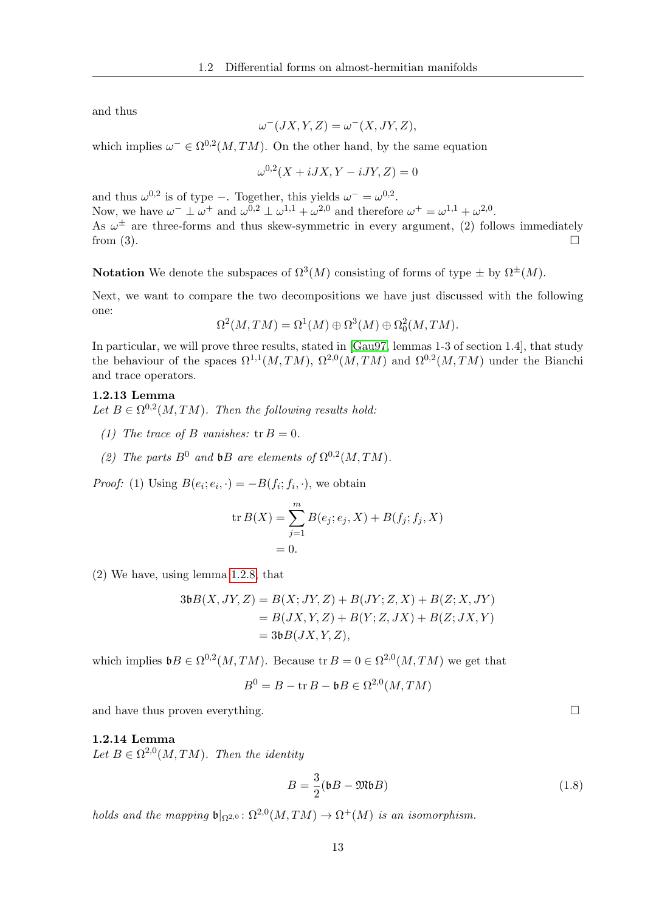and thus

$$\omega^-(JX, Y, Z) = \omega^-(X, JY, Z),$$

which implies $\omega^- \in \Omega^{0,2}(M, TM)$. On the other hand, by the same equation

$$\omega^{0,2}(X + iJX, Y - iJY, Z) = 0$$

and thus $\omega^{0,2}$ is of type $-$. Together, this yields $\omega^- = \omega^{0,2}$.
Now, we have $\omega^- \perp \omega^+$ and $\omega^{0,2} \perp \omega^{1,1} + \omega^{2,0}$ and therefore $\omega^+ = \omega^{1,1} + \omega^{2,0}$.
As $\omega^\pm$ are three-forms and thus skew-symmetric in every argument, (2) follows immediately from (3). $\square$

**Notation** We denote the subspaces of $\Omega^3(M)$ consisting of forms of type $\pm$ by $\Omega^\pm(M)$.

Next, we want to compare the two decompositions we have just discussed with the following one:

$$\Omega^2(M, TM) = \Omega^1(M) \oplus \Omega^3(M) \oplus \Omega^2_0(M, TM).$$

In particular, we will prove three results, stated in [Gau97, lemmas 1-3 of section 1.4], that study the behaviour of the spaces $\Omega^{1,1}(M, TM)$, $\Omega^{2,0}(M, TM)$ and $\Omega^{0,2}(M, TM)$ under the Bianchi and trace operators.

**1.2.13 Lemma**
*Let $B \in \Omega^{0,2}(M, TM)$. Then the following results hold:*

*(1) The trace of $B$ vanishes:* $\operatorname{tr} B = 0$.

*(2) The parts $B^0$ and $\mathfrak{b}B$ are elements of $\Omega^{0,2}(M, TM)$.*

*Proof:* (1) Using $B(e_i; e_i, \cdot) = -B(f_i; f_i, \cdot)$, we obtain

$$\begin{aligned}
\operatorname{tr} B(X) &= \sum_{j=1}^{m} B(e_j; e_j, X) + B(f_j; f_j, X) \\
&= 0.
\end{aligned}$$

(2) We have, using lemma 1.2.8, that

$$\begin{aligned}
3\mathfrak{b}B(X, JY, Z) &= B(X; JY, Z) + B(JY; Z, X) + B(Z; X, JY) \\
&= B(JX, Y, Z) + B(Y; Z, JX) + B(Z; JX, Y) \\
&= 3\mathfrak{b}B(JX, Y, Z),
\end{aligned}$$

which implies $\mathfrak{b}B \in \Omega^{0,2}(M, TM)$. Because $\operatorname{tr} B = 0 \in \Omega^{2,0}(M, TM)$ we get that

$$B^0 = B - \operatorname{tr} B - \mathfrak{b}B \in \Omega^{2,0}(M, TM)$$

and have thus proven everything. $\square$

**1.2.14 Lemma**
*Let $B \in \Omega^{2,0}(M, TM)$. Then the identity*

$$B = \frac{3}{2}(\mathfrak{b}B - \mathfrak{M}\mathfrak{b}B) \tag{1.8}$$

*holds and the mapping $\mathfrak{b}|_{\Omega^{2,0}} \colon \Omega^{2,0}(M, TM) \to \Omega^+(M)$ is an isomorphism.*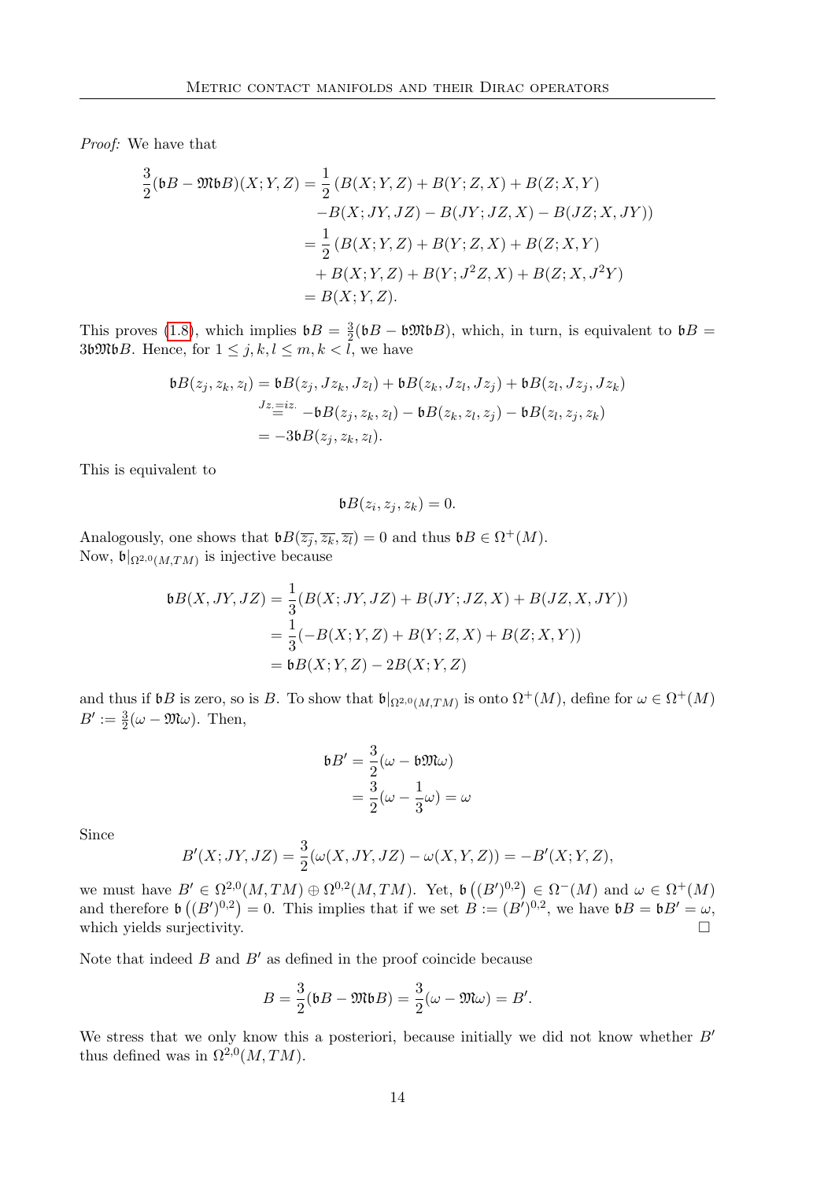*Proof:* We have that

$$
\begin{aligned}
\frac{3}{2}(\mathfrak{b}B - \mathfrak{M}\mathfrak{b}B)(X;Y,Z) &= \frac{1}{2}\left(B(X;Y,Z) + B(Y;Z,X) + B(Z;X,Y)\right.\\
&\quad \left. - B(X;JY,JZ) - B(JY;JZ,X) - B(JZ;X,JY)\right)\\
&= \frac{1}{2}\left(B(X;Y,Z) + B(Y;Z,X) + B(Z;X,Y)\right.\\
&\quad \left. + B(X;Y,Z) + B(Y;J^2Z,X) + B(Z;X,J^2Y)\right)\\
&= B(X;Y,Z).
\end{aligned}
$$

This proves (1.8), which implies $\mathfrak{b}B = \frac{3}{2}(\mathfrak{b}B - \mathfrak{b}\mathfrak{M}\mathfrak{b}B)$, which, in turn, is equivalent to $\mathfrak{b}B = 3\mathfrak{b}\mathfrak{M}\mathfrak{b}B$. Hence, for $1 \leq j,k,l \leq m, k < l$, we have

$$
\begin{aligned}
\mathfrak{b}B(z_j, z_k, z_l) &= \mathfrak{b}B(z_j, Jz_k, Jz_l) + \mathfrak{b}B(z_k, Jz_l, Jz_j) + \mathfrak{b}B(z_l, Jz_j, Jz_k)\\
&\overset{Jz_.=iz_.}{=} -\mathfrak{b}B(z_j, z_k, z_l) - \mathfrak{b}B(z_k, z_l, z_j) - \mathfrak{b}B(z_l, z_j, z_k)\\
&= -3\mathfrak{b}B(z_j, z_k, z_l).
\end{aligned}
$$

This is equivalent to

$$
\mathfrak{b}B(z_i, z_j, z_k) = 0.
$$

Analogously, one shows that $\mathfrak{b}B(\overline{z_j}, \overline{z_k}, \overline{z_l}) = 0$ and thus $\mathfrak{b}B \in \Omega^+(M)$.
Now, $\mathfrak{b}|_{\Omega^{2,0}(M,TM)}$ is injective because

$$
\begin{aligned}
\mathfrak{b}B(X, JY, JZ) &= \frac{1}{3}(B(X;JY,JZ) + B(JY;JZ,X) + B(JZ,X,JY))\\
&= \frac{1}{3}(-B(X;Y,Z) + B(Y;Z,X) + B(Z;X,Y))\\
&= \mathfrak{b}B(X;Y,Z) - 2B(X;Y,Z)
\end{aligned}
$$

and thus if $\mathfrak{b}B$ is zero, so is $B$. To show that $\mathfrak{b}|_{\Omega^{2,0}(M,TM)}$ is onto $\Omega^+(M)$, define for $\omega \in \Omega^+(M)$ $B' := \frac{3}{2}(\omega - \mathfrak{M}\omega)$. Then,

$$
\begin{aligned}
\mathfrak{b}B' &= \frac{3}{2}(\omega - \mathfrak{b}\mathfrak{M}\omega)\\
&= \frac{3}{2}(\omega - \frac{1}{3}\omega) = \omega
\end{aligned}
$$

Since

$$
B'(X;JY,JZ) = \frac{3}{2}(\omega(X,JY,JZ) - \omega(X,Y,Z)) = -B'(X;Y,Z),
$$

we must have $B' \in \Omega^{2,0}(M,TM) \oplus \Omega^{0,2}(M,TM)$. Yet, $\mathfrak{b}\left((B')^{0,2}\right) \in \Omega^-(M)$ and $\omega \in \Omega^+(M)$ and therefore $\mathfrak{b}\left((B')^{0,2}\right) = 0$. This implies that if we set $B := (B')^{0,2}$, we have $\mathfrak{b}B = \mathfrak{b}B' = \omega$, which yields surjectivity. $\square$

Note that indeed $B$ and $B'$ as defined in the proof coincide because

$$
B = \frac{3}{2}(\mathfrak{b}B - \mathfrak{M}\mathfrak{b}B) = \frac{3}{2}(\omega - \mathfrak{M}\omega) = B'.
$$

We stress that we only know this a posteriori, because initially we did not know whether $B'$ thus defined was in $\Omega^{2,0}(M,TM)$.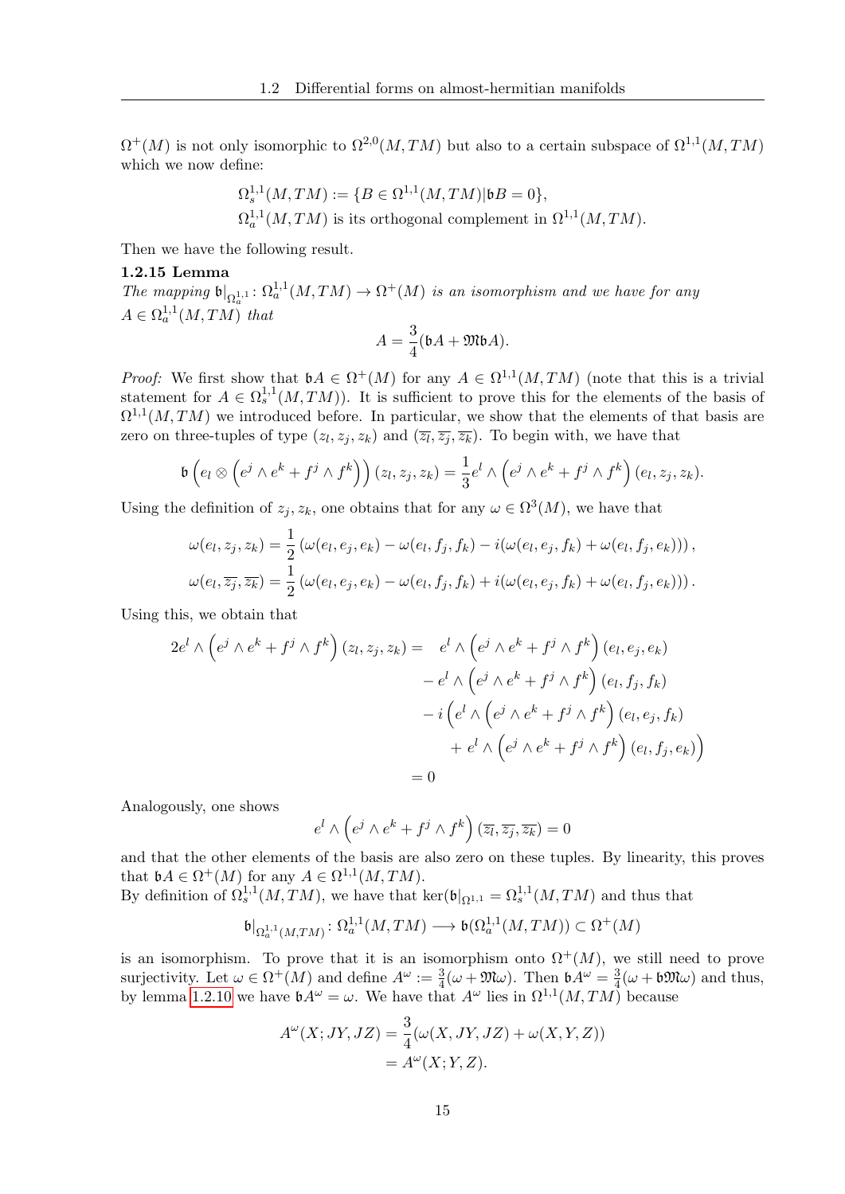$\Omega^+(M)$ is not only isomorphic to $\Omega^{2,0}(M,TM)$ but also to a certain subspace of $\Omega^{1,1}(M,TM)$ which we now define:

$$\Omega_s^{1,1}(M,TM) := \{B \in \Omega^{1,1}(M,TM) | \mathfrak{b}B = 0\},$$

$\Omega_a^{1,1}(M,TM)$ is its orthogonal complement in $\Omega^{1,1}(M,TM)$.

Then we have the following result.

**1.2.15 Lemma**

*The mapping $\mathfrak{b}|_{\Omega_a^{1,1}} \colon \Omega_a^{1,1}(M,TM) \to \Omega^+(M)$ is an isomorphism and we have for any $A \in \Omega_a^{1,1}(M,TM)$ that*

$$A = \frac{3}{4}(\mathfrak{b}A + \mathfrak{M}\mathfrak{b}A).$$

*Proof:* We first show that $\mathfrak{b}A \in \Omega^+(M)$ for any $A \in \Omega^{1,1}(M,TM)$ (note that this is a trivial statement for $A \in \Omega_s^{1,1}(M,TM)$). It is sufficient to prove this for the elements of the basis of $\Omega^{1,1}(M,TM)$ we introduced before. In particular, we show that the elements of that basis are zero on three-tuples of type $(z_l, z_j, z_k)$ and $(\overline{z_l}, \overline{z_j}, \overline{z_k})$. To begin with, we have that

$$\mathfrak{b}\left(e_l \otimes \left(e^j \wedge e^k + f^j \wedge f^k\right)\right)(z_l, z_j, z_k) = \frac{1}{3} e^l \wedge \left(e^j \wedge e^k + f^j \wedge f^k\right)(e_l, z_j, z_k).$$

Using the definition of $z_j, z_k$, one obtains that for any $\omega \in \Omega^3(M)$, we have that

$$\omega(e_l, z_j, z_k) = \frac{1}{2}\left(\omega(e_l, e_j, e_k) - \omega(e_l, f_j, f_k) - i(\omega(e_l, e_j, f_k) + \omega(e_l, f_j, e_k))\right),$$
$$\omega(e_l, \overline{z_j}, \overline{z_k}) = \frac{1}{2}\left(\omega(e_l, e_j, e_k) - \omega(e_l, f_j, f_k) + i(\omega(e_l, e_j, f_k) + \omega(e_l, f_j, e_k))\right).$$

Using this, we obtain that

$$\begin{aligned}
2e^l \wedge \left(e^j \wedge e^k + f^j \wedge f^k\right)(z_l, z_j, z_k) = \quad & e^l \wedge \left(e^j \wedge e^k + f^j \wedge f^k\right)(e_l, e_j, e_k) \\
& - e^l \wedge \left(e^j \wedge e^k + f^j \wedge f^k\right)(e_l, f_j, f_k) \\
& - i\Big(e^l \wedge \left(e^j \wedge e^k + f^j \wedge f^k\right)(e_l, e_j, f_k) \\
& \quad + e^l \wedge \left(e^j \wedge e^k + f^j \wedge f^k\right)(e_l, f_j, e_k)\Big) \\
= \; & 0
\end{aligned}$$

Analogously, one shows

$$e^l \wedge \left(e^j \wedge e^k + f^j \wedge f^k\right)(\overline{z_l}, \overline{z_j}, \overline{z_k}) = 0$$

and that the other elements of the basis are also zero on these tuples. By linearity, this proves that $\mathfrak{b}A \in \Omega^+(M)$ for any $A \in \Omega^{1,1}(M,TM)$.

By definition of $\Omega_s^{1,1}(M,TM)$, we have that $\ker(\mathfrak{b}|_{\Omega^{1,1}} = \Omega_s^{1,1}(M,TM)$ and thus that

$$\mathfrak{b}|_{\Omega_a^{1,1}(M,TM)} \colon \Omega_a^{1,1}(M,TM) \longrightarrow \mathfrak{b}(\Omega_a^{1,1}(M,TM)) \subset \Omega^+(M)$$

is an isomorphism. To prove that it is an isomorphism onto $\Omega^+(M)$, we still need to prove surjectivity. Let $\omega \in \Omega^+(M)$ and define $A^\omega := \frac{3}{4}(\omega + \mathfrak{M}\omega)$. Then $\mathfrak{b}A^\omega = \frac{3}{4}(\omega + \mathfrak{b}\mathfrak{M}\omega)$ and thus, by lemma 1.2.10 we have $\mathfrak{b}A^\omega = \omega$. We have that $A^\omega$ lies in $\Omega^{1,1}(M,TM)$ because

$$\begin{aligned}
A^\omega(X; JY, JZ) &= \frac{3}{4}(\omega(X, JY, JZ) + \omega(X, Y, Z)) \\
&= A^\omega(X; Y, Z).
\end{aligned}$$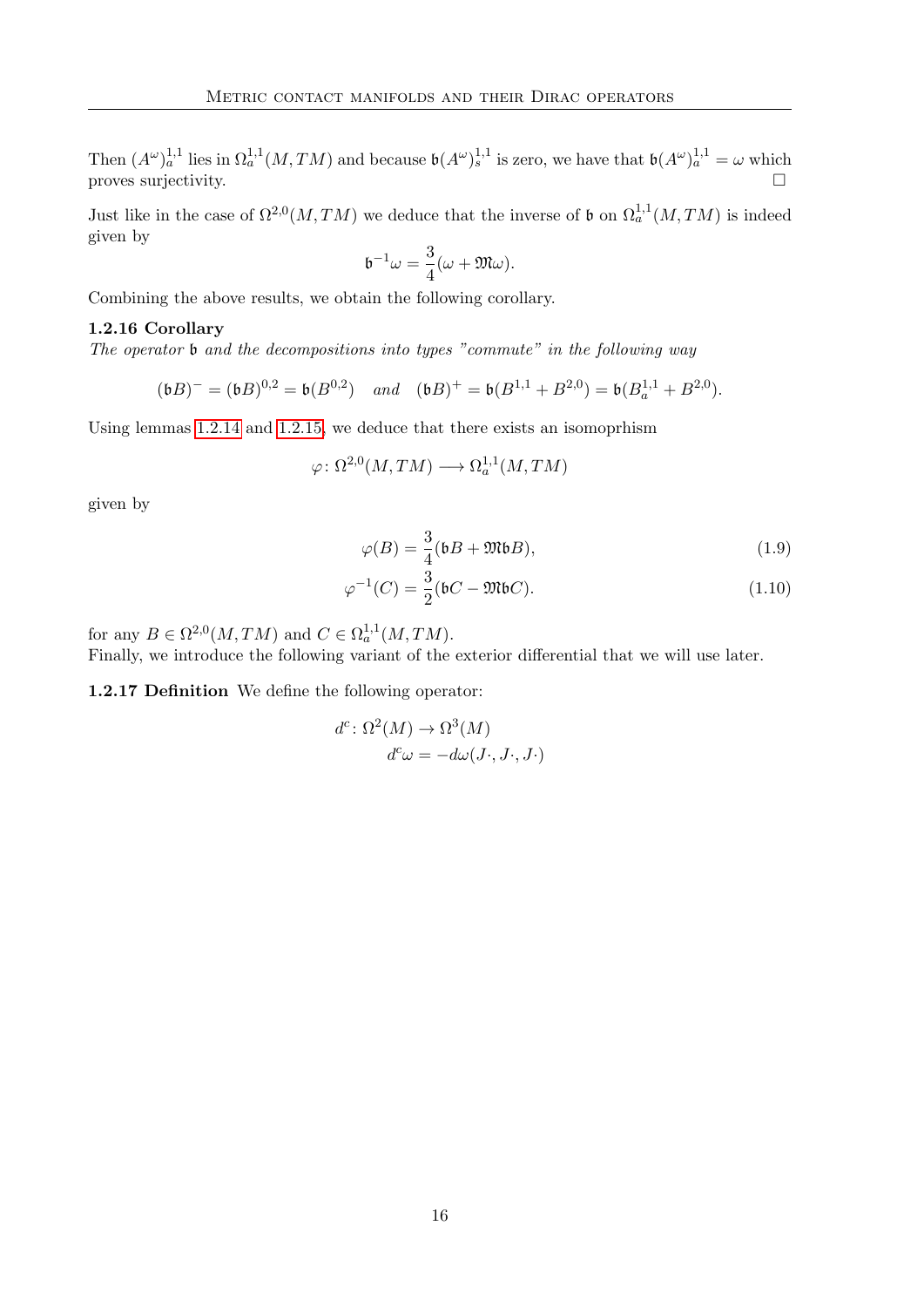Then $(A^\omega)^{1,1}_a$ lies in $\Omega^{1,1}_a(M,TM)$ and because $\mathfrak{b}(A^\omega)^{1,1}_s$ is zero, we have that $\mathfrak{b}(A^\omega)^{1,1}_a = \omega$ which proves surjectivity. □

Just like in the case of $\Omega^{2,0}(M,TM)$ we deduce that the inverse of $\mathfrak{b}$ on $\Omega^{1,1}_a(M,TM)$ is indeed given by

$$\mathfrak{b}^{-1}\omega = \frac{3}{4}(\omega + \mathfrak{M}\omega).$$

Combining the above results, we obtain the following corollary.

**1.2.16 Corollary**
*The operator $\mathfrak{b}$ and the decompositions into types "commute" in the following way*

$$(\mathfrak{b}B)^- = (\mathfrak{b}B)^{0,2} = \mathfrak{b}(B^{0,2}) \quad \textit{and} \quad (\mathfrak{b}B)^+ = \mathfrak{b}(B^{1,1} + B^{2,0}) = \mathfrak{b}(B^{1,1}_a + B^{2,0}).$$

Using lemmas 1.2.14 and 1.2.15, we deduce that there exists an isomoprhism

$$\varphi \colon \Omega^{2,0}(M,TM) \longrightarrow \Omega^{1,1}_a(M,TM)$$

given by

$$\varphi(B) = \frac{3}{4}(\mathfrak{b}B + \mathfrak{M}\mathfrak{b}B), \tag{1.9}$$

$$\varphi^{-1}(C) = \frac{3}{2}(\mathfrak{b}C - \mathfrak{M}\mathfrak{b}C). \tag{1.10}$$

for any $B \in \Omega^{2,0}(M,TM)$ and $C \in \Omega^{1,1}_a(M,TM)$.
Finally, we introduce the following variant of the exterior differential that we will use later.

**1.2.17 Definition** We define the following operator:

$$d^c \colon \Omega^2(M) \to \Omega^3(M)$$
$$d^c\omega = -d\omega(J\cdot, J\cdot, J\cdot)$$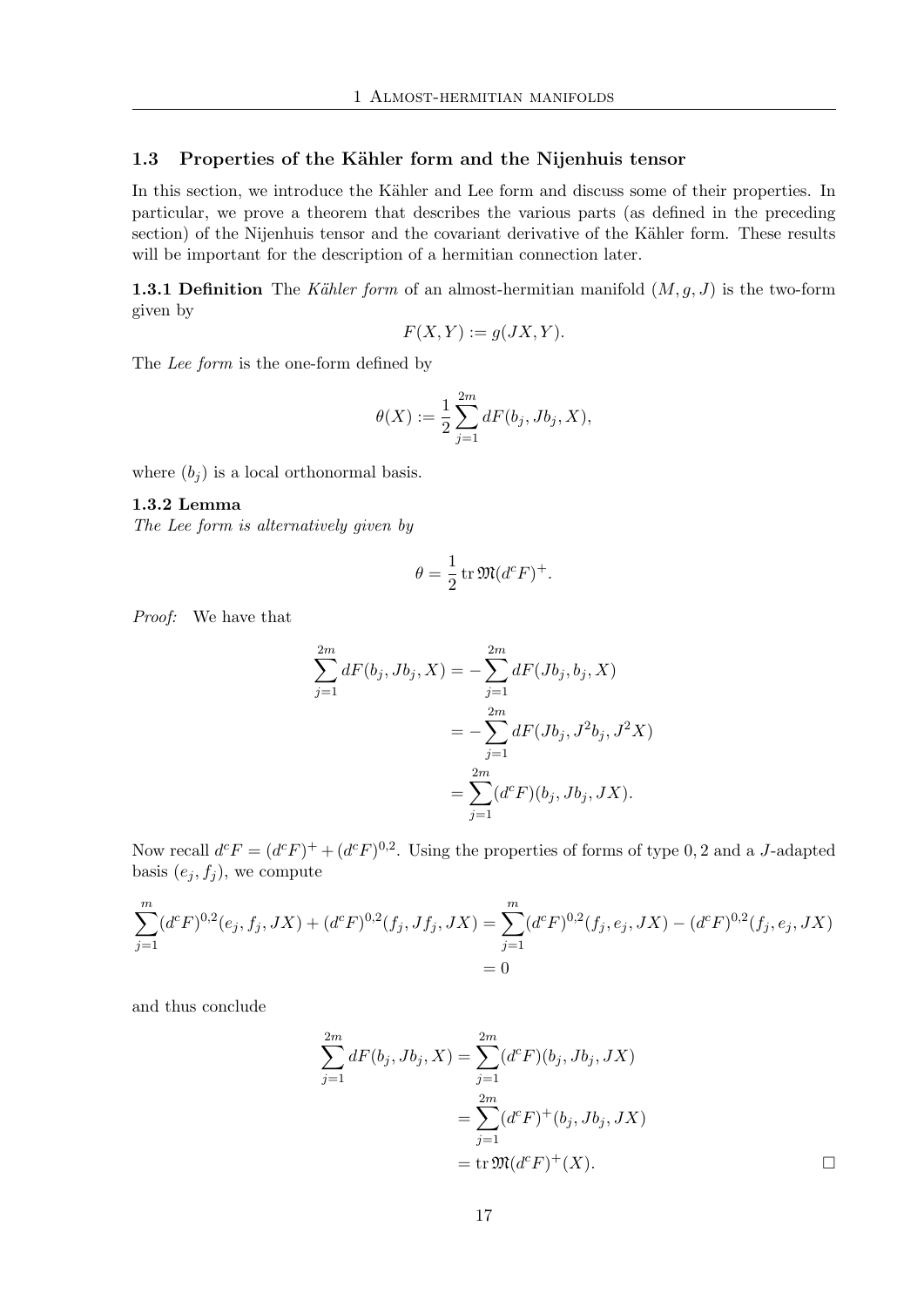## 1.3 Properties of the Kähler form and the Nijenhuis tensor

In this section, we introduce the Kähler and Lee form and discuss some of their properties. In particular, we prove a theorem that describes the various parts (as defined in the preceding section) of the Nijenhuis tensor and the covariant derivative of the Kähler form. These results will be important for the description of a hermitian connection later.

**1.3.1 Definition** The *Kähler form* of an almost-hermitian manifold $(M, g, J)$ is the two-form given by

$$F(X, Y) := g(JX, Y).$$

The *Lee form* is the one-form defined by

$$\theta(X) := \frac{1}{2} \sum_{j=1}^{2m} dF(b_j, Jb_j, X),$$

where $(b_j)$ is a local orthonormal basis.

**1.3.2 Lemma**
*The Lee form is alternatively given by*

$$\theta = \frac{1}{2} \operatorname{tr} \mathfrak{M}(d^c F)^+.$$

*Proof:* We have that

$$\begin{aligned}
\sum_{j=1}^{2m} dF(b_j, Jb_j, X) &= -\sum_{j=1}^{2m} dF(Jb_j, b_j, X) \\
&= -\sum_{j=1}^{2m} dF(Jb_j, J^2 b_j, J^2 X) \\
&= \sum_{j=1}^{2m} (d^c F)(b_j, Jb_j, JX).
\end{aligned}$$

Now recall $d^c F = (d^c F)^+ + (d^c F)^{0,2}$. Using the properties of forms of type $0, 2$ and a $J$-adapted basis $(e_j, f_j)$, we compute

$$\begin{aligned}
\sum_{j=1}^{m} (d^c F)^{0,2}(e_j, f_j, JX) + (d^c F)^{0,2}(f_j, Jf_j, JX) &= \sum_{j=1}^{m} (d^c F)^{0,2}(f_j, e_j, JX) - (d^c F)^{0,2}(f_j, e_j, JX) \\
&= 0
\end{aligned}$$

and thus conclude

$$\begin{aligned}
\sum_{j=1}^{2m} dF(b_j, Jb_j, X) &= \sum_{j=1}^{2m} (d^c F)(b_j, Jb_j, JX) \\
&= \sum_{j=1}^{2m} (d^c F)^+(b_j, Jb_j, JX) \\
&= \operatorname{tr} \mathfrak{M}(d^c F)^+(X).
\end{aligned}$$

□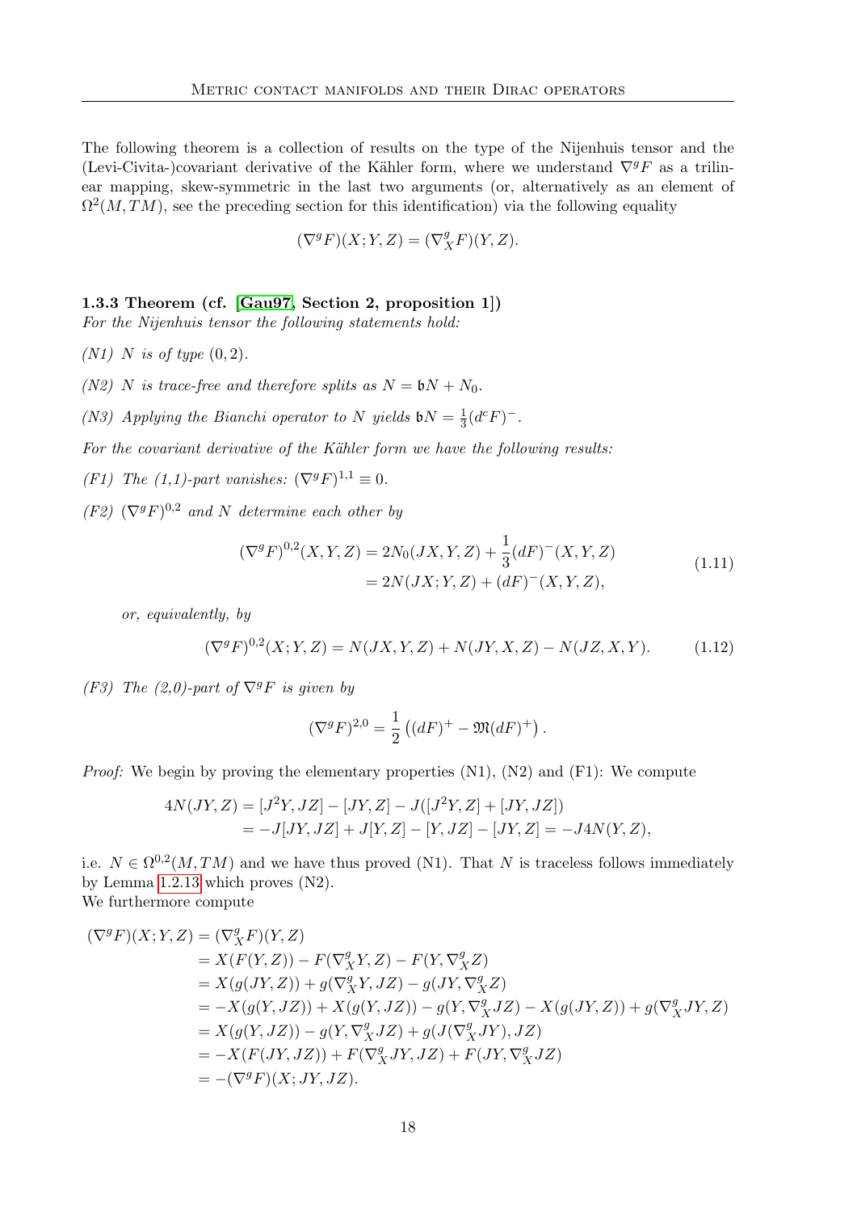The following theorem is a collection of results on the type of the Nijenhuis tensor and the (Levi-Civita-)covariant derivative of the Kähler form, where we understand $\nabla^g F$ as a trilinear mapping, skew-symmetric in the last two arguments (or, alternatively as an element of $\Omega^2(M, TM)$, see the preceding section for this identification) via the following equality

$$(\nabla^g F)(X; Y, Z) = (\nabla^g_X F)(Y, Z).$$

**1.3.3 Theorem (cf. [Gau97, Section 2, proposition 1])**

*For the Nijenhuis tensor the following statements hold:*

*(N1) $N$ is of type $(0, 2)$.*

*(N2) $N$ is trace-free and therefore splits as $N = \mathfrak{b}N + N_0$.*

*(N3) Applying the Bianchi operator to $N$ yields $\mathfrak{b}N = \frac{1}{3}(d^c F)^-$.*

*For the covariant derivative of the Kähler form we have the following results:*

*(F1) The (1,1)-part vanishes: $(\nabla^g F)^{1,1} \equiv 0$.*

*(F2) $(\nabla^g F)^{0,2}$ and $N$ determine each other by*

$$\begin{aligned}(\nabla^g F)^{0,2}(X, Y, Z) &= 2N_0(JX, Y, Z) + \frac{1}{3}(dF)^-(X, Y, Z) \\ &= 2N(JX; Y, Z) + (dF)^-(X, Y, Z),\end{aligned} \tag{1.11}$$

*or, equivalently, by*

$$(\nabla^g F)^{0,2}(X; Y, Z) = N(JX, Y, Z) + N(JY, X, Z) - N(JZ, X, Y). \tag{1.12}$$

*(F3) The (2,0)-part of $\nabla^g F$ is given by*

$$(\nabla^g F)^{2,0} = \frac{1}{2}\left((dF)^+ - \mathfrak{M}(dF)^+\right).$$

*Proof:* We begin by proving the elementary properties (N1), (N2) and (F1): We compute

$$\begin{aligned}4N(JY, Z) &= [J^2Y, JZ] - [JY, Z] - J([J^2Y, Z] + [JY, JZ]) \\ &= -J[JY, JZ] + J[Y, Z] - [Y, JZ] - [JY, Z] = -J4N(Y, Z),\end{aligned}$$

i.e. $N \in \Omega^{0,2}(M, TM)$ and we have thus proved (N1). That $N$ is traceless follows immediately by Lemma 1.2.13 which proves (N2).
We furthermore compute

$$\begin{aligned}(\nabla^g F)(X; Y, Z) &= (\nabla^g_X F)(Y, Z) \\ &= X(F(Y, Z)) - F(\nabla^g_X Y, Z) - F(Y, \nabla^g_X Z) \\ &= X(g(JY, Z)) + g(\nabla^g_X Y, JZ) - g(JY, \nabla^g_X Z) \\ &= -X(g(Y, JZ)) + X(g(Y, JZ)) - g(Y, \nabla^g_X JZ) - X(g(JY, Z)) + g(\nabla^g_X JY, Z) \\ &= X(g(Y, JZ)) - g(Y, \nabla^g_X JZ) + g(J(\nabla^g_X JY), JZ) \\ &= -X(F(JY, JZ)) + F(\nabla^g_X JY, JZ) + F(JY, \nabla^g_X JZ) \\ &= -(\nabla^g F)(X; JY, JZ).\end{aligned}$$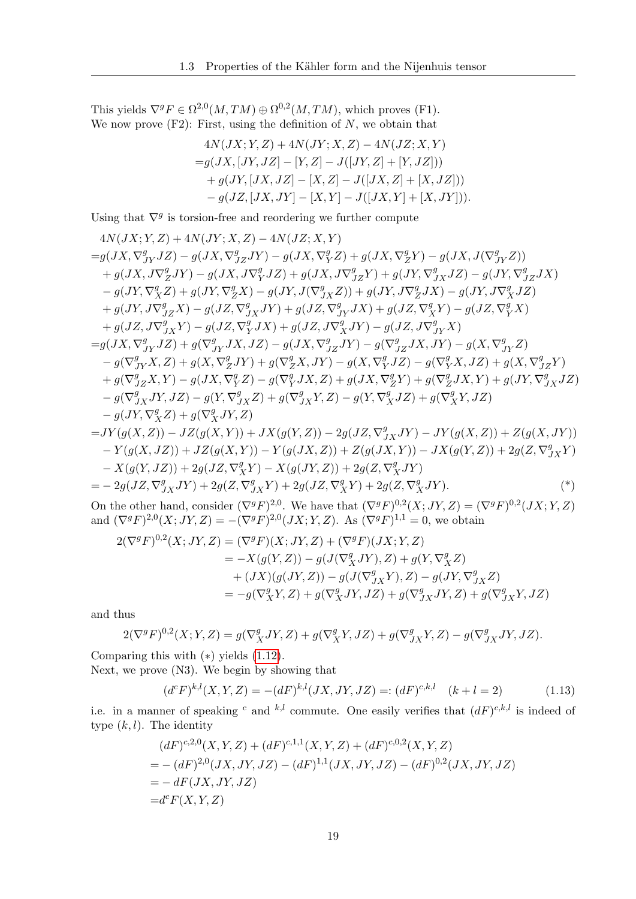This yields $\nabla^g F \in \Omega^{2,0}(M,TM) \oplus \Omega^{0,2}(M,TM)$, which proves (F1).
We now prove (F2): First, using the definition of $N$, we obtain that

$$
\begin{aligned}
&4N(JX;Y,Z) + 4N(JY;X,Z) - 4N(JZ;X,Y)\\
=&g(JX,[JY,JZ]-[Y,Z]-J([JY,Z]+[Y,JZ]))\\
&+g(JY,[JX,JZ]-[X,Z]-J([JX,Z]+[X,JZ]))\\
&-g(JZ,[JX,JY]-[X,Y]-J([JX,Y]+[X,JY])).
\end{aligned}
$$

Using that $\nabla^g$ is torsion-free and reordering we further compute

$$
\begin{aligned}
&4N(JX;Y,Z) + 4N(JY;X,Z) - 4N(JZ;X,Y)\\
=&g(JX,\nabla^g_{JY}JZ) - g(JX,\nabla^g_{JZ}JY) - g(JX,\nabla^g_Y Z) + g(JX,\nabla^g_Z Y) - g(JX,J(\nabla^g_{JY}Z))\\
&+g(JX,J\nabla^g_Z JY) - g(JX,J\nabla^g_Y JZ) + g(JX,J\nabla^g_{JZ}Y) + g(JY,\nabla^g_{JX}JZ) - g(JY,\nabla^g_{JZ}JX)\\
&-g(JY,\nabla^g_X Z) + g(JY,\nabla^g_Z X) - g(JY,J(\nabla^g_{JX}Z)) + g(JY,J\nabla^g_Z JX) - g(JY,J\nabla^g_X JZ)\\
&+g(JY,J\nabla^g_{JZ}X) - g(JZ,\nabla^g_{JX}JY) + g(JZ,\nabla^g_{JY}JX) + g(JZ,\nabla^g_X Y) - g(JZ,\nabla^g_Y X)\\
&+g(JZ,J\nabla^g_{JX}Y) - g(JZ,\nabla^g_Y JX) + g(JZ,J\nabla^g_X JY) - g(JZ,J\nabla^g_{JY}X)\\
=&g(JX,\nabla^g_{JY}JZ) + g(\nabla^g_{JY}JX,JZ) - g(JX,\nabla^g_{JZ}JY) - g(\nabla^g_{JZ}JX,JY) - g(X,\nabla^g_{JY}Z)\\
&-g(\nabla^g_{JY}X,Z) + g(X,\nabla^g_Z JY) + g(\nabla^g_Z X,JY) - g(X,\nabla^g_Y JZ) - g(\nabla^g_Y X,JZ) + g(X,\nabla^g_{JZ}Y)\\
&+g(\nabla^g_{JZ}X,Y) - g(JX,\nabla^g_Y Z) - g(\nabla^g_Y JX,Z) + g(JX,\nabla^g_Z Y) + g(\nabla^g_Z JX,Y) + g(JY,\nabla^g_{JX}JZ)\\
&-g(\nabla^g_{JX}JY,JZ) - g(Y,\nabla^g_{JX}Z) + g(\nabla^g_{JX}Y,Z) - g(Y,\nabla^g_X JZ) + g(\nabla^g_X Y,JZ)\\
&-g(JY,\nabla^g_X Z) + g(\nabla^g_X JY,Z)\\
=&JY(g(X,Z)) - JZ(g(X,Y)) + JX(g(Y,Z)) - 2g(JZ,\nabla^g_{JX}JY) - JY(g(X,Z)) + Z(g(X,JY))\\
&-Y(g(X,JZ)) + JZ(g(X,Y)) - Y(g(JX,Z)) + Z(g(JX,Y)) - JX(g(Y,Z)) + 2g(Z,\nabla^g_{JX}Y)\\
&-X(g(Y,JZ)) + 2g(JZ,\nabla^g_X Y) - X(g(JY,Z)) + 2g(Z,\nabla^g_X JY)\\
=&-2g(JZ,\nabla^g_{JX}JY) + 2g(Z,\nabla^g_{JX}Y) + 2g(JZ,\nabla^g_X Y) + 2g(Z,\nabla^g_X JY). \qquad (*)
\end{aligned}
$$

On the other hand, consider $(\nabla^g F)^{2,0}$. We have that $(\nabla^g F)^{0,2}(X;JY,Z) = (\nabla^g F)^{0,2}(JX;Y,Z)$ and $(\nabla^g F)^{2,0}(X;JY,Z) = -(\nabla^g F)^{2,0}(JX;Y,Z)$. As $(\nabla^g F)^{1,1} = 0$, we obtain

$$
\begin{aligned}
2(\nabla^g F)^{0,2}(X;JY,Z) &= (\nabla^g F)(X;JY,Z) + (\nabla^g F)(JX;Y,Z)\\
&= -X(g(Y,Z)) - g(J(\nabla^g_X JY),Z) + g(Y,\nabla^g_X Z)\\
&\quad + (JX)(g(JY,Z)) - g(J(\nabla^g_{JX}Y),Z) - g(JY,\nabla^g_{JX}Z)\\
&= -g(\nabla^g_X Y,Z) + g(\nabla^g_X JY,JZ) + g(\nabla^g_{JX}JY,Z) + g(\nabla^g_{JX}Y,JZ)
\end{aligned}
$$

and thus

$$
2(\nabla^g F)^{0,2}(X;Y,Z) = g(\nabla^g_X JY,Z) + g(\nabla^g_X Y,JZ) + g(\nabla^g_{JX}Y,Z) - g(\nabla^g_{JX}JY,JZ).
$$

Comparing this with $(*)$ yields (1.12).
Next, we prove (N3). We begin by showing that

$$
(d^c F)^{k,l}(X,Y,Z) = -(dF)^{k,l}(JX,JY,JZ) =: (dF)^{c,k,l} \quad (k+l=2) \tag{1.13}
$$

i.e. in a manner of speaking $^c$ and $^{k,l}$ commute. One easily verifies that $(dF)^{c,k,l}$ is indeed of type $(k,l)$. The identity

$$
\begin{aligned}
&(dF)^{c,2,0}(X,Y,Z) + (dF)^{c,1,1}(X,Y,Z) + (dF)^{c,0,2}(X,Y,Z)\\
=&-(dF)^{2,0}(JX,JY,JZ) - (dF)^{1,1}(JX,JY,JZ) - (dF)^{0,2}(JX,JY,JZ)\\
=&-dF(JX,JY,JZ)\\
=&d^c F(X,Y,Z)
\end{aligned}
$$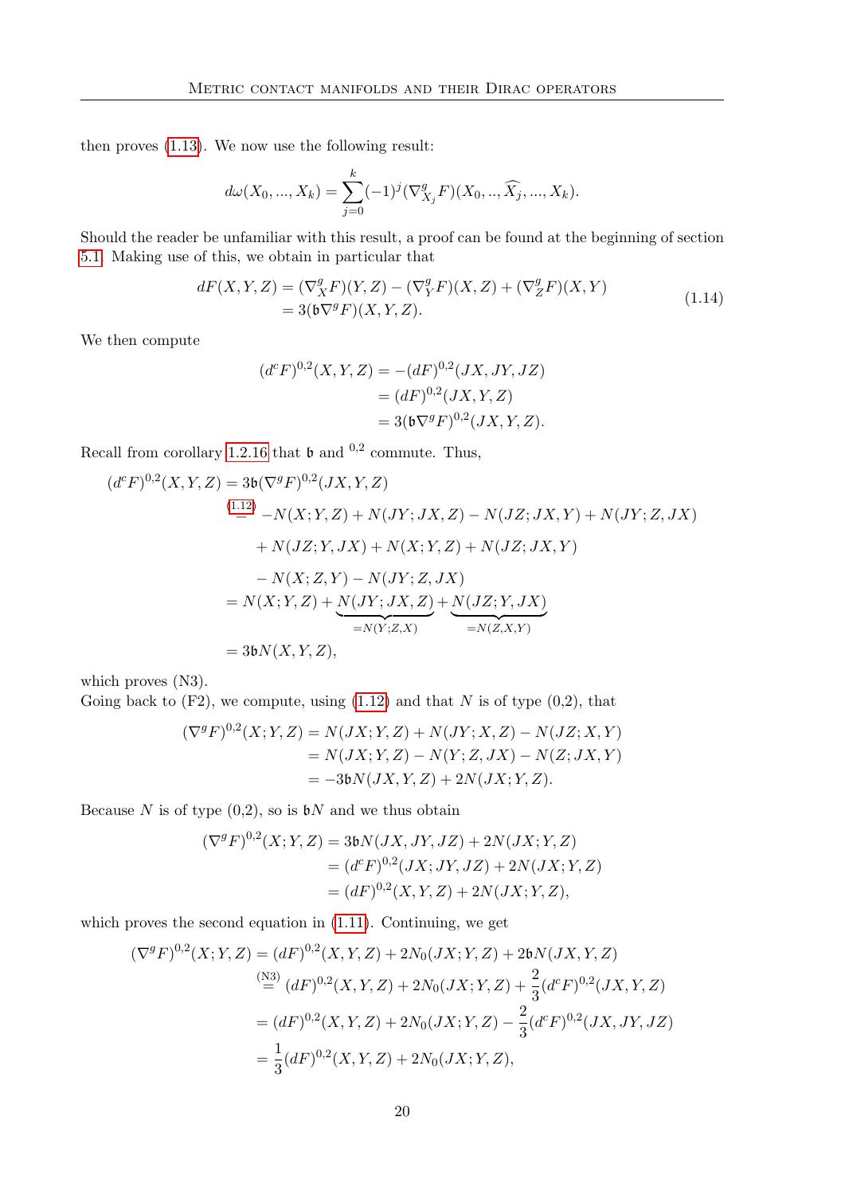then proves (1.13). We now use the following result:

$$d\omega(X_0, ..., X_k) = \sum_{j=0}^{k} (-1)^j (\nabla^g_{X_j} F)(X_0, .., \widehat{X_j}, ..., X_k).$$

Should the reader be unfamiliar with this result, a proof can be found at the beginning of section 5.1. Making use of this, we obtain in particular that

$$\begin{aligned} dF(X,Y,Z) &= (\nabla^g_X F)(Y,Z) - (\nabla^g_Y F)(X,Z) + (\nabla^g_Z F)(X,Y) \\ &= 3(\mathfrak{b}\nabla^g F)(X,Y,Z). \end{aligned} \tag{1.14}$$

We then compute

$$\begin{aligned} (d^c F)^{0,2}(X,Y,Z) &= -(dF)^{0,2}(JX,JY,JZ) \\ &= (dF)^{0,2}(JX,Y,Z) \\ &= 3(\mathfrak{b}\nabla^g F)^{0,2}(JX,Y,Z). \end{aligned}$$

Recall from corollary 1.2.16 that $\mathfrak{b}$ and ${}^{0,2}$ commute. Thus,

$$\begin{aligned} (d^c F)^{0,2}(X,Y,Z) &= 3\mathfrak{b}(\nabla^g F)^{0,2}(JX,Y,Z) \\ &\overset{(1.12)}{=} -N(X;Y,Z) + N(JY;JX,Z) - N(JZ;JX,Y) + N(JY;Z,JX) \\ &\quad + N(JZ;Y,JX) + N(X;Y,Z) + N(JZ;JX,Y) \\ &\quad - N(X;Z,Y) - N(JY;Z,JX) \\ &= N(X;Y,Z) + \underbrace{N(JY;JX,Z)}_{=N(Y;Z,X)} + \underbrace{N(JZ;Y,JX)}_{=N(Z,X,Y)} \\ &= 3\mathfrak{b}N(X,Y,Z), \end{aligned}$$

which proves (N3).
Going back to (F2), we compute, using (1.12) and that $N$ is of type (0,2), that

$$\begin{aligned} (\nabla^g F)^{0,2}(X;Y,Z) &= N(JX;Y,Z) + N(JY;X,Z) - N(JZ;X,Y) \\ &= N(JX;Y,Z) - N(Y;Z,JX) - N(Z;JX,Y) \\ &= -3\mathfrak{b}N(JX,Y,Z) + 2N(JX;Y,Z). \end{aligned}$$

Because $N$ is of type (0,2), so is $\mathfrak{b}N$ and we thus obtain

$$\begin{aligned} (\nabla^g F)^{0,2}(X;Y,Z) &= 3\mathfrak{b}N(JX,JY,JZ) + 2N(JX;Y,Z) \\ &= (d^c F)^{0,2}(JX;JY,JZ) + 2N(JX;Y,Z) \\ &= (dF)^{0,2}(X,Y,Z) + 2N(JX;Y,Z), \end{aligned}$$

which proves the second equation in (1.11). Continuing, we get

$$\begin{aligned} (\nabla^g F)^{0,2}(X;Y,Z) &= (dF)^{0,2}(X,Y,Z) + 2N_0(JX;Y,Z) + 2\mathfrak{b}N(JX,Y,Z) \\ &\overset{(N3)}{=} (dF)^{0,2}(X,Y,Z) + 2N_0(JX;Y,Z) + \frac{2}{3}(d^c F)^{0,2}(JX,Y,Z) \\ &= (dF)^{0,2}(X,Y,Z) + 2N_0(JX;Y,Z) - \frac{2}{3}(d^c F)^{0,2}(JX,JY,JZ) \\ &= \frac{1}{3}(dF)^{0,2}(X,Y,Z) + 2N_0(JX;Y,Z), \end{aligned}$$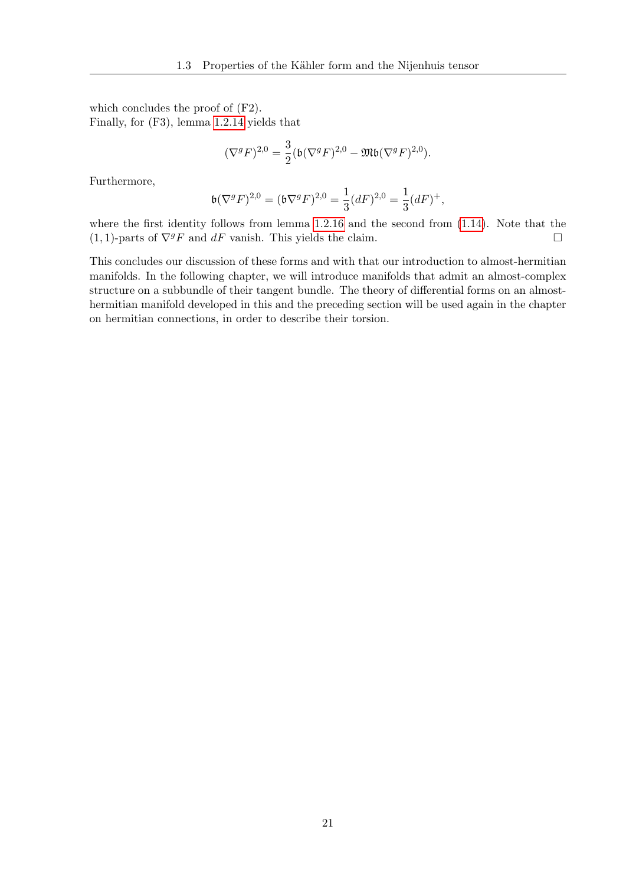which concludes the proof of (F2).
Finally, for (F3), lemma 1.2.14 yields that

$$(\nabla^g F)^{2,0} = \frac{3}{2}(\mathfrak{b}(\nabla^g F)^{2,0} - \mathfrak{M}\mathfrak{b}(\nabla^g F)^{2,0}).$$

Furthermore,

$$\mathfrak{b}(\nabla^g F)^{2,0} = (\mathfrak{b}\nabla^g F)^{2,0} = \frac{1}{3}(dF)^{2,0} = \frac{1}{3}(dF)^{+},$$

where the first identity follows from lemma 1.2.16 and the second from (1.14). Note that the $(1,1)$-parts of $\nabla^g F$ and $dF$ vanish. This yields the claim. □

This concludes our discussion of these forms and with that our introduction to almost-hermitian manifolds. In the following chapter, we will introduce manifolds that admit an almost-complex structure on a subbundle of their tangent bundle. The theory of differential forms on an almost-hermitian manifold developed in this and the preceding section will be used again in the chapter on hermitian connections, in order to describe their torsion.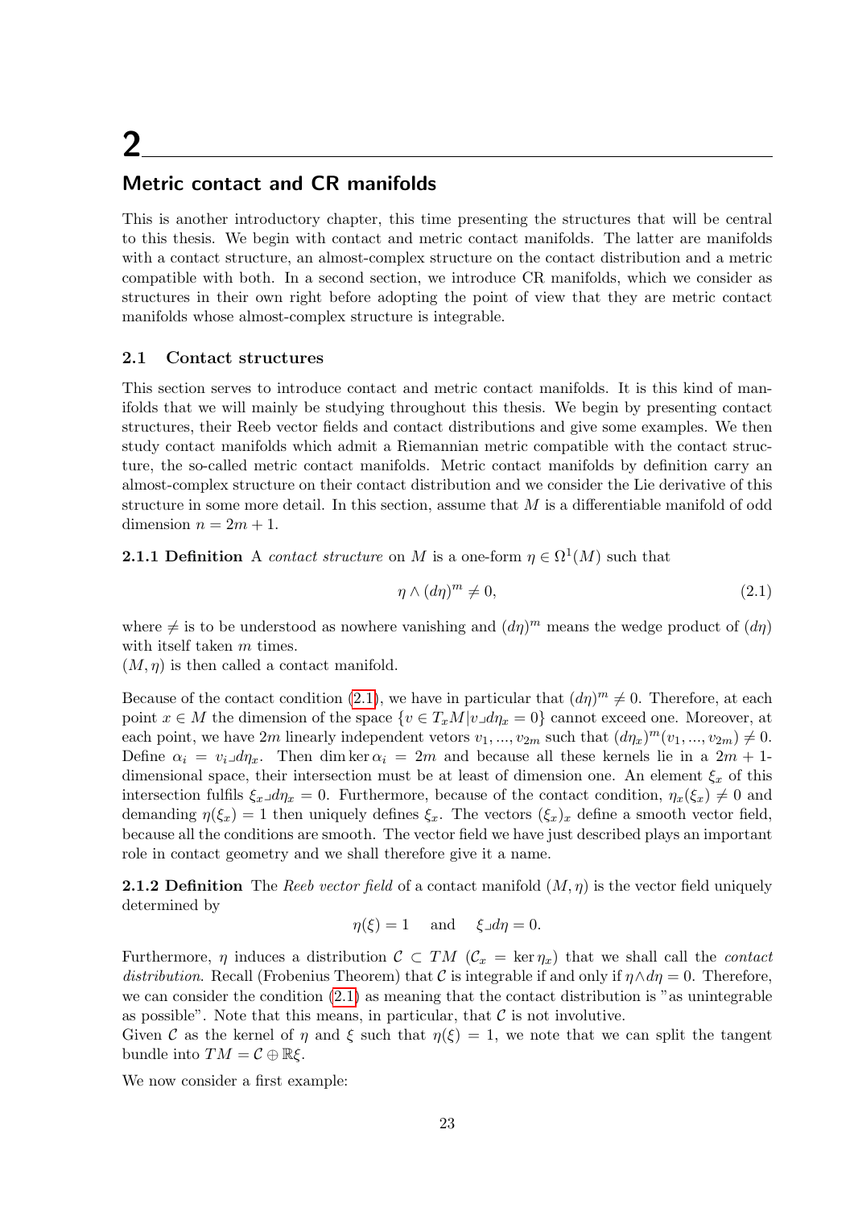# 2

## Metric contact and CR manifolds

This is another introductory chapter, this time presenting the structures that will be central to this thesis. We begin with contact and metric contact manifolds. The latter are manifolds with a contact structure, an almost-complex structure on the contact distribution and a metric compatible with both. In a second section, we introduce CR manifolds, which we consider as structures in their own right before adopting the point of view that they are metric contact manifolds whose almost-complex structure is integrable.

### 2.1 Contact structures

This section serves to introduce contact and metric contact manifolds. It is this kind of manifolds that we will mainly be studying throughout this thesis. We begin by presenting contact structures, their Reeb vector fields and contact distributions and give some examples. We then study contact manifolds which admit a Riemannian metric compatible with the contact structure, the so-called metric contact manifolds. Metric contact manifolds by definition carry an almost-complex structure on their contact distribution and we consider the Lie derivative of this structure in some more detail. In this section, assume that $M$ is a differentiable manifold of odd dimension $n = 2m + 1$.

**2.1.1 Definition** A *contact structure* on $M$ is a one-form $\eta \in \Omega^1(M)$ such that

$$\eta \wedge (d\eta)^m \neq 0, \tag{2.1}$$

where $\neq$ is to be understood as nowhere vanishing and $(d\eta)^m$ means the wedge product of $(d\eta)$ with itself taken $m$ times.
$(M, \eta)$ is then called a contact manifold.

Because of the contact condition (2.1), we have in particular that $(d\eta)^m \neq 0$. Therefore, at each point $x \in M$ the dimension of the space $\{v \in T_xM | v \lrcorner d\eta_x = 0\}$ cannot exceed one. Moreover, at each point, we have $2m$ linearly independent vetors $v_1, ..., v_{2m}$ such that $(d\eta_x)^m(v_1, ..., v_{2m}) \neq 0$. Define $\alpha_i = v_i \lrcorner d\eta_x$. Then $\dim \ker \alpha_i = 2m$ and because all these kernels lie in a $2m+1$-dimensional space, their intersection must be at least of dimension one. An element $\xi_x$ of this intersection fulfils $\xi_x \lrcorner d\eta_x = 0$. Furthermore, because of the contact condition, $\eta_x(\xi_x) \neq 0$ and demanding $\eta(\xi_x) = 1$ then uniquely defines $\xi_x$. The vectors $(\xi_x)_x$ define a smooth vector field, because all the conditions are smooth. The vector field we have just described plays an important role in contact geometry and we shall therefore give it a name.

**2.1.2 Definition** The *Reeb vector field* of a contact manifold $(M, \eta)$ is the vector field uniquely determined by

$$\eta(\xi) = 1 \quad \text{and} \quad \xi \lrcorner d\eta = 0.$$

Furthermore, $\eta$ induces a distribution $\mathcal{C} \subset TM$ ($\mathcal{C}_x = \ker \eta_x$) that we shall call the *contact distribution*. Recall (Frobenius Theorem) that $\mathcal{C}$ is integrable if and only if $\eta \wedge d\eta = 0$. Therefore, we can consider the condition (2.1) as meaning that the contact distribution is "as unintegrable as possible". Note that this means, in particular, that $\mathcal{C}$ is not involutive.
Given $\mathcal{C}$ as the kernel of $\eta$ and $\xi$ such that $\eta(\xi) = 1$, we note that we can split the tangent bundle into $TM = \mathcal{C} \oplus \mathbb{R}\xi$.

We now consider a first example: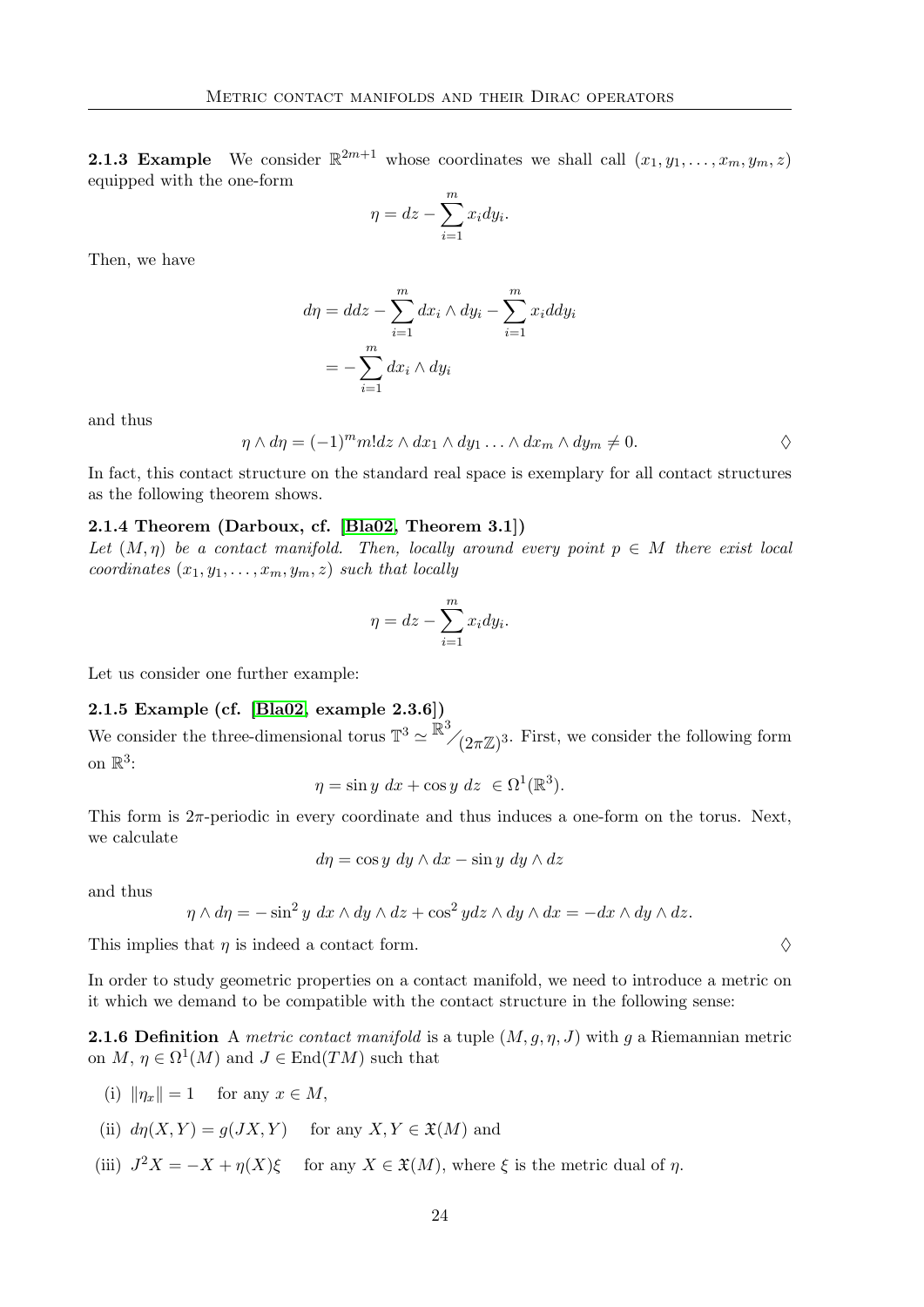**2.1.3 Example** We consider $\mathbb{R}^{2m+1}$ whose coordinates we shall call $(x_1, y_1, \ldots, x_m, y_m, z)$ equipped with the one-form

$$\eta = dz - \sum_{i=1}^{m} x_i dy_i.$$

Then, we have

$$\begin{aligned} d\eta &= ddz - \sum_{i=1}^{m} dx_i \wedge dy_i - \sum_{i=1}^{m} x_i ddy_i \\ &= -\sum_{i=1}^{m} dx_i \wedge dy_i \end{aligned}$$

and thus

$$\eta \wedge d\eta = (-1)^m m! dz \wedge dx_1 \wedge dy_1 \ldots \wedge dx_m \wedge dy_m \neq 0. \qquad \diamondsuit$$

In fact, this contact structure on the standard real space is exemplary for all contact structures as the following theorem shows.

**2.1.4 Theorem (Darboux, cf. [Bla02, Theorem 3.1])**
*Let $(M, \eta)$ be a contact manifold. Then, locally around every point $p \in M$ there exist local coordinates $(x_1, y_1, \ldots, x_m, y_m, z)$ such that locally*

$$\eta = dz - \sum_{i=1}^{m} x_i dy_i.$$

Let us consider one further example:

**2.1.5 Example (cf. [Bla02, example 2.3.6])**
We consider the three-dimensional torus $\mathbb{T}^3 \simeq \mathbb{R}^3 / (2\pi\mathbb{Z})^3$. First, we consider the following form on $\mathbb{R}^3$:

$$\eta = \sin y \; dx + \cos y \; dz \; \in \Omega^1(\mathbb{R}^3).$$

This form is $2\pi$-periodic in every coordinate and thus induces a one-form on the torus. Next, we calculate

$$d\eta = \cos y \; dy \wedge dx - \sin y \; dy \wedge dz$$

and thus

$$\eta \wedge d\eta = -\sin^2 y \; dx \wedge dy \wedge dz + \cos^2 y dz \wedge dy \wedge dx = -dx \wedge dy \wedge dz.$$

This implies that $\eta$ is indeed a contact form. $\diamondsuit$

In order to study geometric properties on a contact manifold, we need to introduce a metric on it which we demand to be compatible with the contact structure in the following sense:

**2.1.6 Definition** A *metric contact manifold* is a tuple $(M, g, \eta, J)$ with $g$ a Riemannian metric on $M$, $\eta \in \Omega^1(M)$ and $J \in \mathrm{End}(TM)$ such that

(i) $\|\eta_x\| = 1$ for any $x \in M$,

(ii) $d\eta(X, Y) = g(JX, Y)$ for any $X, Y \in \mathfrak{X}(M)$ and

(iii) $J^2 X = -X + \eta(X)\xi$ for any $X \in \mathfrak{X}(M)$, where $\xi$ is the metric dual of $\eta$.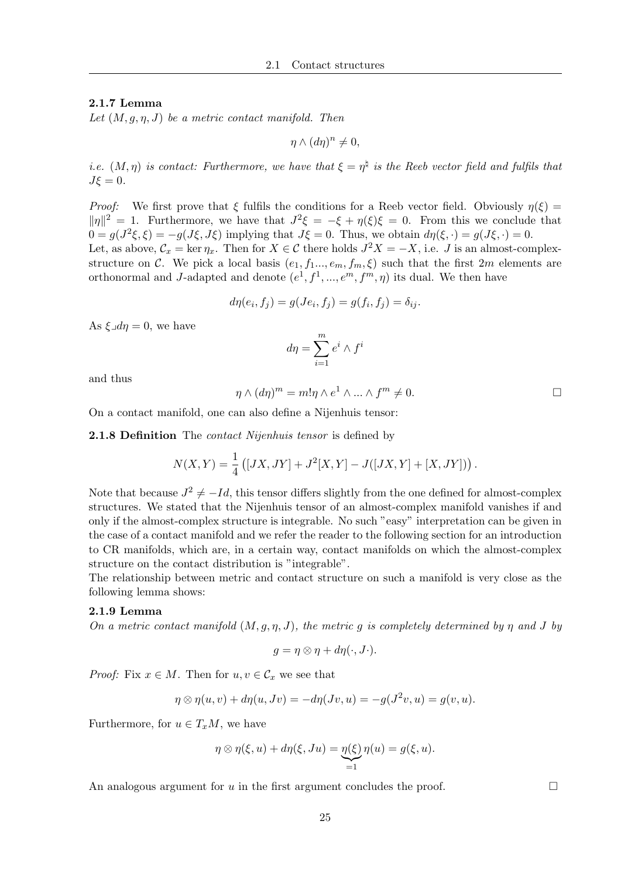**2.1.7 Lemma**
*Let $(M, g, \eta, J)$ be a metric contact manifold. Then*

$$\eta \wedge (d\eta)^n \neq 0,$$

*i.e. $(M, \eta)$ is contact: Furthermore, we have that $\xi = \eta^\sharp$ is the Reeb vector field and fulfils that $J\xi = 0$.*

*Proof:* We first prove that $\xi$ fulfils the conditions for a Reeb vector field. Obviously $\eta(\xi) = \|\eta\|^2 = 1$. Furthermore, we have that $J^2\xi = -\xi + \eta(\xi)\xi = 0$. From this we conclude that $0 = g(J^2\xi, \xi) = -g(J\xi, J\xi)$ implying that $J\xi = 0$. Thus, we obtain $d\eta(\xi, \cdot) = g(J\xi, \cdot) = 0$.
Let, as above, $\mathcal{C}_x = \ker \eta_x$. Then for $X \in \mathcal{C}$ there holds $J^2 X = -X$, i.e. $J$ is an almost-complex-structure on $\mathcal{C}$. We pick a local basis $(e_1, f_1 ..., e_m, f_m, \xi)$ such that the first $2m$ elements are orthonormal and $J$-adapted and denote $(e^1, f^1, ..., e^m, f^m, \eta)$ its dual. We then have

$$d\eta(e_i, f_j) = g(Je_i, f_j) = g(f_i, f_j) = \delta_{ij}.$$

As $\xi \lrcorner d\eta = 0$, we have

$$d\eta = \sum_{i=1}^{m} e^i \wedge f^i$$

and thus

$$\eta \wedge (d\eta)^m = m! \eta \wedge e^1 \wedge ... \wedge f^m \neq 0. \qquad \square$$

On a contact manifold, one can also define a Nijenhuis tensor:

**2.1.8 Definition** The *contact Nijenhuis tensor* is defined by

$$N(X, Y) = \frac{1}{4}\left([JX, JY] + J^2[X, Y] - J([JX, Y] + [X, JY])\right).$$

Note that because $J^2 \neq -Id$, this tensor differs slightly from the one defined for almost-complex structures. We stated that the Nijenhuis tensor of an almost-complex manifold vanishes if and only if the almost-complex structure is integrable. No such "easy" interpretation can be given in the case of a contact manifold and we refer the reader to the following section for an introduction to CR manifolds, which are, in a certain way, contact manifolds on which the almost-complex structure on the contact distribution is "integrable".
The relationship between metric and contact structure on such a manifold is very close as the following lemma shows:

**2.1.9 Lemma**
*On a metric contact manifold $(M, g, \eta, J)$, the metric $g$ is completely determined by $\eta$ and $J$ by*

$$g = \eta \otimes \eta + d\eta(\cdot, J\cdot).$$

*Proof:* Fix $x \in M$. Then for $u, v \in \mathcal{C}_x$ we see that

$$\eta \otimes \eta(u, v) + d\eta(u, Jv) = -d\eta(Jv, u) = -g(J^2 v, u) = g(v, u).$$

Furthermore, for $u \in T_x M$, we have

$$\eta \otimes \eta(\xi, u) + d\eta(\xi, Ju) = \underbrace{\eta(\xi)}_{=1} \eta(u) = g(\xi, u).$$

An analogous argument for $u$ in the first argument concludes the proof. $\square$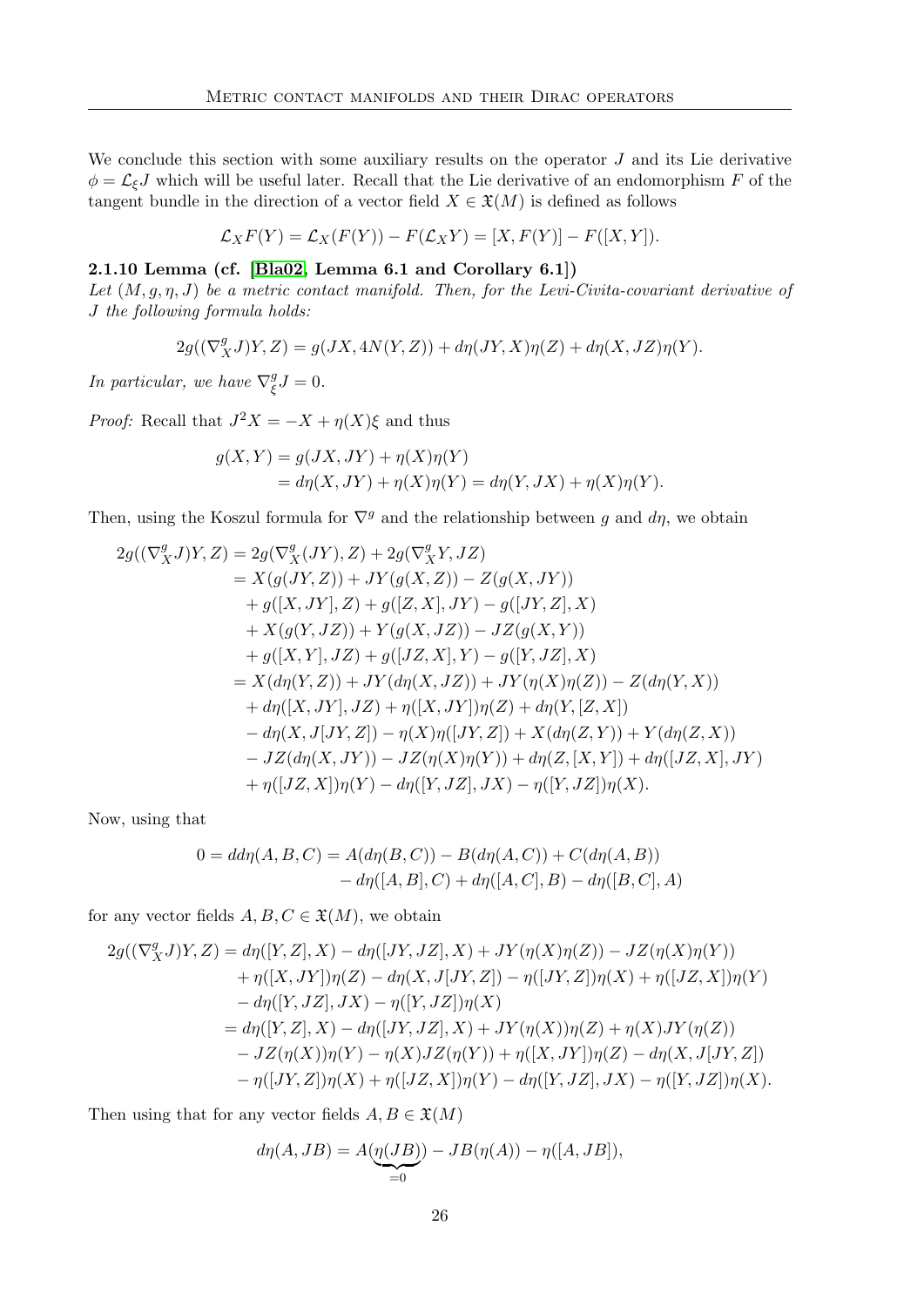We conclude this section with some auxiliary results on the operator $J$ and its Lie derivative $\phi = \mathcal{L}_\xi J$ which will be useful later. Recall that the Lie derivative of an endomorphism $F$ of the tangent bundle in the direction of a vector field $X \in \mathfrak{X}(M)$ is defined as follows

$$\mathcal{L}_X F(Y) = \mathcal{L}_X(F(Y)) - F(\mathcal{L}_X Y) = [X, F(Y)] - F([X,Y]).$$

**2.1.10 Lemma (cf. [Bla02, Lemma 6.1 and Corollary 6.1])**

*Let $(M, g, \eta, J)$ be a metric contact manifold. Then, for the Levi-Civita-covariant derivative of $J$ the following formula holds:*

$$2g((\nabla^g_X J)Y, Z) = g(JX, 4N(Y,Z)) + d\eta(JY, X)\eta(Z) + d\eta(X, JZ)\eta(Y).$$

*In particular, we have $\nabla^g_\xi J = 0$.*

*Proof:* Recall that $J^2 X = -X + \eta(X)\xi$ and thus

$$\begin{aligned}
g(X,Y) &= g(JX, JY) + \eta(X)\eta(Y)\\
&= d\eta(X, JY) + \eta(X)\eta(Y) = d\eta(Y, JX) + \eta(X)\eta(Y).
\end{aligned}$$

Then, using the Koszul formula for $\nabla^g$ and the relationship between $g$ and $d\eta$, we obtain

$$\begin{aligned}
2g((\nabla^g_X J)Y, Z) &= 2g(\nabla^g_X(JY), Z) + 2g(\nabla^g_X Y, JZ)\\
&= X(g(JY,Z)) + JY(g(X,Z)) - Z(g(X,JY))\\
&\quad + g([X,JY],Z) + g([Z,X],JY) - g([JY,Z],X)\\
&\quad + X(g(Y,JZ)) + Y(g(X,JZ)) - JZ(g(X,Y))\\
&\quad + g([X,Y],JZ) + g([JZ,X],Y) - g([Y,JZ],X)\\
&= X(d\eta(Y,Z)) + JY(d\eta(X,JZ)) + JY(\eta(X)\eta(Z)) - Z(d\eta(Y,X))\\
&\quad + d\eta([X,JY],JZ) + \eta([X,JY])\eta(Z) + d\eta(Y,[Z,X])\\
&\quad - d\eta(X, J[JY,Z]) - \eta(X)\eta([JY,Z]) + X(d\eta(Z,Y)) + Y(d\eta(Z,X))\\
&\quad - JZ(d\eta(X,JY)) - JZ(\eta(X)\eta(Y)) + d\eta(Z,[X,Y]) + d\eta([JZ,X],JY)\\
&\quad + \eta([JZ,X])\eta(Y) - d\eta([Y,JZ],JX) - \eta([Y,JZ])\eta(X).
\end{aligned}$$

Now, using that

$$\begin{aligned}
0 = dd\eta(A,B,C) &= A(d\eta(B,C)) - B(d\eta(A,C)) + C(d\eta(A,B))\\
&\quad - d\eta([A,B],C) + d\eta([A,C],B) - d\eta([B,C],A)
\end{aligned}$$

for any vector fields $A, B, C \in \mathfrak{X}(M)$, we obtain

$$\begin{aligned}
2g((\nabla^g_X J)Y, Z) &= d\eta([Y,Z],X) - d\eta([JY,JZ],X) + JY(\eta(X)\eta(Z)) - JZ(\eta(X)\eta(Y))\\
&\quad + \eta([X,JY])\eta(Z) - d\eta(X,J[JY,Z]) - \eta([JY,Z])\eta(X) + \eta([JZ,X])\eta(Y)\\
&\quad - d\eta([Y,JZ],JX) - \eta([Y,JZ])\eta(X)\\
&= d\eta([Y,Z],X) - d\eta([JY,JZ],X) + JY(\eta(X))\eta(Z) + \eta(X)JY(\eta(Z))\\
&\quad - JZ(\eta(X))\eta(Y) - \eta(X)JZ(\eta(Y)) + \eta([X,JY])\eta(Z) - d\eta(X,J[JY,Z])\\
&\quad - \eta([JY,Z])\eta(X) + \eta([JZ,X])\eta(Y) - d\eta([Y,JZ],JX) - \eta([Y,JZ])\eta(X).
\end{aligned}$$

Then using that for any vector fields $A, B \in \mathfrak{X}(M)$

$$d\eta(A, JB) = A(\underbrace{\eta(JB)}_{=0}) - JB(\eta(A)) - \eta([A, JB]),$$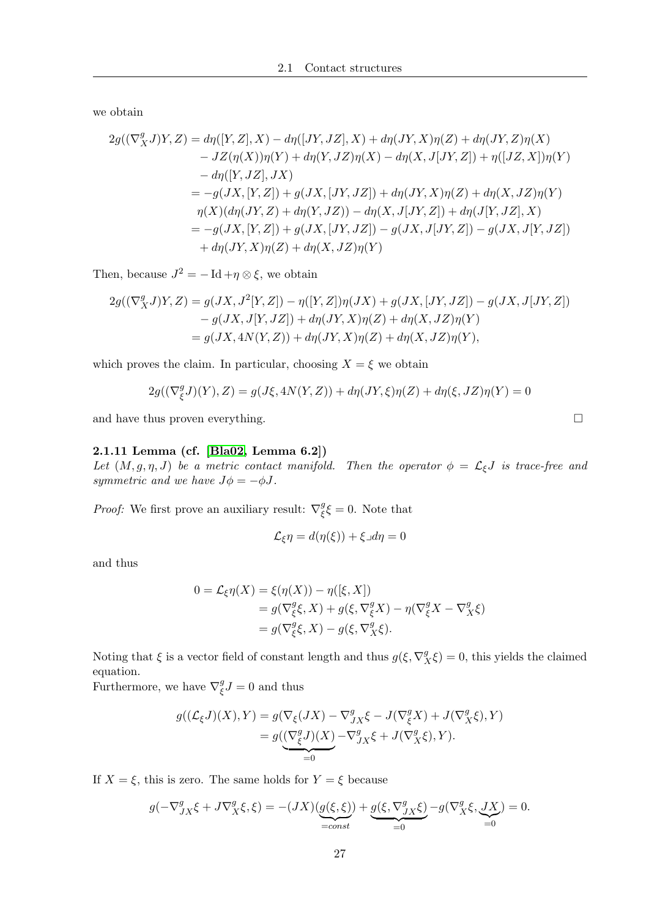we obtain

$$
\begin{aligned}
2g((\nabla^g_X J)Y, Z) &= d\eta([Y,Z],X) - d\eta([JY,JZ],X) + d\eta(JY,X)\eta(Z) + d\eta(JY,Z)\eta(X) \\
&\quad - JZ(\eta(X))\eta(Y) + d\eta(Y,JZ)\eta(X) - d\eta(X,J[JY,Z]) + \eta([JZ,X])\eta(Y) \\
&\quad - d\eta([Y,JZ],JX) \\
&= -g(JX,[Y,Z]) + g(JX,[JY,JZ]) + d\eta(JY,X)\eta(Z) + d\eta(X,JZ)\eta(Y) \\
&\quad \eta(X)(d\eta(JY,Z) + d\eta(Y,JZ)) - d\eta(X,J[JY,Z]) + d\eta(J[Y,JZ],X) \\
&= -g(JX,[Y,Z]) + g(JX,[JY,JZ]) - g(JX,J[JY,Z]) - g(JX,J[Y,JZ]) \\
&\quad + d\eta(JY,X)\eta(Z) + d\eta(X,JZ)\eta(Y)
\end{aligned}
$$

Then, because $J^2 = -\operatorname{Id} + \eta \otimes \xi$, we obtain

$$
\begin{aligned}
2g((\nabla^g_X J)Y, Z) &= g(JX, J^2[Y,Z]) - \eta([Y,Z])\eta(JX) + g(JX,[JY,JZ]) - g(JX,J[JY,Z]) \\
&\quad - g(JX,J[Y,JZ]) + d\eta(JY,X)\eta(Z) + d\eta(X,JZ)\eta(Y) \\
&= g(JX, 4N(Y,Z)) + d\eta(JY,X)\eta(Z) + d\eta(X,JZ)\eta(Y),
\end{aligned}
$$

which proves the claim. In particular, choosing $X = \xi$ we obtain

$$
2g((\nabla^g_\xi J)(Y), Z) = g(J\xi, 4N(Y,Z)) + d\eta(JY,\xi)\eta(Z) + d\eta(\xi,JZ)\eta(Y) = 0
$$

and have thus proven everything. $\square$

**2.1.11 Lemma (cf. [Bla02, Lemma 6.2])**
*Let $(M, g, \eta, J)$ be a metric contact manifold. Then the operator $\phi = \mathcal{L}_\xi J$ is trace-free and symmetric and we have $J\phi = -\phi J$.*

*Proof:* We first prove an auxiliary result: $\nabla^g_\xi \xi = 0$. Note that

$$
\mathcal{L}_\xi \eta = d(\eta(\xi)) + \xi \lrcorner d\eta = 0
$$

and thus

$$
\begin{aligned}
0 = \mathcal{L}_\xi \eta(X) &= \xi(\eta(X)) - \eta([\xi,X]) \\
&= g(\nabla^g_\xi \xi, X) + g(\xi, \nabla^g_\xi X) - \eta(\nabla^g_\xi X - \nabla^g_X \xi) \\
&= g(\nabla^g_\xi \xi, X) - g(\xi, \nabla^g_X \xi).
\end{aligned}
$$

Noting that $\xi$ is a vector field of constant length and thus $g(\xi, \nabla^g_X \xi) = 0$, this yields the claimed equation.
Furthermore, we have $\nabla^g_\xi J = 0$ and thus

$$
\begin{aligned}
g((\mathcal{L}_\xi J)(X), Y) &= g(\nabla_\xi(JX) - \nabla^g_{JX}\xi - J(\nabla^g_\xi X) + J(\nabla^g_X \xi), Y) \\
&= g(\underbrace{(\nabla^g_\xi J)(X)}_{=0} - \nabla^g_{JX}\xi + J(\nabla^g_X \xi), Y).
\end{aligned}
$$

If $X = \xi$, this is zero. The same holds for $Y = \xi$ because

$$
g(-\nabla^g_{JX}\xi + J\nabla^g_X \xi, \xi) = -(JX)(\underbrace{g(\xi,\xi)}_{=const}) + \underbrace{g(\xi, \nabla^g_{JX}\xi)}_{=0} - g(\nabla^g_X \xi, \underbrace{JX}_{=0}) = 0.
$$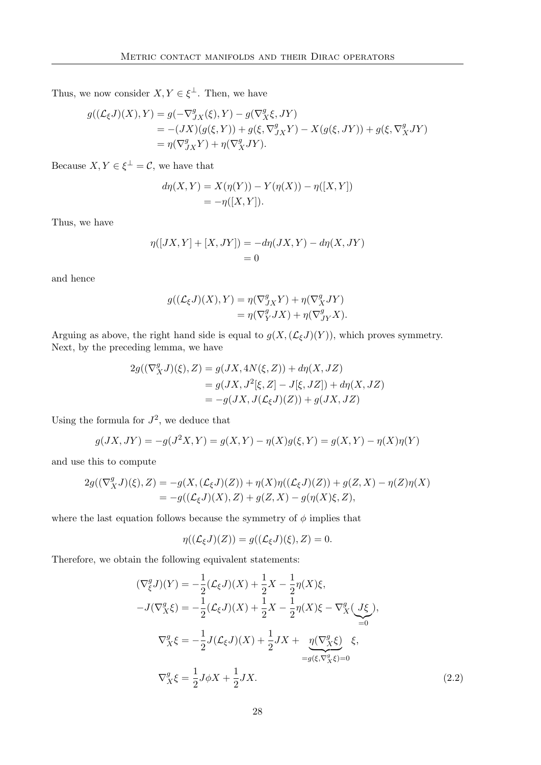Thus, we now consider $X, Y \in \xi^\perp$. Then, we have

$$
\begin{aligned}
g((\mathcal{L}_\xi J)(X), Y) &= g(-\nabla^g_{JX}(\xi), Y) - g(\nabla^g_X \xi, JY) \\
&= -(JX)(g(\xi, Y)) + g(\xi, \nabla^g_{JX} Y) - X(g(\xi, JY)) + g(\xi, \nabla^g_X JY) \\
&= \eta(\nabla^g_{JX} Y) + \eta(\nabla^g_X JY).
\end{aligned}
$$

Because $X, Y \in \xi^\perp = \mathcal{C}$, we have that

$$
\begin{aligned}
d\eta(X, Y) &= X(\eta(Y)) - Y(\eta(X)) - \eta([X, Y]) \\
&= -\eta([X, Y]).
\end{aligned}
$$

Thus, we have

$$
\begin{aligned}
\eta([JX, Y] + [X, JY]) &= -d\eta(JX, Y) - d\eta(X, JY) \\
&= 0
\end{aligned}
$$

and hence

$$
\begin{aligned}
g((\mathcal{L}_\xi J)(X), Y) &= \eta(\nabla^g_{JX} Y) + \eta(\nabla^g_X JY) \\
&= \eta(\nabla^g_Y JX) + \eta(\nabla^g_{JY} X).
\end{aligned}
$$

Arguing as above, the right hand side is equal to $g(X, (\mathcal{L}_\xi J)(Y))$, which proves symmetry. Next, by the preceding lemma, we have

$$
\begin{aligned}
2g((\nabla^g_X J)(\xi), Z) &= g(JX, 4N(\xi, Z)) + d\eta(X, JZ) \\
&= g(JX, J^2[\xi, Z] - J[\xi, JZ]) + d\eta(X, JZ) \\
&= -g(JX, J(\mathcal{L}_\xi J)(Z)) + g(JX, JZ)
\end{aligned}
$$

Using the formula for $J^2$, we deduce that

$$
g(JX, JY) = -g(J^2 X, Y) = g(X, Y) - \eta(X) g(\xi, Y) = g(X, Y) - \eta(X)\eta(Y)
$$

and use this to compute

$$
\begin{aligned}
2g((\nabla^g_X J)(\xi), Z) &= -g(X, (\mathcal{L}_\xi J)(Z)) + \eta(X)\eta((\mathcal{L}_\xi J)(Z)) + g(Z, X) - \eta(Z)\eta(X) \\
&= -g((\mathcal{L}_\xi J)(X), Z) + g(Z, X) - g(\eta(X)\xi, Z),
\end{aligned}
$$

where the last equation follows because the symmetry of $\phi$ implies that

$$
\eta((\mathcal{L}_\xi J)(Z)) = g((\mathcal{L}_\xi J)(\xi), Z) = 0.
$$

Therefore, we obtain the following equivalent statements:

$$
\begin{aligned}
(\nabla^g_\xi J)(Y) &= -\frac{1}{2}(\mathcal{L}_\xi J)(X) + \frac{1}{2}X - \frac{1}{2}\eta(X)\xi, \\
-J(\nabla^g_X \xi) &= -\frac{1}{2}(\mathcal{L}_\xi J)(X) + \frac{1}{2}X - \frac{1}{2}\eta(X)\xi - \nabla^g_X(\underbrace{J\xi}_{=0}), \\
\nabla^g_X \xi &= -\frac{1}{2}J(\mathcal{L}_\xi J)(X) + \frac{1}{2}JX + \underbrace{\eta(\nabla^g_X \xi)}_{=g(\xi, \nabla^g_X \xi)=0}\ \xi, \\
\nabla^g_X \xi &= \frac{1}{2}J\phi X + \frac{1}{2}JX. \qquad (2.2)
\end{aligned}
$$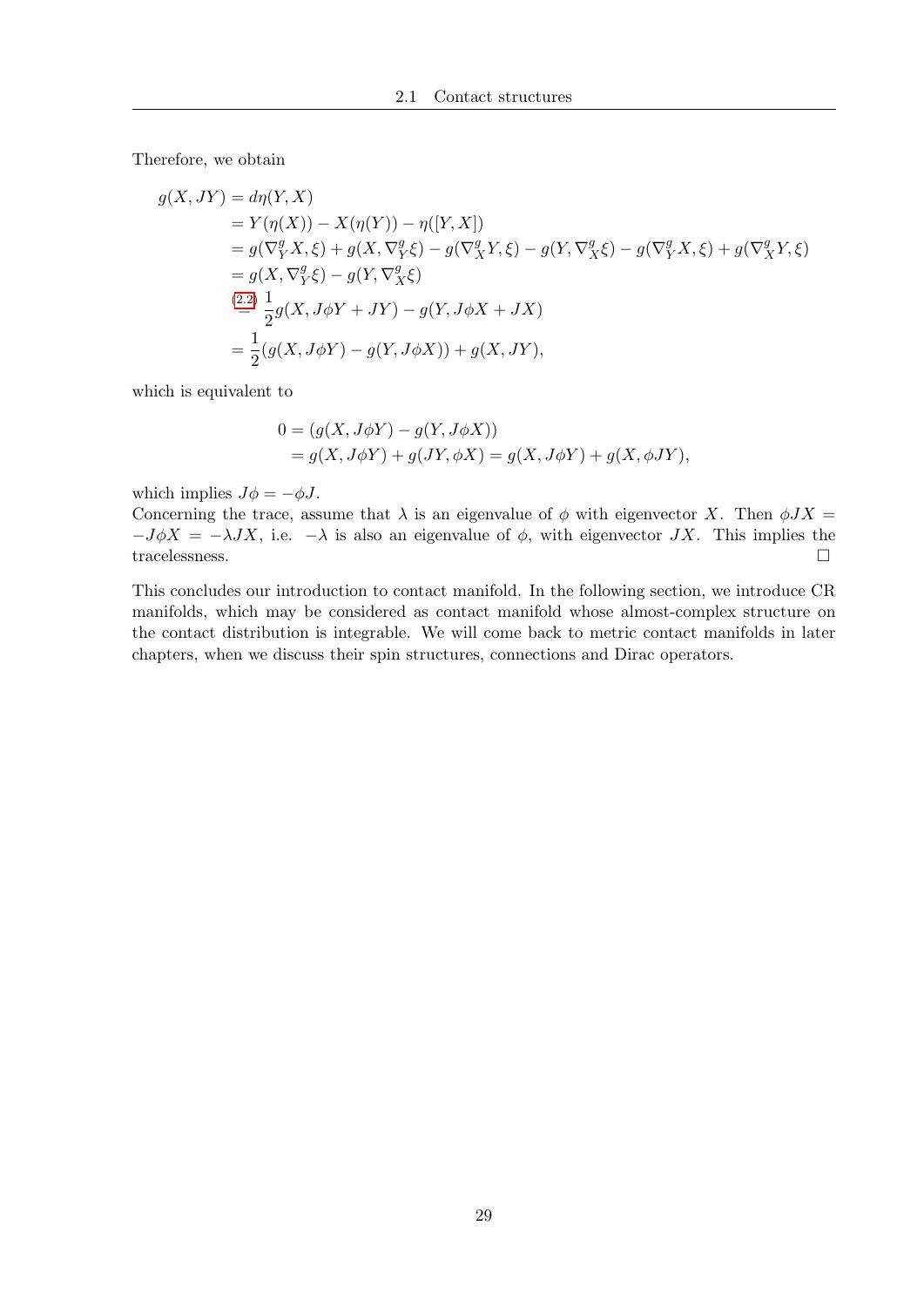Therefore, we obtain

$$
\begin{aligned}
g(X, JY) &= d\eta(Y, X) \\
&= Y(\eta(X)) - X(\eta(Y)) - \eta([Y, X]) \\
&= g(\nabla^g_Y X, \xi) + g(X, \nabla^g_Y \xi) - g(\nabla^g_X Y, \xi) - g(Y, \nabla^g_X \xi) - g(\nabla^g_Y X, \xi) + g(\nabla^g_X Y, \xi) \\
&= g(X, \nabla^g_Y \xi) - g(Y, \nabla^g_X \xi) \\
&\overset{(2.2)}{=} \frac{1}{2} g(X, J\phi Y + JY) - g(Y, J\phi X + JX) \\
&= \frac{1}{2}(g(X, J\phi Y) - g(Y, J\phi X)) + g(X, JY),
\end{aligned}
$$

which is equivalent to

$$
\begin{aligned}
0 &= (g(X, J\phi Y) - g(Y, J\phi X)) \\
&= g(X, J\phi Y) + g(JY, \phi X) = g(X, J\phi Y) + g(X, \phi JY),
\end{aligned}
$$

which implies $J\phi = -\phi J$.
Concerning the trace, assume that $\lambda$ is an eigenvalue of $\phi$ with eigenvector $X$. Then $\phi JX = -J\phi X = -\lambda JX$, i.e. $-\lambda$ is also an eigenvalue of $\phi$, with eigenvector $JX$. This implies the tracelessness. □

This concludes our introduction to contact manifold. In the following section, we introduce CR manifolds, which may be considered as contact manifold whose almost-complex structure on the contact distribution is integrable. We will come back to metric contact manifolds in later chapters, when we discuss their spin structures, connections and Dirac operators.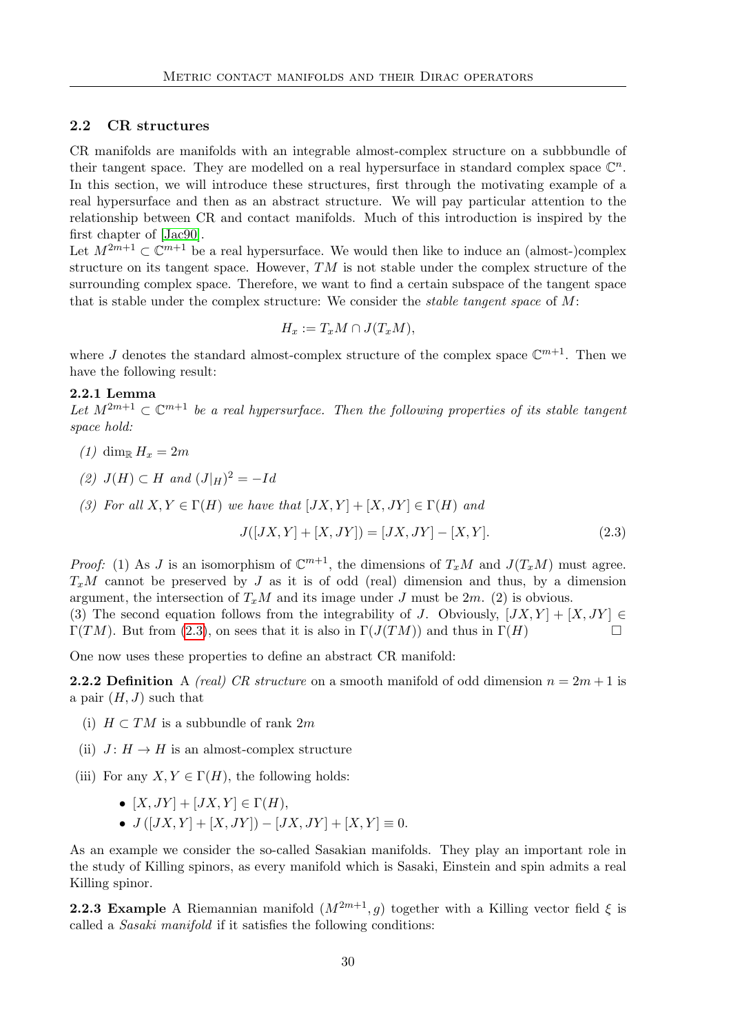## 2.2 CR structures

CR manifolds are manifolds with an integrable almost-complex structure on a subbbundle of their tangent space. They are modelled on a real hypersurface in standard complex space $\mathbb{C}^n$. In this section, we will introduce these structures, first through the motivating example of a real hypersurface and then as an abstract structure. We will pay particular attention to the relationship between CR and contact manifolds. Much of this introduction is inspired by the first chapter of [Jac90].

Let $M^{2m+1} \subset \mathbb{C}^{m+1}$ be a real hypersurface. We would then like to induce an (almost-)complex structure on its tangent space. However, $TM$ is not stable under the complex structure of the surrounding complex space. Therefore, we want to find a certain subspace of the tangent space that is stable under the complex structure: We consider the *stable tangent space* of $M$:

$$H_x := T_xM \cap J(T_xM),$$

where $J$ denotes the standard almost-complex structure of the complex space $\mathbb{C}^{m+1}$. Then we have the following result:

**2.2.1 Lemma**
*Let $M^{2m+1} \subset \mathbb{C}^{m+1}$ be a real hypersurface. Then the following properties of its stable tangent space hold:*

*(1) $\dim_{\mathbb{R}} H_x = 2m$*

*(2) $J(H) \subset H$ and $(J|_H)^2 = -Id$*

*(3) For all $X, Y \in \Gamma(H)$ we have that $[JX, Y] + [X, JY] \in \Gamma(H)$ and*

$$J([JX, Y] + [X, JY]) = [JX, JY] - [X, Y]. \tag{2.3}$$

*Proof:* (1) As $J$ is an isomorphism of $\mathbb{C}^{m+1}$, the dimensions of $T_xM$ and $J(T_xM)$ must agree. $T_xM$ cannot be preserved by $J$ as it is of odd (real) dimension and thus, by a dimension argument, the intersection of $T_xM$ and its image under $J$ must be $2m$. (2) is obvious.
(3) The second equation follows from the integrability of $J$. Obviously, $[JX, Y] + [X, JY] \in \Gamma(TM)$. But from (2.3), on sees that it is also in $\Gamma(J(TM))$ and thus in $\Gamma(H)$ □

One now uses these properties to define an abstract CR manifold:

**2.2.2 Definition** A *(real) CR structure* on a smooth manifold of odd dimension $n = 2m + 1$ is a pair $(H, J)$ such that

(i) $H \subset TM$ is a subbundle of rank $2m$

(ii) $J : H \to H$ is an almost-complex structure

(iii) For any $X, Y \in \Gamma(H)$, the following holds:

- $[X, JY] + [JX, Y] \in \Gamma(H)$,
- $J([JX, Y] + [X, JY]) - [JX, JY] + [X, Y] \equiv 0$.

As an example we consider the so-called Sasakian manifolds. They play an important role in the study of Killing spinors, as every manifold which is Sasaki, Einstein and spin admits a real Killing spinor.

**2.2.3 Example** A Riemannian manifold $(M^{2m+1}, g)$ together with a Killing vector field $\xi$ is called a *Sasaki manifold* if it satisfies the following conditions: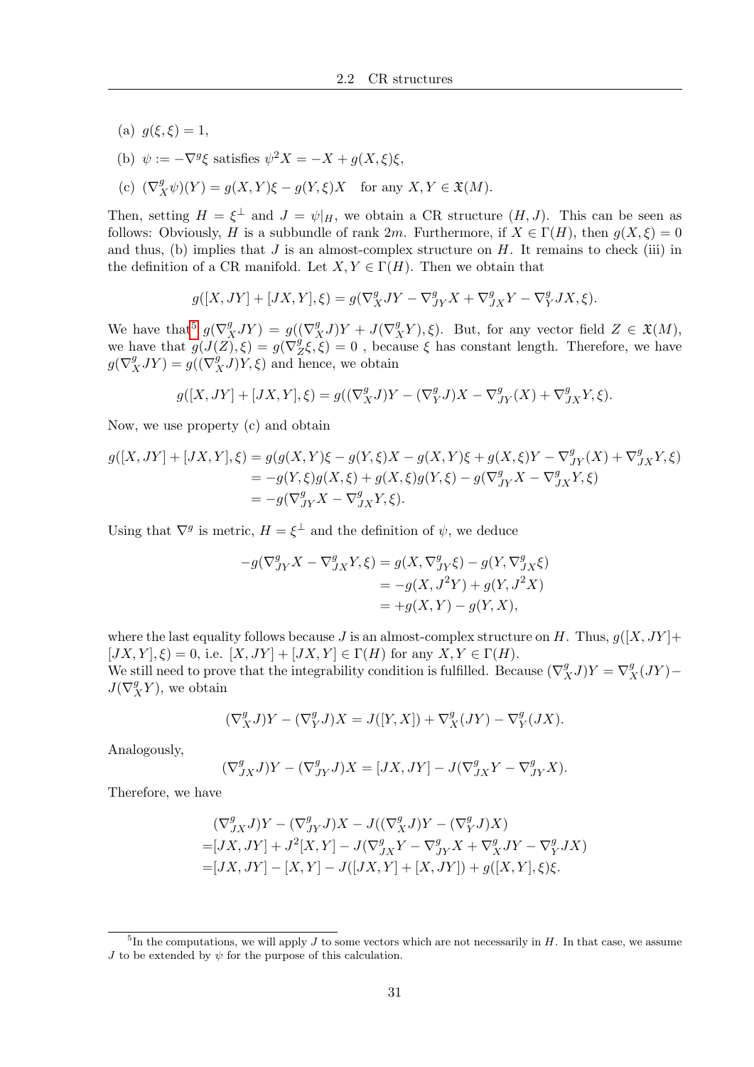(a) $g(\xi, \xi) = 1$,

(b) $\psi := -\nabla^g \xi$ satisfies $\psi^2 X = -X + g(X, \xi)\xi$,

(c) $(\nabla^g_X \psi)(Y) = g(X, Y)\xi - g(Y, \xi)X$ for any $X, Y \in \mathfrak{X}(M)$.

Then, setting $H = \xi^\perp$ and $J = \psi|_H$, we obtain a CR structure $(H, J)$. This can be seen as follows: Obviously, $H$ is a subbundle of rank $2m$. Furthermore, if $X \in \Gamma(H)$, then $g(X, \xi) = 0$ and thus, (b) implies that $J$ is an almost-complex structure on $H$. It remains to check (iii) in the definition of a CR manifold. Let $X, Y \in \Gamma(H)$. Then we obtain that

$$g([X, JY] + [JX, Y], \xi) = g(\nabla^g_X JY - \nabla^g_{JY} X + \nabla^g_{JX} Y - \nabla^g_Y JX, \xi).$$

We have that[5] $g(\nabla^g_X JY) = g((\nabla^g_X J)Y + J(\nabla^g_X Y), \xi)$. But, for any vector field $Z \in \mathfrak{X}(M)$, we have that $g(J(Z), \xi) = g(\nabla^g_Z \xi, \xi) = 0$ , because $\xi$ has constant length. Therefore, we have $g(\nabla^g_X JY) = g((\nabla^g_X J)Y, \xi)$ and hence, we obtain

$$g([X, JY] + [JX, Y], \xi) = g((\nabla^g_X J)Y - (\nabla^g_Y J)X - \nabla^g_{JY}(X) + \nabla^g_{JX} Y, \xi).$$

Now, we use property (c) and obtain

$$\begin{aligned}
g([X, JY] + [JX, Y], \xi) &= g(g(X, Y)\xi - g(Y, \xi)X - g(X, Y)\xi + g(X, \xi)Y - \nabla^g_{JY}(X) + \nabla^g_{JX} Y, \xi) \\
&= -g(Y, \xi)g(X, \xi) + g(X, \xi)g(Y, \xi) - g(\nabla^g_{JY} X - \nabla^g_{JX} Y, \xi) \\
&= -g(\nabla^g_{JY} X - \nabla^g_{JX} Y, \xi).
\end{aligned}$$

Using that $\nabla^g$ is metric, $H = \xi^\perp$ and the definition of $\psi$, we deduce

$$\begin{aligned}
-g(\nabla^g_{JY} X - \nabla^g_{JX} Y, \xi) &= g(X, \nabla^g_{JY} \xi) - g(Y, \nabla^g_{JX} \xi) \\
&= -g(X, J^2 Y) + g(Y, J^2 X) \\
&= +g(X, Y) - g(Y, X),
\end{aligned}$$

where the last equality follows because $J$ is an almost-complex structure on $H$. Thus, $g([X, JY] + [JX, Y], \xi) = 0$, i.e. $[X, JY] + [JX, Y] \in \Gamma(H)$ for any $X, Y \in \Gamma(H)$.
We still need to prove that the integrability condition is fulfilled. Because $(\nabla^g_X J)Y = \nabla^g_X (JY) - J(\nabla^g_X Y)$, we obtain

$$(\nabla^g_X J)Y - (\nabla^g_Y J)X = J([Y, X]) + \nabla^g_X (JY) - \nabla^g_Y (JX).$$

Analogously,

$$(\nabla^g_{JX} J)Y - (\nabla^g_{JY} J)X = [JX, JY] - J(\nabla^g_{JX} Y - \nabla^g_{JY} X).$$

Therefore, we have

$$\begin{aligned}
&(\nabla^g_{JX} J)Y - (\nabla^g_{JY} J)X - J((\nabla^g_X J)Y - (\nabla^g_Y J)X) \\
=&[JX, JY] + J^2[X, Y] - J(\nabla^g_{JX} Y - \nabla^g_{JY} X + \nabla^g_X JY - \nabla^g_Y JX) \\
=&[JX, JY] - [X, Y] - J([JX, Y] + [X, JY]) + g([X, Y], \xi)\xi.
\end{aligned}$$

[5] In the computations, we will apply $J$ to some vectors which are not necessarily in $H$. In that case, we assume $J$ to be extended by $\psi$ for the purpose of this calculation.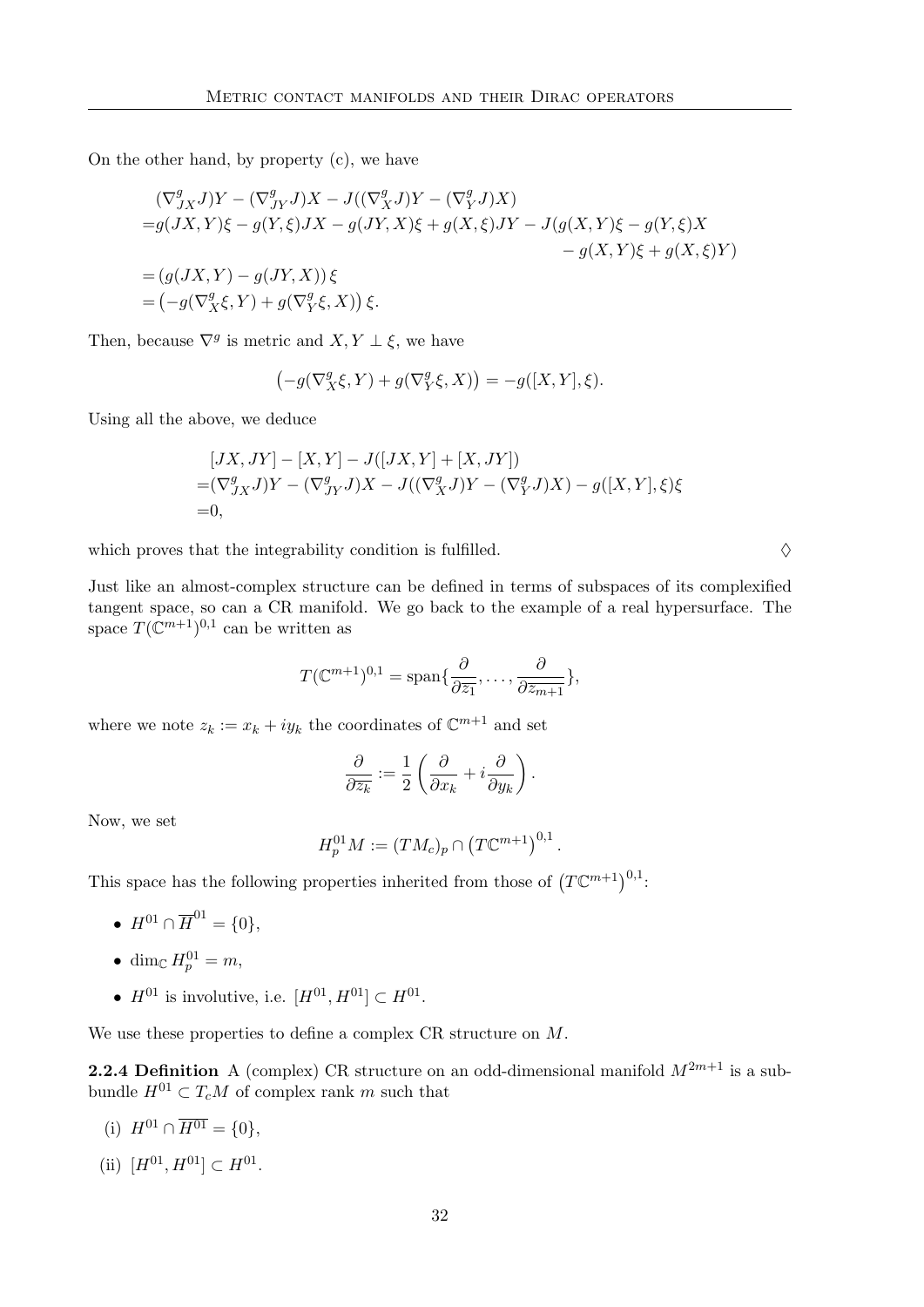On the other hand, by property (c), we have

$$
\begin{aligned}
&(\nabla^g_{JX}J)Y - (\nabla^g_{JY}J)X - J((\nabla^g_X J)Y - (\nabla^g_Y J)X) \\
=&g(JX,Y)\xi - g(Y,\xi)JX - g(JY,X)\xi + g(X,\xi)JY - J(g(X,Y)\xi - g(Y,\xi)X \\
&\qquad\qquad\qquad\qquad\qquad\qquad\qquad\qquad\qquad\qquad - g(X,Y)\xi + g(X,\xi)Y) \\
=&\left(g(JX,Y) - g(JY,X)\right)\xi \\
=&\left(-g(\nabla^g_X\xi, Y) + g(\nabla^g_Y\xi, X)\right)\xi.
\end{aligned}
$$

Then, because $\nabla^g$ is metric and $X, Y \perp \xi$, we have

$$
\left(-g(\nabla^g_X\xi, Y) + g(\nabla^g_Y\xi, X)\right) = -g([X,Y],\xi).
$$

Using all the above, we deduce

$$
\begin{aligned}
&[JX, JY] - [X,Y] - J([JX,Y] + [X,JY]) \\
=&(\nabla^g_{JX}J)Y - (\nabla^g_{JY}J)X - J((\nabla^g_X J)Y - (\nabla^g_Y J)X) - g([X,Y],\xi)\xi \\
=&0,
\end{aligned}
$$

which proves that the integrability condition is fulfilled. $\Diamond$

Just like an almost-complex structure can be defined in terms of subspaces of its complexified tangent space, so can a CR manifold. We go back to the example of a real hypersurface. The space $T(\mathbb{C}^{m+1})^{0,1}$ can be written as

$$
T(\mathbb{C}^{m+1})^{0,1} = \operatorname{span}\{\frac{\partial}{\partial \overline{z_1}}, \dots, \frac{\partial}{\partial \overline{z_{m+1}}}\},
$$

where we note $z_k := x_k + iy_k$ the coordinates of $\mathbb{C}^{m+1}$ and set

$$
\frac{\partial}{\partial \overline{z_k}} := \frac{1}{2}\left(\frac{\partial}{\partial x_k} + i\frac{\partial}{\partial y_k}\right).
$$

Now, we set

$$
H^{01}_p M := (TM_c)_p \cap \left(T\mathbb{C}^{m+1}\right)^{0,1}.
$$

This space has the following properties inherited from those of $\left(T\mathbb{C}^{m+1}\right)^{0,1}$:

- $H^{01} \cap \overline{H}^{01} = \{0\}$,
- $\dim_{\mathbb{C}} H^{01}_p = m$,
- $H^{01}$ is involutive, i.e. $[H^{01}, H^{01}] \subset H^{01}$.

We use these properties to define a complex CR structure on $M$.

**2.2.4 Definition** A (complex) CR structure on an odd-dimensional manifold $M^{2m+1}$ is a subbundle $H^{01} \subset T_c M$ of complex rank $m$ such that

(i) $H^{01} \cap \overline{H^{01}} = \{0\}$,

(ii) $[H^{01}, H^{01}] \subset H^{01}$.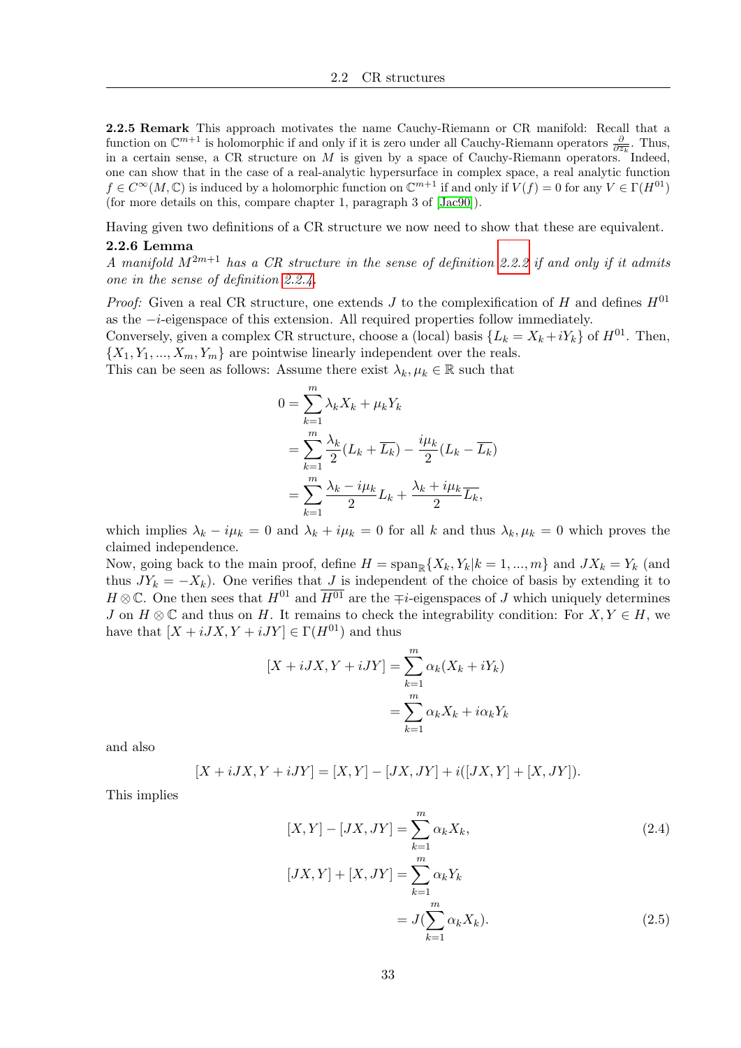**2.2.5 Remark** This approach motivates the name Cauchy-Riemann or CR manifold: Recall that a function on $\mathbb{C}^{m+1}$ is holomorphic if and only if it is zero under all Cauchy-Riemann operators $\frac{\partial}{\partial \bar{z}_k}$. Thus, in a certain sense, a CR structure on $M$ is given by a space of Cauchy-Riemann operators. Indeed, one can show that in the case of a real-analytic hypersurface in complex space, a real analytic function $f \in C^\infty(M, \mathbb{C})$ is induced by a holomorphic function on $\mathbb{C}^{m+1}$ if and only if $V(f) = 0$ for any $V \in \Gamma(H^{01})$ (for more details on this, compare chapter 1, paragraph 3 of [Jac90]).

Having given two definitions of a CR structure we now need to show that these are equivalent.

**2.2.6 Lemma**
*A manifold $M^{2m+1}$ has a CR structure in the sense of definition 2.2.2 if and only if it admits one in the sense of definition 2.2.4.*

*Proof:* Given a real CR structure, one extends $J$ to the complexification of $H$ and defines $H^{01}$ as the $-i$-eigenspace of this extension. All required properties follow immediately.
Conversely, given a complex CR structure, choose a (local) basis $\{L_k = X_k + iY_k\}$ of $H^{01}$. Then, $\{X_1, Y_1, ..., X_m, Y_m\}$ are pointwise linearly independent over the reals.
This can be seen as follows: Assume there exist $\lambda_k, \mu_k \in \mathbb{R}$ such that

$$
\begin{aligned}
0 &= \sum_{k=1}^{m} \lambda_k X_k + \mu_k Y_k \\
&= \sum_{k=1}^{m} \frac{\lambda_k}{2}(L_k + \overline{L_k}) - \frac{i\mu_k}{2}(L_k - \overline{L_k}) \\
&= \sum_{k=1}^{m} \frac{\lambda_k - i\mu_k}{2} L_k + \frac{\lambda_k + i\mu_k}{2} \overline{L_k},
\end{aligned}
$$

which implies $\lambda_k - i\mu_k = 0$ and $\lambda_k + i\mu_k = 0$ for all $k$ and thus $\lambda_k, \mu_k = 0$ which proves the claimed independence.
Now, going back to the main proof, define $H = \mathrm{span}_{\mathbb{R}}\{X_k, Y_k | k = 1, ..., m\}$ and $JX_k = Y_k$ (and thus $JY_k = -X_k$). One verifies that $J$ is independent of the choice of basis by extending it to $H \otimes \mathbb{C}$. One then sees that $H^{01}$ and $\overline{H^{01}}$ are the $\mp i$-eigenspaces of $J$ which uniquely determines $J$ on $H \otimes \mathbb{C}$ and thus on $H$. It remains to check the integrability condition: For $X, Y \in H$, we have that $[X + iJX, Y + iJY] \in \Gamma(H^{01})$ and thus

$$
\begin{aligned}
[X + iJX, Y + iJY] &= \sum_{k=1}^{m} \alpha_k (X_k + iY_k) \\
&= \sum_{k=1}^{m} \alpha_k X_k + i\alpha_k Y_k
\end{aligned}
$$

and also

$$
[X + iJX, Y + iJY] = [X, Y] - [JX, JY] + i([JX, Y] + [X, JY]).
$$

This implies

$$
[X, Y] - [JX, JY] = \sum_{k=1}^{m} \alpha_k X_k, \tag{2.4}
$$

$$
\begin{aligned}
[JX, Y] + [X, JY] &= \sum_{k=1}^{m} \alpha_k Y_k \\
&= J(\sum_{k=1}^{m} \alpha_k X_k).
\end{aligned} \tag{2.5}
$$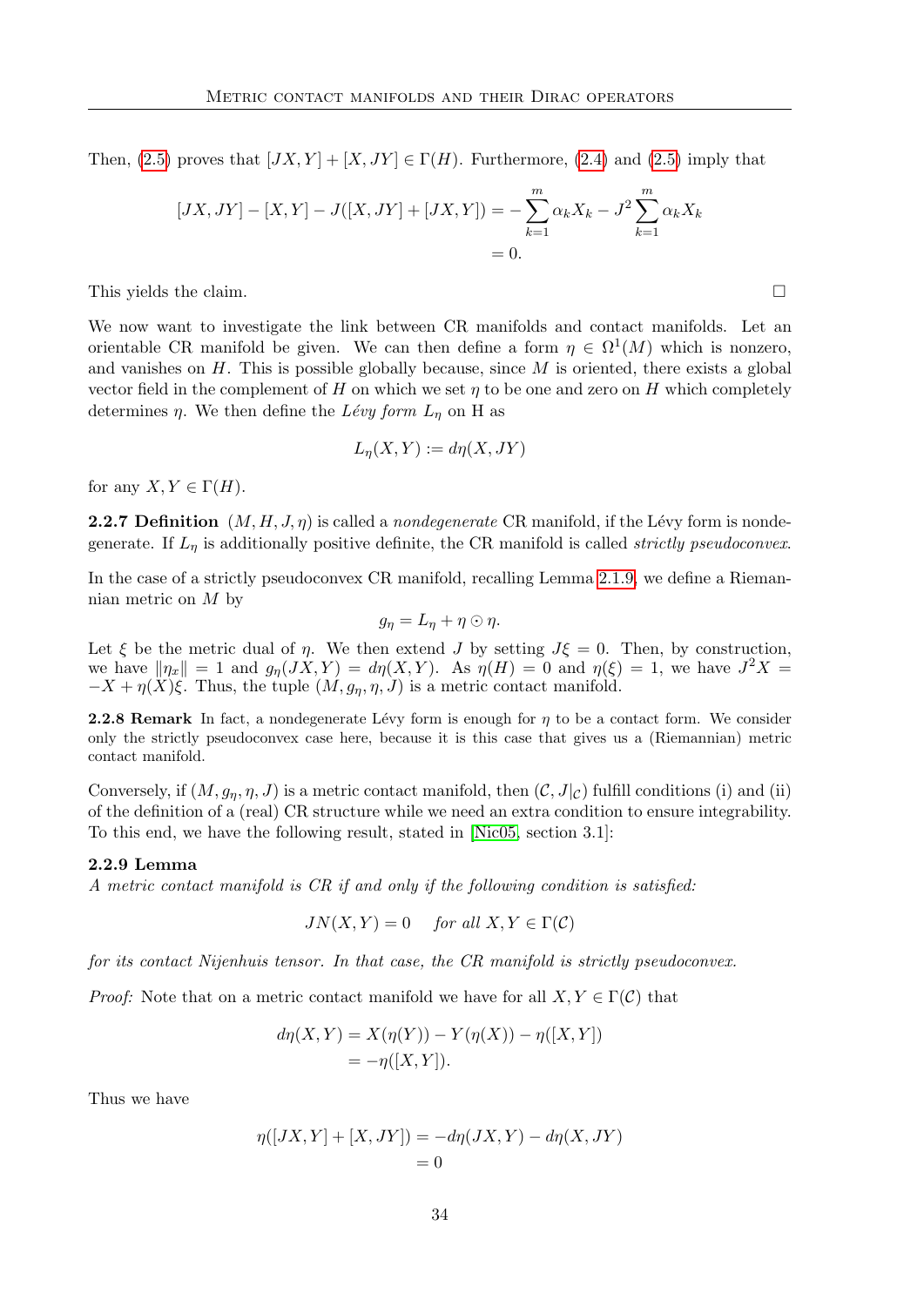Then, (2.5) proves that $[JX, Y] + [X, JY] \in \Gamma(H)$. Furthermore, (2.4) and (2.5) imply that

$$
\begin{aligned}
[JX, JY] - [X, Y] - J([X, JY] + [JX, Y]) &= -\sum_{k=1}^{m} \alpha_k X_k - J^2 \sum_{k=1}^{m} \alpha_k X_k \\
&= 0.
\end{aligned}
$$

This yields the claim. □

We now want to investigate the link between CR manifolds and contact manifolds. Let an orientable CR manifold be given. We can then define a form $\eta \in \Omega^1(M)$ which is nonzero, and vanishes on $H$. This is possible globally because, since $M$ is oriented, there exists a global vector field in the complement of $H$ on which we set $\eta$ to be one and zero on $H$ which completely determines $\eta$. We then define the *Lévy form* $L_\eta$ on H as

$$
L_\eta(X, Y) := d\eta(X, JY)
$$

for any $X, Y \in \Gamma(H)$.

**2.2.7 Definition** $(M, H, J, \eta)$ is called a *nondegenerate* CR manifold, if the Lévy form is nondegenerate. If $L_\eta$ is additionally positive definite, the CR manifold is called *strictly pseudoconvex*.

In the case of a strictly pseudoconvex CR manifold, recalling Lemma 2.1.9, we define a Riemannian metric on $M$ by

$$
g_\eta = L_\eta + \eta \odot \eta.
$$

Let $\xi$ be the metric dual of $\eta$. We then extend $J$ by setting $J\xi = 0$. Then, by construction, we have $\|\eta_x\| = 1$ and $g_\eta(JX, Y) = d\eta(X, Y)$. As $\eta(H) = 0$ and $\eta(\xi) = 1$, we have $J^2X = -X + \eta(X)\xi$. Thus, the tuple $(M, g_\eta, \eta, J)$ is a metric contact manifold.

**2.2.8 Remark** In fact, a nondegenerate Lévy form is enough for $\eta$ to be a contact form. We consider only the strictly pseudoconvex case here, because it is this case that gives us a (Riemannian) metric contact manifold.

Conversely, if $(M, g_\eta, \eta, J)$ is a metric contact manifold, then $(\mathcal{C}, J|_{\mathcal{C}})$ fulfill conditions (i) and (ii) of the definition of a (real) CR structure while we need an extra condition to ensure integrability. To this end, we have the following result, stated in [Nic05, section 3.1]:

**2.2.9 Lemma**
*A metric contact manifold is CR if and only if the following condition is satisfied:*

$$
JN(X, Y) = 0 \quad \textit{for all } X, Y \in \Gamma(\mathcal{C})
$$

*for its contact Nijenhuis tensor. In that case, the CR manifold is strictly pseudoconvex.*

*Proof:* Note that on a metric contact manifold we have for all $X, Y \in \Gamma(\mathcal{C})$ that

$$
\begin{aligned}
d\eta(X, Y) &= X(\eta(Y)) - Y(\eta(X)) - \eta([X, Y]) \\
&= -\eta([X, Y]).
\end{aligned}
$$

Thus we have

$$
\begin{aligned}
\eta([JX, Y] + [X, JY]) &= -d\eta(JX, Y) - d\eta(X, JY) \\
&= 0
\end{aligned}
$$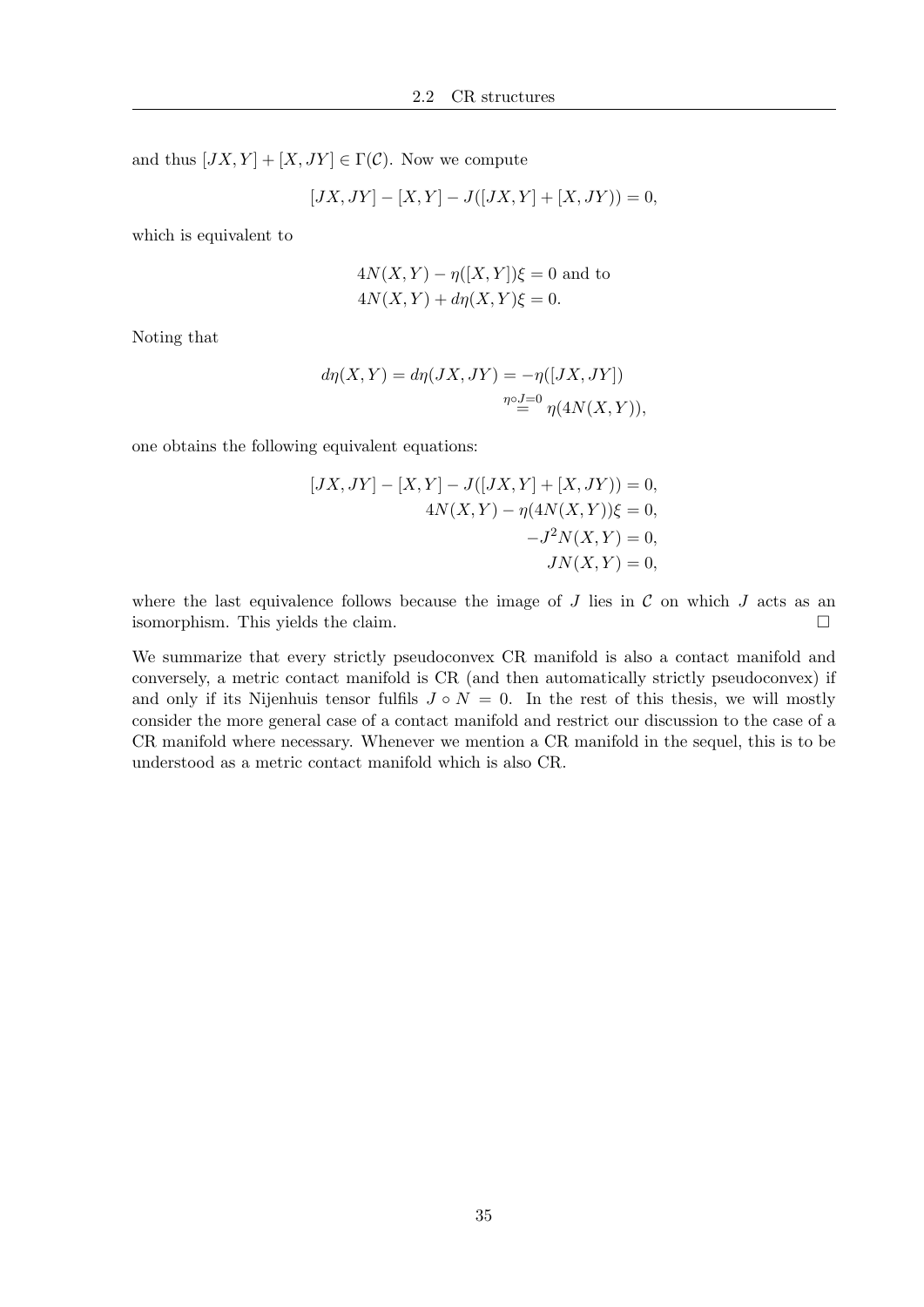and thus $[JX, Y] + [X, JY] \in \Gamma(\mathcal{C})$. Now we compute

$$[JX, JY] - [X, Y] - J([JX, Y] + [X, JY]) = 0,$$

which is equivalent to

$$\begin{aligned} &4N(X, Y) - \eta([X, Y])\xi = 0 \text{ and to} \\ &4N(X, Y) + d\eta(X, Y)\xi = 0. \end{aligned}$$

Noting that

$$\begin{aligned} d\eta(X, Y) = d\eta(JX, JY) &= -\eta([JX, JY]) \\ &\overset{\eta \circ J = 0}{=} \eta(4N(X, Y)), \end{aligned}$$

one obtains the following equivalent equations:

$$\begin{aligned} [JX, JY] - [X, Y] - J([JX, Y] + [X, JY]) &= 0, \\ 4N(X, Y) - \eta(4N(X, Y))\xi &= 0, \\ -J^2 N(X, Y) &= 0, \\ JN(X, Y) &= 0, \end{aligned}$$

where the last equivalence follows because the image of $J$ lies in $\mathcal{C}$ on which $J$ acts as an isomorphism. This yields the claim. $\square$

We summarize that every strictly pseudoconvex CR manifold is also a contact manifold and conversely, a metric contact manifold is CR (and then automatically strictly pseudoconvex) if and only if its Nijenhuis tensor fulfils $J \circ N = 0$. In the rest of this thesis, we will mostly consider the more general case of a contact manifold and restrict our discussion to the case of a CR manifold where necessary. Whenever we mention a CR manifold in the sequel, this is to be understood as a metric contact manifold which is also CR.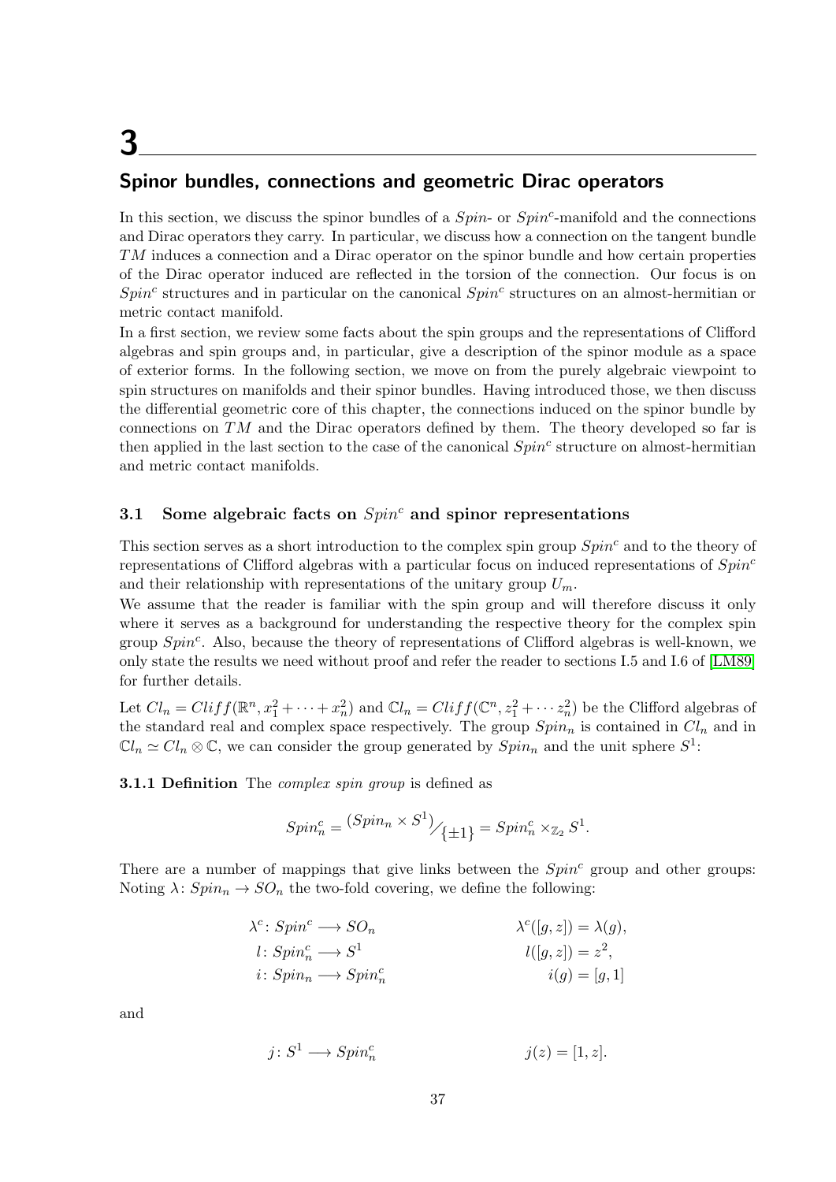# 3

## Spinor bundles, connections and geometric Dirac operators

In this section, we discuss the spinor bundles of a *Spin*- or *Spin*$^c$-manifold and the connections and Dirac operators they carry. In particular, we discuss how a connection on the tangent bundle $TM$ induces a connection and a Dirac operator on the spinor bundle and how certain properties of the Dirac operator induced are reflected in the torsion of the connection. Our focus is on *Spin*$^c$ structures and in particular on the canonical *Spin*$^c$ structures on an almost-hermitian or metric contact manifold.

In a first section, we review some facts about the spin groups and the representations of Clifford algebras and spin groups and, in particular, give a description of the spinor module as a space of exterior forms. In the following section, we move on from the purely algebraic viewpoint to spin structures on manifolds and their spinor bundles. Having introduced those, we then discuss the differential geometric core of this chapter, the connections induced on the spinor bundle by connections on $TM$ and the Dirac operators defined by them. The theory developed so far is then applied in the last section to the case of the canonical *Spin*$^c$ structure on almost-hermitian and metric contact manifolds.

### 3.1 Some algebraic facts on *Spin*$^c$ and spinor representations

This section serves as a short introduction to the complex spin group *Spin*$^c$ and to the theory of representations of Clifford algebras with a particular focus on induced representations of *Spin*$^c$ and their relationship with representations of the unitary group $U_m$.

We assume that the reader is familiar with the spin group and will therefore discuss it only where it serves as a background for understanding the respective theory for the complex spin group *Spin*$^c$. Also, because the theory of representations of Clifford algebras is well-known, we only state the results we need without proof and refer the reader to sections I.5 and I.6 of [LM89] for further details.

Let $Cl_n = Cliff(\mathbb{R}^n, x_1^2 + \cdots + x_n^2)$ and $\mathbb{C}l_n = Cliff(\mathbb{C}^n, z_1^2 + \cdots z_n^2)$ be the Clifford algebras of the standard real and complex space respectively. The group $Spin_n$ is contained in $Cl_n$ and in $\mathbb{C}l_n \simeq Cl_n \otimes \mathbb{C}$, we can consider the group generated by $Spin_n$ and the unit sphere $S^1$:

**3.1.1 Definition** The *complex spin group* is defined as

$$Spin_n^c = {(Spin_n \times S^1)}\big/{\{\pm 1\}} = Spin_n^c \times_{\mathbb{Z}_2} S^1.$$

There are a number of mappings that give links between the *Spin*$^c$ group and other groups: Noting $\lambda\colon Spin_n \to SO_n$ the two-fold covering, we define the following:

$$\begin{aligned}
&\lambda^c\colon Spin^c \longrightarrow SO_n & \qquad & \lambda^c([g,z]) = \lambda(g),\\
&l\colon Spin_n^c \longrightarrow S^1 & & l([g,z]) = z^2,\\
&i\colon Spin_n \longrightarrow Spin_n^c & & i(g) = [g,1]
\end{aligned}$$

and

$$j\colon S^1 \longrightarrow Spin_n^c \qquad\qquad j(z) = [1,z].$$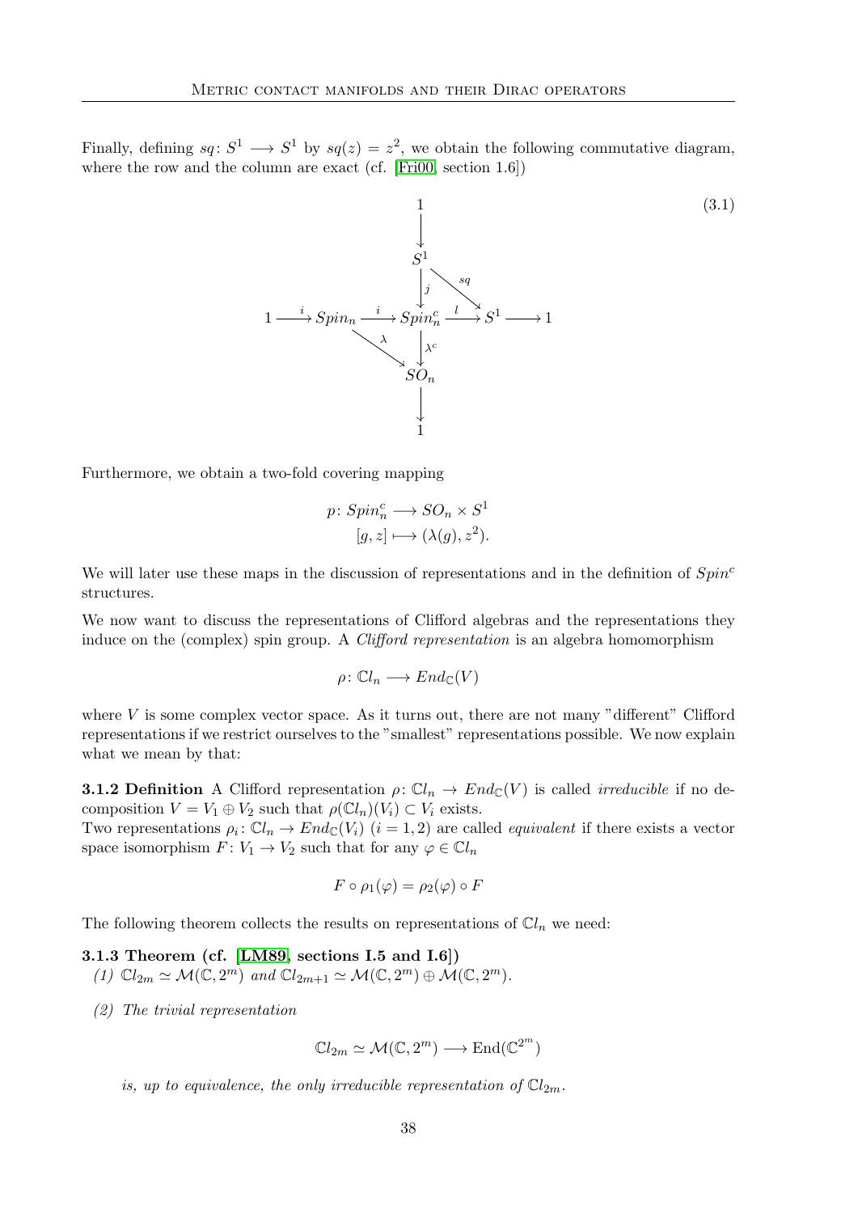Finally, defining $sq\colon S^1 \longrightarrow S^1$ by $sq(z) = z^2$, we obtain the following commutative diagram, where the row and the column are exact (cf. [Fri00, section 1.6])

$$
\begin{array}{ccccccccc}
 & & & & 1 & & & & \\
 & & & & \downarrow & & & & \\
 & & & & S^1 & & & & \\
 & & & & \downarrow j & \searrow sq & & & \\
1 & \xrightarrow{i} & Spin_n & \xrightarrow{i} & Spin_n^c & \xrightarrow{l} & S^1 & \longrightarrow & 1 \\
 & & & \searrow \lambda & \downarrow \lambda^c & & & & \\
 & & & & SO_n & & & & \\
 & & & & \downarrow & & & & \\
 & & & & 1 & & & &
\end{array}
\tag{3.1}
$$

Furthermore, we obtain a two-fold covering mapping

$$
\begin{aligned}
p\colon Spin_n^c &\longrightarrow SO_n \times S^1 \\
[g, z] &\longmapsto (\lambda(g), z^2).
\end{aligned}
$$

We will later use these maps in the discussion of representations and in the definition of $Spin^c$ structures.

We now want to discuss the representations of Clifford algebras and the representations they induce on the (complex) spin group. A *Clifford representation* is an algebra homomorphism

$$\rho\colon \mathbb{C}l_n \longrightarrow End_{\mathbb{C}}(V)$$

where $V$ is some complex vector space. As it turns out, there are not many "different" Clifford representations if we restrict ourselves to the "smallest" representations possible. We now explain what we mean by that:

**3.1.2 Definition** A Clifford representation $\rho\colon \mathbb{C}l_n \to End_{\mathbb{C}}(V)$ is called *irreducible* if no decomposition $V = V_1 \oplus V_2$ such that $\rho(\mathbb{C}l_n)(V_i) \subset V_i$ exists.
Two representations $\rho_i\colon \mathbb{C}l_n \to End_{\mathbb{C}}(V_i)$ $(i = 1, 2)$ are called *equivalent* if there exists a vector space isomorphism $F\colon V_1 \to V_2$ such that for any $\varphi \in \mathbb{C}l_n$

$$F \circ \rho_1(\varphi) = \rho_2(\varphi) \circ F$$

The following theorem collects the results on representations of $\mathbb{C}l_n$ we need:

**3.1.3 Theorem (cf. [LM89, sections I.5 and I.6])**

*(1)* $\mathbb{C}l_{2m} \simeq \mathcal{M}(\mathbb{C}, 2^m)$ *and* $\mathbb{C}l_{2m+1} \simeq \mathcal{M}(\mathbb{C}, 2^m) \oplus \mathcal{M}(\mathbb{C}, 2^m)$.

*(2) The trivial representation*

$$\mathbb{C}l_{2m} \simeq \mathcal{M}(\mathbb{C}, 2^m) \longrightarrow \mathrm{End}(\mathbb{C}^{2^m})$$

*is, up to equivalence, the only irreducible representation of* $\mathbb{C}l_{2m}$.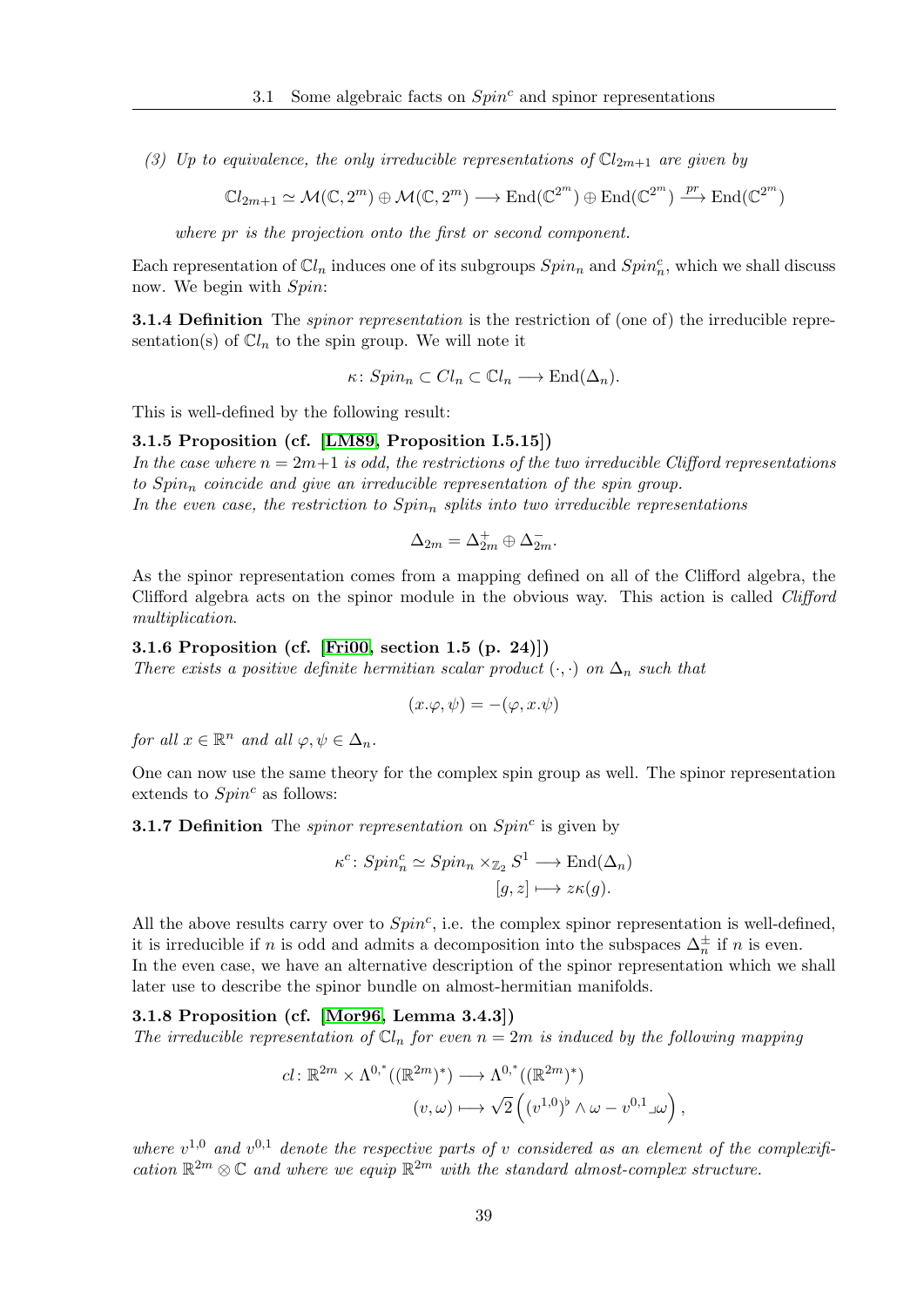*(3) Up to equivalence, the only irreducible representations of $\mathbb{C}l_{2m+1}$ are given by*

$$\mathbb{C}l_{2m+1} \simeq \mathcal{M}(\mathbb{C}, 2^m) \oplus \mathcal{M}(\mathbb{C}, 2^m) \longrightarrow \mathrm{End}(\mathbb{C}^{2^m}) \oplus \mathrm{End}(\mathbb{C}^{2^m}) \xrightarrow{pr} \mathrm{End}(\mathbb{C}^{2^m})$$

*where $pr$ is the projection onto the first or second component.*

Each representation of $\mathbb{C}l_n$ induces one of its subgroups $Spin_n$ and $Spin^c_n$, which we shall discuss now. We begin with $Spin$:

**3.1.4 Definition** The *spinor representation* is the restriction of (one of) the irreducible representation(s) of $\mathbb{C}l_n$ to the spin group. We will note it

$$\kappa\colon Spin_n \subset Cl_n \subset \mathbb{C}l_n \longrightarrow \mathrm{End}(\Delta_n).$$

This is well-defined by the following result:

**3.1.5 Proposition (cf. [LM89, Proposition I.5.15])**
*In the case where $n = 2m+1$ is odd, the restrictions of the two irreducible Clifford representations to $Spin_n$ coincide and give an irreducible representation of the spin group.*
*In the even case, the restriction to $Spin_n$ splits into two irreducible representations*

$$\Delta_{2m} = \Delta^+_{2m} \oplus \Delta^-_{2m}.$$

As the spinor representation comes from a mapping defined on all of the Clifford algebra, the Clifford algebra acts on the spinor module in the obvious way. This action is called *Clifford multiplication*.

**3.1.6 Proposition (cf. [Fri00, section 1.5 (p. 24)])**
*There exists a positive definite hermitian scalar product $(\cdot,\cdot)$ on $\Delta_n$ such that*

$$(x.\varphi, \psi) = -(\varphi, x.\psi)$$

*for all $x \in \mathbb{R}^n$ and all $\varphi, \psi \in \Delta_n$.*

One can now use the same theory for the complex spin group as well. The spinor representation extends to $Spin^c$ as follows:

**3.1.7 Definition** The *spinor representation* on $Spin^c$ is given by

$$\begin{aligned}\kappa^c\colon Spin^c_n \simeq Spin_n \times_{\mathbb{Z}_2} S^1 &\longrightarrow \mathrm{End}(\Delta_n)\\ [g, z] &\longmapsto z\kappa(g).\end{aligned}$$

All the above results carry over to $Spin^c$, i.e. the complex spinor representation is well-defined, it is irreducible if $n$ is odd and admits a decomposition into the subspaces $\Delta^\pm_n$ if $n$ is even.
In the even case, we have an alternative description of the spinor representation which we shall later use to describe the spinor bundle on almost-hermitian manifolds.

**3.1.8 Proposition (cf. [Mor96, Lemma 3.4.3])**
*The irreducible representation of $\mathbb{C}l_n$ for even $n = 2m$ is induced by the following mapping*

$$\begin{aligned}cl\colon \mathbb{R}^{2m} \times \Lambda^{0,*}((\mathbb{R}^{2m})^*) &\longrightarrow \Lambda^{0,*}((\mathbb{R}^{2m})^*)\\ (v, \omega) &\longmapsto \sqrt{2}\left((v^{1,0})^\flat \wedge \omega - v^{0,1} \lrcorner \omega\right),\end{aligned}$$

*where $v^{1,0}$ and $v^{0,1}$ denote the respective parts of $v$ considered as an element of the complexification $\mathbb{R}^{2m} \otimes \mathbb{C}$ and where we equip $\mathbb{R}^{2m}$ with the standard almost-complex structure.*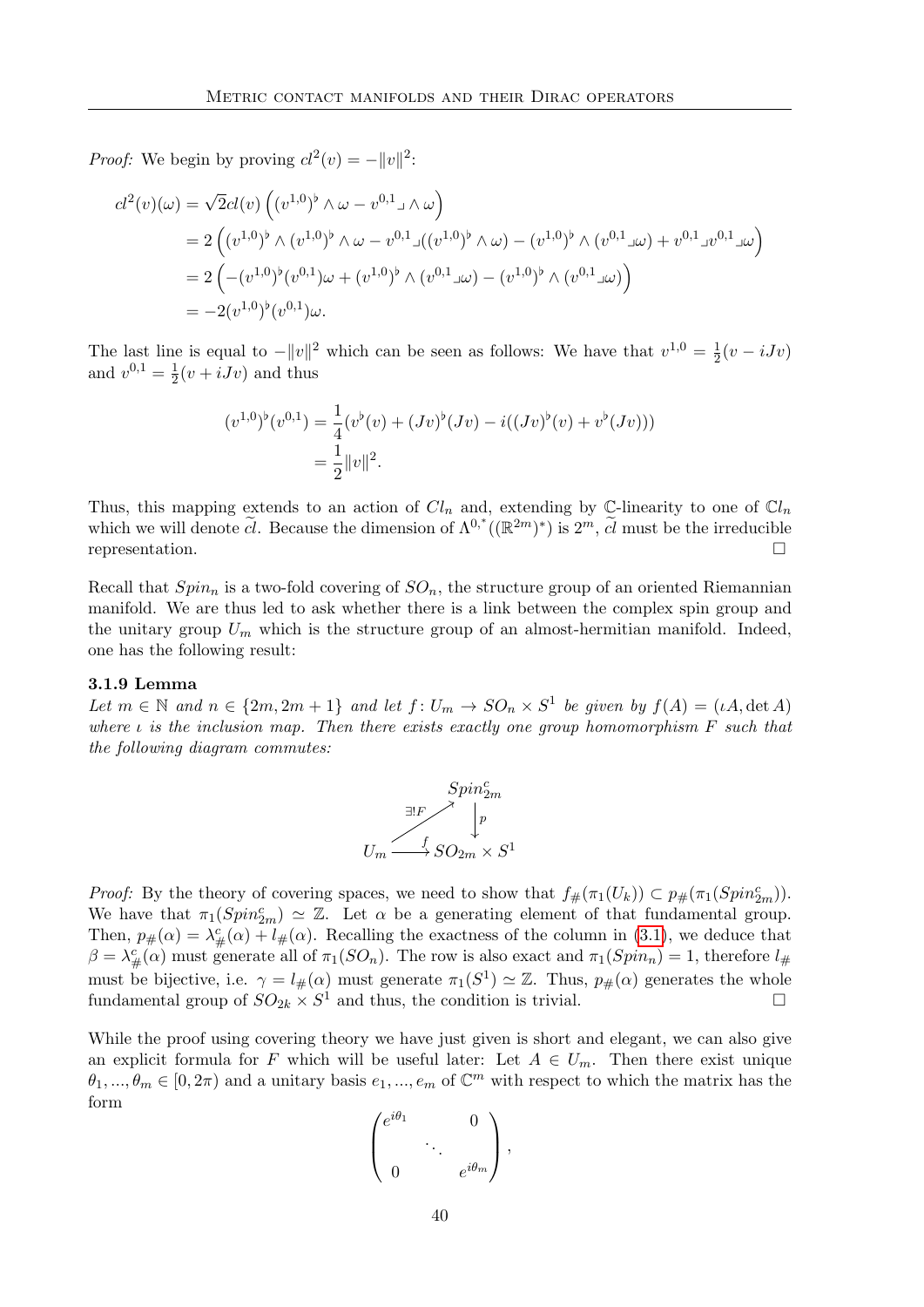*Proof:* We begin by proving $cl^2(v) = -\|v\|^2$:

$$
\begin{aligned}
cl^2(v)(\omega) &= \sqrt{2}cl(v)\left((v^{1,0})^\flat \wedge \omega - v^{0,1} \lrcorner \wedge \omega\right) \\
&= 2\left((v^{1,0})^\flat \wedge (v^{1,0})^\flat \wedge \omega - v^{0,1} \lrcorner ((v^{1,0})^\flat \wedge \omega) - (v^{1,0})^\flat \wedge (v^{0,1} \lrcorner \omega) + v^{0,1} \lrcorner v^{0,1} \lrcorner \omega\right) \\
&= 2\left(-(v^{1,0})^\flat (v^{0,1})\omega + (v^{1,0})^\flat \wedge (v^{0,1} \lrcorner \omega) - (v^{1,0})^\flat \wedge (v^{0,1} \lrcorner \omega)\right) \\
&= -2(v^{1,0})^\flat (v^{0,1})\omega.
\end{aligned}
$$

The last line is equal to $-\|v\|^2$ which can be seen as follows: We have that $v^{1,0} = \frac{1}{2}(v - iJv)$ and $v^{0,1} = \frac{1}{2}(v + iJv)$ and thus

$$
\begin{aligned}
(v^{1,0})^\flat (v^{0,1}) &= \frac{1}{4}(v^\flat(v) + (Jv)^\flat(Jv) - i((Jv)^\flat(v) + v^\flat(Jv))) \\
&= \frac{1}{2}\|v\|^2.
\end{aligned}
$$

Thus, this mapping extends to an action of $Cl_n$ and, extending by $\mathbb{C}$-linearity to one of $\mathbb{C}l_n$ which we will denote $\widetilde{cl}$. Because the dimension of $\Lambda^{0,*}((\mathbb{R}^{2m})^*)$ is $2^m$, $\widetilde{cl}$ must be the irreducible representation. $\square$

Recall that $Spin_n$ is a two-fold covering of $SO_n$, the structure group of an oriented Riemannian manifold. We are thus led to ask whether there is a link between the complex spin group and the unitary group $U_m$ which is the structure group of an almost-hermitian manifold. Indeed, one has the following result:

### 3.1.9 Lemma

*Let $m \in \mathbb{N}$ and $n \in \{2m, 2m+1\}$ and let $f\colon U_m \to SO_n \times S^1$ be given by $f(A) = (\iota A, \det A)$ where $\iota$ is the inclusion map. Then there exists exactly one group homomorphism $F$ such that the following diagram commutes:*

$$
\begin{array}{ccc}
 & & Spin^c_{2m} \\
 & \overset{\exists! F}{\nearrow} & \downarrow p \\
U_m & \xrightarrow{f} & SO_{2m} \times S^1
\end{array}
$$

*Proof:* By the theory of covering spaces, we need to show that $f_\#(\pi_1(U_k)) \subset p_\#(\pi_1(Spin^c_{2m}))$. We have that $\pi_1(Spin^c_{2m}) \simeq \mathbb{Z}$. Let $\alpha$ be a generating element of that fundamental group. Then, $p_\#(\alpha) = \lambda^c_\#(\alpha) + l_\#(\alpha)$. Recalling the exactness of the column in (3.1), we deduce that $\beta = \lambda^c_\#(\alpha)$ must generate all of $\pi_1(SO_n)$. The row is also exact and $\pi_1(Spin_n) = 1$, therefore $l_\#$ must be bijective, i.e. $\gamma = l_\#(\alpha)$ must generate $\pi_1(S^1) \simeq \mathbb{Z}$. Thus, $p_\#(\alpha)$ generates the whole fundamental group of $SO_{2k} \times S^1$ and thus, the condition is trivial. $\square$

While the proof using covering theory we have just given is short and elegant, we can also give an explicit formula for $F$ which will be useful later: Let $A \in U_m$. Then there exist unique $\theta_1, ..., \theta_m \in [0, 2\pi)$ and a unitary basis $e_1, ..., e_m$ of $\mathbb{C}^m$ with respect to which the matrix has the form

$$
\begin{pmatrix}
e^{i\theta_1} & & 0 \\
 & \ddots & \\
0 & & e^{i\theta_m}
\end{pmatrix},
$$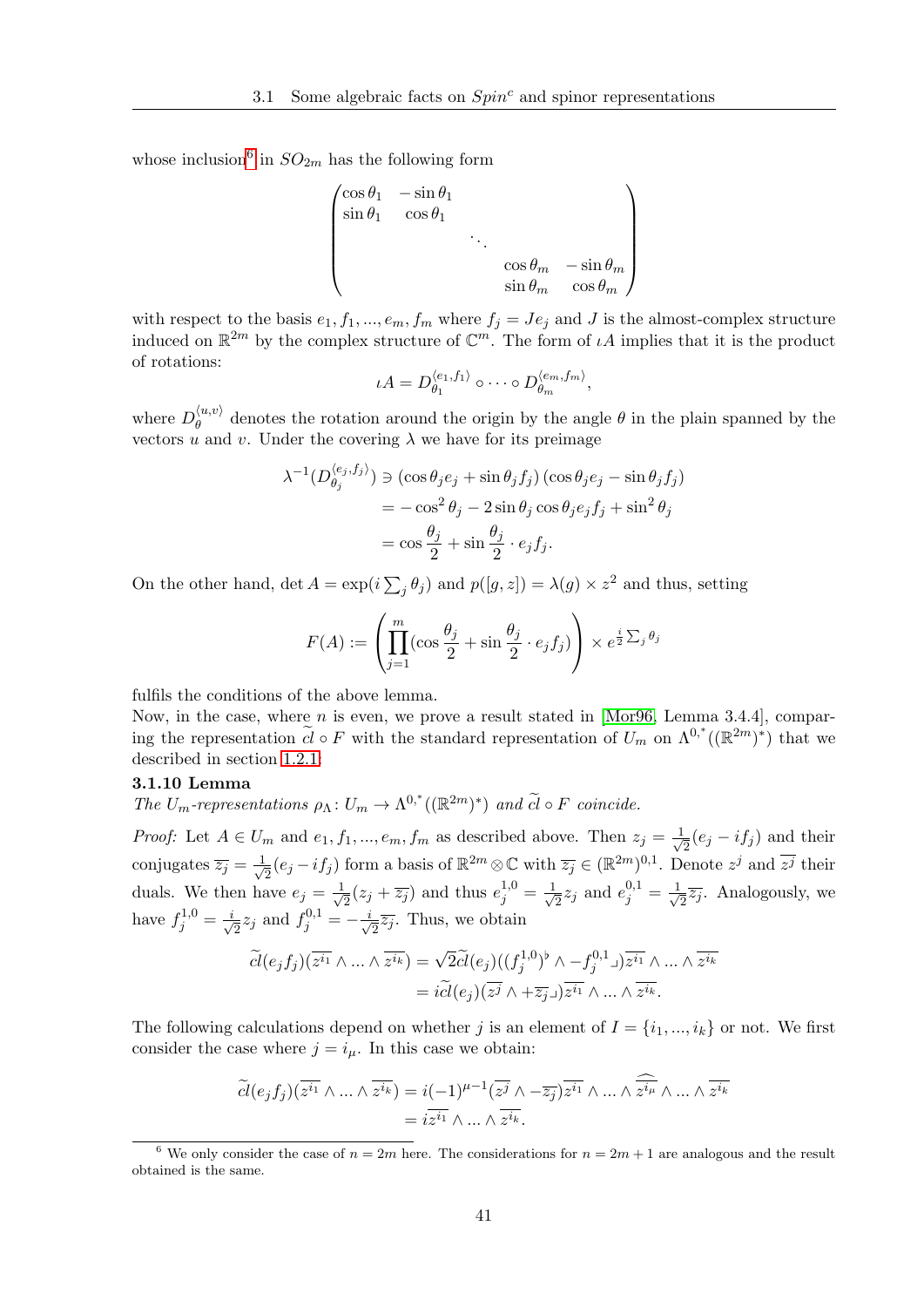whose inclusion[6] in $SO_{2m}$ has the following form

$$\begin{pmatrix} \cos\theta_1 & -\sin\theta_1 & & & \\ \sin\theta_1 & \cos\theta_1 & & & \\ & & \ddots & & \\ & & & \cos\theta_m & -\sin\theta_m \\ & & & \sin\theta_m & \cos\theta_m \end{pmatrix}$$

with respect to the basis $e_1, f_1, ..., e_m, f_m$ where $f_j = Je_j$ and $J$ is the almost-complex structure induced on $\mathbb{R}^{2m}$ by the complex structure of $\mathbb{C}^m$. The form of $\iota A$ implies that it is the product of rotations:

$$\iota A = D_{\theta_1}^{\langle e_1, f_1 \rangle} \circ \cdots \circ D_{\theta_m}^{\langle e_m, f_m \rangle},$$

where $D_\theta^{\langle u,v \rangle}$ denotes the rotation around the origin by the angle $\theta$ in the plain spanned by the vectors $u$ and $v$. Under the covering $\lambda$ we have for its preimage

$$\begin{aligned} \lambda^{-1}(D_{\theta_j}^{\langle e_j, f_j \rangle}) &\ni (\cos\theta_j e_j + \sin\theta_j f_j)(\cos\theta_j e_j - \sin\theta_j f_j) \\ &= -\cos^2\theta_j - 2\sin\theta_j\cos\theta_j e_j f_j + \sin^2\theta_j \\ &= \cos\frac{\theta_j}{2} + \sin\frac{\theta_j}{2} \cdot e_j f_j. \end{aligned}$$

On the other hand, $\det A = \exp(i\sum_j \theta_j)$ and $p([g,z]) = \lambda(g) \times z^2$ and thus, setting

$$F(A) := \left( \prod_{j=1}^m (\cos\frac{\theta_j}{2} + \sin\frac{\theta_j}{2} \cdot e_j f_j) \right) \times e^{\frac{i}{2}\sum_j \theta_j}$$

fulfils the conditions of the above lemma.

Now, in the case, where $n$ is even, we prove a result stated in [Mor96, Lemma 3.4.4], comparing the representation $\widetilde{cl} \circ F$ with the standard representation of $U_m$ on $\Lambda^{0,*}((\mathbb{R}^{2m})^*)$ that we described in section 1.2.1:

**3.1.10 Lemma**

*The $U_m$-representations $\rho_\Lambda \colon U_m \to \Lambda^{0,*}((\mathbb{R}^{2m})^*)$ and $\widetilde{cl} \circ F$ coincide.*

*Proof:* Let $A \in U_m$ and $e_1, f_1, ..., e_m, f_m$ as described above. Then $z_j = \frac{1}{\sqrt{2}}(e_j - if_j)$ and their conjugates $\overline{z_j} = \frac{1}{\sqrt{2}}(e_j - if_j)$ form a basis of $\mathbb{R}^{2m} \otimes \mathbb{C}$ with $\overline{z_j} \in (\mathbb{R}^{2m})^{0,1}$. Denote $z^j$ and $\overline{z^j}$ their duals. We then have $e_j = \frac{1}{\sqrt{2}}(z_j + \overline{z_j})$ and thus $e_j^{1,0} = \frac{1}{\sqrt{2}} z_j$ and $e_j^{0,1} = \frac{1}{\sqrt{2}}\overline{z_j}$. Analogously, we have $f_j^{1,0} = \frac{i}{\sqrt{2}} z_j$ and $f_j^{0,1} = -\frac{i}{\sqrt{2}}\overline{z_j}$. Thus, we obtain

$$\begin{aligned} \widetilde{cl}(e_j f_j)(\overline{z^{i_1}} \wedge ... \wedge \overline{z^{i_k}}) &= \sqrt{2}\widetilde{cl}(e_j)((f_j^{1,0})^\flat \wedge -f_j^{0,1} \lrcorner)\overline{z^{i_1}} \wedge ... \wedge \overline{z^{i_k}} \\ &= i\widetilde{cl}(e_j)(\overline{z^j} \wedge + \overline{z_j} \lrcorner)\overline{z^{i_1}} \wedge ... \wedge \overline{z^{i_k}}. \end{aligned}$$

The following calculations depend on whether $j$ is an element of $I = \{i_1, ..., i_k\}$ or not. We first consider the case where $j = i_\mu$. In this case we obtain:

$$\begin{aligned} \widetilde{cl}(e_j f_j)(\overline{z^{i_1}} \wedge ... \wedge \overline{z^{i_k}}) &= i(-1)^{\mu-1}(\overline{z^j} \wedge -\overline{z_j} \lrcorner)\overline{z^{i_1}} \wedge ... \wedge \widehat{\overline{z^{i_\mu}}} \wedge ... \wedge \overline{z^{i_k}} \\ &= i\overline{z^{i_1}} \wedge ... \wedge \overline{z^{i_k}}. \end{aligned}$$

---

[6] We only consider the case of $n = 2m$ here. The considerations for $n = 2m + 1$ are analogous and the result obtained is the same.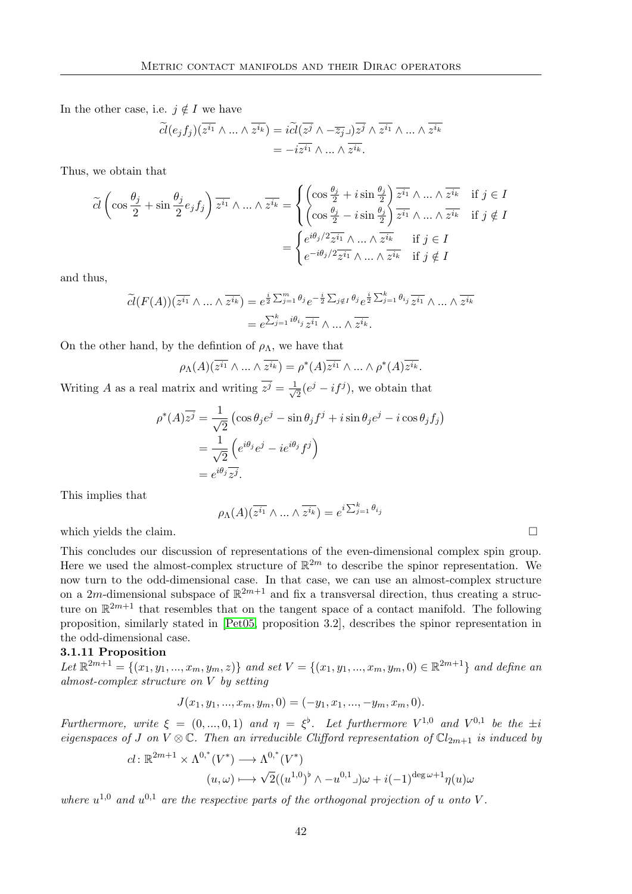In the other case, i.e. $j \notin I$ we have

$$\widetilde{cl}(e_j f_j)(\overline{z^{i_1}} \wedge ... \wedge \overline{z^{i_k}}) = i\widetilde{cl}(\overline{z^j} \wedge -\overline{z_j} \lrcorner)\overline{z^j} \wedge \overline{z^{i_1}} \wedge ... \wedge \overline{z^{i_k}}$$
$$= -i\overline{z^{i_1}} \wedge ... \wedge \overline{z^{i_k}}.$$

Thus, we obtain that

$$\widetilde{cl}\left(\cos\frac{\theta_j}{2} + \sin\frac{\theta_j}{2} e_j f_j\right) \overline{z^{i_1}} \wedge ... \wedge \overline{z^{i_k}} = \begin{cases} \left(\cos\frac{\theta_j}{2} + i\sin\frac{\theta_j}{2}\right) \overline{z^{i_1}} \wedge ... \wedge \overline{z^{i_k}} & \text{if } j \in I \\ \left(\cos\frac{\theta_j}{2} - i\sin\frac{\theta_j}{2}\right) \overline{z^{i_1}} \wedge ... \wedge \overline{z^{i_k}} & \text{if } j \notin I \end{cases}$$
$$= \begin{cases} e^{i\theta_j/2}\overline{z^{i_1}} \wedge ... \wedge \overline{z^{i_k}} & \text{if } j \in I \\ e^{-i\theta_j/2}\overline{z^{i_1}} \wedge ... \wedge \overline{z^{i_k}} & \text{if } j \notin I \end{cases}$$

and thus,

$$\widetilde{cl}(F(A))(\overline{z^{i_1}} \wedge ... \wedge \overline{z^{i_k}}) = e^{\frac{i}{2}\sum_{j=1}^m \theta_j} e^{-\frac{i}{2}\sum_{j\notin I}\theta_j} e^{\frac{i}{2}\sum_{j=1}^k \theta_{i_j}} \overline{z^{i_1}} \wedge ... \wedge \overline{z^{i_k}}$$
$$= e^{\sum_{j=1}^k i\theta_{i_j}} \overline{z^{i_1}} \wedge ... \wedge \overline{z^{i_k}}.$$

On the other hand, by the defintion of $\rho_\Lambda$, we have that

$$\rho_\Lambda(A)(\overline{z^{i_1}} \wedge ... \wedge \overline{z^{i_k}}) = \rho^*(A)\overline{z^{i_1}} \wedge ... \wedge \rho^*(A)\overline{z^{i_k}}.$$

Writing $A$ as a real matrix and writing $\overline{z^j} = \frac{1}{\sqrt{2}}(e^j - if^j)$, we obtain that

$$\rho^*(A)\overline{z^j} = \frac{1}{\sqrt{2}}\left(\cos\theta_j e^j - \sin\theta_j f^j + i\sin\theta_j e^j - i\cos\theta_j f_j\right)$$
$$= \frac{1}{\sqrt{2}}\left(e^{i\theta_j}e^j - ie^{i\theta_j}f^j\right)$$
$$= e^{i\theta_j}\overline{z^j}.$$

This implies that

$$\rho_\Lambda(A)(\overline{z^{i_1}} \wedge ... \wedge \overline{z^{i_k}}) = e^{i\sum_{j=1}^k \theta_{i_j}}$$

which yields the claim. □

This concludes our discussion of representations of the even-dimensional complex spin group. Here we used the almost-complex structure of $\mathbb{R}^{2m}$ to describe the spinor representation. We now turn to the odd-dimensional case. In that case, we can use an almost-complex structure on a $2m$-dimensional subspace of $\mathbb{R}^{2m+1}$ and fix a transversal direction, thus creating a structure on $\mathbb{R}^{2m+1}$ that resembles that on the tangent space of a contact manifold. The following proposition, similarly stated in [Pet05, proposition 3.2], describes the spinor representation in the odd-dimensional case.

**3.1.11 Proposition**

*Let $\mathbb{R}^{2m+1} = \{(x_1, y_1, ..., x_m, y_m, z)\}$ and set $V = \{(x_1, y_1, ..., x_m, y_m, 0) \in \mathbb{R}^{2m+1}\}$ and define an almost-complex structure on $V$ by setting*

$$J(x_1, y_1, ..., x_m, y_m, 0) = (-y_1, x_1, ..., -y_m, x_m, 0).$$

*Furthermore, write $\xi = (0, ..., 0, 1)$ and $\eta = \xi^\flat$. Let furthermore $V^{1,0}$ and $V^{0,1}$ be the $\pm i$ eigenspaces of $J$ on $V \otimes \mathbb{C}$. Then an irreducible Clifford representation of $\mathbb{C}l_{2m+1}$ is induced by*

$$cl\colon \mathbb{R}^{2m+1} \times \Lambda^{0,^*}(V^*) \longrightarrow \Lambda^{0,^*}(V^*)$$
$$(u, \omega) \longmapsto \sqrt{2}((u^{1,0})^\flat \wedge -u^{0,1} \lrcorner)\omega + i(-1)^{\deg\omega+1}\eta(u)\omega$$

*where $u^{1,0}$ and $u^{0,1}$ are the respective parts of the orthogonal projection of $u$ onto $V$.*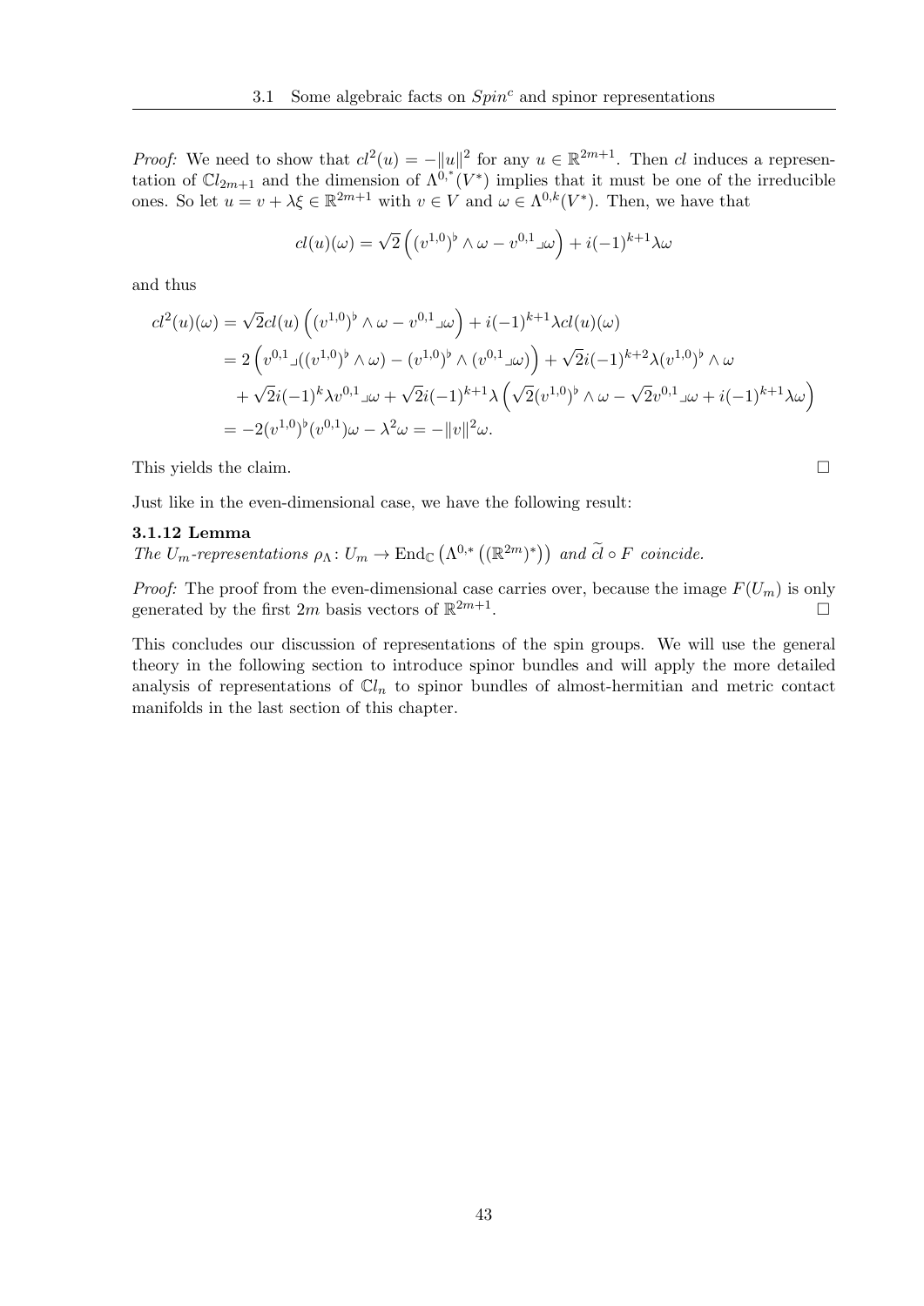*Proof:* We need to show that $cl^2(u) = -\|u\|^2$ for any $u \in \mathbb{R}^{2m+1}$. Then $cl$ induces a representation of $\mathbb{C}l_{2m+1}$ and the dimension of $\Lambda^{0,*}(V^*)$ implies that it must be one of the irreducible ones. So let $u = v + \lambda\xi \in \mathbb{R}^{2m+1}$ with $v \in V$ and $\omega \in \Lambda^{0,k}(V^*)$. Then, we have that

$$cl(u)(\omega) = \sqrt{2}\left((v^{1,0})^\flat \wedge \omega - v^{0,1} \lrcorner \omega\right) + i(-1)^{k+1}\lambda\omega$$

and thus

$$\begin{aligned}
cl^2(u)(\omega) &= \sqrt{2}cl(u)\left((v^{1,0})^\flat \wedge \omega - v^{0,1} \lrcorner \omega\right) + i(-1)^{k+1}\lambda cl(u)(\omega) \\
&= 2\left(v^{0,1} \lrcorner ((v^{1,0})^\flat \wedge \omega) - (v^{1,0})^\flat \wedge (v^{0,1} \lrcorner \omega)\right) + \sqrt{2}i(-1)^{k+2}\lambda(v^{1,0})^\flat \wedge \omega \\
&\quad + \sqrt{2}i(-1)^k\lambda v^{0,1} \lrcorner \omega + \sqrt{2}i(-1)^{k+1}\lambda\left(\sqrt{2}(v^{1,0})^\flat \wedge \omega - \sqrt{2}v^{0,1} \lrcorner \omega + i(-1)^{k+1}\lambda\omega\right) \\
&= -2(v^{1,0})^\flat(v^{0,1})\omega - \lambda^2\omega = -\|v\|^2\omega.
\end{aligned}$$

This yields the claim. $\square$

Just like in the even-dimensional case, we have the following result:

**3.1.12 Lemma**
*The $U_m$-representations $\rho_\Lambda \colon U_m \to \mathrm{End}_\mathbb{C}\left(\Lambda^{0,*}\left((\mathbb{R}^{2m})^*\right)\right)$ and $\widetilde{cl} \circ F$ coincide.*

*Proof:* The proof from the even-dimensional case carries over, because the image $F(U_m)$ is only generated by the first $2m$ basis vectors of $\mathbb{R}^{2m+1}$. $\square$

This concludes our discussion of representations of the spin groups. We will use the general theory in the following section to introduce spinor bundles and will apply the more detailed analysis of representations of $\mathbb{C}l_n$ to spinor bundles of almost-hermitian and metric contact manifolds in the last section of this chapter.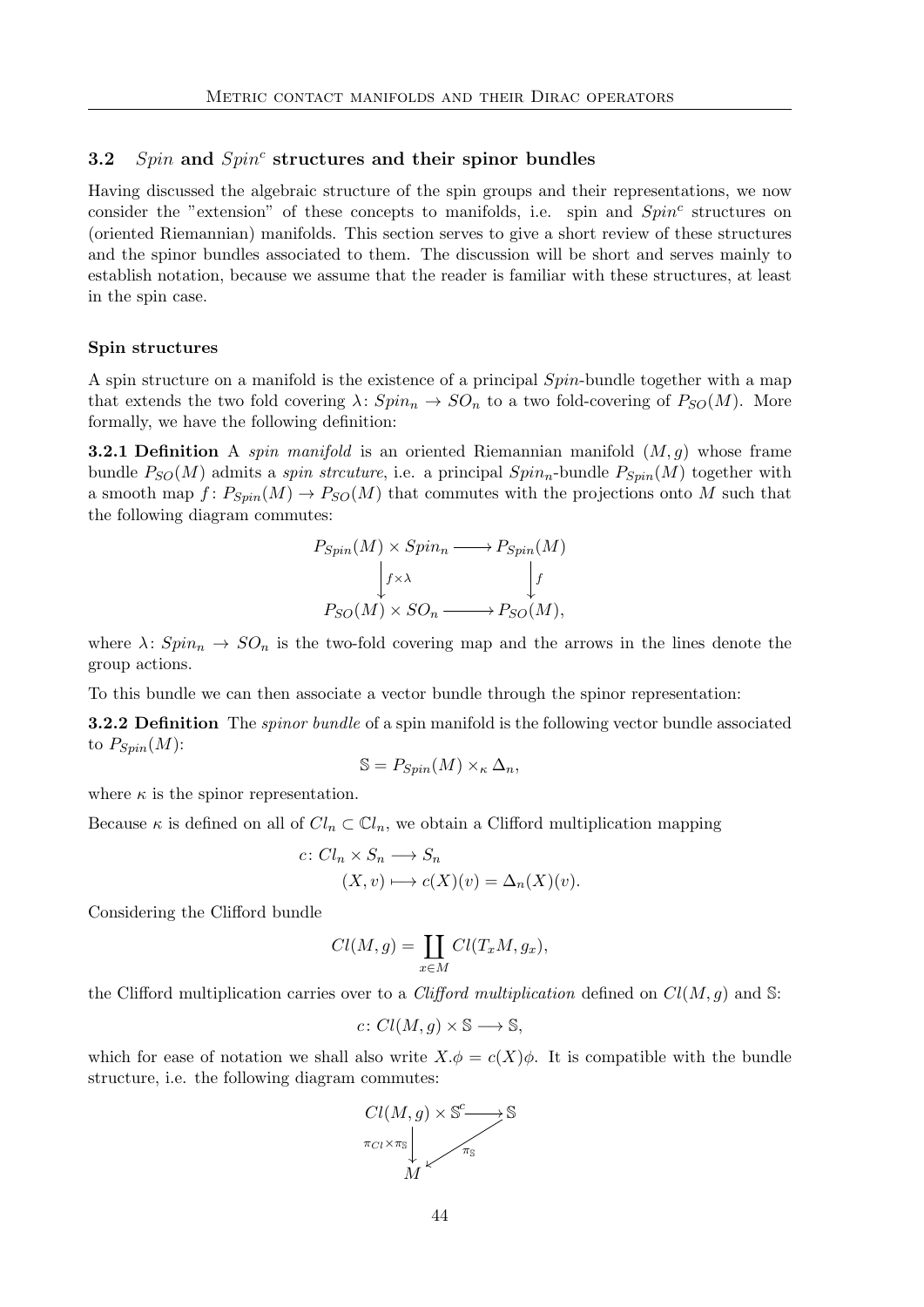## 3.2 *Spin* and $Spin^c$ structures and their spinor bundles

Having discussed the algebraic structure of the spin groups and their representations, we now consider the "extension" of these concepts to manifolds, i.e. spin and $Spin^c$ structures on (oriented Riemannian) manifolds. This section serves to give a short review of these structures and the spinor bundles associated to them. The discussion will be short and serves mainly to establish notation, because we assume that the reader is familiar with these structures, at least in the spin case.

#### Spin structures

A spin structure on a manifold is the existence of a principal *Spin*-bundle together with a map that extends the two fold covering $\lambda\colon Spin_n \to SO_n$ to a two fold-covering of $P_{SO}(M)$. More formally, we have the following definition:

**3.2.1 Definition** A *spin manifold* is an oriented Riemannian manifold $(M, g)$ whose frame bundle $P_{SO}(M)$ admits a *spin strcuture*, i.e. a principal $Spin_n$-bundle $P_{Spin}(M)$ together with a smooth map $f\colon P_{Spin}(M) \to P_{SO}(M)$ that commutes with the projections onto $M$ such that the following diagram commutes:

$$\begin{array}{ccc} P_{Spin}(M) \times Spin_n & \longrightarrow & P_{Spin}(M) \\ \Big\downarrow {\scriptstyle f\times\lambda} & & \Big\downarrow {\scriptstyle f} \\ P_{SO}(M) \times SO_n & \longrightarrow & P_{SO}(M), \end{array}$$

where $\lambda\colon Spin_n \to SO_n$ is the two-fold covering map and the arrows in the lines denote the group actions.

To this bundle we can then associate a vector bundle through the spinor representation:

**3.2.2 Definition** The *spinor bundle* of a spin manifold is the following vector bundle associated to $P_{Spin}(M)$:

$$\mathbb{S} = P_{Spin}(M) \times_\kappa \Delta_n,$$

where $\kappa$ is the spinor representation.

Because $\kappa$ is defined on all of $Cl_n \subset \mathbb{C}l_n$, we obtain a Clifford multiplication mapping

$$\begin{aligned} c\colon Cl_n \times S_n &\longrightarrow S_n \\ (X, v) &\longmapsto c(X)(v) = \Delta_n(X)(v). \end{aligned}$$

Considering the Clifford bundle

$$Cl(M, g) = \coprod_{x\in M} Cl(T_xM, g_x),$$

the Clifford multiplication carries over to a *Clifford multiplication* defined on $Cl(M, g)$ and $\mathbb{S}$:

$$c\colon Cl(M, g) \times \mathbb{S} \longrightarrow \mathbb{S},$$

which for ease of notation we shall also write $X.\phi = c(X)\phi$. It is compatible with the bundle structure, i.e. the following diagram commutes:

$$\begin{array}{ccc} Cl(M,g) \times \mathbb{S} & \xrightarrow{\;c\;} & \mathbb{S} \\ \Big\downarrow {\scriptstyle \pi_{Cl}\times\pi_{\mathbb{S}}} & \swarrow {\scriptstyle \pi_{\mathbb{S}}} & \\ M & & \end{array}$$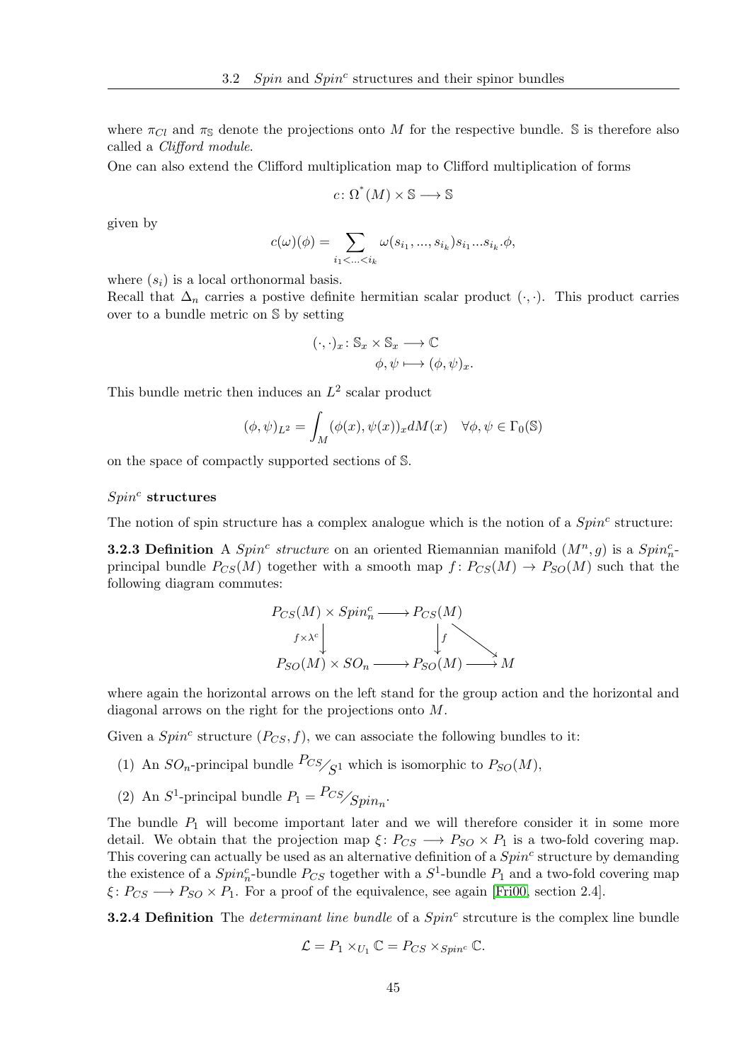where $\pi_{Cl}$ and $\pi_{\mathbb{S}}$ denote the projections onto $M$ for the respective bundle. $\mathbb{S}$ is therefore also called a *Clifford module*.
One can also extend the Clifford multiplication map to Clifford multiplication of forms

$$c\colon \Omega^*(M) \times \mathbb{S} \longrightarrow \mathbb{S}$$

given by

$$c(\omega)(\phi) = \sum_{i_1 < \ldots < i_k} \omega(s_{i_1}, \ldots, s_{i_k}) s_{i_1} \ldots s_{i_k}.\phi,$$

where $(s_i)$ is a local orthonormal basis.
Recall that $\Delta_n$ carries a postive definite hermitian scalar product $(\cdot,\cdot)$. This product carries over to a bundle metric on $\mathbb{S}$ by setting

$$\begin{aligned}(\cdot,\cdot)_x \colon \mathbb{S}_x \times \mathbb{S}_x &\longrightarrow \mathbb{C} \\ \phi, \psi &\longmapsto (\phi,\psi)_x.\end{aligned}$$

This bundle metric then induces an $L^2$ scalar product

$$(\phi,\psi)_{L^2} = \int_M (\phi(x), \psi(x))_x dM(x) \quad \forall \phi, \psi \in \Gamma_0(\mathbb{S})$$

on the space of compactly supported sections of $\mathbb{S}$.

### $Spin^c$ structures

The notion of spin structure has a complex analogue which is the notion of a $Spin^c$ structure:

**3.2.3 Definition** A *$Spin^c$ structure* on an oriented Riemannian manifold $(M^n, g)$ is a $Spin^c_n$-principal bundle $P_{CS}(M)$ together with a smooth map $f\colon P_{CS}(M) \to P_{SO}(M)$ such that the following diagram commutes:

$$\begin{array}{ccccc} P_{CS}(M) \times Spin^c_n & \longrightarrow & P_{CS}(M) & & \\ \downarrow{\scriptstyle f\times\lambda^c} & & \downarrow{\scriptstyle f} & \searrow & \\ P_{SO}(M) \times SO_n & \longrightarrow & P_{SO}(M) & \longrightarrow & M \end{array}$$

where again the horizontal arrows on the left stand for the group action and the horizontal and diagonal arrows on the right for the projections onto $M$.

Given a $Spin^c$ structure $(P_{CS}, f)$, we can associate the following bundles to it:

(1) An $SO_n$-principal bundle ${P_{CS}}/{S^1}$ which is isomorphic to $P_{SO}(M)$,

(2) An $S^1$-principal bundle $P_1 = {P_{CS}}/{Spin_n}$.

The bundle $P_1$ will become important later and we will therefore consider it in some more detail. We obtain that the projection map $\xi\colon P_{CS} \longrightarrow P_{SO} \times P_1$ is a two-fold covering map. This covering can actually be used as an alternative definition of a $Spin^c$ structure by demanding the existence of a $Spin^c_n$-bundle $P_{CS}$ together with a $S^1$-bundle $P_1$ and a two-fold covering map $\xi\colon P_{CS} \longrightarrow P_{SO} \times P_1$. For a proof of the equivalence, see again [Fri00, section 2.4].

**3.2.4 Definition** The *determinant line bundle* of a $Spin^c$ strcuture is the complex line bundle

$$\mathcal{L} = P_1 \times_{U_1} \mathbb{C} = P_{CS} \times_{Spin^c} \mathbb{C}.$$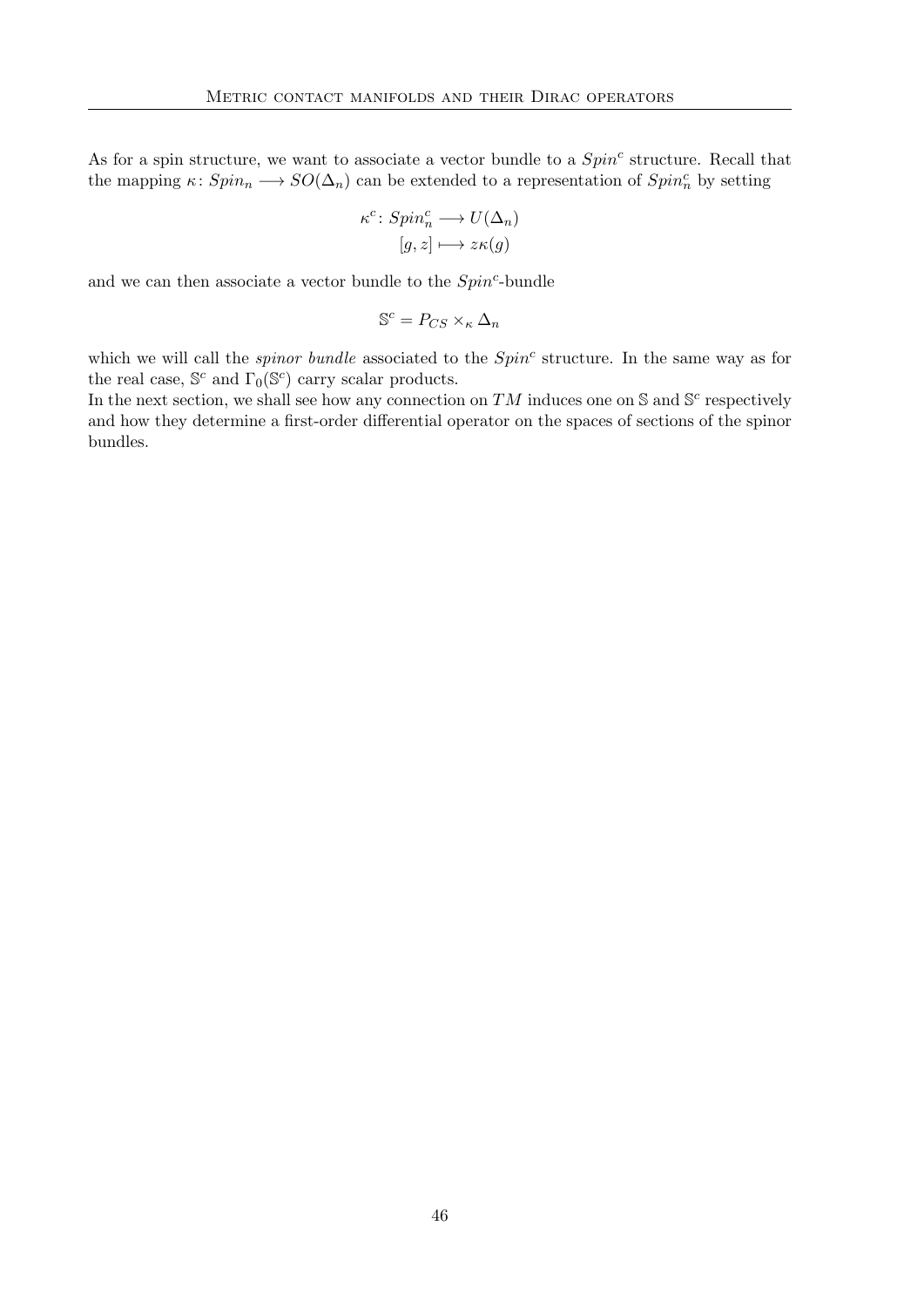As for a spin structure, we want to associate a vector bundle to a $Spin^c$ structure. Recall that the mapping $\kappa\colon Spin_n \longrightarrow SO(\Delta_n)$ can be extended to a representation of $Spin^c_n$ by setting

$$\begin{aligned} \kappa^c\colon Spin^c_n &\longrightarrow U(\Delta_n) \\ [g,z] &\longmapsto z\kappa(g) \end{aligned}$$

and we can then associate a vector bundle to the $Spin^c$-bundle

$$\mathbb{S}^c = P_{CS} \times_\kappa \Delta_n$$

which we will call the *spinor bundle* associated to the $Spin^c$ structure. In the same way as for the real case, $\mathbb{S}^c$ and $\Gamma_0(\mathbb{S}^c)$ carry scalar products.
In the next section, we shall see how any connection on $TM$ induces one on $\mathbb{S}$ and $\mathbb{S}^c$ respectively and how they determine a first-order differential operator on the spaces of sections of the spinor bundles.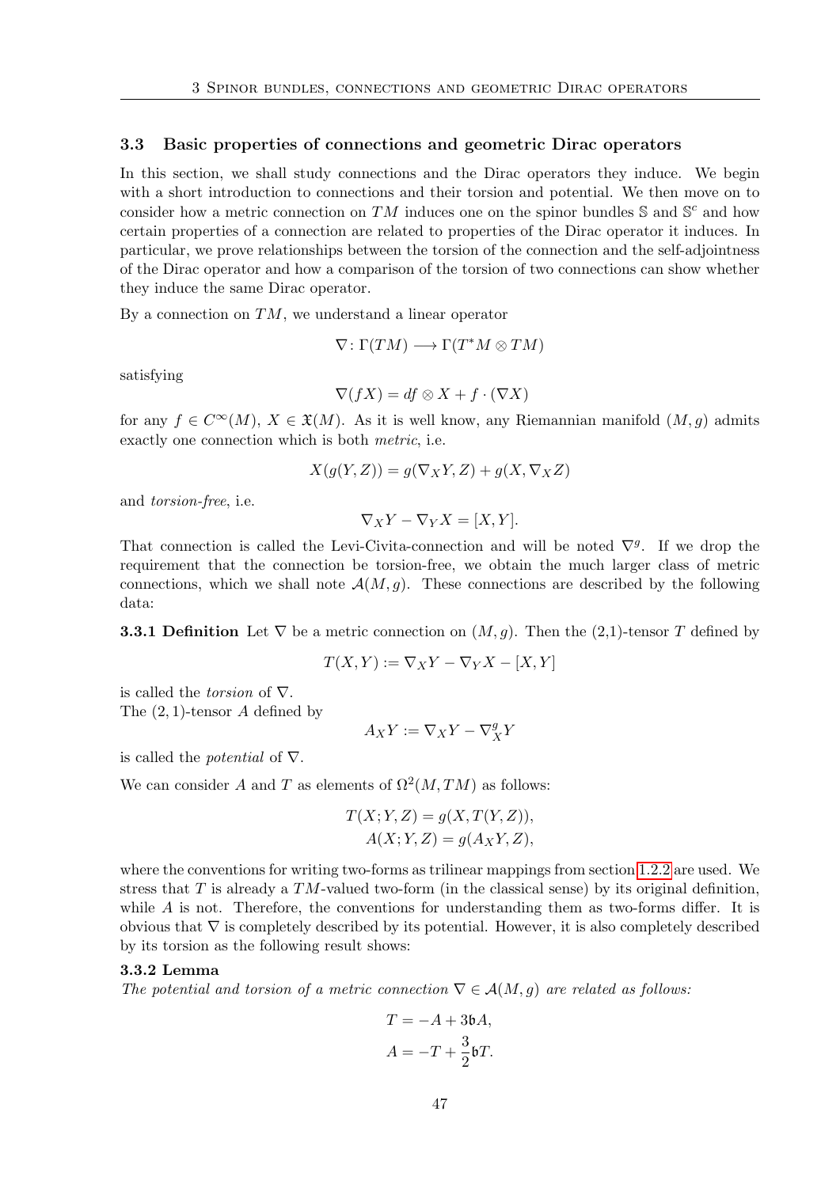## 3.3 Basic properties of connections and geometric Dirac operators

In this section, we shall study connections and the Dirac operators they induce. We begin with a short introduction to connections and their torsion and potential. We then move on to consider how a metric connection on $TM$ induces one on the spinor bundles $\mathbb{S}$ and $\mathbb{S}^c$ and how certain properties of a connection are related to properties of the Dirac operator it induces. In particular, we prove relationships between the torsion of the connection and the self-adjointness of the Dirac operator and how a comparison of the torsion of two connections can show whether they induce the same Dirac operator.

By a connection on $TM$, we understand a linear operator

$$\nabla \colon \Gamma(TM) \longrightarrow \Gamma(T^*M \otimes TM)$$

satisfying

$$\nabla(fX) = df \otimes X + f \cdot (\nabla X)$$

for any $f \in C^\infty(M)$, $X \in \mathfrak{X}(M)$. As it is well know, any Riemannian manifold $(M, g)$ admits exactly one connection which is both *metric*, i.e.

$$X(g(Y, Z)) = g(\nabla_X Y, Z) + g(X, \nabla_X Z)$$

and *torsion-free*, i.e.

$$\nabla_X Y - \nabla_Y X = [X, Y].$$

That connection is called the Levi-Civita-connection and will be noted $\nabla^g$. If we drop the requirement that the connection be torsion-free, we obtain the much larger class of metric connections, which we shall note $\mathcal{A}(M, g)$. These connections are described by the following data:

**3.3.1 Definition** Let $\nabla$ be a metric connection on $(M, g)$. Then the (2,1)-tensor $T$ defined by

$$T(X, Y) := \nabla_X Y - \nabla_Y X - [X, Y]$$

is called the *torsion* of $\nabla$.
The $(2, 1)$-tensor $A$ defined by

$$A_X Y := \nabla_X Y - \nabla^g_X Y$$

is called the *potential* of $\nabla$.

We can consider $A$ and $T$ as elements of $\Omega^2(M, TM)$ as follows:

$$\begin{aligned} T(X; Y, Z) &= g(X, T(Y, Z)), \\ A(X; Y, Z) &= g(A_X Y, Z), \end{aligned}$$

where the conventions for writing two-forms as trilinear mappings from section 1.2.2 are used. We stress that $T$ is already a $TM$-valued two-form (in the classical sense) by its original definition, while $A$ is not. Therefore, the conventions for understanding them as two-forms differ. It is obvious that $\nabla$ is completely described by its potential. However, it is also completely described by its torsion as the following result shows:

**3.3.2 Lemma**
*The potential and torsion of a metric connection $\nabla \in \mathcal{A}(M, g)$ are related as follows:*

$$\begin{aligned} T &= -A + 3\mathfrak{b}A, \\ A &= -T + \frac{3}{2}\mathfrak{b}T. \end{aligned}$$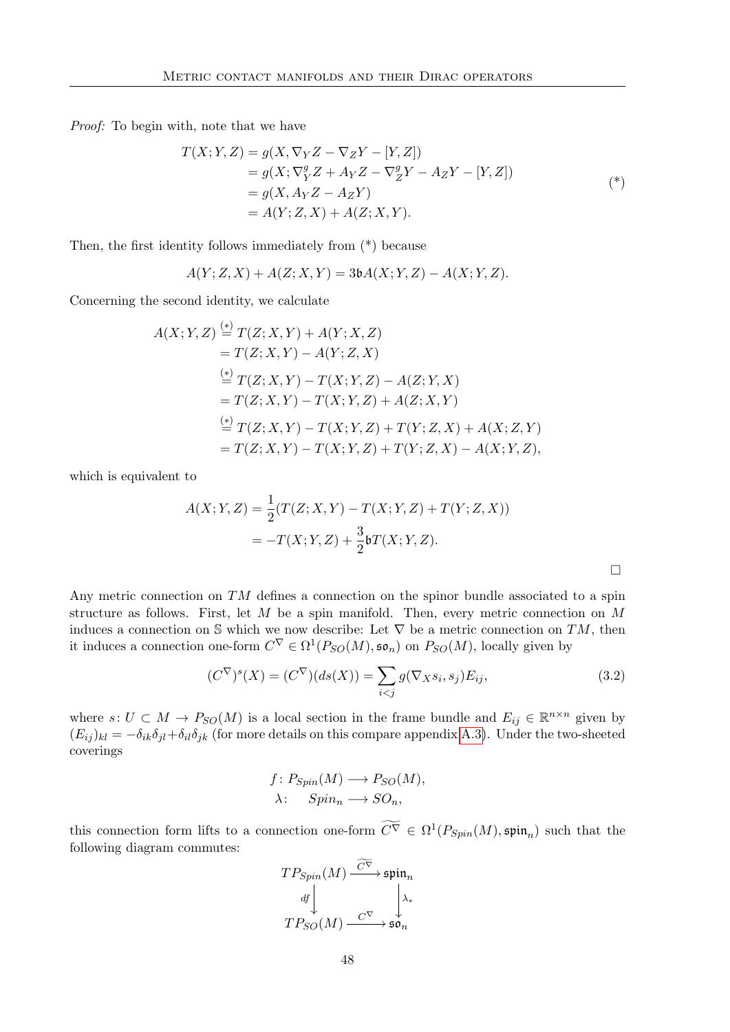*Proof:* To begin with, note that we have

$$
\begin{aligned}
T(X;Y,Z) &= g(X, \nabla_Y Z - \nabla_Z Y - [Y,Z]) \\
&= g(X; \nabla^g_Y Z + A_Y Z - \nabla^g_Z Y - A_Z Y - [Y,Z]) \\
&= g(X, A_Y Z - A_Z Y) \\
&= A(Y;Z,X) + A(Z;X,Y).
\end{aligned}
\tag{*}
$$

Then, the first identity follows immediately from (*) because

$$
A(Y;Z,X) + A(Z;X,Y) = 3\mathfrak{b}A(X;Y,Z) - A(X;Y,Z).
$$

Concerning the second identity, we calculate

$$
\begin{aligned}
A(X;Y,Z) &\overset{(*)}{=} T(Z;X,Y) + A(Y;X,Z) \\
&= T(Z;X,Y) - A(Y;Z,X) \\
&\overset{(*)}{=} T(Z;X,Y) - T(X;Y,Z) - A(Z;Y,X) \\
&= T(Z;X,Y) - T(X;Y,Z) + A(Z;X,Y) \\
&\overset{(*)}{=} T(Z;X,Y) - T(X;Y,Z) + T(Y;Z,X) + A(X;Z,Y) \\
&= T(Z;X,Y) - T(X;Y,Z) + T(Y;Z,X) - A(X;Y,Z),
\end{aligned}
$$

which is equivalent to

$$
\begin{aligned}
A(X;Y,Z) &= \frac{1}{2}(T(Z;X,Y) - T(X;Y,Z) + T(Y;Z,X)) \\
&= -T(X;Y,Z) + \frac{3}{2}\mathfrak{b}T(X;Y,Z).
\end{aligned}
$$

□

Any metric connection on $TM$ defines a connection on the spinor bundle associated to a spin structure as follows. First, let $M$ be a spin manifold. Then, every metric connection on $M$ induces a connection on $\mathbb{S}$ which we now describe: Let $\nabla$ be a metric connection on $TM$, then it induces a connection one-form $C^\nabla \in \Omega^1(P_{SO}(M), \mathfrak{so}_n)$ on $P_{SO}(M)$, locally given by

$$
(C^\nabla)^s(X) = (C^\nabla)(ds(X)) = \sum_{i<j} g(\nabla_X s_i, s_j) E_{ij}, \tag{3.2}
$$

where $s\colon U \subset M \to P_{SO}(M)$ is a local section in the frame bundle and $E_{ij} \in \mathbb{R}^{n\times n}$ given by $(E_{ij})_{kl} = -\delta_{ik}\delta_{jl} + \delta_{il}\delta_{jk}$ (for more details on this compare appendix A.3). Under the two-sheeted coverings

$$
\begin{aligned}
f\colon P_{Spin}(M) &\longrightarrow P_{SO}(M), \\
\lambda\colon \quad Spin_n &\longrightarrow SO_n,
\end{aligned}
$$

this connection form lifts to a connection one-form $\widetilde{C^\nabla} \in \Omega^1(P_{Spin}(M), \mathfrak{spin}_n)$ such that the following diagram commutes:

$$
\begin{array}{ccc}
TP_{Spin}(M) & \xrightarrow{\widetilde{C^\nabla}} & \mathfrak{spin}_n \\
\Big\downarrow{\scriptstyle df} & & \Big\downarrow{\scriptstyle \lambda_*} \\
TP_{SO}(M) & \xrightarrow{C^\nabla} & \mathfrak{so}_n
\end{array}
$$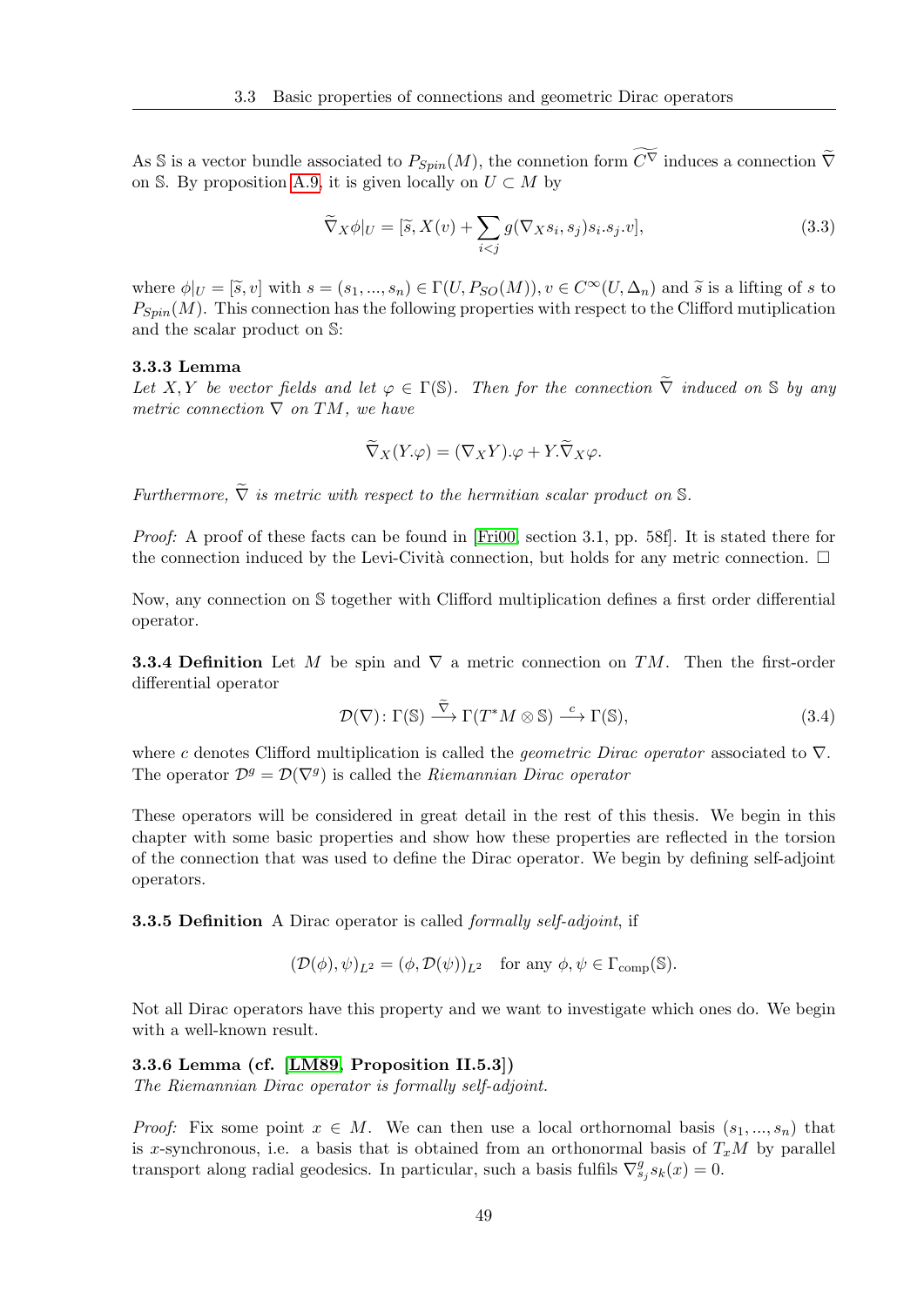As $\mathbb{S}$ is a vector bundle associated to $P_{Spin}(M)$, the connetion form $\widetilde{C^{\nabla}}$ induces a connection $\widetilde{\nabla}$ on $\mathbb{S}$. By proposition A.9, it is given locally on $U \subset M$ by

$$\widetilde{\nabla}_X \phi|_U = [\widetilde{s}, X(v) + \sum_{i<j} g(\nabla_X s_i, s_j) s_i.s_j.v], \tag{3.3}$$

where $\phi|_U = [\widetilde{s}, v]$ with $s = (s_1, ..., s_n) \in \Gamma(U, P_{SO}(M)), v \in C^\infty(U, \Delta_n)$ and $\widetilde{s}$ is a lifting of $s$ to $P_{Spin}(M)$. This connection has the following properties with respect to the Clifford mutiplication and the scalar product on $\mathbb{S}$:

**3.3.3 Lemma**
*Let $X, Y$ be vector fields and let $\varphi \in \Gamma(\mathbb{S})$. Then for the connection $\widetilde{\nabla}$ induced on $\mathbb{S}$ by any metric connection $\nabla$ on $TM$, we have*

$$\widetilde{\nabla}_X (Y.\varphi) = (\nabla_X Y).\varphi + Y.\widetilde{\nabla}_X \varphi.$$

*Furthermore, $\widetilde{\nabla}$ is metric with respect to the hermitian scalar product on $\mathbb{S}$.*

*Proof:* A proof of these facts can be found in [Fri00, section 3.1, pp. 58f]. It is stated there for the connection induced by the Levi-Cività connection, but holds for any metric connection. $\square$

Now, any connection on $\mathbb{S}$ together with Clifford multiplication defines a first order differential operator.

**3.3.4 Definition** Let $M$ be spin and $\nabla$ a metric connection on $TM$. Then the first-order differential operator

$$\mathcal{D}(\nabla)\colon \Gamma(\mathbb{S}) \xrightarrow{\widetilde{\nabla}} \Gamma(T^*M \otimes \mathbb{S}) \xrightarrow{c} \Gamma(\mathbb{S}), \tag{3.4}$$

where $c$ denotes Clifford multiplication is called the *geometric Dirac operator* associated to $\nabla$. The operator $\mathcal{D}^g = \mathcal{D}(\nabla^g)$ is called the *Riemannian Dirac operator*

These operators will be considered in great detail in the rest of this thesis. We begin in this chapter with some basic properties and show how these properties are reflected in the torsion of the connection that was used to define the Dirac operator. We begin by defining self-adjoint operators.

**3.3.5 Definition** A Dirac operator is called *formally self-adjoint*, if

$$(\mathcal{D}(\phi), \psi)_{L^2} = (\phi, \mathcal{D}(\psi))_{L^2} \quad \text{for any } \phi, \psi \in \Gamma_{\text{comp}}(\mathbb{S}).$$

Not all Dirac operators have this property and we want to investigate which ones do. We begin with a well-known result.

**3.3.6 Lemma (cf. [LM89, Proposition II.5.3])**
*The Riemannian Dirac operator is formally self-adjoint.*

*Proof:* Fix some point $x \in M$. We can then use a local orthornomal basis $(s_1, ..., s_n)$ that is $x$-synchronous, i.e. a basis that is obtained from an orthonormal basis of $T_xM$ by parallel transport along radial geodesics. In particular, such a basis fulfils $\nabla^g_{s_j} s_k(x) = 0$.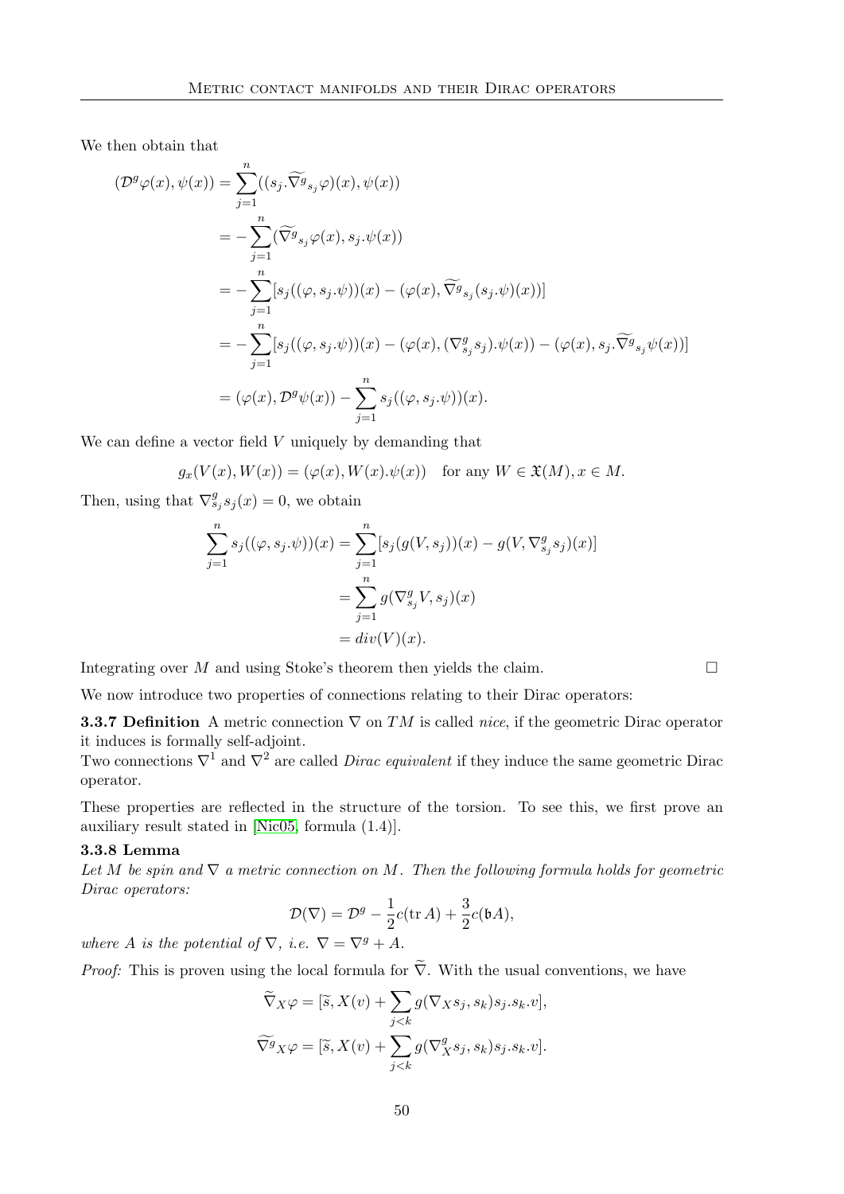We then obtain that

$$
\begin{aligned}
(\mathcal{D}^g\varphi(x), \psi(x)) &= \sum_{j=1}^{n}((s_j.\widetilde{\nabla^g}_{s_j}\varphi)(x), \psi(x)) \\
&= -\sum_{j=1}^{n}(\widetilde{\nabla^g}_{s_j}\varphi(x), s_j.\psi(x)) \\
&= -\sum_{j=1}^{n}[s_j((\varphi, s_j.\psi))(x) - (\varphi(x), \widetilde{\nabla^g}_{s_j}(s_j.\psi)(x))] \\
&= -\sum_{j=1}^{n}[s_j((\varphi, s_j.\psi))(x) - (\varphi(x), (\nabla^g_{s_j}s_j).\psi(x)) - (\varphi(x), s_j.\widetilde{\nabla^g}_{s_j}\psi(x))] \\
&= (\varphi(x), \mathcal{D}^g\psi(x)) - \sum_{j=1}^{n}s_j((\varphi, s_j.\psi))(x).
\end{aligned}
$$

We can define a vector field $V$ uniquely by demanding that

$$
g_x(V(x), W(x)) = (\varphi(x), W(x).\psi(x)) \quad \text{for any } W \in \mathfrak{X}(M), x \in M.
$$

Then, using that $\nabla^g_{s_j}s_j(x) = 0$, we obtain

$$
\begin{aligned}
\sum_{j=1}^{n}s_j((\varphi, s_j.\psi))(x) &= \sum_{j=1}^{n}[s_j(g(V, s_j))(x) - g(V, \nabla^g_{s_j}s_j)(x)] \\
&= \sum_{j=1}^{n}g(\nabla^g_{s_j}V, s_j)(x) \\
&= div(V)(x).
\end{aligned}
$$

Integrating over $M$ and using Stoke's theorem then yields the claim. □

We now introduce two properties of connections relating to their Dirac operators:

**3.3.7 Definition** A metric connection $\nabla$ on $TM$ is called *nice*, if the geometric Dirac operator it induces is formally self-adjoint.
Two connections $\nabla^1$ and $\nabla^2$ are called *Dirac equivalent* if they induce the same geometric Dirac operator.

These properties are reflected in the structure of the torsion. To see this, we first prove an auxiliary result stated in [Nic05, formula (1.4)].

**3.3.8 Lemma**
*Let $M$ be spin and $\nabla$ a metric connection on $M$. Then the following formula holds for geometric Dirac operators:*

$$
\mathcal{D}(\nabla) = \mathcal{D}^g - \frac{1}{2}c(\operatorname{tr} A) + \frac{3}{2}c(\mathfrak{b}A),
$$

*where $A$ is the potential of $\nabla$, i.e. $\nabla = \nabla^g + A$.*

*Proof:* This is proven using the local formula for $\widetilde{\nabla}$. With the usual conventions, we have

$$
\begin{aligned}
\widetilde{\nabla}_X\varphi &= [\widetilde{s}, X(v) + \sum_{j<k}g(\nabla_X s_j, s_k)s_j.s_k.v], \\
\widetilde{\nabla^g}_X\varphi &= [\widetilde{s}, X(v) + \sum_{j<k}g(\nabla^g_X s_j, s_k)s_j.s_k.v].
\end{aligned}
$$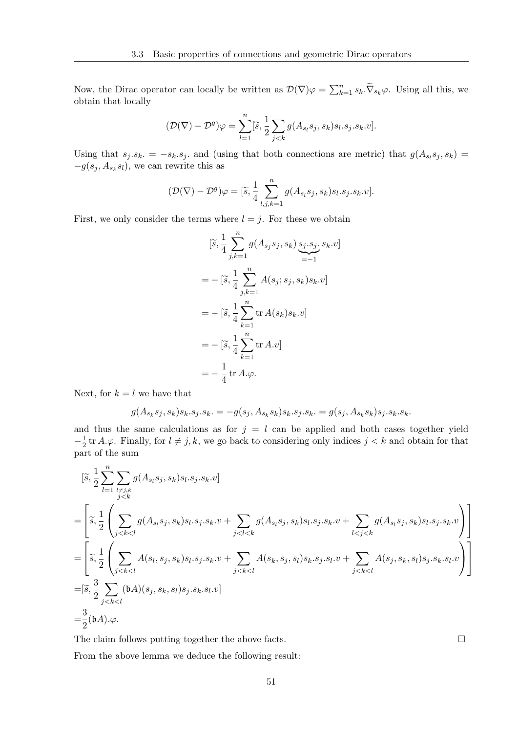Now, the Dirac operator can locally be written as $\mathcal{D}(\nabla)\varphi = \sum_{k=1}^{n} s_k.\widetilde{\nabla}_{s_k}\varphi$. Using all this, we obtain that locally

$$(\mathcal{D}(\nabla) - \mathcal{D}^g)\varphi = \sum_{l=1}^{n} [\widetilde{s}, \frac{1}{2}\sum_{j<k} g(A_{s_l}s_j, s_k)s_l.s_j.s_k.v].$$

Using that $s_j.s_k. = -s_k.s_j.$ and (using that both connections are metric) that $g(A_{s_l}s_j, s_k) = -g(s_j, A_{s_k}s_l)$, we can rewrite this as

$$(\mathcal{D}(\nabla) - \mathcal{D}^g)\varphi = [\widetilde{s}, \frac{1}{4}\sum_{l,j,k=1}^{n} g(A_{s_l}s_j, s_k)s_l.s_j.s_k.v].$$

First, we only consider the terms where $l = j$. For these we obtain

$$\begin{aligned}
&[\widetilde{s}, \frac{1}{4}\sum_{j,k=1}^{n} g(A_{s_j}s_j, s_k)\underbrace{s_j.s_j.}_{=-1}s_k.v] \\
=& -[\widetilde{s}, \frac{1}{4}\sum_{j,k=1}^{n} A(s_j; s_j, s_k)s_k.v] \\
=& -[\widetilde{s}, \frac{1}{4}\sum_{k=1}^{n} \operatorname{tr} A(s_k)s_k.v] \\
=& -[\widetilde{s}, \frac{1}{4}\sum_{k=1}^{n} \operatorname{tr} A.v] \\
=& -\frac{1}{4}\operatorname{tr} A.\varphi.
\end{aligned}$$

Next, for $k = l$ we have that

$$g(A_{s_k}s_j, s_k)s_k.s_j.s_k. = -g(s_j, A_{s_k}s_k)s_k.s_j.s_k. = g(s_j, A_{s_k}s_k)s_j.s_k.s_k.$$

and thus the same calculations as for $j = l$ can be applied and both cases together yield $-\frac{1}{2}\operatorname{tr} A.\varphi$. Finally, for $l \neq j, k$, we go back to considering only indices $j < k$ and obtain for that part of the sum

$$\begin{aligned}
&[\widetilde{s}, \frac{1}{2}\sum_{l=1}^{n}\sum_{\substack{l\neq j,k \\ j<k}} g(A_{s_l}s_j, s_k)s_l.s_j.s_k.v] \\
=&\left[\widetilde{s}, \frac{1}{2}\left(\sum_{j<k<l} g(A_{s_l}s_j, s_k)s_l.s_j.s_k.v + \sum_{j<l<k} g(A_{s_l}s_j, s_k)s_l.s_j.s_k.v + \sum_{l<j<k} g(A_{s_l}s_j, s_k)s_l.s_j.s_k.v\right)\right] \\
=&\left[\widetilde{s}, \frac{1}{2}\left(\sum_{j<k<l} A(s_l, s_j, s_k)s_l.s_j.s_k.v + \sum_{j<k<l} A(s_k, s_j, s_l)s_k.s_j.s_l.v + \sum_{j<k<l} A(s_j, s_k, s_l)s_j.s_k.s_l.v\right)\right] \\
=&[\widetilde{s}, \frac{3}{2}\sum_{j<k<l} (\mathfrak{b}A)(s_j, s_k, s_l)s_j.s_k.s_l.v] \\
=&\frac{3}{2}(\mathfrak{b}A).\varphi.
\end{aligned}$$

The claim follows putting together the above facts. $\square$

From the above lemma we deduce the following result: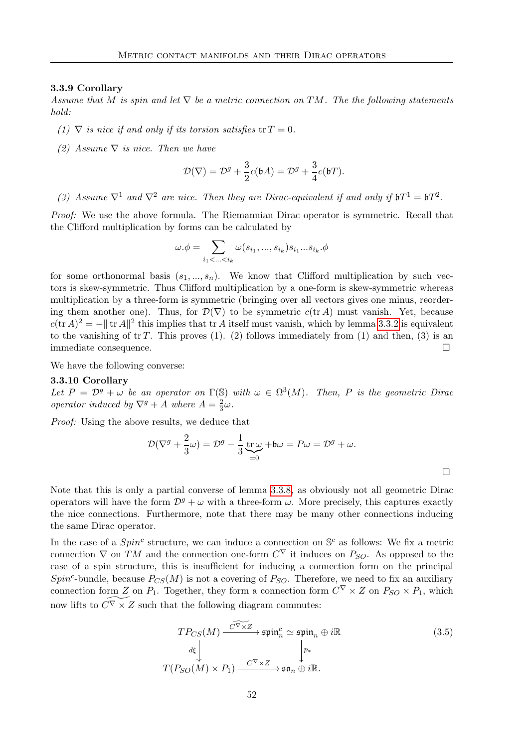### 3.3.9 Corollary

*Assume that $M$ is spin and let $\nabla$ be a metric connection on $TM$. The the following statements hold:*

*(1) $\nabla$ is nice if and only if its torsion satisfies $\operatorname{tr} T = 0$.*

*(2) Assume $\nabla$ is nice. Then we have*

$$\mathcal{D}(\nabla) = \mathcal{D}^g + \frac{3}{2}c(\mathfrak{b}A) = \mathcal{D}^g + \frac{3}{4}c(\mathfrak{b}T).$$

*(3) Assume $\nabla^1$ and $\nabla^2$ are nice. Then they are Dirac-equivalent if and only if $\mathfrak{b}T^1 = \mathfrak{b}T^2$.*

*Proof:* We use the above formula. The Riemannian Dirac operator is symmetric. Recall that the Clifford multiplication by forms can be calculated by

$$\omega.\phi = \sum_{i_1 < ... < i_k} \omega(s_{i_1}, ..., s_{i_k}) s_{i_1} ... s_{i_k}.\phi$$

for some orthonormal basis $(s_1, ..., s_n)$. We know that Clifford multiplication by such vectors is skew-symmetric. Thus Clifford multiplication by a one-form is skew-symmetric whereas multiplication by a three-form is symmetric (bringing over all vectors gives one minus, reordering them another one). Thus, for $\mathcal{D}(\nabla)$ to be symmetric $c(\operatorname{tr} A)$ must vanish. Yet, because $c(\operatorname{tr} A)^2 = -\|\operatorname{tr} A\|^2$ this implies that $\operatorname{tr} A$ itself must vanish, which by lemma 3.3.2 is equivalent to the vanishing of $\operatorname{tr} T$. This proves (1). (2) follows immediately from (1) and then, (3) is an immediate consequence. □

We have the following converse:

### 3.3.10 Corollary

*Let $P = \mathcal{D}^g + \omega$ be an operator on $\Gamma(\mathbb{S})$ with $\omega \in \Omega^3(M)$. Then, $P$ is the geometric Dirac operator induced by $\nabla^g + A$ where $A = \frac{2}{3}\omega$.*

*Proof:* Using the above results, we deduce that

$$\mathcal{D}(\nabla^g + \frac{2}{3}\omega) = \mathcal{D}^g - \frac{1}{3}\underbrace{\operatorname{tr}\omega}_{=0} + \mathfrak{b}\omega = P\omega = \mathcal{D}^g + \omega.$$

□

Note that this is only a partial converse of lemma 3.3.8, as obviously not all geometric Dirac operators will have the form $\mathcal{D}^g + \omega$ with a three-form $\omega$. More precisely, this captures exactly the nice connections. Furthermore, note that there may be many other connections inducing the same Dirac operator.

In the case of a $Spin^c$ structure, we can induce a connection on $\mathbb{S}^c$ as follows: We fix a metric connection $\nabla$ on $TM$ and the connection one-form $C^\nabla$ it induces on $P_{SO}$. As opposed to the case of a spin structure, this is insufficient for inducing a connection form on the principal $Spin^c$-bundle, because $P_{CS}(M)$ is not a covering of $P_{SO}$. Therefore, we need to fix an auxiliary connection form $Z$ on $P_1$. Together, they form a connection form $C^\nabla \times Z$ on $P_{SO} \times P_1$, which now lifts to $\widetilde{C^\nabla \times Z}$ such that the following diagram commutes:

$$\begin{array}{ccc} TP_{CS}(M) & \xrightarrow{\widetilde{C^\nabla \times Z}} & \mathfrak{spin}_n^c \simeq \mathfrak{spin}_n \oplus i\mathbb{R} \\ \Big\downarrow{\scriptstyle d\xi} & & \Big\downarrow{\scriptstyle p_*} \\ T(P_{SO}(M) \times P_1) & \xrightarrow{C^\nabla \times Z} & \mathfrak{so}_n \oplus i\mathbb{R}. \end{array} \tag{3.5}$$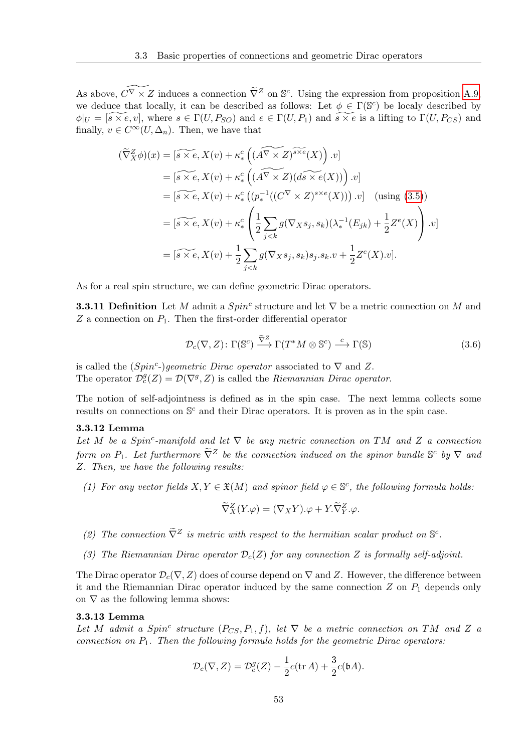As above, $\widetilde{C^\nabla \times Z}$ induces a connection $\widetilde{\nabla}^Z$ on $\mathbb{S}^c$. Using the expression from proposition A.9, we deduce that locally, it can be described as follows: Let $\phi \in \Gamma(\mathbb{S}^c)$ be localy described by $\phi|_U = [\widetilde{s \times e}, v]$, where $s \in \Gamma(U, P_{SO})$ and $e \in \Gamma(U, P_1)$ and $\widetilde{s \times e}$ is a lifting to $\Gamma(U, P_{CS})$ and finally, $v \in C^\infty(U, \Delta_n)$. Then, we have that

$$
\begin{aligned}
(\widetilde{\nabla}^Z_X \phi)(x) &= [\widetilde{s \times e}, X(v) + \kappa^c_* \left( (\widetilde{A^\nabla \times Z})^{\widetilde{s \times e}}(X) \right) .v] \\
&= [\widetilde{s \times e}, X(v) + \kappa^c_* \left( (\widetilde{A^\nabla \times Z})(d\widetilde{s \times e}(X)) \right) .v] \\
&= [\widetilde{s \times e}, X(v) + \kappa^c_* \left( (p_*^{-1}((C^\nabla \times Z)^{s \times e}(X))) \right) .v] \quad \text{(using (3.5))} \\
&= [\widetilde{s \times e}, X(v) + \kappa^c_* \left( \frac{1}{2} \sum_{j<k} g(\nabla_X s_j, s_k)(\lambda_*^{-1}(E_{jk}) + \frac{1}{2} Z^e(X) \right) .v] \\
&= [\widetilde{s \times e}, X(v) + \frac{1}{2} \sum_{j<k} g(\nabla_X s_j, s_k) s_j.s_k.v + \frac{1}{2} Z^e(X).v].
\end{aligned}
$$

As for a real spin structure, we can define geometric Dirac operators.

**3.3.11 Definition** Let $M$ admit a $Spin^c$ structure and let $\nabla$ be a metric connection on $M$ and $Z$ a connection on $P_1$. Then the first-order differential operator

$$
\mathcal{D}_c(\nabla, Z) \colon \Gamma(\mathbb{S}^c) \xrightarrow{\widetilde{\nabla}^Z} \Gamma(T^*M \otimes \mathbb{S}^c) \xrightarrow{c} \Gamma(\mathbb{S}) \tag{3.6}
$$

is called the *($Spin^c$-)geometric Dirac operator* associated to $\nabla$ and $Z$.
The operator $\mathcal{D}^g_c(Z) = \mathcal{D}(\nabla^g, Z)$ is called the *Riemannian Dirac operator*.

The notion of self-adjointness is defined as in the spin case. The next lemma collects some results on connections on $\mathbb{S}^c$ and their Dirac operators. It is proven as in the spin case.

**3.3.12 Lemma**
*Let $M$ be a $Spin^c$-manifold and let $\nabla$ be any metric connection on $TM$ and $Z$ a connection form on $P_1$. Let furthermore $\widetilde{\nabla}^Z$ be the connection induced on the spinor bundle $\mathbb{S}^c$ by $\nabla$ and $Z$. Then, we have the following results:*

*(1) For any vector fields $X, Y \in \mathfrak{X}(M)$ and spinor field $\varphi \in \mathbb{S}^c$, the following formula holds:*

$$
\widetilde{\nabla}^Z_X (Y.\varphi) = (\nabla_X Y).\varphi + Y.\widetilde{\nabla}^Z_Y.\varphi.
$$

*(2) The connection $\widetilde{\nabla}^Z$ is metric with respect to the hermitian scalar product on $\mathbb{S}^c$.*

*(3) The Riemannian Dirac operator $\mathcal{D}_c(Z)$ for any connection $Z$ is formally self-adjoint.*

The Dirac operator $\mathcal{D}_c(\nabla, Z)$ does of course depend on $\nabla$ and $Z$. However, the difference between it and the Riemannian Dirac operator induced by the same connection $Z$ on $P_1$ depends only on $\nabla$ as the following lemma shows:

**3.3.13 Lemma**
*Let $M$ admit a $Spin^c$ structure $(P_{CS}, P_1, f)$, let $\nabla$ be a metric connection on $TM$ and $Z$ a connection on $P_1$. Then the following formula holds for the geometric Dirac operators:*

$$
\mathcal{D}_c(\nabla, Z) = \mathcal{D}^g_c(Z) - \frac{1}{2} c(\operatorname{tr} A) + \frac{3}{2} c(\mathfrak{b} A).
$$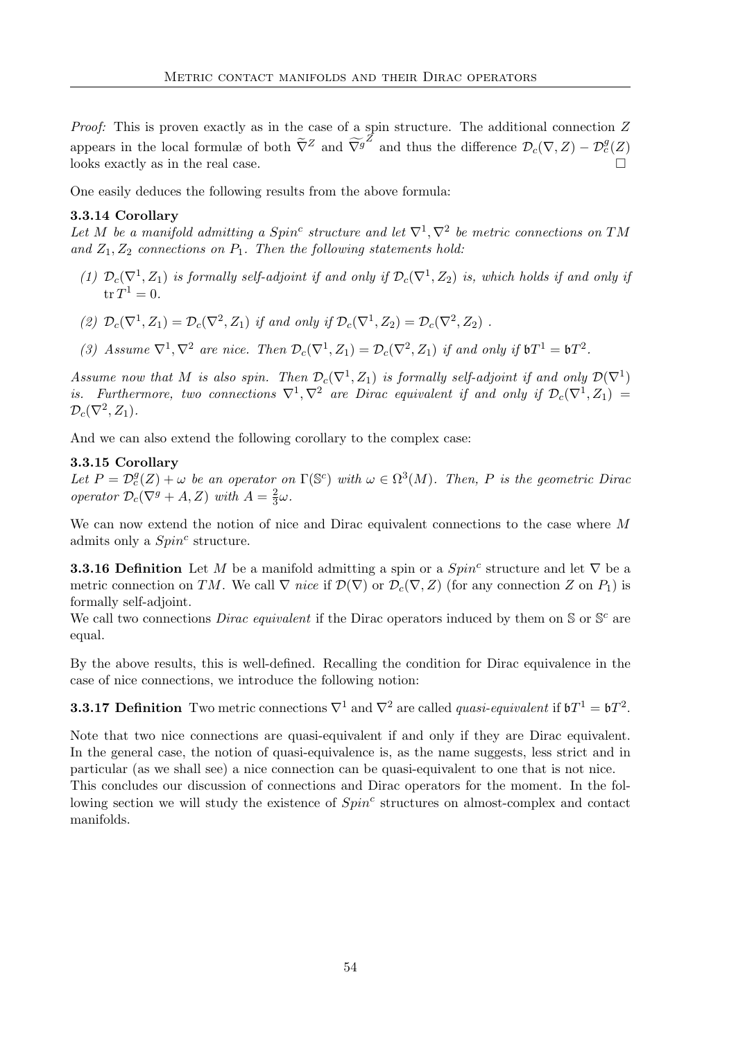*Proof:* This is proven exactly as in the case of a spin structure. The additional connection $Z$ appears in the local formulæ of both $\widetilde{\nabla}^Z$ and $\widetilde{\nabla^g}^Z$ and thus the difference $\mathcal{D}_c(\nabla, Z) - \mathcal{D}_c^g(Z)$ looks exactly as in the real case. $\square$

One easily deduces the following results from the above formula:

**3.3.14 Corollary**
*Let $M$ be a manifold admitting a $Spin^c$ structure and let $\nabla^1, \nabla^2$ be metric connections on $TM$ and $Z_1, Z_2$ connections on $P_1$. Then the following statements hold:*

*(1) $\mathcal{D}_c(\nabla^1, Z_1)$ is formally self-adjoint if and only if $\mathcal{D}_c(\nabla^1, Z_2)$ is, which holds if and only if $\operatorname{tr} T^1 = 0$.*

*(2) $\mathcal{D}_c(\nabla^1, Z_1) = \mathcal{D}_c(\nabla^2, Z_1)$ if and only if $\mathcal{D}_c(\nabla^1, Z_2) = \mathcal{D}_c(\nabla^2, Z_2)$ .*

*(3) Assume $\nabla^1, \nabla^2$ are nice. Then $\mathcal{D}_c(\nabla^1, Z_1) = \mathcal{D}_c(\nabla^2, Z_1)$ if and only if $\mathfrak{b}T^1 = \mathfrak{b}T^2$.*

*Assume now that $M$ is also spin. Then $\mathcal{D}_c(\nabla^1, Z_1)$ is formally self-adjoint if and only $\mathcal{D}(\nabla^1)$ is. Furthermore, two connections $\nabla^1, \nabla^2$ are Dirac equivalent if and only if $\mathcal{D}_c(\nabla^1, Z_1) = \mathcal{D}_c(\nabla^2, Z_1)$.*

And we can also extend the following corollary to the complex case:

**3.3.15 Corollary**
*Let $P = \mathcal{D}_c^g(Z) + \omega$ be an operator on $\Gamma(\mathbb{S}^c)$ with $\omega \in \Omega^3(M)$. Then, $P$ is the geometric Dirac operator $\mathcal{D}_c(\nabla^g + A, Z)$ with $A = \frac{2}{3}\omega$.*

We can now extend the notion of nice and Dirac equivalent connections to the case where $M$ admits only a $Spin^c$ structure.

**3.3.16 Definition** Let $M$ be a manifold admitting a spin or a $Spin^c$ structure and let $\nabla$ be a metric connection on $TM$. We call $\nabla$ *nice* if $\mathcal{D}(\nabla)$ or $\mathcal{D}_c(\nabla, Z)$ (for any connection $Z$ on $P_1$) is formally self-adjoint.
We call two connections *Dirac equivalent* if the Dirac operators induced by them on $\mathbb{S}$ or $\mathbb{S}^c$ are equal.

By the above results, this is well-defined. Recalling the condition for Dirac equivalence in the case of nice connections, we introduce the following notion:

**3.3.17 Definition** Two metric connections $\nabla^1$ and $\nabla^2$ are called *quasi-equivalent* if $\mathfrak{b}T^1 = \mathfrak{b}T^2$.

Note that two nice connections are quasi-equivalent if and only if they are Dirac equivalent. In the general case, the notion of quasi-equivalence is, as the name suggests, less strict and in particular (as we shall see) a nice connection can be quasi-equivalent to one that is not nice.
This concludes our discussion of connections and Dirac operators for the moment. In the following section we will study the existence of $Spin^c$ structures on almost-complex and contact manifolds.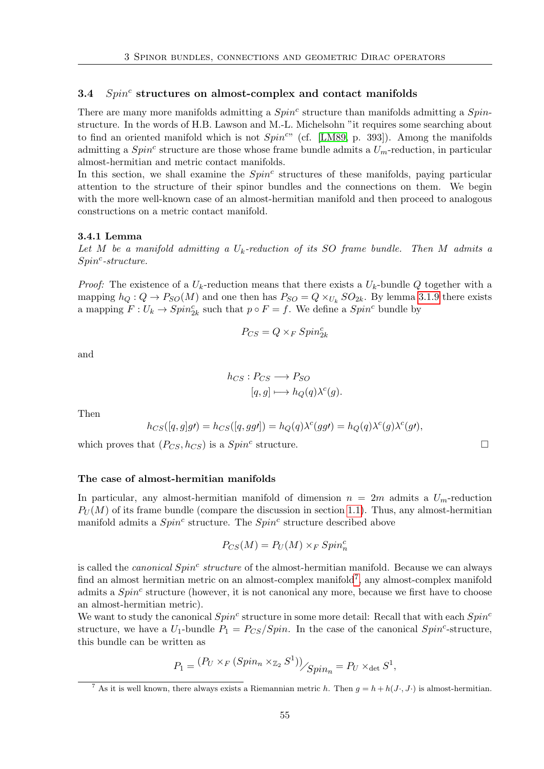### 3.4 $Spin^c$ structures on almost-complex and contact manifolds

There are many more manifolds admitting a $Spin^c$ structure than manifolds admitting a *Spin*-structure. In the words of H.B. Lawson and M.-L. Michelsohn "it requires some searching about to find an oriented manifold which is not $Spin^c$" (cf. [LM89, p. 393]). Among the manifolds admitting a $Spin^c$ structure are those whose frame bundle admits a $U_m$-reduction, in particular almost-hermitian and metric contact manifolds.

In this section, we shall examine the $Spin^c$ structures of these manifolds, paying particular attention to the structure of their spinor bundles and the connections on them. We begin with the more well-known case of an almost-hermitian manifold and then proceed to analogous constructions on a metric contact manifold.

**3.4.1 Lemma**

*Let $M$ be a manifold admitting a $U_k$-reduction of its SO frame bundle. Then $M$ admits a $Spin^c$-structure.*

*Proof:* The existence of a $U_k$-reduction means that there exists a $U_k$-bundle $Q$ together with a mapping $h_Q : Q \to P_{SO}(M)$ and one then has $P_{SO} = Q \times_{U_k} SO_{2k}$. By lemma 3.1.9 there exists a mapping $F : U_k \to Spin^c_{2k}$ such that $p \circ F = f$. We define a $Spin^c$ bundle by

$$P_{CS} = Q \times_F Spin^c_{2k}$$

and

$$\begin{aligned} h_{CS} : P_{CS} &\longrightarrow P_{SO} \\ [q, g] &\longmapsto h_Q(q)\lambda^c(g). \end{aligned}$$

Then

$$h_{CS}([q, g]g\prime) = h_{CS}([q, gg\prime]) = h_Q(q)\lambda^c(gg\prime) = h_Q(q)\lambda^c(g)\lambda^c(g\prime),$$

which proves that $(P_{CS}, h_{CS})$ is a $Spin^c$ structure. □

**The case of almost-hermitian manifolds**

In particular, any almost-hermitian manifold of dimension $n = 2m$ admits a $U_m$-reduction $P_U(M)$ of its frame bundle (compare the discussion in section 1.1). Thus, any almost-hermitian manifold admits a $Spin^c$ structure. The $Spin^c$ structure described above

$$P_{CS}(M) = P_U(M) \times_F Spin^c_n$$

is called the *canonical $Spin^c$ structure* of the almost-hermitian manifold. Because we can always find an almost hermitian metric on an almost-complex manifold[7], any almost-complex manifold admits a $Spin^c$ structure (however, it is not canonical any more, because we first have to choose an almost-hermitian metric).

We want to study the canonical $Spin^c$ structure in some more detail: Recall that with each $Spin^c$ structure, we have a $U_1$-bundle $P_1 = P_{CS}/Spin$. In the case of the canonical $Spin^c$-structure, this bundle can be written as

$$P_1 = {}^{\left(P_U \times_F (Spin_n \times_{\mathbb{Z}_2} S^1)\right)}\!\big/_{Spin_n} = P_U \times_{\det} S^1,$$

[7] As it is well known, there always exists a Riemannian metric $h$. Then $g = h + h(J\cdot, J\cdot)$ is almost-hermitian.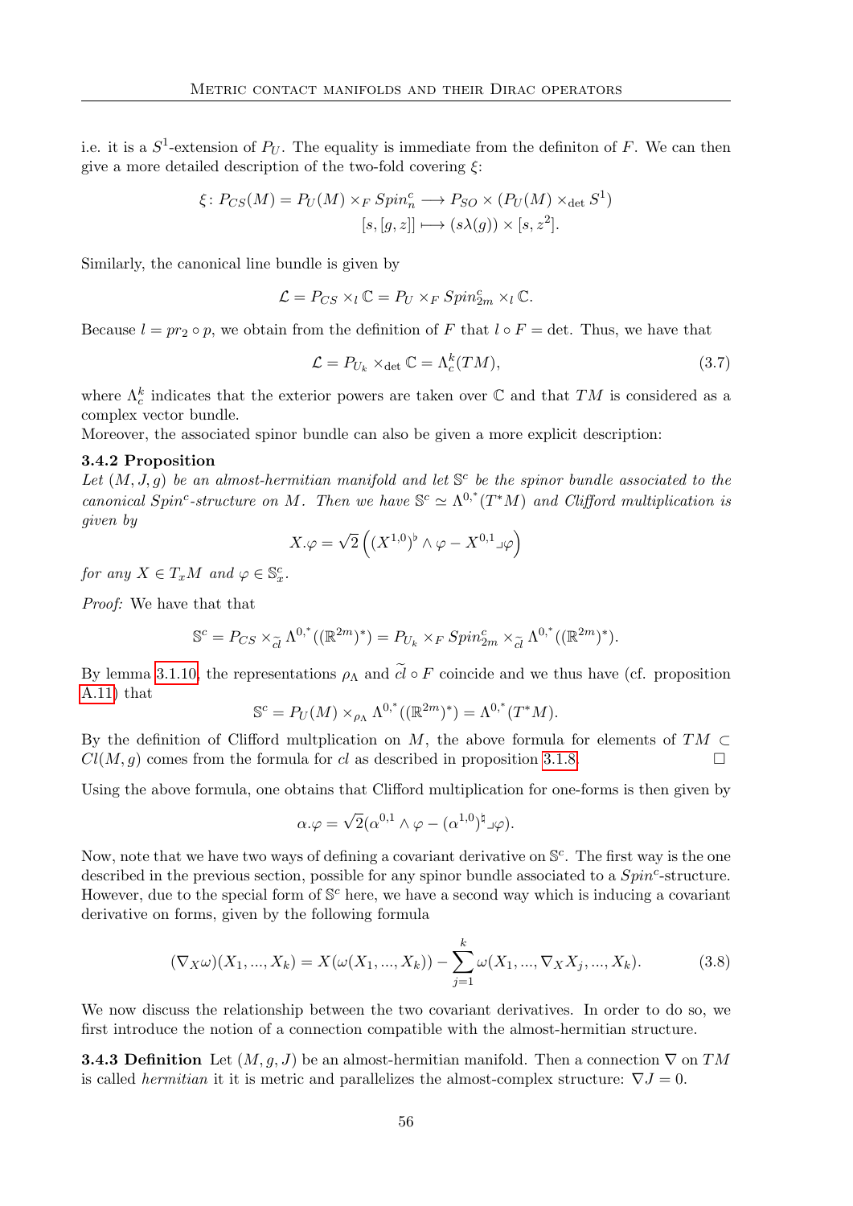i.e. it is a $S^1$-extension of $P_U$. The equality is immediate from the definiton of $F$. We can then give a more detailed description of the two-fold covering $\xi$:

$$\begin{aligned} \xi \colon P_{CS}(M) = P_U(M) \times_F Spin^c_n &\longrightarrow P_{SO} \times (P_U(M) \times_{\det} S^1) \\ [s, [g, z]] &\longmapsto (s\lambda(g)) \times [s, z^2]. \end{aligned}$$

Similarly, the canonical line bundle is given by

$$\mathcal{L} = P_{CS} \times_l \mathbb{C} = P_U \times_F Spin^c_{2m} \times_l \mathbb{C}.$$

Because $l = pr_2 \circ p$, we obtain from the definition of $F$ that $l \circ F = \det$. Thus, we have that

$$\mathcal{L} = P_{U_k} \times_{\det} \mathbb{C} = \Lambda^k_c(TM), \tag{3.7}$$

where $\Lambda^k_c$ indicates that the exterior powers are taken over $\mathbb{C}$ and that $TM$ is considered as a complex vector bundle.
Moreover, the associated spinor bundle can also be given a more explicit description:

**3.4.2 Proposition**
*Let $(M, J, g)$ be an almost-hermitian manifold and let $\mathbb{S}^c$ be the spinor bundle associated to the canonical $Spin^c$-structure on $M$. Then we have $\mathbb{S}^c \simeq \Lambda^{0,*}(T^*M)$ and Clifford multiplication is given by*

$$X.\varphi = \sqrt{2}\left((X^{1,0})^\flat \wedge \varphi - X^{0,1} \lrcorner \varphi\right)$$

*for any $X \in T_xM$ and $\varphi \in \mathbb{S}^c_x$.*

*Proof:* We have that that

$$\mathbb{S}^c = P_{CS} \times_{\widetilde{cl}} \Lambda^{0,*}((\mathbb{R}^{2m})^*) = P_{U_k} \times_F Spin^c_{2m} \times_{\widetilde{cl}} \Lambda^{0,*}((\mathbb{R}^{2m})^*).$$

By lemma 3.1.10, the representations $\rho_\Lambda$ and $\widetilde{cl} \circ F$ coincide and we thus have (cf. proposition A.11) that

$$\mathbb{S}^c = P_U(M) \times_{\rho_\Lambda} \Lambda^{0,*}((\mathbb{R}^{2m})^*) = \Lambda^{0,*}(T^*M).$$

By the definition of Clifford multplication on $M$, the above formula for elements of $TM \subset Cl(M, g)$ comes from the formula for $cl$ as described in proposition 3.1.8. $\square$

Using the above formula, one obtains that Clifford multiplication for one-forms is then given by

$$\alpha.\varphi = \sqrt{2}(\alpha^{0,1} \wedge \varphi - (\alpha^{1,0})^\natural \lrcorner \varphi).$$

Now, note that we have two ways of defining a covariant derivative on $\mathbb{S}^c$. The first way is the one described in the previous section, possible for any spinor bundle associated to a $Spin^c$-structure. However, due to the special form of $\mathbb{S}^c$ here, we have a second way which is inducing a covariant derivative on forms, given by the following formula

$$(\nabla_X\omega)(X_1, ..., X_k) = X(\omega(X_1, ..., X_k)) - \sum_{j=1}^{k} \omega(X_1, ..., \nabla_X X_j, ..., X_k). \tag{3.8}$$

We now discuss the relationship between the two covariant derivatives. In order to do so, we first introduce the notion of a connection compatible with the almost-hermitian structure.

**3.4.3 Definition** Let $(M, g, J)$ be an almost-hermitian manifold. Then a connection $\nabla$ on $TM$ is called *hermitian* it it is metric and parallelizes the almost-complex structure: $\nabla J = 0$.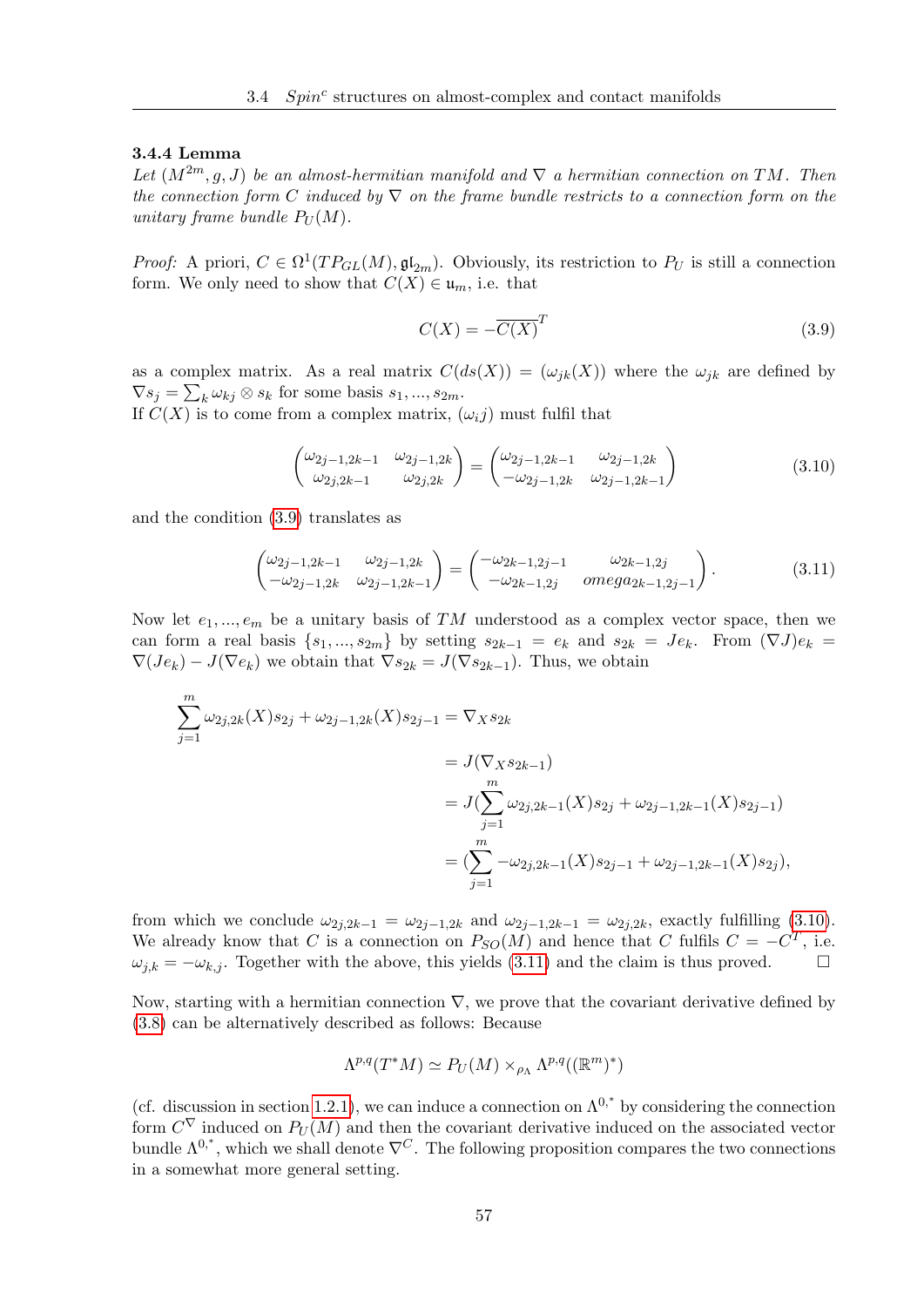### 3.4.4 Lemma

*Let $(M^{2m}, g, J)$ be an almost-hermitian manifold and $\nabla$ a hermitian connection on $TM$. Then the connection form $C$ induced by $\nabla$ on the frame bundle restricts to a connection form on the unitary frame bundle $P_U(M)$.*

*Proof:* A priori, $C \in \Omega^1(TP_{GL}(M), \mathfrak{gl}_{2m})$. Obviously, its restriction to $P_U$ is still a connection form. We only need to show that $C(X) \in \mathfrak{u}_m$, i.e. that

$$C(X) = -\overline{C(X)}^T \tag{3.9}$$

as a complex matrix. As a real matrix $C(ds(X)) = (\omega_{jk}(X))$ where the $\omega_{jk}$ are defined by $\nabla s_j = \sum_k \omega_{kj} \otimes s_k$ for some basis $s_1, ..., s_{2m}$.
If $C(X)$ is to come from a complex matrix, $(\omega_i j)$ must fulfil that

$$\begin{pmatrix} \omega_{2j-1,2k-1} & \omega_{2j-1,2k} \\ \omega_{2j,2k-1} & \omega_{2j,2k} \end{pmatrix} = \begin{pmatrix} \omega_{2j-1,2k-1} & \omega_{2j-1,2k} \\ -\omega_{2j-1,2k} & \omega_{2j-1,2k-1} \end{pmatrix} \tag{3.10}$$

and the condition (3.9) translates as

$$\begin{pmatrix} \omega_{2j-1,2k-1} & \omega_{2j-1,2k} \\ -\omega_{2j-1,2k} & \omega_{2j-1,2k-1} \end{pmatrix} = \begin{pmatrix} -\omega_{2k-1,2j-1} & \omega_{2k-1,2j} \\ -\omega_{2k-1,2j} & omega_{2k-1,2j-1} \end{pmatrix}. \tag{3.11}$$

Now let $e_1, ..., e_m$ be a unitary basis of $TM$ understood as a complex vector space, then we can form a real basis $\{s_1, ..., s_{2m}\}$ by setting $s_{2k-1} = e_k$ and $s_{2k} = Je_k$. From $(\nabla J)e_k = \nabla(Je_k) - J(\nabla e_k)$ we obtain that $\nabla s_{2k} = J(\nabla s_{2k-1})$. Thus, we obtain

$$\begin{aligned}
\sum_{j=1}^{m} \omega_{2j,2k}(X)s_{2j} + \omega_{2j-1,2k}(X)s_{2j-1} &= \nabla_X s_{2k} \\
&= J(\nabla_X s_{2k-1}) \\
&= J(\sum_{j=1}^{m} \omega_{2j,2k-1}(X)s_{2j} + \omega_{2j-1,2k-1}(X)s_{2j-1}) \\
&= (\sum_{j=1}^{m} -\omega_{2j,2k-1}(X)s_{2j-1} + \omega_{2j-1,2k-1}(X)s_{2j}),
\end{aligned}$$

from which we conclude $\omega_{2j,2k-1} = \omega_{2j-1,2k}$ and $\omega_{2j-1,2k-1} = \omega_{2j,2k}$, exactly fulfilling (3.10). We already know that $C$ is a connection on $P_{SO}(M)$ and hence that $C$ fulfils $C = -C^T$, i.e. $\omega_{j,k} = -\omega_{k,j}$. Together with the above, this yields (3.11) and the claim is thus proved. $\square$

Now, starting with a hermitian connection $\nabla$, we prove that the covariant derivative defined by (3.8) can be alternatively described as follows: Because

$$\Lambda^{p,q}(T^*M) \simeq P_U(M) \times_{\rho_\Lambda} \Lambda^{p,q}((\mathbb{R}^m)^*)$$

(cf. discussion in section 1.2.1), we can induce a connection on $\Lambda^{0,*}$ by considering the connection form $C^\nabla$ induced on $P_U(M)$ and then the covariant derivative induced on the associated vector bundle $\Lambda^{0,*}$, which we shall denote $\nabla^C$. The following proposition compares the two connections in a somewhat more general setting.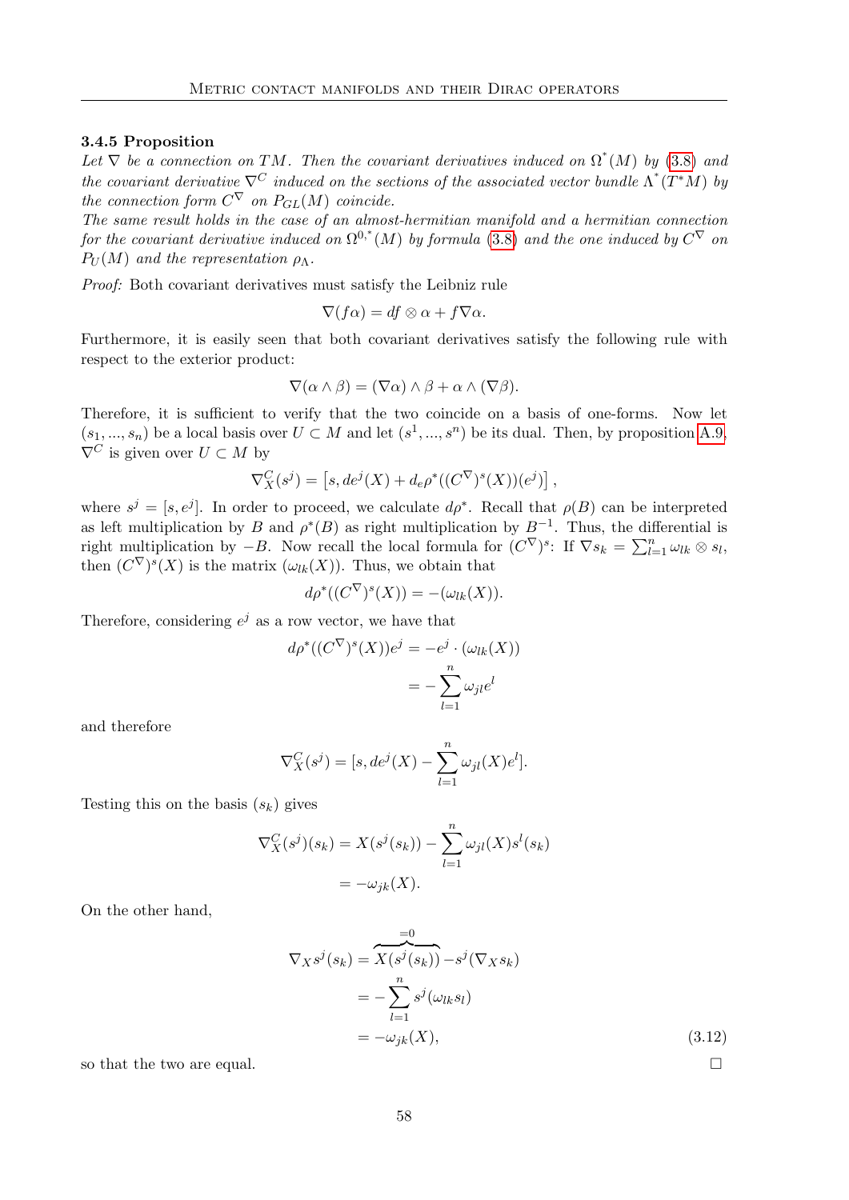#### 3.4.5 Proposition

*Let $\nabla$ be a connection on $TM$. Then the covariant derivatives induced on $\Omega^*(M)$ by (3.8) and the covariant derivative $\nabla^C$ induced on the sections of the associated vector bundle $\Lambda^*(T^*M)$ by the connection form $C^\nabla$ on $P_{GL}(M)$ coincide.*

*The same result holds in the case of an almost-hermitian manifold and a hermitian connection for the covariant derivative induced on $\Omega^{0,*}(M)$ by formula (3.8) and the one induced by $C^\nabla$ on $P_U(M)$ and the representation $\rho_\Lambda$.*

*Proof:* Both covariant derivatives must satisfy the Leibniz rule

$$\nabla(f\alpha) = df \otimes \alpha + f\nabla\alpha.$$

Furthermore, it is easily seen that both covariant derivatives satisfy the following rule with respect to the exterior product:

$$\nabla(\alpha \wedge \beta) = (\nabla\alpha) \wedge \beta + \alpha \wedge (\nabla\beta).$$

Therefore, it is sufficient to verify that the two coincide on a basis of one-forms. Now let $(s_1, ..., s_n)$ be a local basis over $U \subset M$ and let $(s^1, ..., s^n)$ be its dual. Then, by proposition A.9, $\nabla^C$ is given over $U \subset M$ by

$$\nabla^C_X(s^j) = \left[s, de^j(X) + d_e\rho^*((C^\nabla)^s(X))(e^j)\right],$$

where $s^j = [s, e^j]$. In order to proceed, we calculate $d\rho^*$. Recall that $\rho(B)$ can be interpreted as left multiplication by $B$ and $\rho^*(B)$ as right multiplication by $B^{-1}$. Thus, the differential is right multiplication by $-B$. Now recall the local formula for $(C^\nabla)^s$: If $\nabla s_k = \sum_{l=1}^n \omega_{lk} \otimes s_l$, then $(C^\nabla)^s(X)$ is the matrix $(\omega_{lk}(X))$. Thus, we obtain that

$$d\rho^*((C^\nabla)^s(X)) = -(\omega_{lk}(X)).$$

Therefore, considering $e^j$ as a row vector, we have that

$$\begin{aligned} d\rho^*((C^\nabla)^s(X))e^j &= -e^j \cdot (\omega_{lk}(X)) \\ &= -\sum_{l=1}^n \omega_{jl} e^l \end{aligned}$$

and therefore

$$\nabla^C_X(s^j) = [s, de^j(X) - \sum_{l=1}^n \omega_{jl}(X)e^l].$$

Testing this on the basis $(s_k)$ gives

$$\begin{aligned} \nabla^C_X(s^j)(s_k) &= X(s^j(s_k)) - \sum_{l=1}^n \omega_{jl}(X)s^l(s_k) \\ &= -\omega_{jk}(X). \end{aligned}$$

On the other hand,

$$\begin{aligned} \nabla_X s^j(s_k) &= \overbrace{X(s^j(s_k))}^{=0} - s^j(\nabla_X s_k) \\ &= -\sum_{l=1}^n s^j(\omega_{lk} s_l) \\ &= -\omega_{jk}(X), \end{aligned} \tag{3.12}$$

so that the two are equal. $\square$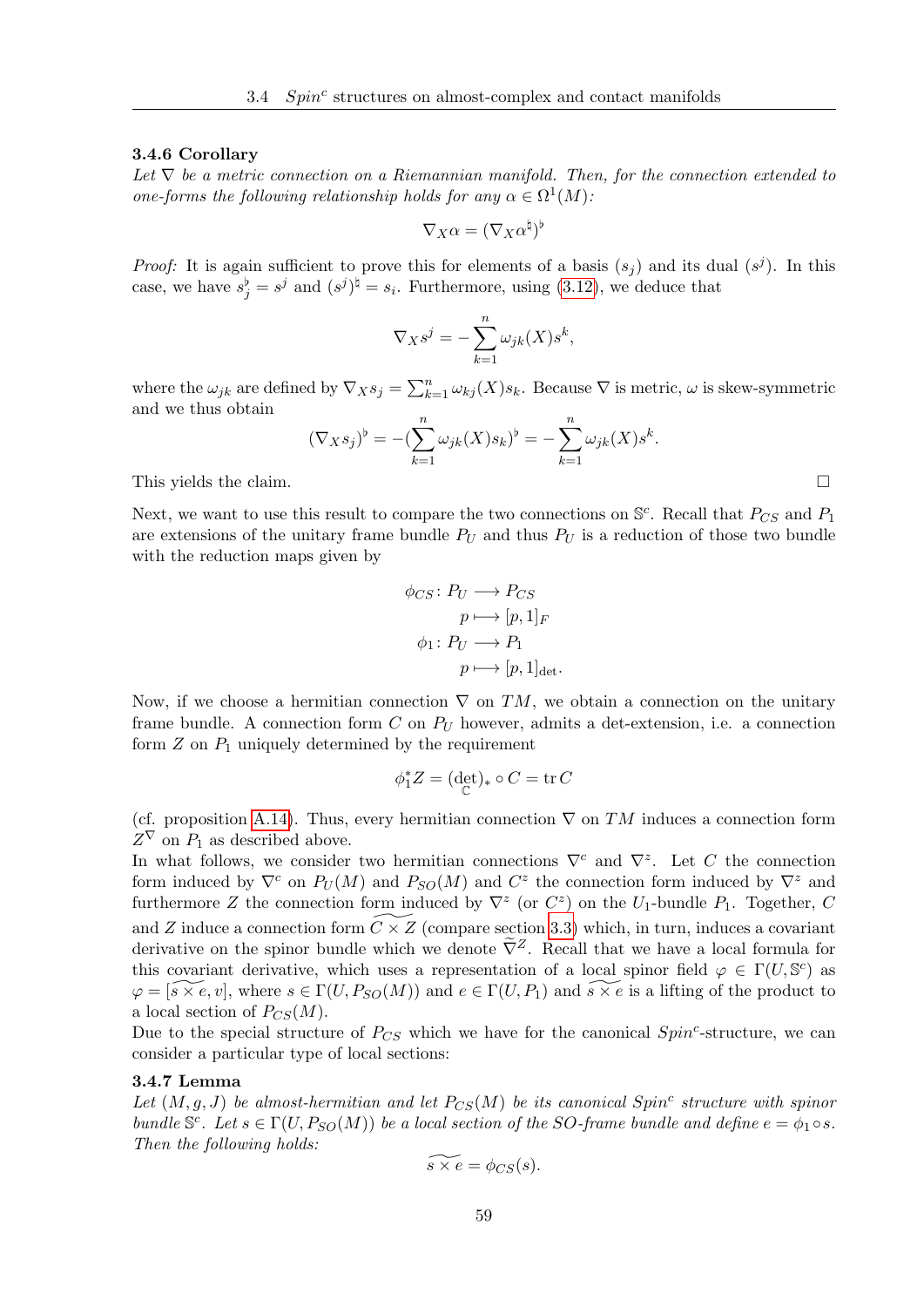#### 3.4.6 Corollary

*Let $\nabla$ be a metric connection on a Riemannian manifold. Then, for the connection extended to one-forms the following relationship holds for any $\alpha \in \Omega^1(M)$:*

$$\nabla_X \alpha = (\nabla_X \alpha^\natural)^\flat$$

*Proof:* It is again sufficient to prove this for elements of a basis $(s_j)$ and its dual $(s^j)$. In this case, we have $s_j^\flat = s^j$ and $(s^j)^\natural = s_i$. Furthermore, using (3.12), we deduce that

$$\nabla_X s^j = -\sum_{k=1}^n \omega_{jk}(X) s^k,$$

where the $\omega_{jk}$ are defined by $\nabla_X s_j = \sum_{k=1}^n \omega_{kj}(X) s_k$. Because $\nabla$ is metric, $\omega$ is skew-symmetric and we thus obtain

$$(\nabla_X s_j)^\flat = -(\sum_{k=1}^n \omega_{jk}(X) s_k)^\flat = -\sum_{k=1}^n \omega_{jk}(X) s^k.$$

This yields the claim. $\square$

Next, we want to use this result to compare the two connections on $\mathbb{S}^c$. Recall that $P_{CS}$ and $P_1$ are extensions of the unitary frame bundle $P_U$ and thus $P_U$ is a reduction of those two bundle with the reduction maps given by

$$\begin{aligned} \phi_{CS} \colon P_U &\longrightarrow P_{CS} \\ p &\longmapsto [p, 1]_F \\ \phi_1 \colon P_U &\longrightarrow P_1 \\ p &\longmapsto [p, 1]_{\det}. \end{aligned}$$

Now, if we choose a hermitian connection $\nabla$ on $TM$, we obtain a connection on the unitary frame bundle. A connection form $C$ on $P_U$ however, admits a det-extension, i.e. a connection form $Z$ on $P_1$ uniquely determined by the requirement

$$\phi_1^* Z = (\det_{\mathbb{C}})_* \circ C = \operatorname{tr} C$$

(cf. proposition A.14). Thus, every hermitian connection $\nabla$ on $TM$ induces a connection form $Z^\nabla$ on $P_1$ as described above.

In what follows, we consider two hermitian connections $\nabla^c$ and $\nabla^z$. Let $C$ the connection form induced by $\nabla^c$ on $P_U(M)$ and $P_{SO}(M)$ and $C^z$ the connection form induced by $\nabla^z$ and furthermore $Z$ the connection form induced by $\nabla^z$ (or $C^z$) on the $U_1$-bundle $P_1$. Together, $C$ and $Z$ induce a connection form $\widetilde{C \times Z}$ (compare section 3.3) which, in turn, induces a covariant derivative on the spinor bundle which we denote $\widetilde{\nabla}^Z$. Recall that we have a local formula for this covariant derivative, which uses a representation of a local spinor field $\varphi \in \Gamma(U, \mathbb{S}^c)$ as $\varphi = [\widetilde{s \times e}, v]$, where $s \in \Gamma(U, P_{SO}(M))$ and $e \in \Gamma(U, P_1)$ and $\widetilde{s \times e}$ is a lifting of the product to a local section of $P_{CS}(M)$.

Due to the special structure of $P_{CS}$ which we have for the canonical $Spin^c$-structure, we can consider a particular type of local sections:

#### 3.4.7 Lemma

*Let $(M, g, J)$ be almost-hermitian and let $P_{CS}(M)$ be its canonical $Spin^c$ structure with spinor bundle $\mathbb{S}^c$. Let $s \in \Gamma(U, P_{SO}(M))$ be a local section of the SO-frame bundle and define $e = \phi_1 \circ s$. Then the following holds:*

$$\widetilde{s \times e} = \phi_{CS}(s).$$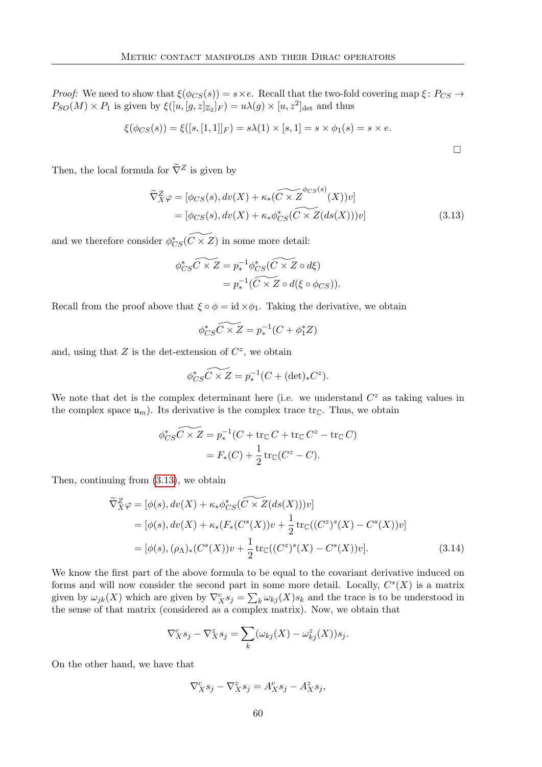*Proof:* We need to show that $\xi(\phi_{CS}(s)) = s \times e$. Recall that the two-fold covering map $\xi \colon P_{CS} \to P_{SO}(M) \times P_1$ is given by $\xi([u,[g,z]_{\mathbb{Z}_2}]_F) = u\lambda(g) \times [u, z^2]_{\det}$ and thus

$$\xi(\phi_{CS}(s)) = \xi([s,[1,1]]_F) = s\lambda(1) \times [s,1] = s \times \phi_1(s) = s \times e.$$

$\square$

Then, the local formula for $\widetilde{\nabla}^Z$ is given by

$$\begin{aligned}
\widetilde{\nabla}^Z_X \varphi &= [\phi_{CS}(s), dv(X) + \kappa_*(\widetilde{C \times Z}^{\phi_{CS}(s)}(X))v] \\
&= [\phi_{CS}(s), dv(X) + \kappa_* \phi_{CS}^*(\widetilde{C \times Z}(ds(X)))v]
\end{aligned} \tag{3.13}$$

and we therefore consider $\phi_{CS}^*(\widetilde{C \times Z})$ in some more detail:

$$\begin{aligned}
\phi_{CS}^* \widetilde{C \times Z} &= p_*^{-1} \phi_{CS}^*(\widetilde{C \times Z} \circ d\xi) \\
&= p_*^{-1}(\widetilde{C \times Z} \circ d(\xi \circ \phi_{CS})).
\end{aligned}$$

Recall from the proof above that $\xi \circ \phi = \mathrm{id} \times \phi_1$. Taking the derivative, we obtain

$$\phi_{CS}^* \widetilde{C \times Z} = p_*^{-1}(C + \phi_1^* Z)$$

and, using that $Z$ is the det-extension of $C^z$, we obtain

$$\phi_{CS}^* \widetilde{C \times Z} = p_*^{-1}(C + (\det)_* C^z).$$

We note that det is the complex determinant here (i.e. we understand $C^z$ as taking values in the complex space $\mathfrak{u}_m$). Its derivative is the complex trace $\mathrm{tr}_{\mathbb{C}}$. Thus, we obtain

$$\begin{aligned}
\phi_{CS}^* \widetilde{C \times Z} &= p_*^{-1}(C + \mathrm{tr}_{\mathbb{C}}\, C + \mathrm{tr}_{\mathbb{C}}\, C^z - \mathrm{tr}_{\mathbb{C}}\, C) \\
&= F_*(C) + \frac{1}{2}\mathrm{tr}_{\mathbb{C}}(C^z - C).
\end{aligned}$$

Then, continuing from (3.13), we obtain

$$\begin{aligned}
\widetilde{\nabla}^Z_X \varphi &= [\phi(s), dv(X) + \kappa_* \phi_{CS}^*(\widetilde{C \times Z}(ds(X)))v] \\
&= [\phi(s), dv(X) + \kappa_*(F_*(C^s(X))v + \frac{1}{2}\mathrm{tr}_{\mathbb{C}}((C^z)^s(X) - C^s(X))v] \\
&= [\phi(s), (\rho_\Lambda)_*(C^s(X))v + \frac{1}{2}\mathrm{tr}_{\mathbb{C}}((C^z)^s(X) - C^s(X))v].
\end{aligned} \tag{3.14}$$

We know the first part of the above formula to be equal to the covariant derivative induced on forms and will now consider the second part in some more detail. Locally, $C^s(X)$ is a matrix given by $\omega_{jk}(X)$ which are given by $\nabla^c_X s_j = \sum_k \omega_{kj}(X) s_k$ and the trace is to be understood in the sense of that matrix (considered as a complex matrix). Now, we obtain that

$$\nabla^c_X s_j - \nabla^z_X s_j = \sum_k (\omega_{kj}(X) - \omega^z_{kj}(X)) s_j.$$

On the other hand, we have that

$$\nabla^c_X s_j - \nabla^z_X s_j = A^c_X s_j - A^z_X s_j,$$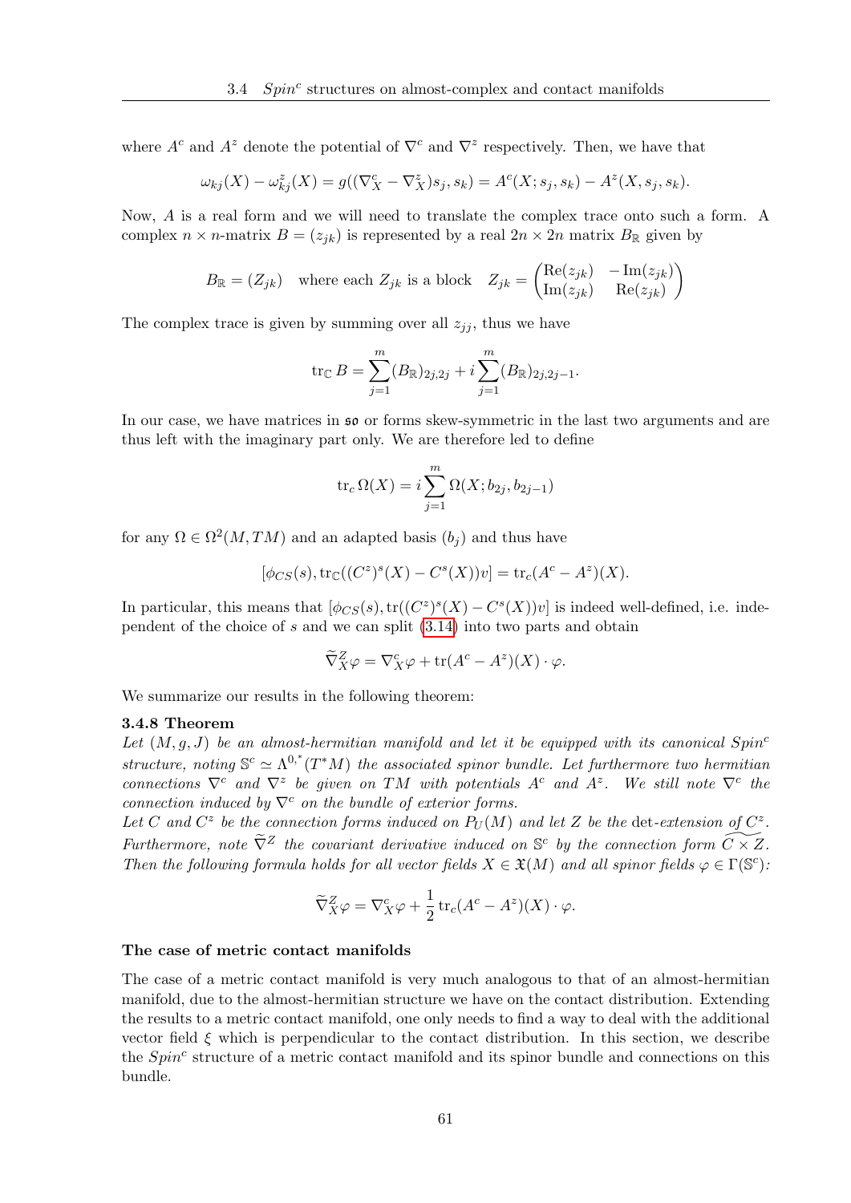where $A^c$ and $A^z$ denote the potential of $\nabla^c$ and $\nabla^z$ respectively. Then, we have that

$$\omega_{kj}(X) - \omega^z_{kj}(X) = g((\nabla^c_X - \nabla^z_X)s_j, s_k) = A^c(X; s_j, s_k) - A^z(X, s_j, s_k).$$

Now, $A$ is a real form and we will need to translate the complex trace onto such a form. A complex $n \times n$-matrix $B = (z_{jk})$ is represented by a real $2n \times 2n$ matrix $B_\mathbb{R}$ given by

$$B_\mathbb{R} = (Z_{jk}) \quad \text{where each } Z_{jk} \text{ is a block} \quad Z_{jk} = \begin{pmatrix} \mathrm{Re}(z_{jk}) & -\mathrm{Im}(z_{jk}) \\ \mathrm{Im}(z_{jk}) & \mathrm{Re}(z_{jk}) \end{pmatrix}$$

The complex trace is given by summing over all $z_{jj}$, thus we have

$$\mathrm{tr}_\mathbb{C}\, B = \sum_{j=1}^m (B_\mathbb{R})_{2j,2j} + i \sum_{j=1}^m (B_\mathbb{R})_{2j,2j-1}.$$

In our case, we have matrices in $\mathfrak{so}$ or forms skew-symmetric in the last two arguments and are thus left with the imaginary part only. We are therefore led to define

$$\mathrm{tr}_c\, \Omega(X) = i \sum_{j=1}^m \Omega(X; b_{2j}, b_{2j-1})$$

for any $\Omega \in \Omega^2(M, TM)$ and an adapted basis $(b_j)$ and thus have

$$[\phi_{CS}(s), \mathrm{tr}_\mathbb{C}((C^z)^s(X) - C^s(X))v] = \mathrm{tr}_c(A^c - A^z)(X).$$

In particular, this means that $[\phi_{CS}(s), \mathrm{tr}((C^z)^s(X) - C^s(X))v]$ is indeed well-defined, i.e. independent of the choice of $s$ and we can split (3.14) into two parts and obtain

$$\widetilde{\nabla}^Z_X \varphi = \nabla^c_X \varphi + \mathrm{tr}(A^c - A^z)(X) \cdot \varphi.$$

We summarize our results in the following theorem:

**3.4.8 Theorem**

*Let $(M, g, J)$ be an almost-hermitian manifold and let it be equipped with its canonical $Spin^c$ structure, noting $\mathbb{S}^c \simeq \Lambda^{0,*}(T^*M)$ the associated spinor bundle. Let furthermore two hermitian connections $\nabla^c$ and $\nabla^z$ be given on $TM$ with potentials $A^c$ and $A^z$. We still note $\nabla^c$ the connection induced by $\nabla^c$ on the bundle of exterior forms.*
*Let $C$ and $C^z$ be the connection forms induced on $P_U(M)$ and let $Z$ be the* det*-extension of $C^z$. Furthermore, note $\widetilde{\nabla}^Z$ the covariant derivative induced on $\mathbb{S}^c$ by the connection form $\widetilde{C \times Z}$. Then the following formula holds for all vector fields $X \in \mathfrak{X}(M)$ and all spinor fields $\varphi \in \Gamma(\mathbb{S}^c)$:*

$$\widetilde{\nabla}^Z_X \varphi = \nabla^c_X \varphi + \frac{1}{2}\,\mathrm{tr}_c(A^c - A^z)(X) \cdot \varphi.$$

### The case of metric contact manifolds

The case of a metric contact manifold is very much analogous to that of an almost-hermitian manifold, due to the almost-hermitian structure we have on the contact distribution. Extending the results to a metric contact manifold, one only needs to find a way to deal with the additional vector field $\xi$ which is perpendicular to the contact distribution. In this section, we describe the $Spin^c$ structure of a metric contact manifold and its spinor bundle and connections on this bundle.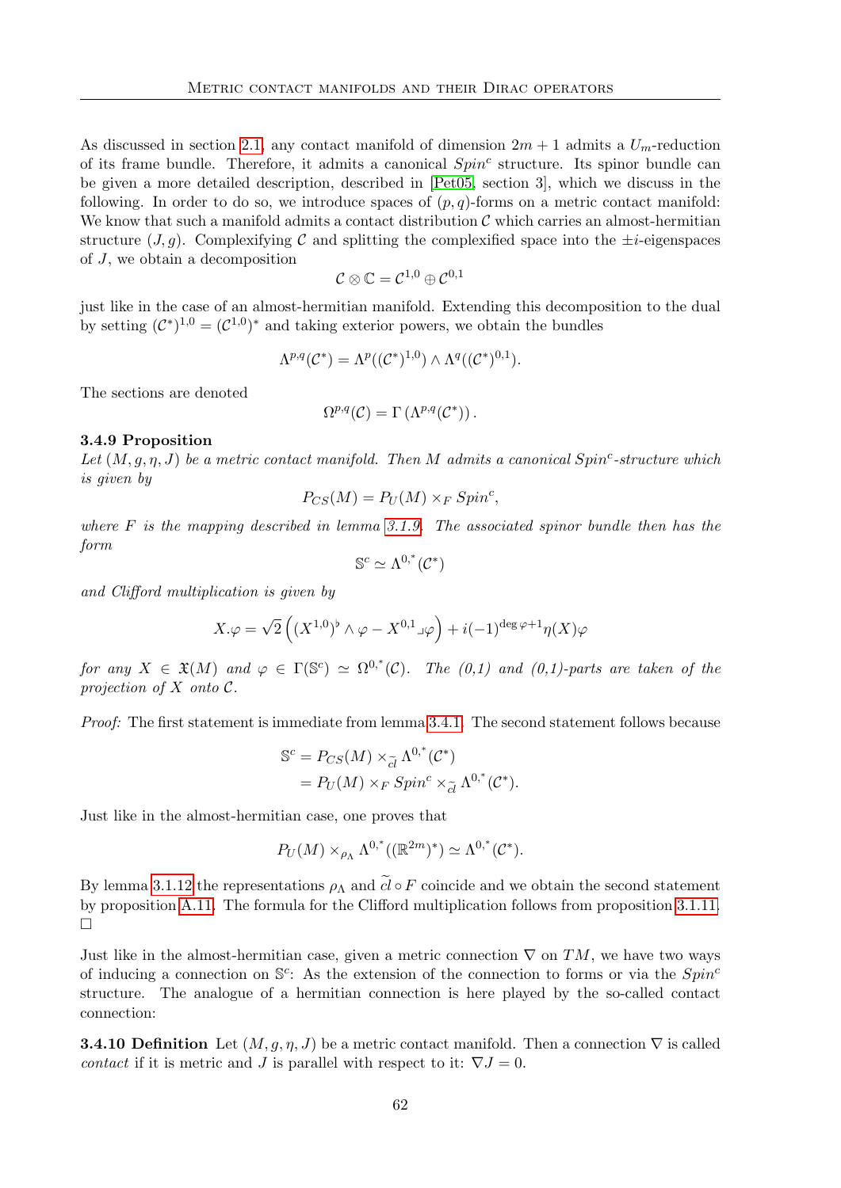As discussed in section 2.1, any contact manifold of dimension $2m+1$ admits a $U_m$-reduction of its frame bundle. Therefore, it admits a canonical $Spin^c$ structure. Its spinor bundle can be given a more detailed description, described in [Pet05, section 3], which we discuss in the following. In order to do so, we introduce spaces of $(p,q)$-forms on a metric contact manifold: We know that such a manifold admits a contact distribution $\mathcal{C}$ which carries an almost-hermitian structure $(J,g)$. Complexifying $\mathcal{C}$ and splitting the complexified space into the $\pm i$-eigenspaces of $J$, we obtain a decomposition

$$\mathcal{C}\otimes\mathbb{C} = \mathcal{C}^{1,0}\oplus\mathcal{C}^{0,1}$$

just like in the case of an almost-hermitian manifold. Extending this decomposition to the dual by setting $(\mathcal{C}^*)^{1,0} = (\mathcal{C}^{1,0})^*$ and taking exterior powers, we obtain the bundles

$$\Lambda^{p,q}(\mathcal{C}^*) = \Lambda^p((\mathcal{C}^*)^{1,0})\wedge\Lambda^q((\mathcal{C}^*)^{0,1}).$$

The sections are denoted

$$\Omega^{p,q}(\mathcal{C}) = \Gamma\left(\Lambda^{p,q}(\mathcal{C}^*)\right).$$

**3.4.9 Proposition**
*Let $(M,g,\eta,J)$ be a metric contact manifold. Then $M$ admits a canonical $Spin^c$-structure which is given by*

$$P_{CS}(M) = P_U(M)\times_F Spin^c,$$

*where $F$ is the mapping described in lemma 3.1.9. The associated spinor bundle then has the form*

$$\mathbb{S}^c \simeq \Lambda^{0,*}(\mathcal{C}^*)$$

*and Clifford multiplication is given by*

$$X.\varphi = \sqrt{2}\left((X^{1,0})^\flat\wedge\varphi - X^{0,1}\lrcorner\varphi\right) + i(-1)^{\deg\varphi+1}\eta(X)\varphi$$

*for any $X\in\mathfrak{X}(M)$ and $\varphi\in\Gamma(\mathbb{S}^c)\simeq\Omega^{0,*}(\mathcal{C})$. The (0,1) and (0,1)-parts are taken of the projection of $X$ onto $\mathcal{C}$.*

*Proof:* The first statement is immediate from lemma 3.4.1. The second statement follows because

$$\begin{aligned}\mathbb{S}^c &= P_{CS}(M)\times_{\widetilde{cl}}\Lambda^{0,*}(\mathcal{C}^*)\\ &= P_U(M)\times_F Spin^c\times_{\widetilde{cl}}\Lambda^{0,*}(\mathcal{C}^*).\end{aligned}$$

Just like in the almost-hermitian case, one proves that

$$P_U(M)\times_{\rho_\Lambda}\Lambda^{0,*}((\mathbb{R}^{2m})^*)\simeq\Lambda^{0,*}(\mathcal{C}^*).$$

By lemma 3.1.12 the representations $\rho_\Lambda$ and $\widetilde{cl}\circ F$ coincide and we obtain the second statement by proposition A.11. The formula for the Clifford multiplication follows from proposition 3.1.11. □

Just like in the almost-hermitian case, given a metric connection $\nabla$ on $TM$, we have two ways of inducing a connection on $\mathbb{S}^c$: As the extension of the connection to forms or via the $Spin^c$ structure. The analogue of a hermitian connection is here played by the so-called contact connection:

**3.4.10 Definition** Let $(M,g,\eta,J)$ be a metric contact manifold. Then a connection $\nabla$ is called *contact* if it is metric and $J$ is parallel with respect to it: $\nabla J = 0$.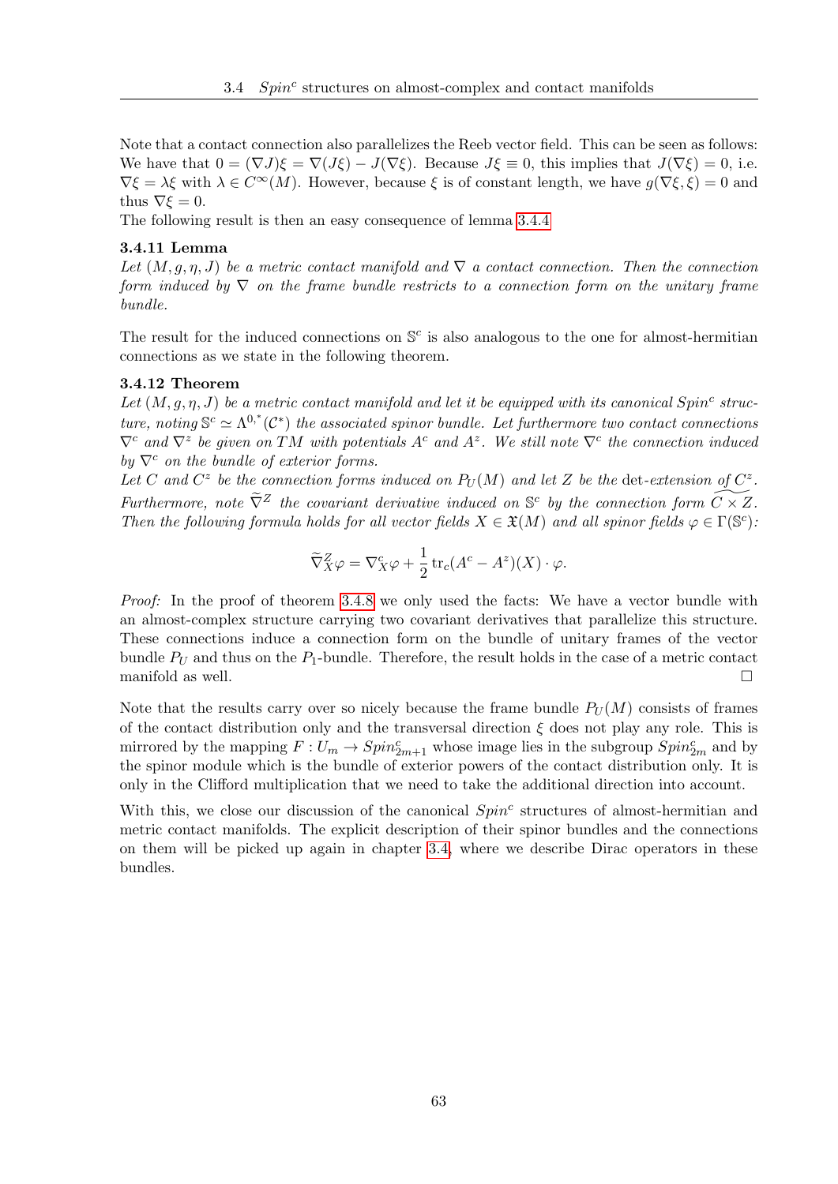Note that a contact connection also parallelizes the Reeb vector field. This can be seen as follows: We have that $0 = (\nabla J)\xi = \nabla(J\xi) - J(\nabla\xi)$. Because $J\xi \equiv 0$, this implies that $J(\nabla\xi) = 0$, i.e. $\nabla\xi = \lambda\xi$ with $\lambda \in C^\infty(M)$. However, because $\xi$ is of constant length, we have $g(\nabla\xi, \xi) = 0$ and thus $\nabla\xi = 0$.
The following result is then an easy consequence of lemma 3.4.4

**3.4.11 Lemma**

*Let $(M, g, \eta, J)$ be a metric contact manifold and $\nabla$ a contact connection. Then the connection form induced by $\nabla$ on the frame bundle restricts to a connection form on the unitary frame bundle.*

The result for the induced connections on $\mathbb{S}^c$ is also analogous to the one for almost-hermitian connections as we state in the following theorem.

**3.4.12 Theorem**

*Let $(M, g, \eta, J)$ be a metric contact manifold and let it be equipped with its canonical $Spin^c$ structure, noting $\mathbb{S}^c \simeq \Lambda^{0,*}(\mathcal{C}^*)$ the associated spinor bundle. Let furthermore two contact connections $\nabla^c$ and $\nabla^z$ be given on $TM$ with potentials $A^c$ and $A^z$. We still note $\nabla^c$ the connection induced by $\nabla^c$ on the bundle of exterior forms.*
*Let $C$ and $C^z$ be the connection forms induced on $P_U(M)$ and let $Z$ be the* det*-extension of $C^z$. Furthermore, note $\widetilde{\nabla}^Z$ the covariant derivative induced on $\mathbb{S}^c$ by the connection form $\widetilde{C \times Z}$. Then the following formula holds for all vector fields $X \in \mathfrak{X}(M)$ and all spinor fields $\varphi \in \Gamma(\mathbb{S}^c)$:*

$$\widetilde{\nabla}^Z_X \varphi = \nabla^c_X \varphi + \frac{1}{2}\operatorname{tr}_c(A^c - A^z)(X) \cdot \varphi.$$

*Proof:* In the proof of theorem 3.4.8 we only used the facts: We have a vector bundle with an almost-complex structure carrying two covariant derivatives that parallelize this structure. These connections induce a connection form on the bundle of unitary frames of the vector bundle $P_U$ and thus on the $P_1$-bundle. Therefore, the result holds in the case of a metric contact manifold as well. □

Note that the results carry over so nicely because the frame bundle $P_U(M)$ consists of frames of the contact distribution only and the transversal direction $\xi$ does not play any role. This is mirrored by the mapping $F : U_m \to Spin^c_{2m+1}$ whose image lies in the subgroup $Spin^c_{2m}$ and by the spinor module which is the bundle of exterior powers of the contact distribution only. It is only in the Clifford multiplication that we need to take the additional direction into account.

With this, we close our discussion of the canonical $Spin^c$ structures of almost-hermitian and metric contact manifolds. The explicit description of their spinor bundles and the connections on them will be picked up again in chapter 3.4, where we describe Dirac operators in these bundles.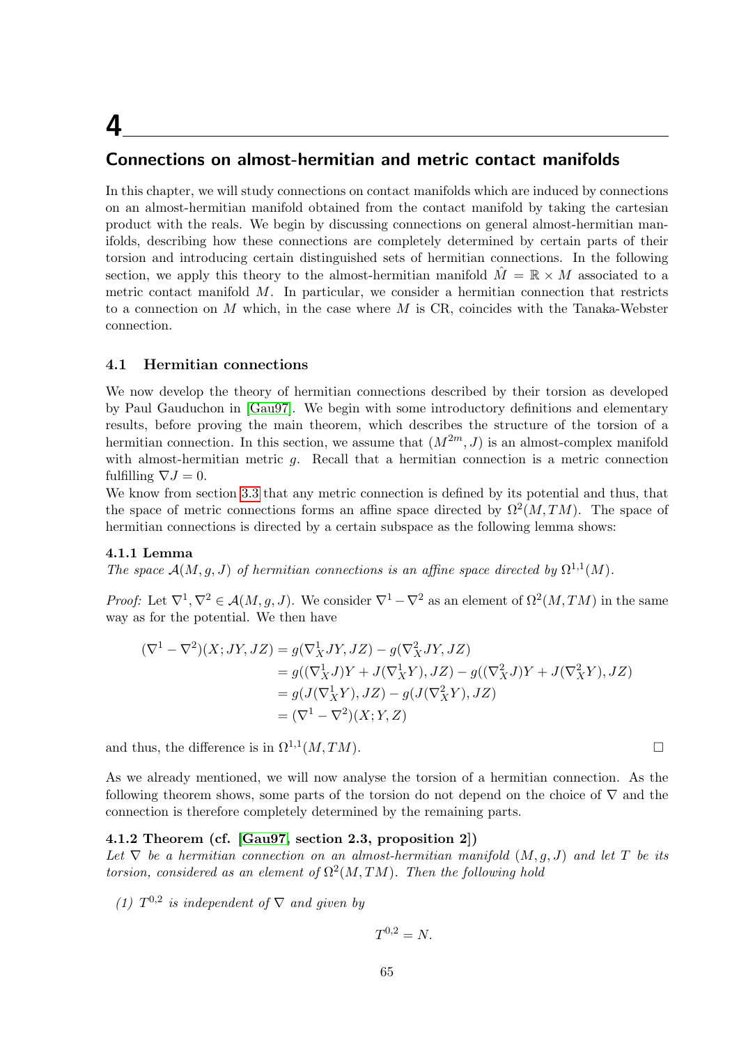# 4

## Connections on almost-hermitian and metric contact manifolds

In this chapter, we will study connections on contact manifolds which are induced by connections on an almost-hermitian manifold obtained from the contact manifold by taking the cartesian product with the reals. We begin by discussing connections on general almost-hermitian manifolds, describing how these connections are completely determined by certain parts of their torsion and introducing certain distinguished sets of hermitian connections. In the following section, we apply this theory to the almost-hermitian manifold $\hat{M} = \mathbb{R} \times M$ associated to a metric contact manifold $M$. In particular, we consider a hermitian connection that restricts to a connection on $M$ which, in the case where $M$ is CR, coincides with the Tanaka-Webster connection.

### 4.1 Hermitian connections

We now develop the theory of hermitian connections described by their torsion as developed by Paul Gauduchon in [Gau97]. We begin with some introductory definitions and elementary results, before proving the main theorem, which describes the structure of the torsion of a hermitian connection. In this section, we assume that $(M^{2m}, J)$ is an almost-complex manifold with almost-hermitian metric $g$. Recall that a hermitian connection is a metric connection fulfilling $\nabla J = 0$.

We know from section 3.3 that any metric connection is defined by its potential and thus, that the space of metric connections forms an affine space directed by $\Omega^2(M, TM)$. The space of hermitian connections is directed by a certain subspace as the following lemma shows:

**4.1.1 Lemma**

*The space $\mathcal{A}(M, g, J)$ of hermitian connections is an affine space directed by $\Omega^{1,1}(M)$.*

*Proof:* Let $\nabla^1, \nabla^2 \in \mathcal{A}(M, g, J)$. We consider $\nabla^1 - \nabla^2$ as an element of $\Omega^2(M, TM)$ in the same way as for the potential. We then have

$$
\begin{aligned}
(\nabla^1 - \nabla^2)(X; JY, JZ) &= g(\nabla^1_X JY, JZ) - g(\nabla^2_X JY, JZ) \\
&= g((\nabla^1_X J)Y + J(\nabla^1_X Y), JZ) - g((\nabla^2_X J)Y + J(\nabla^2_X Y), JZ) \\
&= g(J(\nabla^1_X Y), JZ) - g(J(\nabla^2_X Y), JZ) \\
&= (\nabla^1 - \nabla^2)(X; Y, Z)
\end{aligned}
$$

and thus, the difference is in $\Omega^{1,1}(M, TM)$. □

As we already mentioned, we will now analyse the torsion of a hermitian connection. As the following theorem shows, some parts of the torsion do not depend on the choice of $\nabla$ and the connection is therefore completely determined by the remaining parts.

**4.1.2 Theorem (cf. [Gau97, section 2.3, proposition 2])**

*Let $\nabla$ be a hermitian connection on an almost-hermitian manifold $(M, g, J)$ and let $T$ be its torsion, considered as an element of $\Omega^2(M, TM)$. Then the following hold*

*(1) $T^{0,2}$ is independent of $\nabla$ and given by*

$$T^{0,2} = N.$$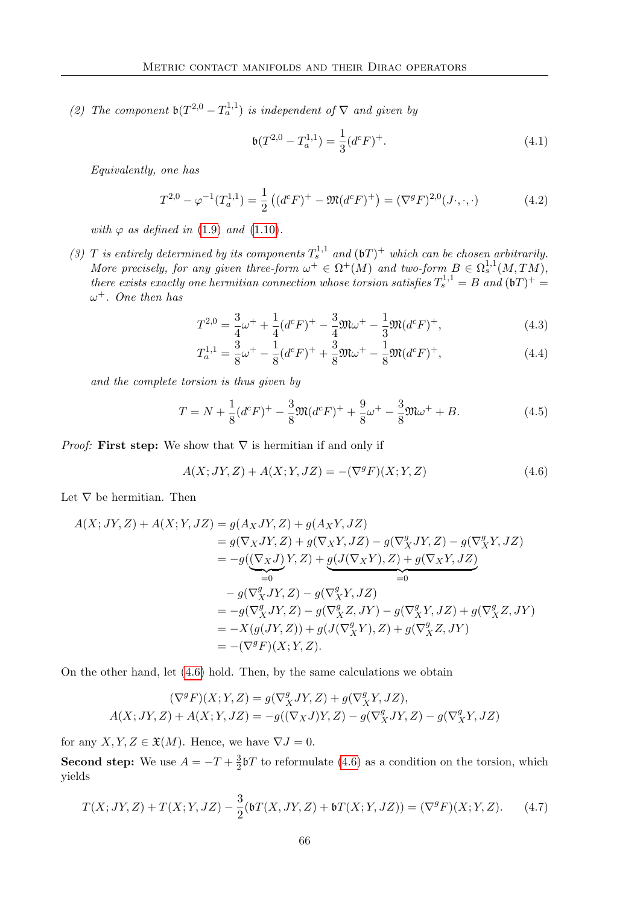*(2) The component $\mathfrak{b}(T^{2,0} - T_a^{1,1})$ is independent of $\nabla$ and given by*

$$\mathfrak{b}(T^{2,0} - T_a^{1,1}) = \frac{1}{3}(d^c F)^+. \tag{4.1}$$

*Equivalently, one has*

$$T^{2,0} - \varphi^{-1}(T_a^{1,1}) = \frac{1}{2}\left((d^c F)^+ - \mathfrak{M}(d^c F)^+\right) = (\nabla^g F)^{2,0}(J\cdot,\cdot,\cdot) \tag{4.2}$$

*with $\varphi$ as defined in (1.9) and (1.10).*

*(3) $T$ is entirely determined by its components $T_s^{1,1}$ and $(\mathfrak{b}T)^+$ which can be chosen arbitrarily. More precisely, for any given three-form $\omega^+ \in \Omega^+(M)$ and two-form $B \in \Omega_s^{1,1}(M, TM)$, there exists exactly one hermitian connection whose torsion satisfies $T_s^{1,1} = B$ and $(\mathfrak{b}T)^+ = \omega^+$. One then has*

$$T^{2,0} = \frac{3}{4}\omega^+ + \frac{1}{4}(d^c F)^+ - \frac{3}{4}\mathfrak{M}\omega^+ - \frac{1}{3}\mathfrak{M}(d^c F)^+, \tag{4.3}$$

$$T_a^{1,1} = \frac{3}{8}\omega^+ - \frac{1}{8}(d^c F)^+ + \frac{3}{8}\mathfrak{M}\omega^+ - \frac{1}{8}\mathfrak{M}(d^c F)^+, \tag{4.4}$$

*and the complete torsion is thus given by*

$$T = N + \frac{1}{8}(d^c F)^+ - \frac{3}{8}\mathfrak{M}(d^c F)^+ + \frac{9}{8}\omega^+ - \frac{3}{8}\mathfrak{M}\omega^+ + B. \tag{4.5}$$

*Proof:* **First step:** We show that $\nabla$ is hermitian if and only if

$$A(X; JY, Z) + A(X; Y, JZ) = -(\nabla^g F)(X; Y, Z) \tag{4.6}$$

Let $\nabla$ be hermitian. Then

$$\begin{aligned}
A(X; JY, Z) + A(X; Y, JZ) &= g(A_X JY, Z) + g(A_X Y, JZ) \\
&= g(\nabla_X JY, Z) + g(\nabla_X Y, JZ) - g(\nabla^g_X JY, Z) - g(\nabla^g_X Y, JZ) \\
&= -g(\underbrace{(\nabla_X J)}_{=0} Y, Z) + \underbrace{g(J(\nabla_X Y), Z) + g(\nabla_X Y, JZ)}_{=0} \\
&\quad - g(\nabla^g_X JY, Z) - g(\nabla^g_X Y, JZ) \\
&= -g(\nabla^g_X JY, Z) - g(\nabla^g_X Z, JY) - g(\nabla^g_X Y, JZ) + g(\nabla^g_X Z, JY) \\
&= -X(g(JY, Z)) + g(J(\nabla^g_X Y), Z) + g(\nabla^g_X Z, JY) \\
&= -(\nabla^g F)(X; Y, Z).
\end{aligned}$$

On the other hand, let (4.6) hold. Then, by the same calculations we obtain

$$\begin{aligned}
(\nabla^g F)(X; Y, Z) &= g(\nabla^g_X JY, Z) + g(\nabla^g_X Y, JZ), \\
A(X; JY, Z) + A(X; Y, JZ) &= -g((\nabla_X J)Y, Z) - g(\nabla^g_X JY, Z) - g(\nabla^g_X Y, JZ)
\end{aligned}$$

for any $X, Y, Z \in \mathfrak{X}(M)$. Hence, we have $\nabla J = 0$.

**Second step:** We use $A = -T + \frac{3}{2}\mathfrak{b}T$ to reformulate (4.6) as a condition on the torsion, which yields

$$T(X; JY, Z) + T(X; Y, JZ) - \frac{3}{2}(\mathfrak{b}T(X, JY, Z) + \mathfrak{b}T(X; Y, JZ)) = (\nabla^g F)(X; Y, Z). \tag{4.7}$$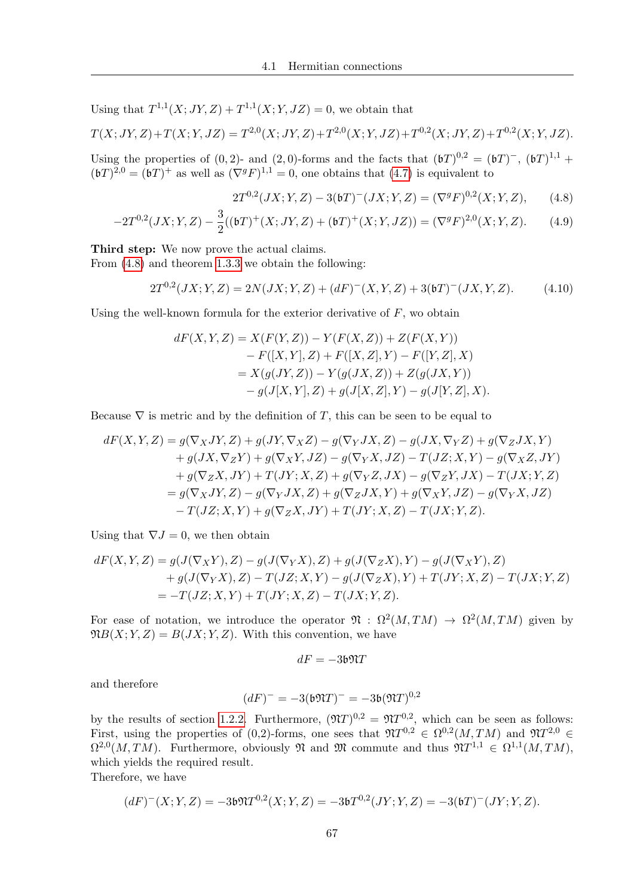Using that $T^{1,1}(X;JY,Z) + T^{1,1}(X;Y,JZ) = 0$, we obtain that

$$T(X;JY,Z)+T(X;Y,JZ) = T^{2,0}(X;JY,Z)+T^{2,0}(X;Y,JZ)+T^{0,2}(X;JY,Z)+T^{0,2}(X;Y,JZ).$$

Using the properties of $(0,2)$- and $(2,0)$-forms and the facts that $(\mathfrak{b}T)^{0,2} = (\mathfrak{b}T)^{-}$, $(\mathfrak{b}T)^{1,1} + (\mathfrak{b}T)^{2,0} = (\mathfrak{b}T)^{+}$ as well as $(\nabla^g F)^{1,1} = 0$, one obtains that (4.7) is equivalent to

$$2T^{0,2}(JX;Y,Z) - 3(\mathfrak{b}T)^{-}(JX;Y,Z) = (\nabla^g F)^{0,2}(X;Y,Z), \tag{4.8}$$

$$-2T^{0,2}(JX;Y,Z) - \frac{3}{2}((\mathfrak{b}T)^{+}(X;JY,Z) + (\mathfrak{b}T)^{+}(X;Y,JZ)) = (\nabla^g F)^{2,0}(X;Y,Z). \tag{4.9}$$

**Third step:** We now prove the actual claims.
From (4.8) and theorem 1.3.3 we obtain the following:

$$2T^{0,2}(JX;Y,Z) = 2N(JX;Y,Z) + (dF)^{-}(X,Y,Z) + 3(\mathfrak{b}T)^{-}(JX,Y,Z). \tag{4.10}$$

Using the well-known formula for the exterior derivative of $F$, wo obtain

$$\begin{aligned}
dF(X,Y,Z) &= X(F(Y,Z)) - Y(F(X,Z)) + Z(F(X,Y)) \\
&\quad - F([X,Y],Z) + F([X,Z],Y) - F([Y,Z],X) \\
&= X(g(JY,Z)) - Y(g(JX,Z)) + Z(g(JX,Y)) \\
&\quad - g(J[X,Y],Z) + g(J[X,Z],Y) - g(J[Y,Z],X).
\end{aligned}$$

Because $\nabla$ is metric and by the definition of $T$, this can be seen to be equal to

$$\begin{aligned}
dF(X,Y,Z) &= g(\nabla_X JY,Z) + g(JY,\nabla_X Z) - g(\nabla_Y JX,Z) - g(JX,\nabla_Y Z) + g(\nabla_Z JX,Y) \\
&\quad + g(JX,\nabla_Z Y) + g(\nabla_X Y,JZ) - g(\nabla_Y X,JZ) - T(JZ;X,Y) - g(\nabla_X Z,JY) \\
&\quad + g(\nabla_Z X,JY) + T(JY;X,Z) + g(\nabla_Y Z,JX) - g(\nabla_Z Y,JX) - T(JX;Y,Z) \\
&= g(\nabla_X JY,Z) - g(\nabla_Y JX,Z) + g(\nabla_Z JX,Y) + g(\nabla_X Y,JZ) - g(\nabla_Y X,JZ) \\
&\quad - T(JZ;X,Y) + g(\nabla_Z X,JY) + T(JY;X,Z) - T(JX;Y,Z).
\end{aligned}$$

Using that $\nabla J = 0$, we then obtain

$$\begin{aligned}
dF(X,Y,Z) &= g(J(\nabla_X Y),Z) - g(J(\nabla_Y X),Z) + g(J(\nabla_Z X),Y) - g(J(\nabla_X Y),Z) \\
&\quad + g(J(\nabla_Y X),Z) - T(JZ;X,Y) - g(J(\nabla_Z X),Y) + T(JY;X,Z) - T(JX;Y,Z) \\
&= -T(JZ;X,Y) + T(JY;X,Z) - T(JX;Y,Z).
\end{aligned}$$

For ease of notation, we introduce the operator $\mathfrak{N} : \Omega^2(M,TM) \to \Omega^2(M,TM)$ given by $\mathfrak{N}B(X;Y,Z) = B(JX;Y,Z)$. With this convention, we have

$$dF = -3\mathfrak{b}\mathfrak{N}T$$

and therefore

$$(dF)^{-} = -3(\mathfrak{b}\mathfrak{N}T)^{-} = -3\mathfrak{b}(\mathfrak{N}T)^{0,2}$$

by the results of section 1.2.2. Furthermore, $(\mathfrak{N}T)^{0,2} = \mathfrak{N}T^{0,2}$, which can be seen as follows: First, using the properties of (0,2)-forms, one sees that $\mathfrak{N}T^{0,2} \in \Omega^{0,2}(M,TM)$ and $\mathfrak{N}T^{2,0} \in \Omega^{2,0}(M,TM)$. Furthermore, obviously $\mathfrak{N}$ and $\mathfrak{M}$ commute and thus $\mathfrak{N}T^{1,1} \in \Omega^{1,1}(M,TM)$, which yields the required result.
Therefore, we have

$$(dF)^{-}(X;Y,Z) = -3\mathfrak{b}\mathfrak{N}T^{0,2}(X;Y,Z) = -3\mathfrak{b}T^{0,2}(JY;Y,Z) = -3(\mathfrak{b}T)^{-}(JY;Y,Z).$$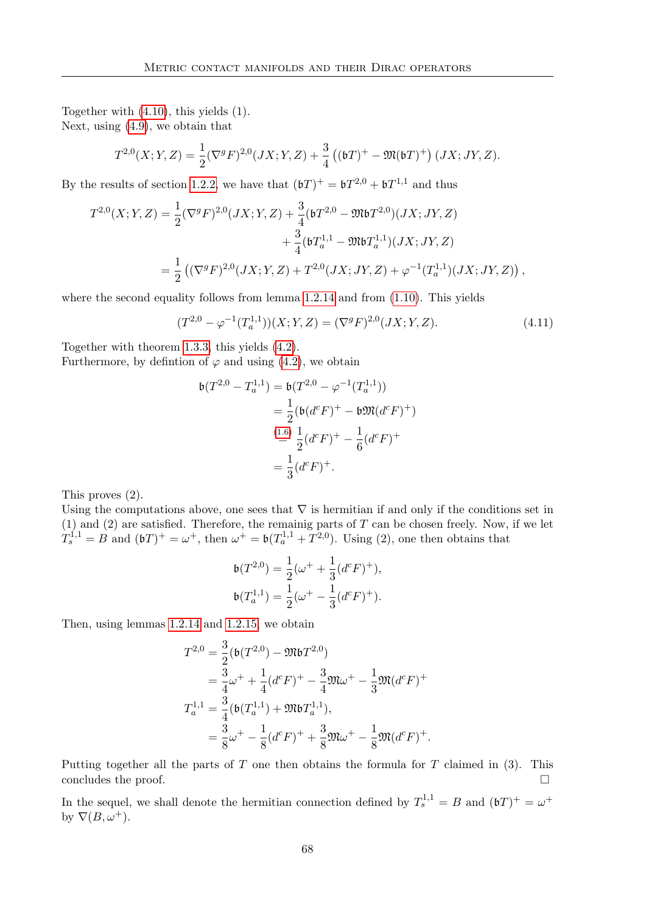Together with (4.10), this yields (1).
Next, using (4.9), we obtain that

$$T^{2,0}(X;Y,Z) = \frac{1}{2}(\nabla^g F)^{2,0}(JX;Y,Z) + \frac{3}{4}\left((\mathfrak{b}T)^+ - \mathfrak{M}(\mathfrak{b}T)^+\right)(JX;JY,Z).$$

By the results of section 1.2.2, we have that $(\mathfrak{b}T)^+ = \mathfrak{b}T^{2,0} + \mathfrak{b}T^{1,1}$ and thus

$$\begin{aligned} T^{2,0}(X;Y,Z) &= \frac{1}{2}(\nabla^g F)^{2,0}(JX;Y,Z) + \frac{3}{4}(\mathfrak{b}T^{2,0} - \mathfrak{M}\mathfrak{b}T^{2,0})(JX;JY,Z) \\ &\qquad + \frac{3}{4}(\mathfrak{b}T^{1,1}_a - \mathfrak{M}\mathfrak{b}T^{1,1}_a)(JX;JY,Z) \\ &= \frac{1}{2}\left((\nabla^g F)^{2,0}(JX;Y,Z) + T^{2,0}(JX;JY,Z) + \varphi^{-1}(T^{1,1}_a)(JX;JY,Z)\right), \end{aligned}$$

where the second equality follows from lemma 1.2.14 and from (1.10). This yields

$$(T^{2,0} - \varphi^{-1}(T^{1,1}_a))(X;Y,Z) = (\nabla^g F)^{2,0}(JX;Y,Z). \tag{4.11}$$

Together with theorem 1.3.3, this yields (4.2).
Furthermore, by defintion of $\varphi$ and using (4.2), we obtain

$$\begin{aligned} \mathfrak{b}(T^{2,0} - T^{1,1}_a) &= \mathfrak{b}(T^{2,0} - \varphi^{-1}(T^{1,1}_a)) \\ &= \frac{1}{2}(\mathfrak{b}(d^cF)^+ - \mathfrak{b}\mathfrak{M}(d^cF)^+) \\ &\overset{(1.6)}{=} \frac{1}{2}(d^cF)^+ - \frac{1}{6}(d^cF)^+ \\ &= \frac{1}{3}(d^cF)^+. \end{aligned}$$

This proves (2).
Using the computations above, one sees that $\nabla$ is hermitian if and only if the conditions set in (1) and (2) are satisfied. Therefore, the remainig parts of $T$ can be chosen freely. Now, if we let $T^{1,1}_s = B$ and $(\mathfrak{b}T)^+ = \omega^+$, then $\omega^+ = \mathfrak{b}(T^{1,1}_a + T^{2,0})$. Using (2), one then obtains that

$$\begin{aligned} \mathfrak{b}(T^{2,0}) &= \frac{1}{2}(\omega^+ + \frac{1}{3}(d^cF)^+), \\ \mathfrak{b}(T^{1,1}_a) &= \frac{1}{2}(\omega^+ - \frac{1}{3}(d^cF)^+). \end{aligned}$$

Then, using lemmas 1.2.14 and 1.2.15, we obtain

$$\begin{aligned} T^{2,0} &= \frac{3}{2}(\mathfrak{b}(T^{2,0}) - \mathfrak{M}\mathfrak{b}T^{2,0}) \\ &= \frac{3}{4}\omega^+ + \frac{1}{4}(d^cF)^+ - \frac{3}{4}\mathfrak{M}\omega^+ - \frac{1}{3}\mathfrak{M}(d^cF)^+ \\ T^{1,1}_a &= \frac{3}{4}(\mathfrak{b}(T^{1,1}_a) + \mathfrak{M}\mathfrak{b}T^{1,1}_a), \\ &= \frac{3}{8}\omega^+ - \frac{1}{8}(d^cF)^+ + \frac{3}{8}\mathfrak{M}\omega^+ - \frac{1}{8}\mathfrak{M}(d^cF)^+. \end{aligned}$$

Putting together all the parts of $T$ one then obtains the formula for $T$ claimed in (3). This concludes the proof. $\square$

In the sequel, we shall denote the hermitian connection defined by $T^{1,1}_s = B$ and $(\mathfrak{b}T)^+ = \omega^+$ by $\nabla(B, \omega^+)$.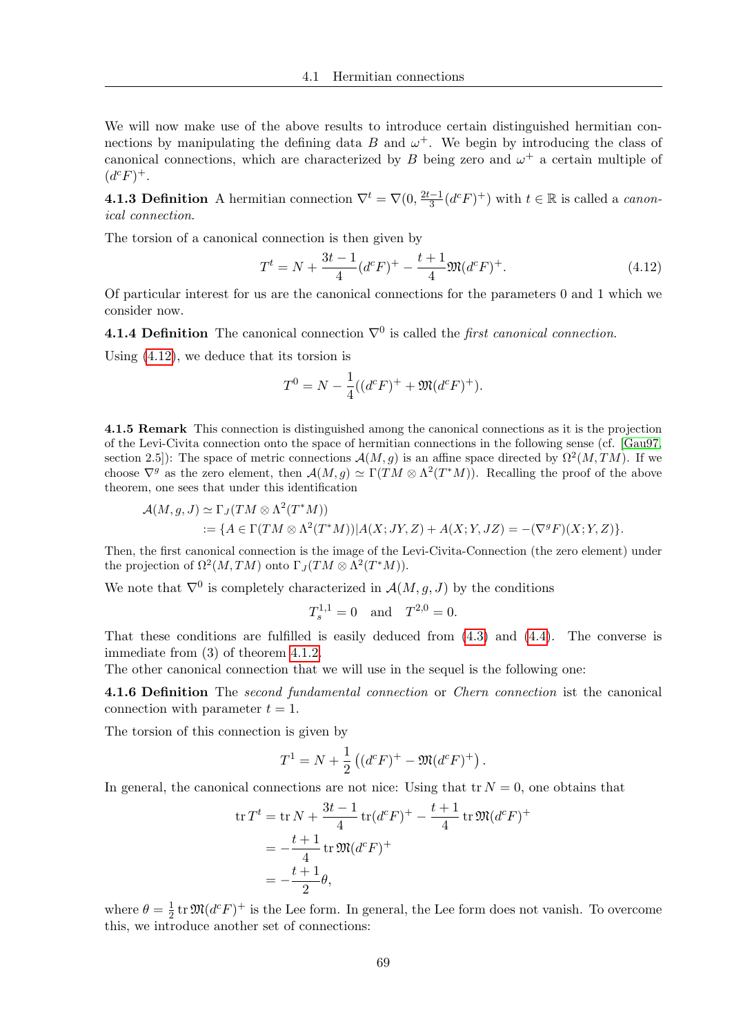We will now make use of the above results to introduce certain distinguished hermitian connections by manipulating the defining data $B$ and $\omega^+$. We begin by introducing the class of canonical connections, which are characterized by $B$ being zero and $\omega^+$ a certain multiple of $(d^cF)^+$.

**4.1.3 Definition** A hermitian connection $\nabla^t = \nabla(0, \frac{2t-1}{3}(d^cF)^+)$ with $t \in \mathbb{R}$ is called a *canonical connection*.

The torsion of a canonical connection is then given by

$$T^t = N + \frac{3t-1}{4}(d^cF)^+ - \frac{t+1}{4}\mathfrak{M}(d^cF)^+. \tag{4.12}$$

Of particular interest for us are the canonical connections for the parameters 0 and 1 which we consider now.

**4.1.4 Definition** The canonical connection $\nabla^0$ is called the *first canonical connection*.

Using (4.12), we deduce that its torsion is

$$T^0 = N - \frac{1}{4}((d^cF)^+ + \mathfrak{M}(d^cF)^+).$$

**4.1.5 Remark** This connection is distinguished among the canonical connections as it is the projection of the Levi-Civita connection onto the space of hermitian connections in the following sense (cf. [Gau97, section 2.5]): The space of metric connections $\mathcal{A}(M, g)$ is an affine space directed by $\Omega^2(M, TM)$. If we choose $\nabla^g$ as the zero element, then $\mathcal{A}(M, g) \simeq \Gamma(TM \otimes \Lambda^2(T^*M))$. Recalling the proof of the above theorem, one sees that under this identification

$$\begin{aligned}\mathcal{A}(M, g, J) &\simeq \Gamma_J(TM \otimes \Lambda^2(T^*M)) \\ &:= \{A \in \Gamma(TM \otimes \Lambda^2(T^*M)) | A(X; JY, Z) + A(X; Y, JZ) = -(\nabla^g F)(X; Y, Z)\}.\end{aligned}$$

Then, the first canonical connection is the image of the Levi-Civita-Connection (the zero element) under the projection of $\Omega^2(M, TM)$ onto $\Gamma_J(TM \otimes \Lambda^2(T^*M))$.

We note that $\nabla^0$ is completely characterized in $\mathcal{A}(M, g, J)$ by the conditions

$$T_s^{1,1} = 0 \quad \text{and} \quad T^{2,0} = 0.$$

That these conditions are fulfilled is easily deduced from (4.3) and (4.4). The converse is immediate from (3) of theorem 4.1.2.

The other canonical connection that we will use in the sequel is the following one:

**4.1.6 Definition** The *second fundamental connection* or *Chern connection* ist the canonical connection with parameter $t = 1$.

The torsion of this connection is given by

$$T^1 = N + \frac{1}{2}\left((d^cF)^+ - \mathfrak{M}(d^cF)^+\right).$$

In general, the canonical connections are not nice: Using that $\operatorname{tr} N = 0$, one obtains that

$$\begin{aligned}\operatorname{tr} T^t &= \operatorname{tr} N + \frac{3t-1}{4}\operatorname{tr}(d^cF)^+ - \frac{t+1}{4}\operatorname{tr}\mathfrak{M}(d^cF)^+ \\ &= -\frac{t+1}{4}\operatorname{tr}\mathfrak{M}(d^cF)^+ \\ &= -\frac{t+1}{2}\theta,\end{aligned}$$

where $\theta = \frac{1}{2}\operatorname{tr}\mathfrak{M}(d^cF)^+$ is the Lee form. In general, the Lee form does not vanish. To overcome this, we introduce another set of connections: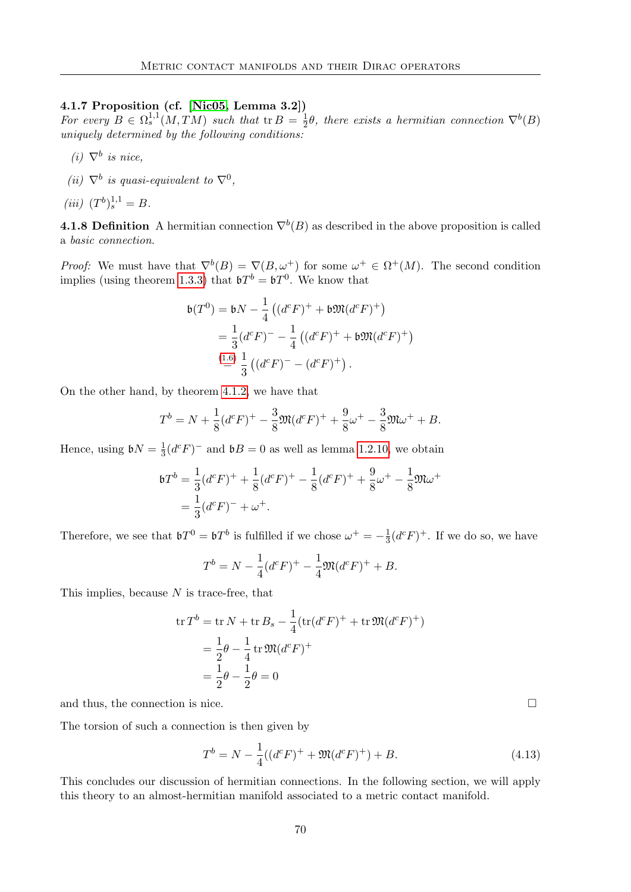**4.1.7 Proposition (cf. [Nic05, Lemma 3.2])**
*For every $B \in \Omega^{1,1}_s(M, TM)$ such that $\operatorname{tr} B = \frac{1}{2}\theta$, there exists a hermitian connection $\nabla^b(B)$ uniquely determined by the following conditions:*

*(i) $\nabla^b$ is nice,*

*(ii) $\nabla^b$ is quasi-equivalent to $\nabla^0$,*

*(iii) $(T^b)^{1,1}_s = B$.*

**4.1.8 Definition** A hermitian connection $\nabla^b(B)$ as described in the above proposition is called a *basic connection*.

*Proof:* We must have that $\nabla^b(B) = \nabla(B, \omega^+)$ for some $\omega^+ \in \Omega^+(M)$. The second condition implies (using theorem 1.3.3) that $\mathfrak{b}T^b = \mathfrak{b}T^0$. We know that

$$
\begin{aligned}
\mathfrak{b}(T^0) &= \mathfrak{b}N - \frac{1}{4}\left((d^cF)^+ + \mathfrak{b}\mathfrak{M}(d^cF)^+\right) \\
&= \frac{1}{3}(d^cF)^- - \frac{1}{4}\left((d^cF)^+ + \mathfrak{b}\mathfrak{M}(d^cF)^+\right) \\
&\overset{(1.6)}{=} \frac{1}{3}\left((d^cF)^- - (d^cF)^+\right).
\end{aligned}
$$

On the other hand, by theorem 4.1.2, we have that

$$
T^b = N + \frac{1}{8}(d^cF)^+ - \frac{3}{8}\mathfrak{M}(d^cF)^+ + \frac{9}{8}\omega^+ - \frac{3}{8}\mathfrak{M}\omega^+ + B.
$$

Hence, using $\mathfrak{b}N = \frac{1}{3}(d^cF)^-$ and $\mathfrak{b}B = 0$ as well as lemma 1.2.10, we obtain

$$
\begin{aligned}
\mathfrak{b}T^b &= \frac{1}{3}(d^cF)^+ + \frac{1}{8}(d^cF)^+ - \frac{1}{8}(d^cF)^+ + \frac{9}{8}\omega^+ - \frac{1}{8}\mathfrak{M}\omega^+ \\
&= \frac{1}{3}(d^cF)^- + \omega^+.
\end{aligned}
$$

Therefore, we see that $\mathfrak{b}T^0 = \mathfrak{b}T^b$ is fulfilled if we chose $\omega^+ = -\frac{1}{3}(d^cF)^+$. If we do so, we have

$$
T^b = N - \frac{1}{4}(d^cF)^+ - \frac{1}{4}\mathfrak{M}(d^cF)^+ + B.
$$

This implies, because $N$ is trace-free, that

$$
\begin{aligned}
\operatorname{tr} T^b &= \operatorname{tr} N + \operatorname{tr} B_s - \frac{1}{4}(\operatorname{tr}(d^cF)^+ + \operatorname{tr}\mathfrak{M}(d^cF)^+) \\
&= \frac{1}{2}\theta - \frac{1}{4}\operatorname{tr}\mathfrak{M}(d^cF)^+ \\
&= \frac{1}{2}\theta - \frac{1}{2}\theta = 0
\end{aligned}
$$

and thus, the connection is nice. □

The torsion of such a connection is then given by

$$
T^b = N - \frac{1}{4}((d^cF)^+ + \mathfrak{M}(d^cF)^+) + B. \tag{4.13}
$$

This concludes our discussion of hermitian connections. In the following section, we will apply this theory to an almost-hermitian manifold associated to a metric contact manifold.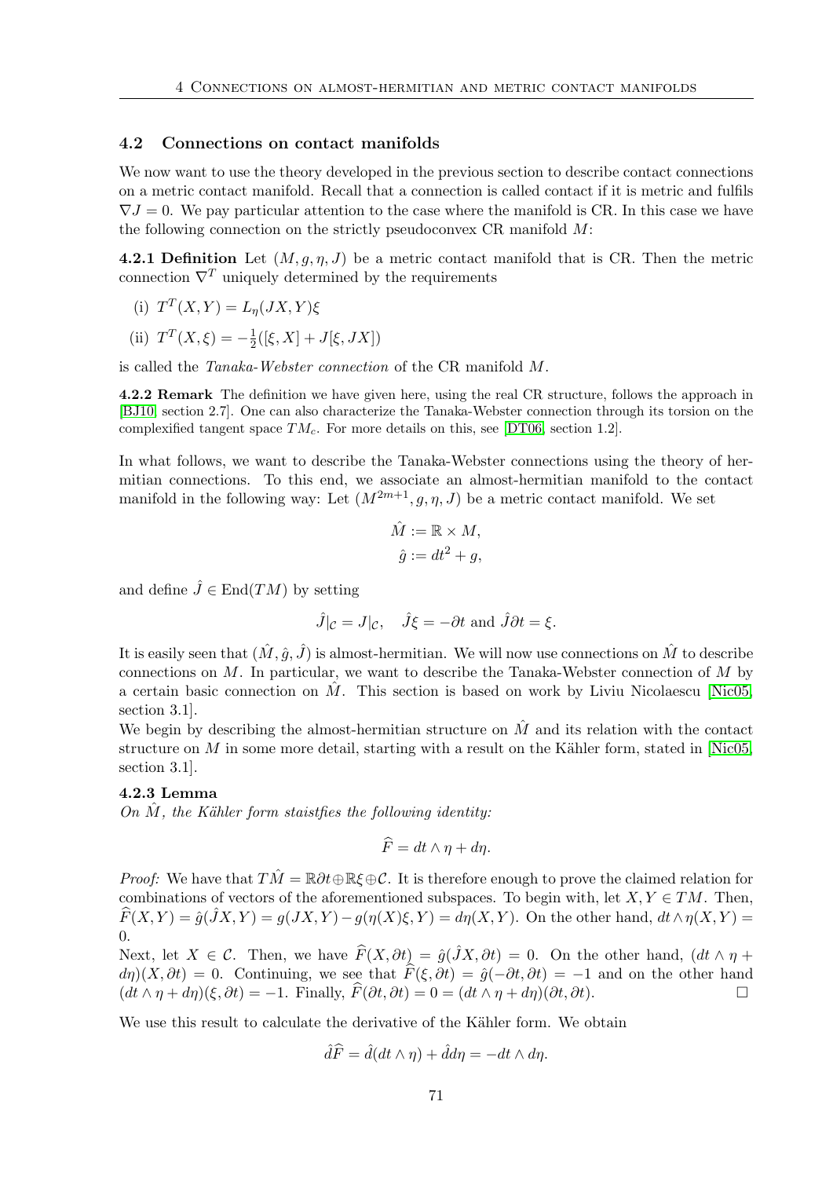## 4.2 Connections on contact manifolds

We now want to use the theory developed in the previous section to describe contact connections on a metric contact manifold. Recall that a connection is called contact if it is metric and fulfils $\nabla J = 0$. We pay particular attention to the case where the manifold is CR. In this case we have the following connection on the strictly pseudoconvex CR manifold $M$:

**4.2.1 Definition** Let $(M, g, \eta, J)$ be a metric contact manifold that is CR. Then the metric connection $\nabla^T$ uniquely determined by the requirements

(i) $T^T(X, Y) = L_\eta(JX, Y)\xi$

(ii) $T^T(X, \xi) = -\frac{1}{2}([\xi, X] + J[\xi, JX])$

is called the *Tanaka-Webster connection* of the CR manifold $M$.

**4.2.2 Remark** The definition we have given here, using the real CR structure, follows the approach in [BJ10] section 2.7]. One can also characterize the Tanaka-Webster connection through its torsion on the complexified tangent space $TM_c$. For more details on this, see [DT06, section 1.2].

In what follows, we want to describe the Tanaka-Webster connections using the theory of hermitian connections. To this end, we associate an almost-hermitian manifold to the contact manifold in the following way: Let $(M^{2m+1}, g, \eta, J)$ be a metric contact manifold. We set

$$\hat{M} := \mathbb{R} \times M,$$
$$\hat{g} := dt^2 + g,$$

and define $\hat{J} \in \mathrm{End}(TM)$ by setting

$$\hat{J}|_{\mathcal{C}} = J|_{\mathcal{C}}, \quad \hat{J}\xi = -\partial t \text{ and } \hat{J}\partial t = \xi.$$

It is easily seen that $(\hat{M}, \hat{g}, \hat{J})$ is almost-hermitian. We will now use connections on $\hat{M}$ to describe connections on $M$. In particular, we want to describe the Tanaka-Webster connection of $M$ by a certain basic connection on $\hat{M}$. This section is based on work by Liviu Nicolaescu [Nic05, section 3.1].

We begin by describing the almost-hermitian structure on $\hat{M}$ and its relation with the contact structure on $M$ in some more detail, starting with a result on the Kähler form, stated in [Nic05, section 3.1].

**4.2.3 Lemma**
*On $\hat{M}$, the Kähler form staistfies the following identity:*

$$\widehat{F} = dt \wedge \eta + d\eta.$$

*Proof:* We have that $T\hat{M} = \mathbb{R}\partial t \oplus \mathbb{R}\xi \oplus \mathcal{C}$. It is therefore enough to prove the claimed relation for combinations of vectors of the aforementioned subspaces. To begin with, let $X, Y \in TM$. Then, $\widehat{F}(X, Y) = \hat{g}(\hat{J}X, Y) = g(JX, Y) - g(\eta(X)\xi, Y) = d\eta(X, Y)$. On the other hand, $dt \wedge \eta(X, Y) = 0$.

Next, let $X \in \mathcal{C}$. Then, we have $\widehat{F}(X, \partial t) = \hat{g}(\hat{J}X, \partial t) = 0$. On the other hand, $(dt \wedge \eta + d\eta)(X, \partial t) = 0$. Continuing, we see that $\widehat{F}(\xi, \partial t) = \hat{g}(-\partial t, \partial t) = -1$ and on the other hand $(dt \wedge \eta + d\eta)(\xi, \partial t) = -1$. Finally, $\widehat{F}(\partial t, \partial t) = 0 = (dt \wedge \eta + d\eta)(\partial t, \partial t)$. □

We use this result to calculate the derivative of the Kähler form. We obtain

$$\hat{d}\widehat{F} = \hat{d}(dt \wedge \eta) + \hat{d}d\eta = -dt \wedge d\eta.$$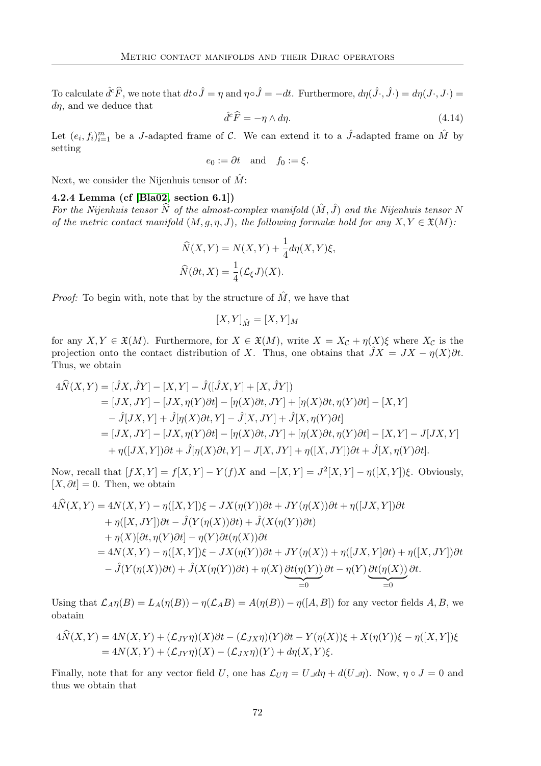To calculate $\hat{d}^c\widehat{F}$, we note that $dt\circ\hat{J} = \eta$ and $\eta\circ\hat{J} = -dt$. Furthermore, $d\eta(\hat{J}\cdot,\hat{J}\cdot) = d\eta(J\cdot,J\cdot) = d\eta$, and we deduce that

$$\hat{d}^c\widehat{F} = -\eta\wedge d\eta. \tag{4.14}$$

Let $(e_i,f_i)_{i=1}^m$ be a $J$-adapted frame of $\mathcal{C}$. We can extend it to a $\hat{J}$-adapted frame on $\hat{M}$ by setting

$$e_0 := \partial t \quad\text{and}\quad f_0 := \xi.$$

Next, we consider the Nijenhuis tensor of $\hat{M}$:

**4.2.4 Lemma (cf [Bla02, section 6.1])**
*For the Nijenhuis tensor $\widehat{N}$ of the almost-complex manifold $(\hat{M},\hat{J})$ and the Nijenhuis tensor $N$ of the metric contact manifold $(M,g,\eta,J)$, the following formulæ hold for any $X,Y\in\mathfrak{X}(M)$:*

$$\widehat{N}(X,Y) = N(X,Y) + \frac{1}{4}d\eta(X,Y)\xi,$$
$$\widehat{N}(\partial t,X) = \frac{1}{4}(\mathcal{L}_\xi J)(X).$$

*Proof:* To begin with, note that by the structure of $\hat{M}$, we have that

$$[X,Y]_{\hat{M}} = [X,Y]_M$$

for any $X,Y\in\mathfrak{X}(M)$. Furthermore, for $X\in\mathfrak{X}(M)$, write $X = X_\mathcal{C} + \eta(X)\xi$ where $X_\mathcal{C}$ is the projection onto the contact distribution of $X$. Thus, one obtains that $\hat{J}X = JX - \eta(X)\partial t$. Thus, we obtain

$$\begin{aligned}
4\widehat{N}(X,Y) &= [\hat{J}X,\hat{J}Y] - [X,Y] - \hat{J}([\hat{J}X,Y] + [X,\hat{J}Y])\\
&= [JX,JY] - [JX,\eta(Y)\partial t] - [\eta(X)\partial t,JY] + [\eta(X)\partial t,\eta(Y)\partial t] - [X,Y]\\
&\quad - \hat{J}[JX,Y] + \hat{J}[\eta(X)\partial t,Y] - \hat{J}[X,JY] + \hat{J}[X,\eta(Y)\partial t]\\
&= [JX,JY] - [JX,\eta(Y)\partial t] - [\eta(X)\partial t,JY] + [\eta(X)\partial t,\eta(Y)\partial t] - [X,Y] - J[JX,Y]\\
&\quad + \eta([JX,Y])\partial t + \hat{J}[\eta(X)\partial t,Y] - J[X,JY] + \eta([X,JY])\partial t + \hat{J}[X,\eta(Y)\partial t].
\end{aligned}$$

Now, recall that $[fX,Y] = f[X,Y] - Y(f)X$ and $-[X,Y] = J^2[X,Y] - \eta([X,Y])\xi$. Obviously, $[X,\partial t] = 0$. Then, we obtain

$$\begin{aligned}
4\widehat{N}(X,Y) &= 4N(X,Y) - \eta([X,Y])\xi - JX(\eta(Y))\partial t + JY(\eta(X))\partial t + \eta([JX,Y])\partial t\\
&\quad + \eta([X,JY])\partial t - \hat{J}(Y(\eta(X))\partial t) + \hat{J}(X(\eta(Y))\partial t)\\
&\quad + \eta(X)[\partial t,\eta(Y)\partial t] - \eta(Y)\partial t(\eta(X))\partial t\\
&= 4N(X,Y) - \eta([X,Y])\xi - JX(\eta(Y))\partial t + JY(\eta(X)) + \eta([JX,Y]\partial t) + \eta([X,JY])\partial t\\
&\quad - \hat{J}(Y(\eta(X))\partial t) + \hat{J}(X(\eta(Y))\partial t) + \eta(X)\underbrace{\partial t(\eta(Y))}_{=0}\partial t - \eta(Y)\underbrace{\partial t(\eta(X))}_{=0}\partial t.
\end{aligned}$$

Using that $\mathcal{L}_A\eta(B) = L_A(\eta(B)) - \eta(\mathcal{L}_AB) = A(\eta(B)) - \eta([A,B])$ for any vector fields $A,B$, we obatain

$$\begin{aligned}
4\widehat{N}(X,Y) &= 4N(X,Y) + (\mathcal{L}_{JY}\eta)(X)\partial t - (\mathcal{L}_{JX}\eta)(Y)\partial t - Y(\eta(X))\xi + X(\eta(Y))\xi - \eta([X,Y])\xi\\
&= 4N(X,Y) + (\mathcal{L}_{JY}\eta)(X) - (\mathcal{L}_{JX}\eta)(Y) + d\eta(X,Y)\xi.
\end{aligned}$$

Finally, note that for any vector field $U$, one has $\mathcal{L}_U\eta = U\lrcorner d\eta + d(U\lrcorner\eta)$. Now, $\eta\circ J = 0$ and thus we obtain that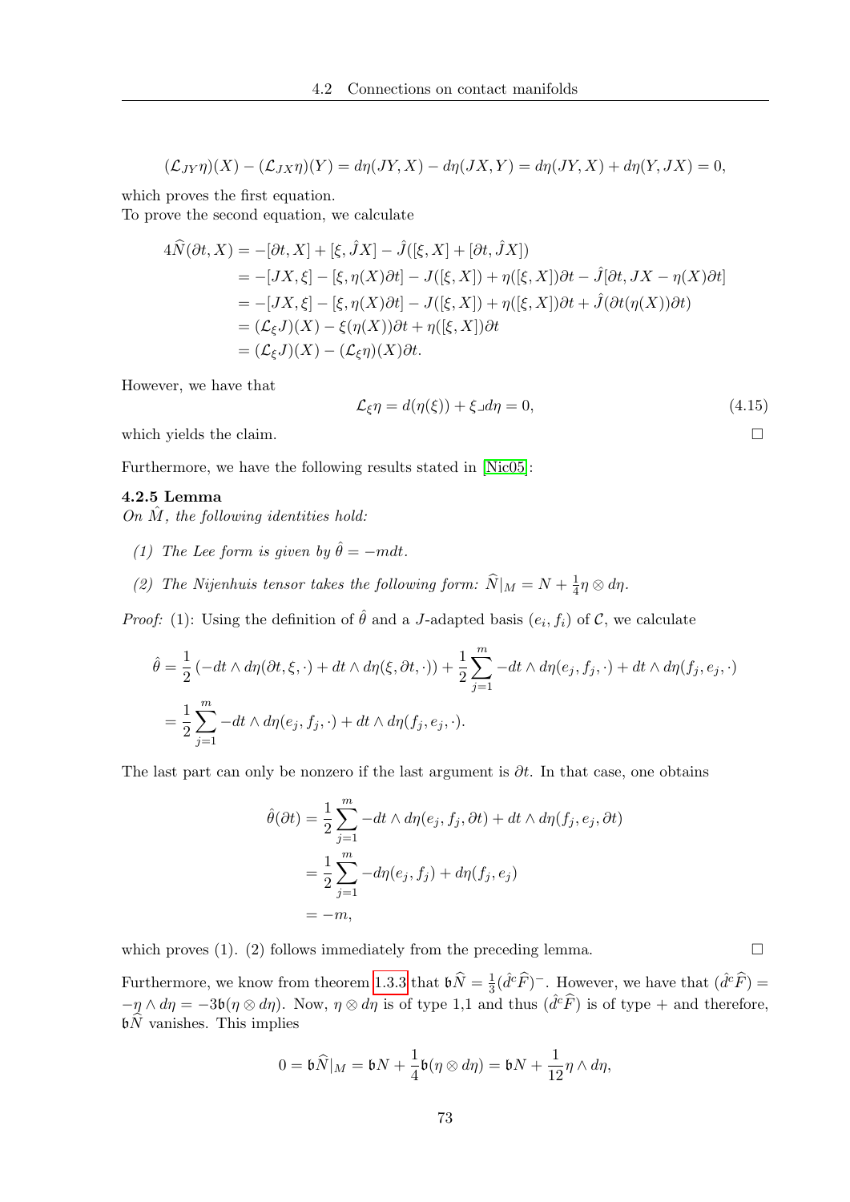$$(\mathcal{L}_{JY}\eta)(X) - (\mathcal{L}_{JX}\eta)(Y) = d\eta(JY, X) - d\eta(JX, Y) = d\eta(JY, X) + d\eta(Y, JX) = 0,$$

which proves the first equation.
To prove the second equation, we calculate

$$\begin{aligned}
4\widehat{N}(\partial t, X) &= -[\partial t, X] + [\xi, \hat{J}X] - \hat{J}([\xi, X] + [\partial t, \hat{J}X]) \\
&= -[JX, \xi] - [\xi, \eta(X)\partial t] - J([\xi, X]) + \eta([\xi, X])\partial t - \hat{J}[\partial t, JX - \eta(X)\partial t] \\
&= -[JX, \xi] - [\xi, \eta(X)\partial t] - J([\xi, X]) + \eta([\xi, X])\partial t + \hat{J}(\partial t(\eta(X))\partial t) \\
&= (\mathcal{L}_\xi J)(X) - \xi(\eta(X))\partial t + \eta([\xi, X])\partial t \\
&= (\mathcal{L}_\xi J)(X) - (\mathcal{L}_\xi \eta)(X)\partial t.
\end{aligned}$$

However, we have that

$$\mathcal{L}_\xi \eta = d(\eta(\xi)) + \xi \lrcorner d\eta = 0, \tag{4.15}$$

which yields the claim. □

Furthermore, we have the following results stated in [Nic05]:

**4.2.5 Lemma**
*On $\hat{M}$, the following identities hold:*

*(1) The Lee form is given by $\hat{\theta} = -mdt$.*

*(2) The Nijenhuis tensor takes the following form: $\widehat{N}|_M = N + \frac{1}{4}\eta \otimes d\eta$.*

*Proof:* (1): Using the definition of $\hat{\theta}$ and a $J$-adapted basis $(e_i, f_i)$ of $\mathcal{C}$, we calculate

$$\hat{\theta} = \frac{1}{2}\left(-dt \wedge d\eta(\partial t, \xi, \cdot) + dt \wedge d\eta(\xi, \partial t, \cdot)\right) + \frac{1}{2}\sum_{j=1}^{m} -dt \wedge d\eta(e_j, f_j, \cdot) + dt \wedge d\eta(f_j, e_j, \cdot)$$

$$= \frac{1}{2}\sum_{j=1}^{m} -dt \wedge d\eta(e_j, f_j, \cdot) + dt \wedge d\eta(f_j, e_j, \cdot).$$

The last part can only be nonzero if the last argument is $\partial t$. In that case, one obtains

$$\begin{aligned}
\hat{\theta}(\partial t) &= \frac{1}{2}\sum_{j=1}^{m} -dt \wedge d\eta(e_j, f_j, \partial t) + dt \wedge d\eta(f_j, e_j, \partial t) \\
&= \frac{1}{2}\sum_{j=1}^{m} -d\eta(e_j, f_j) + d\eta(f_j, e_j) \\
&= -m,
\end{aligned}$$

which proves (1). (2) follows immediately from the preceding lemma. □

Furthermore, we know from theorem 1.3.3 that $\mathfrak{b}\widehat{N} = \frac{1}{3}(\hat{d}^c\widehat{F})^-$. However, we have that $(\hat{d}^c\widehat{F}) = -\eta \wedge d\eta = -3\mathfrak{b}(\eta \otimes d\eta)$. Now, $\eta \otimes d\eta$ is of type 1,1 and thus $(\hat{d}^c\widehat{F})$ is of type + and therefore, $\mathfrak{b}\widehat{N}$ vanishes. This implies

$$0 = \mathfrak{b}\widehat{N}|_M = \mathfrak{b}N + \frac{1}{4}\mathfrak{b}(\eta \otimes d\eta) = \mathfrak{b}N + \frac{1}{12}\eta \wedge d\eta,$$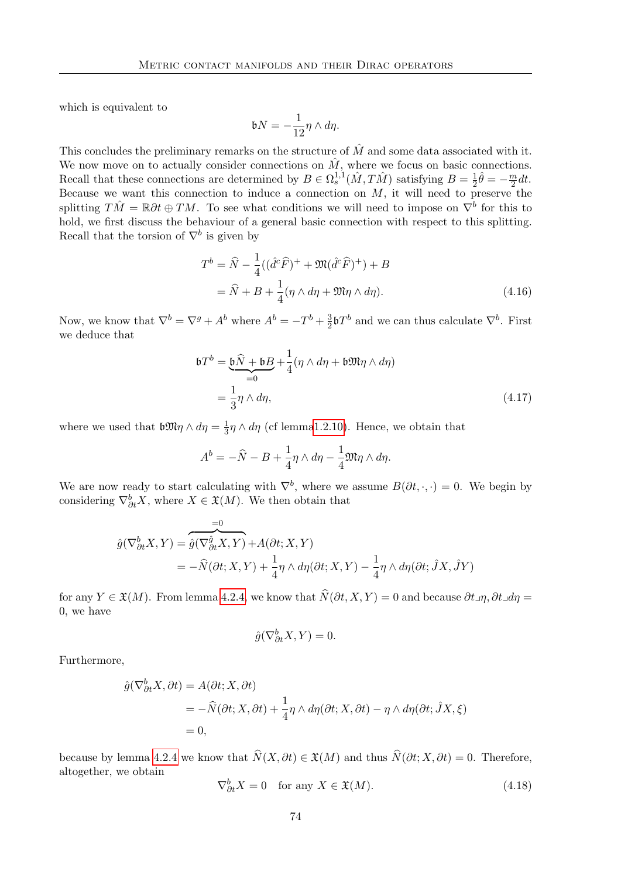which is equivalent to

$$\mathfrak{b}N = -\frac{1}{12}\eta \wedge d\eta.$$

This concludes the preliminary remarks on the structure of $\hat{M}$ and some data associated with it. We now move on to actually consider connections on $\hat{M}$, where we focus on basic connections. Recall that these connections are determined by $B \in \Omega^{1,1}_s(\hat{M}, T\hat{M})$ satisfying $B = \frac{1}{2}\hat{\theta} = -\frac{m}{2}dt$. Because we want this connection to induce a connection on $M$, it will need to preserve the splitting $T\hat{M} = \mathbb{R}\partial t \oplus TM$. To see what conditions we will need to impose on $\nabla^b$ for this to hold, we first discuss the behaviour of a general basic connection with respect to this splitting. Recall that the torsion of $\nabla^b$ is given by

$$\begin{aligned} T^b &= \widehat{N} - \frac{1}{4}((\hat{d}^c\widehat{F})^+ + \mathfrak{M}(\hat{d}^c\widehat{F})^+) + B \\ &= \widehat{N} + B + \frac{1}{4}(\eta \wedge d\eta + \mathfrak{M}\eta \wedge d\eta). \end{aligned} \tag{4.16}$$

Now, we know that $\nabla^b = \nabla^g + A^b$ where $A^b = -T^b + \frac{3}{2}\mathfrak{b}T^b$ and we can thus calculate $\nabla^b$. First we deduce that

$$\begin{aligned} \mathfrak{b}T^b &= \underbrace{\mathfrak{b}\widehat{N} + \mathfrak{b}B}_{=0} + \frac{1}{4}(\eta \wedge d\eta + \mathfrak{b}\mathfrak{M}\eta \wedge d\eta) \\ &= \frac{1}{3}\eta \wedge d\eta, \end{aligned} \tag{4.17}$$

where we used that $\mathfrak{b}\mathfrak{M}\eta \wedge d\eta = \frac{1}{3}\eta \wedge d\eta$ (cf lemma 1.2.10). Hence, we obtain that

$$A^b = -\widehat{N} - B + \frac{1}{4}\eta \wedge d\eta - \frac{1}{4}\mathfrak{M}\eta \wedge d\eta.$$

We are now ready to start calculating with $\nabla^b$, where we assume $B(\partial t, \cdot, \cdot) = 0$. We begin by considering $\nabla^b_{\partial t}X$, where $X \in \mathfrak{X}(M)$. We then obtain that

$$\begin{aligned} \hat{g}(\nabla^b_{\partial t}X, Y) &= \overbrace{\hat{g}(\nabla^{\hat{g}}_{\partial t}X, Y)}^{=0} + A(\partial t; X, Y) \\ &= -\widehat{N}(\partial t; X, Y) + \frac{1}{4}\eta \wedge d\eta(\partial t; X, Y) - \frac{1}{4}\eta \wedge d\eta(\partial t; \hat{J}X, \hat{J}Y) \end{aligned}$$

for any $Y \in \mathfrak{X}(M)$. From lemma 4.2.4, we know that $\widehat{N}(\partial t, X, Y) = 0$ and because $\partial t \lrcorner \eta, \partial t \lrcorner d\eta = 0$, we have

$$\hat{g}(\nabla^b_{\partial t}X, Y) = 0.$$

Furthermore,

$$\begin{aligned} \hat{g}(\nabla^b_{\partial t}X, \partial t) &= A(\partial t; X, \partial t) \\ &= -\widehat{N}(\partial t; X, \partial t) + \frac{1}{4}\eta \wedge d\eta(\partial t; X, \partial t) - \eta \wedge d\eta(\partial t; \hat{J}X, \xi) \\ &= 0, \end{aligned}$$

because by lemma 4.2.4 we know that $\widehat{N}(X, \partial t) \in \mathfrak{X}(M)$ and thus $\widehat{N}(\partial t; X, \partial t) = 0$. Therefore, altogether, we obtain

$$\nabla^b_{\partial t}X = 0 \quad \text{for any } X \in \mathfrak{X}(M). \tag{4.18}$$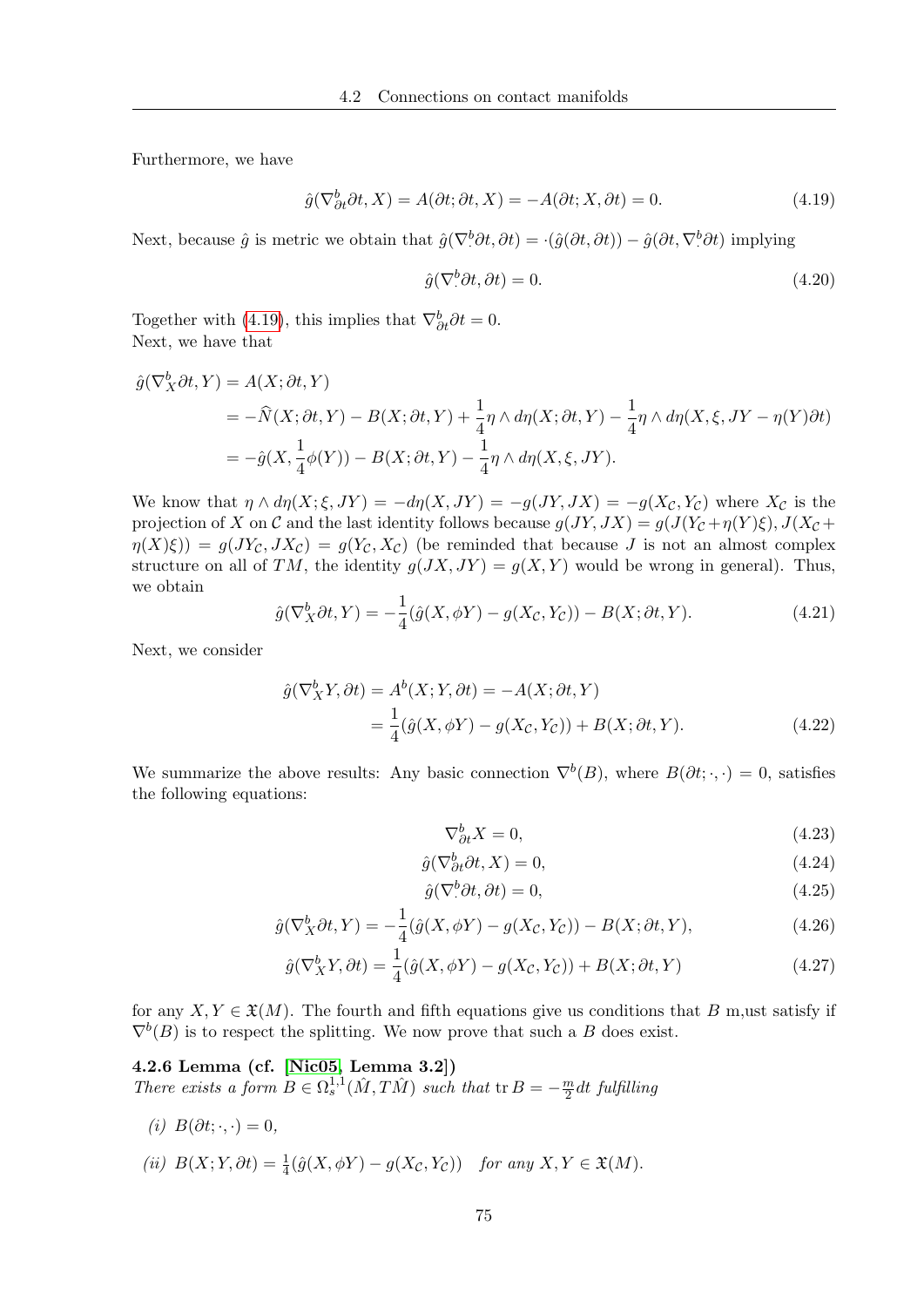Furthermore, we have

$$\hat{g}(\nabla^b_{\partial t}\partial t, X) = A(\partial t; \partial t, X) = -A(\partial t; X, \partial t) = 0. \tag{4.19}$$

Next, because $\hat{g}$ is metric we obtain that $\hat{g}(\nabla^b_\cdot \partial t, \partial t) = \cdot(\hat{g}(\partial t, \partial t)) - \hat{g}(\partial t, \nabla^b_\cdot \partial t)$ implying

$$\hat{g}(\nabla^b_\cdot \partial t, \partial t) = 0. \tag{4.20}$$

Together with (4.19), this implies that $\nabla^b_{\partial t}\partial t = 0$.
Next, we have that

$$\begin{aligned}
\hat{g}(\nabla^b_X \partial t, Y) &= A(X; \partial t, Y) \\
&= -\widehat{N}(X; \partial t, Y) - B(X; \partial t, Y) + \frac{1}{4}\eta \wedge d\eta(X; \partial t, Y) - \frac{1}{4}\eta \wedge d\eta(X, \xi, JY - \eta(Y)\partial t) \\
&= -\hat{g}(X, \frac{1}{4}\phi(Y)) - B(X; \partial t, Y) - \frac{1}{4}\eta \wedge d\eta(X, \xi, JY).
\end{aligned}$$

We know that $\eta \wedge d\eta(X; \xi, JY) = -d\eta(X, JY) = -g(JY, JX) = -g(X_\mathcal{C}, Y_\mathcal{C})$ where $X_\mathcal{C}$ is the projection of $X$ on $\mathcal{C}$ and the last identity follows because $g(JY, JX) = g(J(Y_\mathcal{C} + \eta(Y)\xi), J(X_\mathcal{C} + \eta(X)\xi)) = g(JY_\mathcal{C}, JX_\mathcal{C}) = g(Y_\mathcal{C}, X_\mathcal{C})$ (be reminded that because $J$ is not an almost complex structure on all of $TM$, the identity $g(JX, JY) = g(X, Y)$ would be wrong in general). Thus, we obtain

$$\hat{g}(\nabla^b_X \partial t, Y) = -\frac{1}{4}(\hat{g}(X, \phi Y) - g(X_\mathcal{C}, Y_\mathcal{C})) - B(X; \partial t, Y). \tag{4.21}$$

Next, we consider

$$\begin{aligned}
\hat{g}(\nabla^b_X Y, \partial t) &= A^b(X; Y, \partial t) = -A(X; \partial t, Y) \\
&= \frac{1}{4}(\hat{g}(X, \phi Y) - g(X_\mathcal{C}, Y_\mathcal{C})) + B(X; \partial t, Y).
\end{aligned} \tag{4.22}$$

We summarize the above results: Any basic connection $\nabla^b(B)$, where $B(\partial t; \cdot, \cdot) = 0$, satisfies the following equations:

$$\nabla^b_{\partial t} X = 0, \tag{4.23}$$

$$\hat{g}(\nabla^b_{\partial t}\partial t, X) = 0, \tag{4.24}$$

$$\hat{g}(\nabla^b_\cdot \partial t, \partial t) = 0, \tag{4.25}$$

$$\hat{g}(\nabla^b_X \partial t, Y) = -\frac{1}{4}(\hat{g}(X, \phi Y) - g(X_\mathcal{C}, Y_\mathcal{C})) - B(X; \partial t, Y), \tag{4.26}$$

$$\hat{g}(\nabla^b_X Y, \partial t) = \frac{1}{4}(\hat{g}(X, \phi Y) - g(X_\mathcal{C}, Y_\mathcal{C})) + B(X; \partial t, Y) \tag{4.27}$$

for any $X, Y \in \mathfrak{X}(M)$. The fourth and fifth equations give us conditions that $B$ m,ust satisfy if $\nabla^b(B)$ is to respect the splitting. We now prove that such a $B$ does exist.

**4.2.6 Lemma (cf. [Nic05, Lemma 3.2])**
*There exists a form $B \in \Omega^{1,1}_s(\hat{M}, T\hat{M})$ such that $\operatorname{tr} B = -\frac{m}{2}dt$ fulfilling*

*(i)* $B(\partial t; \cdot, \cdot) = 0$,

*(ii)* $B(X; Y, \partial t) = \frac{1}{4}(\hat{g}(X, \phi Y) - g(X_\mathcal{C}, Y_\mathcal{C}))$ *for any $X, Y \in \mathfrak{X}(M)$.*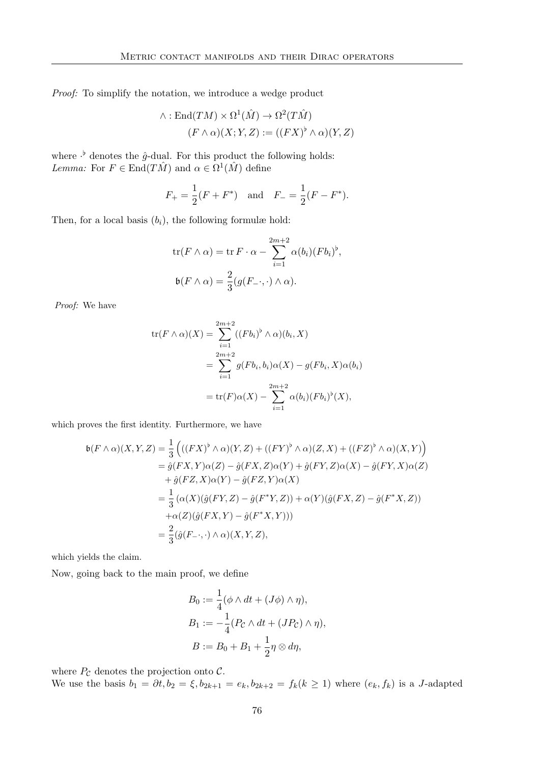*Proof:* To simplify the notation, we introduce a wedge product

$$\wedge : \mathrm{End}(TM) \times \Omega^1(\hat{M}) \to \Omega^2(T\hat{M})$$
$$(F \wedge \alpha)(X; Y, Z) := ((FX)^\flat \wedge \alpha)(Y, Z)$$

where $\cdot^\flat$ denotes the $\hat{g}$-dual. For this product the following holds:
*Lemma:* For $F \in \mathrm{End}(T\hat{M})$ and $\alpha \in \Omega^1(\hat{M})$ define

$$F_+ = \frac{1}{2}(F + F^*) \quad \text{and} \quad F_- = \frac{1}{2}(F - F^*).$$

Then, for a local basis $(b_i)$, the following formulæ hold:

$$\mathrm{tr}(F \wedge \alpha) = \mathrm{tr}\, F \cdot \alpha - \sum_{i=1}^{2m+2} \alpha(b_i)(Fb_i)^\flat,$$
$$\mathfrak{b}(F \wedge \alpha) = \frac{2}{3}(g(F_- \cdot, \cdot) \wedge \alpha).$$

*Proof:* We have

$$\begin{aligned}
\mathrm{tr}(F \wedge \alpha)(X) &= \sum_{i=1}^{2m+2} ((Fb_i)^\flat \wedge \alpha)(b_i, X) \\
&= \sum_{i=1}^{2m+2} g(Fb_i, b_i)\alpha(X) - g(Fb_i, X)\alpha(b_i) \\
&= \mathrm{tr}(F)\alpha(X) - \sum_{i=1}^{2m+2} \alpha(b_i)(Fb_i)^\flat(X),
\end{aligned}$$

which proves the first identity. Furthermore, we have

$$\begin{aligned}
\mathfrak{b}(F \wedge \alpha)(X, Y, Z) &= \frac{1}{3}\Big( ((FX)^\flat \wedge \alpha)(Y, Z) + ((FY)^\flat \wedge \alpha)(Z, X) + ((FZ)^\flat \wedge \alpha)(X, Y) \Big) \\
&= \hat{g}(FX, Y)\alpha(Z) - \hat{g}(FX, Z)\alpha(Y) + \hat{g}(FY, Z)\alpha(X) - \hat{g}(FY, X)\alpha(Z) \\
&\quad + \hat{g}(FZ, X)\alpha(Y) - \hat{g}(FZ, Y)\alpha(X) \\
&= \frac{1}{3}\left(\alpha(X)(\hat{g}(FY, Z) - \hat{g}(F^*Y, Z)) + \alpha(Y)(\hat{g}(FX, Z) - \hat{g}(F^*X, Z))\right. \\
&\quad \left. + \alpha(Z)(\hat{g}(FX, Y) - \hat{g}(F^*X, Y))\right) \\
&= \frac{2}{3}(\hat{g}(F_- \cdot, \cdot) \wedge \alpha)(X, Y, Z),
\end{aligned}$$

which yields the claim.

Now, going back to the main proof, we define

$$\begin{aligned}
B_0 &:= \frac{1}{4}(\phi \wedge dt + (J\phi) \wedge \eta), \\
B_1 &:= -\frac{1}{4}(P_{\mathcal{C}} \wedge dt + (JP_{\mathcal{C}}) \wedge \eta), \\
B &:= B_0 + B_1 + \frac{1}{2}\eta \otimes d\eta,
\end{aligned}$$

where $P_{\mathcal{C}}$ denotes the projection onto $\mathcal{C}$.
We use the basis $b_1 = \partial t, b_2 = \xi, b_{2k+1} = e_k, b_{2k+2} = f_k (k \geq 1)$ where $(e_k, f_k)$ is a $J$-adapted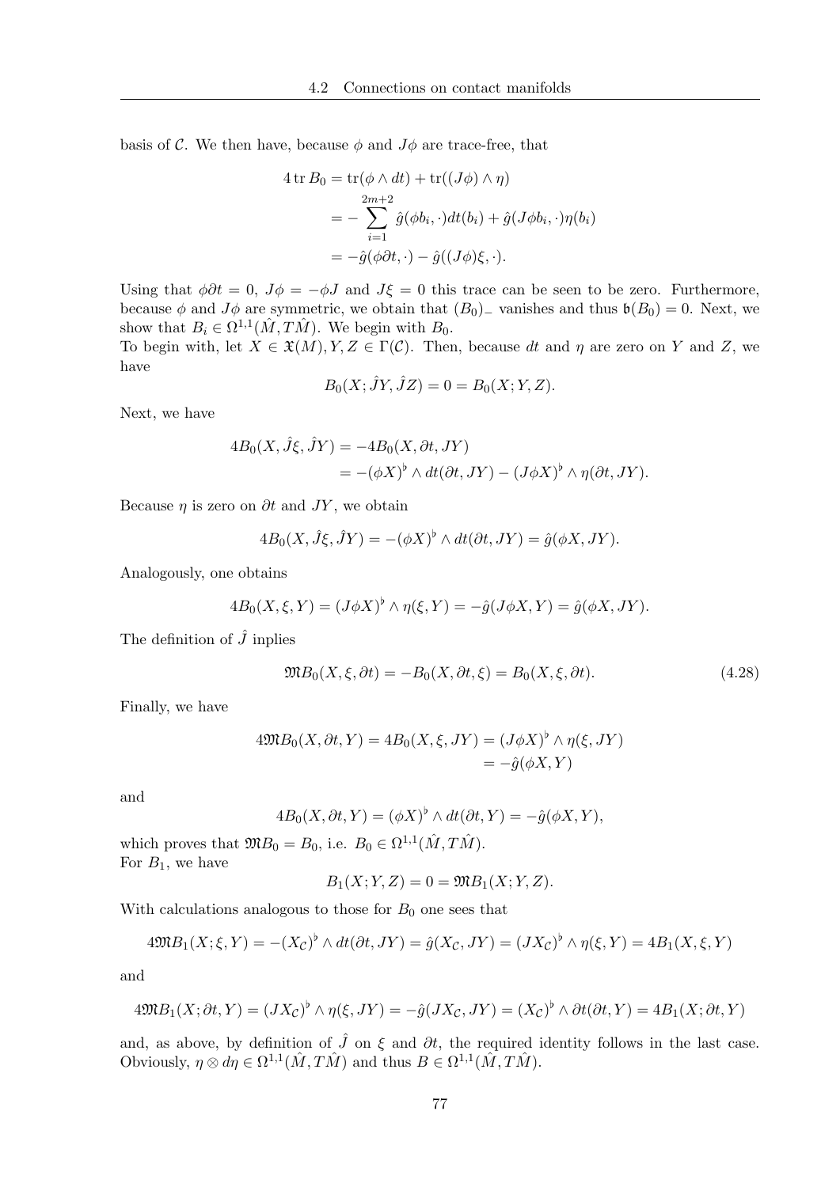basis of $\mathcal{C}$. We then have, because $\phi$ and $J\phi$ are trace-free, that

$$
\begin{aligned}
4 \operatorname{tr} B_0 &= \operatorname{tr}(\phi \wedge dt) + \operatorname{tr}((J\phi) \wedge \eta) \\
&= -\sum_{i=1}^{2m+2} \hat{g}(\phi b_i, \cdot) dt(b_i) + \hat{g}(J\phi b_i, \cdot)\eta(b_i) \\
&= -\hat{g}(\phi \partial t, \cdot) - \hat{g}((J\phi)\xi, \cdot).
\end{aligned}
$$

Using that $\phi\partial t = 0$, $J\phi = -\phi J$ and $J\xi = 0$ this trace can be seen to be zero. Furthermore, because $\phi$ and $J\phi$ are symmetric, we obtain that $(B_0)_-$ vanishes and thus $\mathfrak{b}(B_0) = 0$. Next, we show that $B_i \in \Omega^{1,1}(\hat{M}, T\hat{M})$. We begin with $B_0$.
To begin with, let $X \in \mathfrak{X}(M), Y, Z \in \Gamma(\mathcal{C})$. Then, because $dt$ and $\eta$ are zero on $Y$ and $Z$, we have

$$
B_0(X; \hat{J}Y, \hat{J}Z) = 0 = B_0(X; Y, Z).
$$

Next, we have

$$
\begin{aligned}
4B_0(X, \hat{J}\xi, \hat{J}Y) &= -4B_0(X, \partial t, JY) \\
&= -(\phi X)^\flat \wedge dt(\partial t, JY) - (J\phi X)^\flat \wedge \eta(\partial t, JY).
\end{aligned}
$$

Because $\eta$ is zero on $\partial t$ and $JY$, we obtain

$$
4B_0(X, \hat{J}\xi, \hat{J}Y) = -(\phi X)^\flat \wedge dt(\partial t, JY) = \hat{g}(\phi X, JY).
$$

Analogously, one obtains

$$
4B_0(X, \xi, Y) = (J\phi X)^\flat \wedge \eta(\xi, Y) = -\hat{g}(J\phi X, Y) = \hat{g}(\phi X, JY).
$$

The definition of $\hat{J}$ inplies

$$
\mathfrak{M}B_0(X, \xi, \partial t) = -B_0(X, \partial t, \xi) = B_0(X, \xi, \partial t). \tag{4.28}
$$

Finally, we have

$$
\begin{aligned}
4\mathfrak{M}B_0(X, \partial t, Y) = 4B_0(X, \xi, JY) &= (J\phi X)^\flat \wedge \eta(\xi, JY) \\
&= -\hat{g}(\phi X, Y)
\end{aligned}
$$

and

$$
4B_0(X, \partial t, Y) = (\phi X)^\flat \wedge dt(\partial t, Y) = -\hat{g}(\phi X, Y),
$$

which proves that $\mathfrak{M}B_0 = B_0$, i.e. $B_0 \in \Omega^{1,1}(\hat{M}, T\hat{M})$.
For $B_1$, we have

$$
B_1(X; Y, Z) = 0 = \mathfrak{M}B_1(X; Y, Z).
$$

With calculations analogous to those for $B_0$ one sees that

$$
4\mathfrak{M}B_1(X; \xi, Y) = -(X_\mathcal{C})^\flat \wedge dt(\partial t, JY) = \hat{g}(X_\mathcal{C}, JY) = (JX_\mathcal{C})^\flat \wedge \eta(\xi, Y) = 4B_1(X, \xi, Y)
$$

and

$$
4\mathfrak{M}B_1(X; \partial t, Y) = (JX_\mathcal{C})^\flat \wedge \eta(\xi, JY) = -\hat{g}(JX_\mathcal{C}, JY) = (X_\mathcal{C})^\flat \wedge \partial t(\partial t, Y) = 4B_1(X; \partial t, Y)
$$

and, as above, by definition of $\hat{J}$ on $\xi$ and $\partial t$, the required identity follows in the last case. Obviously, $\eta \otimes d\eta \in \Omega^{1,1}(\hat{M}, T\hat{M})$ and thus $B \in \Omega^{1,1}(\hat{M}, T\hat{M})$.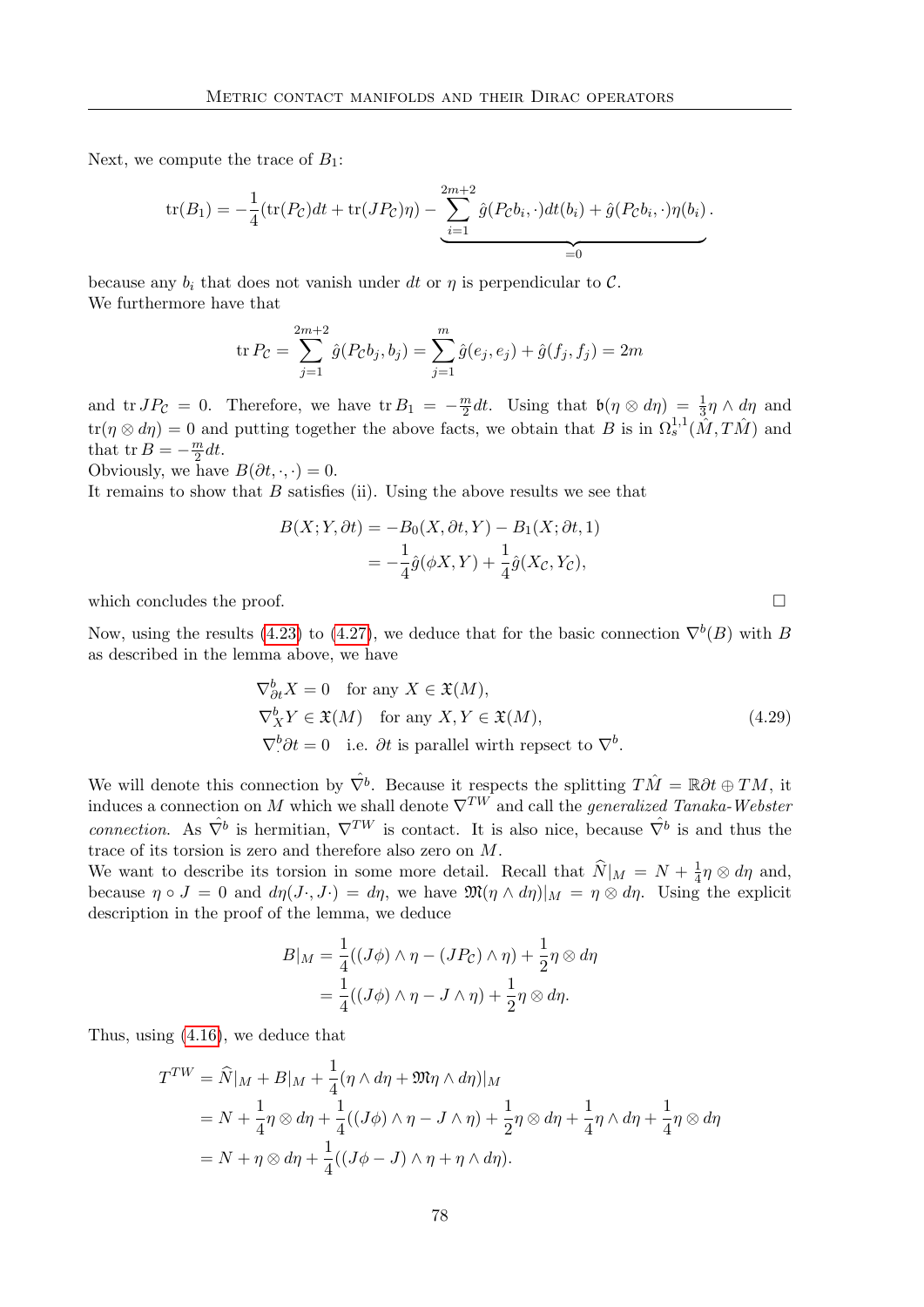Next, we compute the trace of $B_1$:

$$\operatorname{tr}(B_1) = -\frac{1}{4}(\operatorname{tr}(P_{\mathcal{C}})dt + \operatorname{tr}(JP_{\mathcal{C}})\eta) - \underbrace{\sum_{i=1}^{2m+2} \hat{g}(P_{\mathcal{C}}b_i, \cdot)dt(b_i) + \hat{g}(P_{\mathcal{C}}b_i, \cdot)\eta(b_i)}_{=0}.$$

because any $b_i$ that does not vanish under $dt$ or $\eta$ is perpendicular to $\mathcal{C}$.
We furthermore have that

$$\operatorname{tr} P_{\mathcal{C}} = \sum_{j=1}^{2m+2} \hat{g}(P_{\mathcal{C}}b_j, b_j) = \sum_{j=1}^{m} \hat{g}(e_j, e_j) + \hat{g}(f_j, f_j) = 2m$$

and $\operatorname{tr} JP_{\mathcal{C}} = 0$. Therefore, we have $\operatorname{tr} B_1 = -\frac{m}{2}dt$. Using that $\mathfrak{b}(\eta \otimes d\eta) = \frac{1}{3}\eta \wedge d\eta$ and $\operatorname{tr}(\eta \otimes d\eta) = 0$ and putting together the above facts, we obtain that $B$ is in $\Omega^{1,1}_s(\hat{M}, T\hat{M})$ and that $\operatorname{tr} B = -\frac{m}{2}dt$.
Obviously, we have $B(\partial t, \cdot, \cdot) = 0$.
It remains to show that $B$ satisfies (ii). Using the above results we see that

$$\begin{aligned}
B(X; Y, \partial t) &= -B_0(X, \partial t, Y) - B_1(X; \partial t, 1) \\
&= -\frac{1}{4}\hat{g}(\phi X, Y) + \frac{1}{4}\hat{g}(X_{\mathcal{C}}, Y_{\mathcal{C}}),
\end{aligned}$$

which concludes the proof. $\square$

Now, using the results (4.23) to (4.27), we deduce that for the basic connection $\nabla^b(B)$ with $B$ as described in the lemma above, we have

$$\begin{aligned}
&\nabla^b_{\partial t} X = 0 \quad \text{for any } X \in \mathfrak{X}(M), \\
&\nabla^b_X Y \in \mathfrak{X}(M) \quad \text{for any } X, Y \in \mathfrak{X}(M), \\
&\nabla^b_{\cdot} \partial t = 0 \quad \text{i.e. } \partial t \text{ is parallel wirth repsect to } \nabla^b.
\end{aligned} \tag{4.29}$$

We will denote this connection by $\hat{\nabla}^b$. Because it respects the splitting $T\hat{M} = \mathbb{R}\partial t \oplus TM$, it induces a connection on $M$ which we shall denote $\nabla^{TW}$ and call the *generalized Tanaka-Webster connection*. As $\hat{\nabla}^b$ is hermitian, $\nabla^{TW}$ is contact. It is also nice, because $\hat{\nabla}^b$ is and thus the trace of its torsion is zero and therefore also zero on $M$.
We want to describe its torsion in some more detail. Recall that $\widehat{N}|_M = N + \frac{1}{4}\eta \otimes d\eta$ and, because $\eta \circ J = 0$ and $d\eta(J\cdot, J\cdot) = d\eta$, we have $\mathfrak{M}(\eta \wedge d\eta)|_M = \eta \otimes d\eta$. Using the explicit description in the proof of the lemma, we deduce

$$\begin{aligned}
B|_M &= \frac{1}{4}((J\phi) \wedge \eta - (JP_{\mathcal{C}}) \wedge \eta) + \frac{1}{2}\eta \otimes d\eta \\
&= \frac{1}{4}((J\phi) \wedge \eta - J \wedge \eta) + \frac{1}{2}\eta \otimes d\eta.
\end{aligned}$$

Thus, using (4.16), we deduce that

$$\begin{aligned}
T^{TW} &= \widehat{N}|_M + B|_M + \frac{1}{4}(\eta \wedge d\eta + \mathfrak{M}\eta \wedge d\eta)|_M \\
&= N + \frac{1}{4}\eta \otimes d\eta + \frac{1}{4}((J\phi) \wedge \eta - J \wedge \eta) + \frac{1}{2}\eta \otimes d\eta + \frac{1}{4}\eta \wedge d\eta + \frac{1}{4}\eta \otimes d\eta \\
&= N + \eta \otimes d\eta + \frac{1}{4}((J\phi - J) \wedge \eta + \eta \wedge d\eta).
\end{aligned}$$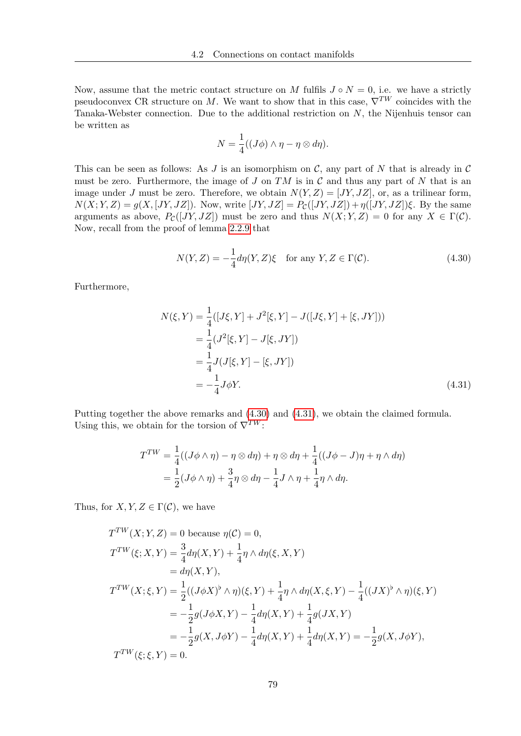Now, assume that the metric contact structure on $M$ fulfils $J \circ N = 0$, i.e. we have a strictly pseudoconvex CR structure on $M$. We want to show that in this case, $\nabla^{TW}$ coincides with the Tanaka-Webster connection. Due to the additional restriction on $N$, the Nijenhuis tensor can be written as

$$N = \frac{1}{4}((J\phi) \wedge \eta - \eta \otimes d\eta).$$

This can be seen as follows: As $J$ is an isomorphism on $\mathcal{C}$, any part of $N$ that is already in $\mathcal{C}$ must be zero. Furthermore, the image of $J$ on $TM$ is in $\mathcal{C}$ and thus any part of $N$ that is an image under $J$ must be zero. Therefore, we obtain $N(Y, Z) = [JY, JZ]$, or, as a trilinear form, $N(X; Y, Z) = g(X, [JY, JZ])$. Now, write $[JY, JZ] = P_{\mathcal{C}}([JY, JZ]) + \eta([JY, JZ])\xi$. By the same arguments as above, $P_{\mathcal{C}}([JY, JZ])$ must be zero and thus $N(X; Y, Z) = 0$ for any $X \in \Gamma(\mathcal{C})$. Now, recall from the proof of lemma 2.2.9 that

$$N(Y, Z) = -\frac{1}{4} d\eta(Y, Z)\xi \quad \text{for any } Y, Z \in \Gamma(\mathcal{C}). \tag{4.30}$$

Furthermore,

$$\begin{aligned}
N(\xi, Y) &= \frac{1}{4}([J\xi, Y] + J^2[\xi, Y] - J([J\xi, Y] + [\xi, JY])) \\
&= \frac{1}{4}(J^2[\xi, Y] - J[\xi, JY]) \\
&= \frac{1}{4}J(J[\xi, Y] - [\xi, JY]) \\
&= -\frac{1}{4}J\phi Y.
\end{aligned} \tag{4.31}$$

Putting together the above remarks and (4.30) and (4.31), we obtain the claimed formula. Using this, we obtain for the torsion of $\nabla^{TW}$:

$$\begin{aligned}
T^{TW} &= \frac{1}{4}((J\phi \wedge \eta) - \eta \otimes d\eta) + \eta \otimes d\eta + \frac{1}{4}((J\phi - J)\eta + \eta \wedge d\eta) \\
&= \frac{1}{2}(J\phi \wedge \eta) + \frac{3}{4}\eta \otimes d\eta - \frac{1}{4}J \wedge \eta + \frac{1}{4}\eta \wedge d\eta.
\end{aligned}$$

Thus, for $X, Y, Z \in \Gamma(\mathcal{C})$, we have

$$\begin{aligned}
T^{TW}(X; Y, Z) &= 0 \text{ because } \eta(\mathcal{C}) = 0, \\
T^{TW}(\xi; X, Y) &= \frac{3}{4}d\eta(X, Y) + \frac{1}{4}\eta \wedge d\eta(\xi, X, Y) \\
&= d\eta(X, Y), \\
T^{TW}(X; \xi, Y) &= \frac{1}{2}((J\phi X)^\flat \wedge \eta)(\xi, Y) + \frac{1}{4}\eta \wedge d\eta(X, \xi, Y) - \frac{1}{4}((JX)^\flat \wedge \eta)(\xi, Y) \\
&= -\frac{1}{2}g(J\phi X, Y) - \frac{1}{4}d\eta(X, Y) + \frac{1}{4}g(JX, Y) \\
&= -\frac{1}{2}g(X, J\phi Y) - \frac{1}{4}d\eta(X, Y) + \frac{1}{4}d\eta(X, Y) = -\frac{1}{2}g(X, J\phi Y), \\
T^{TW}(\xi; \xi, Y) &= 0.
\end{aligned}$$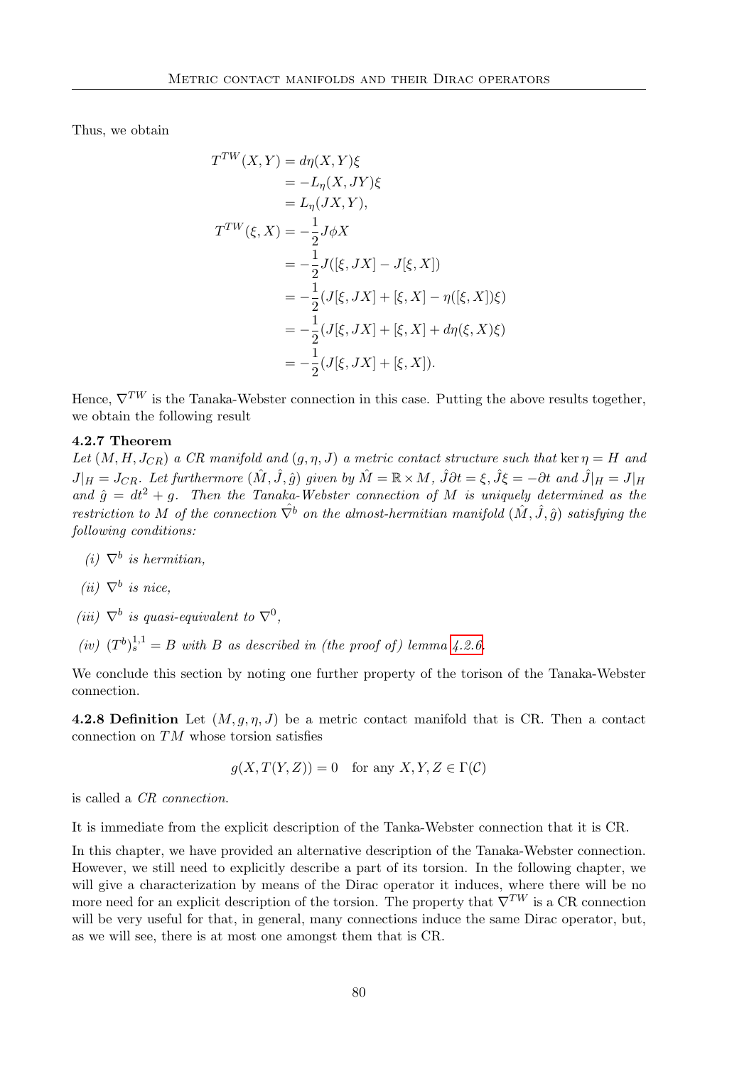Thus, we obtain

$$
\begin{aligned}
T^{TW}(X,Y) &= d\eta(X,Y)\xi \\
&= -L_\eta(X,JY)\xi \\
&= L_\eta(JX,Y), \\
T^{TW}(\xi,X) &= -\frac{1}{2}J\phi X \\
&= -\frac{1}{2}J([\xi,JX]-J[\xi,X]) \\
&= -\frac{1}{2}(J[\xi,JX]+[\xi,X]-\eta([\xi,X])\xi) \\
&= -\frac{1}{2}(J[\xi,JX]+[\xi,X]+d\eta(\xi,X)\xi) \\
&= -\frac{1}{2}(J[\xi,JX]+[\xi,X]).
\end{aligned}
$$

Hence, $\nabla^{TW}$ is the Tanaka-Webster connection in this case. Putting the above results together, we obtain the following result

**4.2.7 Theorem**
*Let $(M,H,J_{CR})$ a CR manifold and $(g,\eta,J)$ a metric contact structure such that $\ker\eta = H$ and $J|_H = J_{CR}$. Let furthermore $(\hat{M},\hat{J},\hat{g})$ given by $\hat{M}=\mathbb{R}\times M$, $\hat{J}\partial t=\xi$, $\hat{J}\xi=-\partial t$ and $\hat{J}|_H=J|_H$ and $\hat{g}=dt^2+g$. Then the Tanaka-Webster connection of $M$ is uniquely determined as the restriction to $M$ of the connection $\hat{\nabla}^b$ on the almost-hermitian manifold $(\hat{M},\hat{J},\hat{g})$ satisfying the following conditions:*

*(i) $\nabla^b$ is hermitian,*

*(ii) $\nabla^b$ is nice,*

*(iii) $\nabla^b$ is quasi-equivalent to $\nabla^0$,*

*(iv) $(T^b)^{1,1}_s = B$ with $B$ as described in (the proof of) lemma 4.2.6.*

We conclude this section by noting one further property of the torison of the Tanaka-Webster connection.

**4.2.8 Definition** Let $(M,g,\eta,J)$ be a metric contact manifold that is CR. Then a contact connection on $TM$ whose torsion satisfies

$$
g(X,T(Y,Z))=0 \quad \text{for any } X,Y,Z\in\Gamma(\mathcal{C})
$$

is called a *CR connection*.

It is immediate from the explicit description of the Tanka-Webster connection that it is CR.

In this chapter, we have provided an alternative description of the Tanaka-Webster connection. However, we still need to explicitly describe a part of its torsion. In the following chapter, we will give a characterization by means of the Dirac operator it induces, where there will be no more need for an explicit description of the torsion. The property that $\nabla^{TW}$ is a CR connection will be very useful for that, in general, many connections induce the same Dirac operator, but, as we will see, there is at most one amongst them that is CR.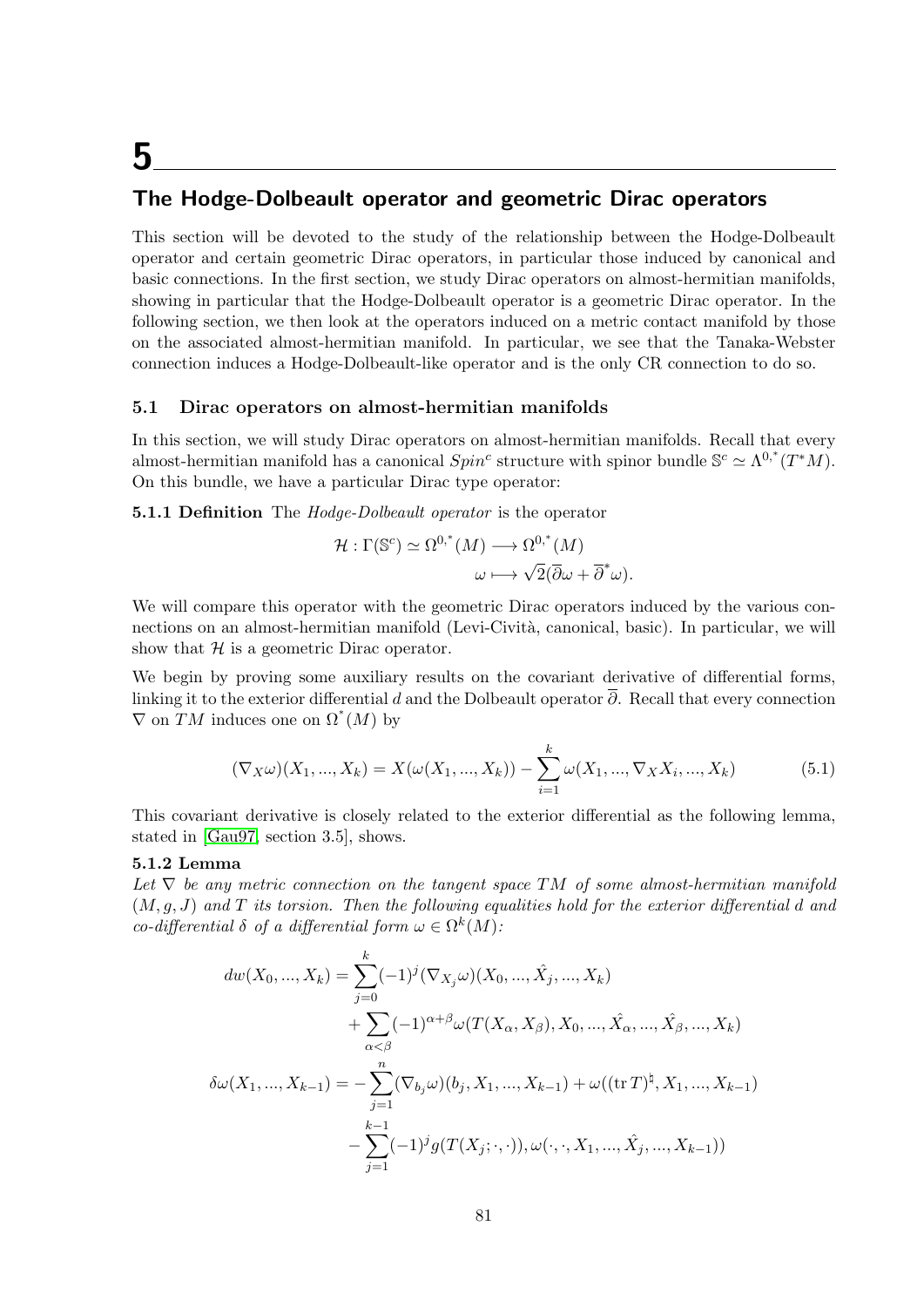# 5

## The Hodge-Dolbeault operator and geometric Dirac operators

This section will be devoted to the study of the relationship between the Hodge-Dolbeault operator and certain geometric Dirac operators, in particular those induced by canonical and basic connections. In the first section, we study Dirac operators on almost-hermitian manifolds, showing in particular that the Hodge-Dolbeault operator is a geometric Dirac operator. In the following section, we then look at the operators induced on a metric contact manifold by those on the associated almost-hermitian manifold. In particular, we see that the Tanaka-Webster connection induces a Hodge-Dolbeault-like operator and is the only CR connection to do so.

### 5.1 Dirac operators on almost-hermitian manifolds

In this section, we will study Dirac operators on almost-hermitian manifolds. Recall that every almost-hermitian manifold has a canonical $Spin^c$ structure with spinor bundle $\mathbb{S}^c \simeq \Lambda^{0,*}(T^*M)$. On this bundle, we have a particular Dirac type operator:

**5.1.1 Definition** The *Hodge-Dolbeault operator* is the operator

$$\mathcal{H} : \Gamma(\mathbb{S}^c) \simeq \Omega^{0,*}(M) \longrightarrow \Omega^{0,*}(M)$$
$$\omega \longmapsto \sqrt{2}(\overline{\partial}\omega + \overline{\partial}^*\omega).$$

We will compare this operator with the geometric Dirac operators induced by the various connections on an almost-hermitian manifold (Levi-Civitá, canonical, basic). In particular, we will show that $\mathcal{H}$ is a geometric Dirac operator.

We begin by proving some auxiliary results on the covariant derivative of differential forms, linking it to the exterior differential $d$ and the Dolbeault operator $\overline{\partial}$. Recall that every connection $\nabla$ on $TM$ induces one on $\Omega^*(M)$ by

$$(\nabla_X\omega)(X_1, ..., X_k) = X(\omega(X_1, ..., X_k)) - \sum_{i=1}^{k} \omega(X_1, ..., \nabla_X X_i, ..., X_k) \tag{5.1}$$

This covariant derivative is closely related to the exterior differential as the following lemma, stated in [Gau97, section 3.5], shows.

**5.1.2 Lemma**
*Let $\nabla$ be any metric connection on the tangent space $TM$ of some almost-hermitian manifold $(M, g, J)$ and $T$ its torsion. Then the following equalities hold for the exterior differential $d$ and co-differential $\delta$ of a differential form $\omega \in \Omega^k(M)$:*

$$\begin{aligned}
dw(X_0, ..., X_k) = &\sum_{j=0}^{k}(-1)^j(\nabla_{X_j}\omega)(X_0, ..., \hat{X_j}, ..., X_k) \\
&+ \sum_{\alpha<\beta}(-1)^{\alpha+\beta}\omega(T(X_\alpha, X_\beta), X_0, ..., \hat{X_\alpha}, ..., \hat{X_\beta}, ..., X_k) \\
\delta\omega(X_1, ..., X_{k-1}) = &-\sum_{j=1}^{n}(\nabla_{b_j}\omega)(b_j, X_1, ..., X_{k-1}) + \omega((\operatorname{tr} T)^\sharp, X_1, ..., X_{k-1}) \\
&- \sum_{j=1}^{k-1}(-1)^j g(T(X_j; \cdot, \cdot)), \omega(\cdot, \cdot, X_1, ..., \hat{X_j}, ..., X_{k-1}))
\end{aligned}$$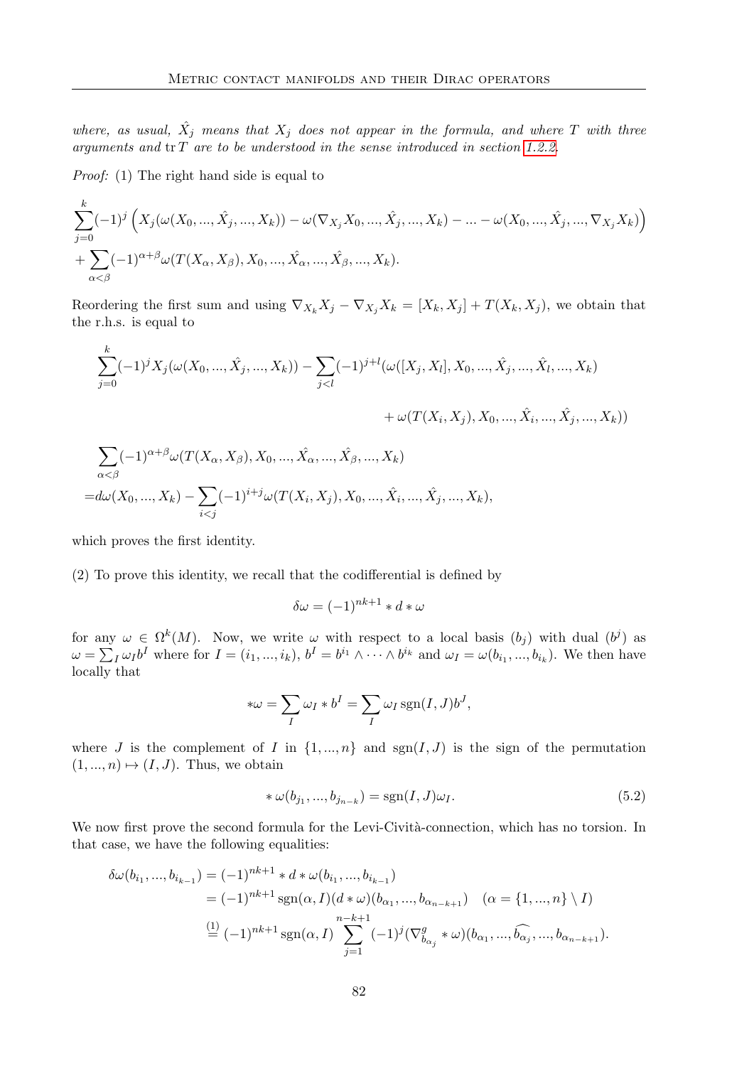*where, as usual, $\hat{X}_j$ means that $X_j$ does not appear in the formula, and where $T$ with three arguments and $\operatorname{tr} T$ are to be understood in the sense introduced in section 1.2.2.*

*Proof:* (1) The right hand side is equal to

$$\sum_{j=0}^{k}(-1)^j \left( X_j(\omega(X_0, ..., \hat{X}_j, ..., X_k)) - \omega(\nabla_{X_j} X_0, ..., \hat{X}_j, ..., X_k) - ... - \omega(X_0, ..., \hat{X}_j, ..., \nabla_{X_j} X_k)\right)$$
$$+ \sum_{\alpha<\beta}(-1)^{\alpha+\beta}\omega(T(X_\alpha, X_\beta), X_0, ..., \hat{X}_\alpha, ..., \hat{X}_\beta, ..., X_k).$$

Reordering the first sum and using $\nabla_{X_k} X_j - \nabla_{X_j} X_k = [X_k, X_j] + T(X_k, X_j)$, we obtain that the r.h.s. is equal to

$$\sum_{j=0}^{k}(-1)^j X_j(\omega(X_0, ..., \hat{X}_j, ..., X_k)) - \sum_{j<l}(-1)^{j+l}(\omega([X_j, X_l], X_0, ..., \hat{X}_j, ..., \hat{X}_l, ..., X_k)$$
$$+ \omega(T(X_i, X_j), X_0, ..., \hat{X}_i, ..., \hat{X}_j, ..., X_k))$$

$$\sum_{\alpha<\beta}(-1)^{\alpha+\beta}\omega(T(X_\alpha, X_\beta), X_0, ..., \hat{X}_\alpha, ..., \hat{X}_\beta, ..., X_k)$$
$$= d\omega(X_0, ..., X_k) - \sum_{i<j}(-1)^{i+j}\omega(T(X_i, X_j), X_0, ..., \hat{X}_i, ..., \hat{X}_j, ..., X_k),$$

which proves the first identity.

(2) To prove this identity, we recall that the codifferential is defined by

$$\delta\omega = (-1)^{nk+1} * d * \omega$$

for any $\omega \in \Omega^k(M)$. Now, we write $\omega$ with respect to a local basis $(b_j)$ with dual $(b^j)$ as $\omega = \sum_I \omega_I b^I$ where for $I = (i_1, ..., i_k)$, $b^I = b^{i_1} \wedge \cdots \wedge b^{i_k}$ and $\omega_I = \omega(b_{i_1}, ..., b_{i_k})$. We then have locally that

$$*\omega = \sum_I \omega_I * b^I = \sum_I \omega_I \operatorname{sgn}(I, J) b^J,$$

where $J$ is the complement of $I$ in $\{1, ..., n\}$ and $\operatorname{sgn}(I, J)$ is the sign of the permutation $(1, ..., n) \mapsto (I, J)$. Thus, we obtain

$$* \omega(b_{j_1}, ..., b_{j_{n-k}}) = \operatorname{sgn}(I, J)\omega_I. \tag{5.2}$$

We now first prove the second formula for the Levi-Cività-connection, which has no torsion. In that case, we have the following equalities:

$$\begin{aligned}
\delta\omega(b_{i_1}, ..., b_{i_{k-1}}) &= (-1)^{nk+1} * d * \omega(b_{i_1}, ..., b_{i_{k-1}}) \\
&= (-1)^{nk+1} \operatorname{sgn}(\alpha, I)(d * \omega)(b_{\alpha_1}, ..., b_{\alpha_{n-k+1}}) \quad (\alpha = \{1, ..., n\} \setminus I) \\
&\overset{(1)}{=} (-1)^{nk+1} \operatorname{sgn}(\alpha, I) \sum_{j=1}^{n-k+1} (-1)^j (\nabla^g_{b_{\alpha_j}} * \omega)(b_{\alpha_1}, ..., \widehat{b_{\alpha_j}}, ..., b_{\alpha_{n-k+1}}).
\end{aligned}$$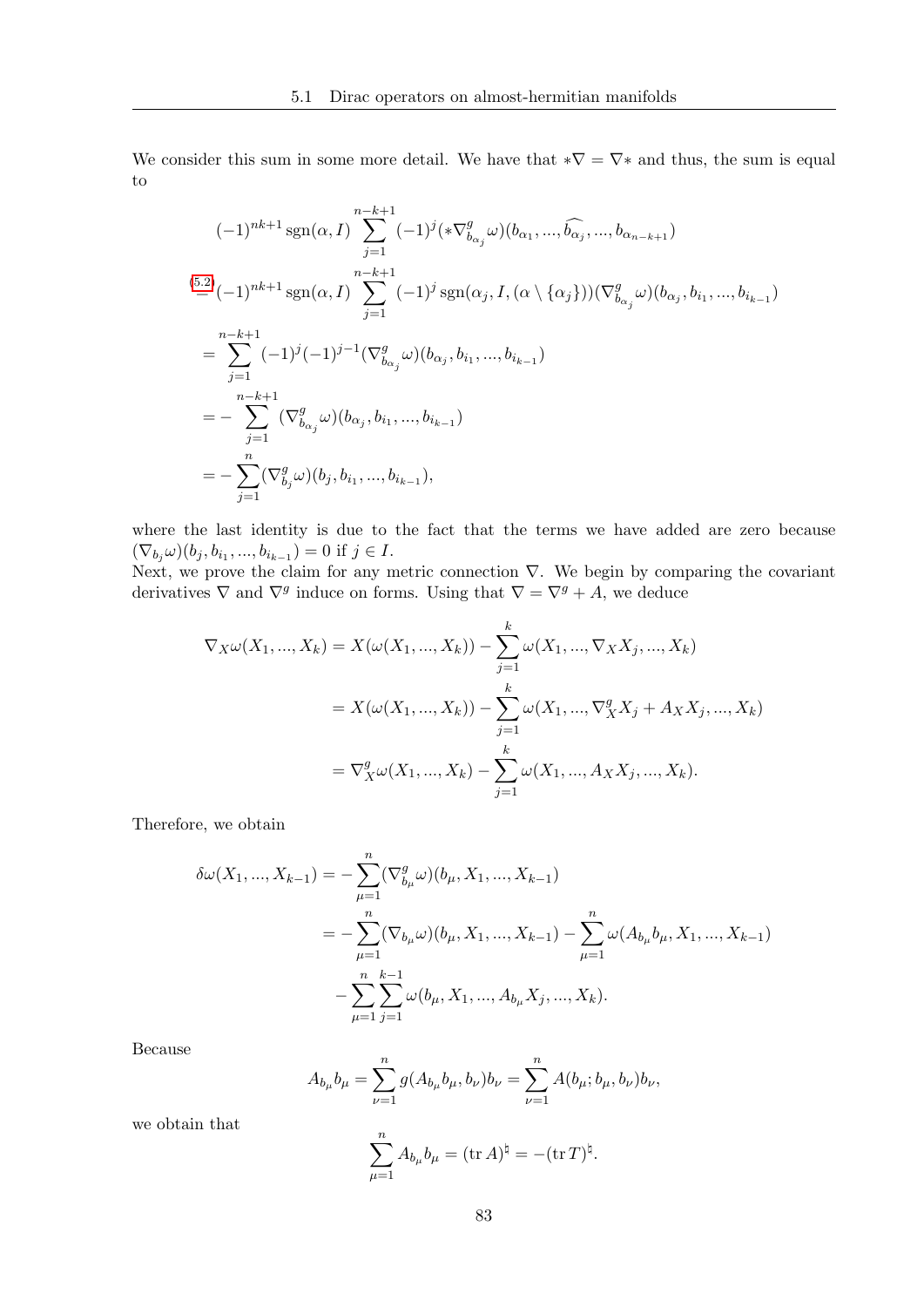We consider this sum in some more detail. We have that $*\nabla = \nabla *$ and thus, the sum is equal to

$$
\begin{aligned}
&(-1)^{nk+1}\operatorname{sgn}(\alpha, I) \sum_{j=1}^{n-k+1} (-1)^j (*\nabla^g_{b_{\alpha_j}}\omega)(b_{\alpha_1}, ..., \widehat{b_{\alpha_j}}, ..., b_{\alpha_{n-k+1}}) \\
\overset{(5.2)}{=} &(-1)^{nk+1}\operatorname{sgn}(\alpha, I) \sum_{j=1}^{n-k+1} (-1)^j \operatorname{sgn}(\alpha_j, I, (\alpha \setminus \{\alpha_j\}))(\nabla^g_{b_{\alpha_j}}\omega)(b_{\alpha_j}, b_{i_1}, ..., b_{i_{k-1}}) \\
= &\sum_{j=1}^{n-k+1} (-1)^j (-1)^{j-1} (\nabla^g_{b_{\alpha_j}}\omega)(b_{\alpha_j}, b_{i_1}, ..., b_{i_{k-1}}) \\
= &-\sum_{j=1}^{n-k+1} (\nabla^g_{b_{\alpha_j}}\omega)(b_{\alpha_j}, b_{i_1}, ..., b_{i_{k-1}}) \\
= &-\sum_{j=1}^{n} (\nabla^g_{b_j}\omega)(b_j, b_{i_1}, ..., b_{i_{k-1}}),
\end{aligned}
$$

where the last identity is due to the fact that the terms we have added are zero because $(\nabla_{b_j}\omega)(b_j, b_{i_1}, ..., b_{i_{k-1}}) = 0$ if $j \in I$.
Next, we prove the claim for any metric connection $\nabla$. We begin by comparing the covariant derivatives $\nabla$ and $\nabla^g$ induce on forms. Using that $\nabla = \nabla^g + A$, we deduce

$$
\begin{aligned}
\nabla_X \omega(X_1, ..., X_k) &= X(\omega(X_1, ..., X_k)) - \sum_{j=1}^{k} \omega(X_1, ..., \nabla_X X_j, ..., X_k) \\
&= X(\omega(X_1, ..., X_k)) - \sum_{j=1}^{k} \omega(X_1, ..., \nabla^g_X X_j + A_X X_j, ..., X_k) \\
&= \nabla^g_X \omega(X_1, ..., X_k) - \sum_{j=1}^{k} \omega(X_1, ..., A_X X_j, ..., X_k).
\end{aligned}
$$

Therefore, we obtain

$$
\begin{aligned}
\delta\omega(X_1, ..., X_{k-1}) &= -\sum_{\mu=1}^{n} (\nabla^g_{b_\mu}\omega)(b_\mu, X_1, ..., X_{k-1}) \\
&= -\sum_{\mu=1}^{n} (\nabla_{b_\mu}\omega)(b_\mu, X_1, ..., X_{k-1}) - \sum_{\mu=1}^{n} \omega(A_{b_\mu} b_\mu, X_1, ..., X_{k-1}) \\
&\quad - \sum_{\mu=1}^{n} \sum_{j=1}^{k-1} \omega(b_\mu, X_1, ..., A_{b_\mu} X_j, ..., X_k).
\end{aligned}
$$

Because

$$
A_{b_\mu} b_\mu = \sum_{\nu=1}^{n} g(A_{b_\mu} b_\mu, b_\nu) b_\nu = \sum_{\nu=1}^{n} A(b_\mu; b_\mu, b_\nu) b_\nu,
$$

we obtain that

$$
\sum_{\mu=1}^{n} A_{b_\mu} b_\mu = (\operatorname{tr} A)^\natural = -(\operatorname{tr} T)^\natural.
$$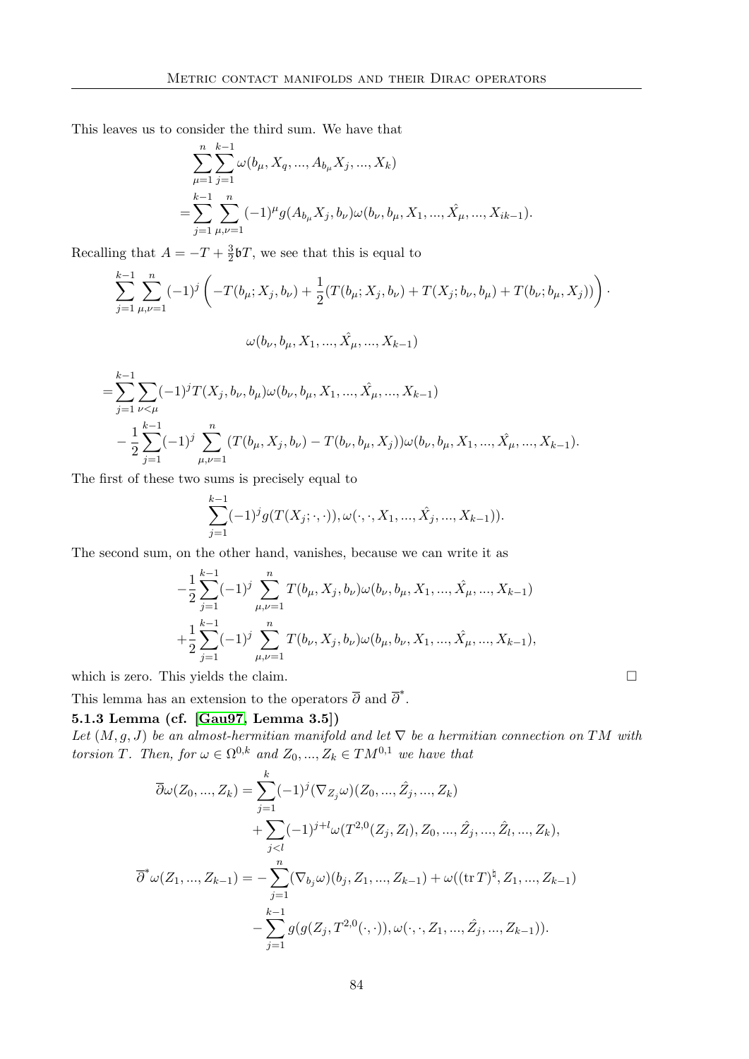This leaves us to consider the third sum. We have that

$$
\begin{aligned}
&\sum_{\mu=1}^{n}\sum_{j=1}^{k-1}\omega(b_\mu, X_q, ..., A_{b_\mu}X_j, ..., X_k) \\
=&\sum_{j=1}^{k-1}\sum_{\mu,\nu=1}^{n}(-1)^\mu g(A_{b_\mu}X_j, b_\nu)\omega(b_\nu, b_\mu, X_1, ..., \hat{X_\mu}, ..., X_{ik-1}).
\end{aligned}
$$

Recalling that $A = -T + \frac{3}{2}\mathfrak{b}T$, we see that this is equal to

$$
\sum_{j=1}^{k-1}\sum_{\mu,\nu=1}^{n}(-1)^j\left(-T(b_\mu; X_j, b_\nu) + \frac{1}{2}(T(b_\mu; X_j, b_\nu) + T(X_j; b_\nu, b_\mu) + T(b_\nu; b_\mu, X_j))\right)\cdot
$$

$$
\omega(b_\nu, b_\mu, X_1, ..., \hat{X_\mu}, ..., X_{k-1})
$$

$$
\begin{aligned}
=&\sum_{j=1}^{k-1}\sum_{\nu<\mu}(-1)^j T(X_j, b_\nu, b_\mu)\omega(b_\nu, b_\mu, X_1, ..., \hat{X_\mu}, ..., X_{k-1}) \\
&-\frac{1}{2}\sum_{j=1}^{k-1}(-1)^j\sum_{\mu,\nu=1}^{n}(T(b_\mu, X_j, b_\nu) - T(b_\nu, b_\mu, X_j))\omega(b_\nu, b_\mu, X_1, ..., \hat{X_\mu}, ..., X_{k-1}).
\end{aligned}
$$

The first of these two sums is precisely equal to

$$
\sum_{j=1}^{k-1}(-1)^j g(T(X_j; \cdot, \cdot)), \omega(\cdot, \cdot, X_1, ..., \hat{X_j}, ..., X_{k-1})).
$$

The second sum, on the other hand, vanishes, because we can write it as

$$
\begin{aligned}
&-\frac{1}{2}\sum_{j=1}^{k-1}(-1)^j\sum_{\mu,\nu=1}^{n}T(b_\mu, X_j, b_\nu)\omega(b_\nu, b_\mu, X_1, ..., \hat{X_\mu}, ..., X_{k-1}) \\
&+\frac{1}{2}\sum_{j=1}^{k-1}(-1)^j\sum_{\mu,\nu=1}^{n}T(b_\nu, X_j, b_\nu)\omega(b_\mu, b_\nu, X_1, ..., \hat{X_\mu}, ..., X_{k-1}),
\end{aligned}
$$

which is zero. This yields the claim. □

This lemma has an extension to the operators $\overline{\partial}$ and $\overline{\partial}^*$.

**5.1.3 Lemma (cf. [Gau97, Lemma 3.5])**

*Let $(M, g, J)$ be an almost-hermitian manifold and let $\nabla$ be a hermitian connection on $TM$ with torsion $T$. Then, for $\omega \in \Omega^{0,k}$ and $Z_0, ..., Z_k \in TM^{0,1}$ we have that*

$$
\begin{aligned}
\overline{\partial}\omega(Z_0, ..., Z_k) =& \sum_{j=1}^{k}(-1)^j(\nabla_{Z_j}\omega)(Z_0, ..., \hat{Z_j}, ..., Z_k) \\
&+\sum_{j<l}(-1)^{j+l}\omega(T^{2,0}(Z_j, Z_l), Z_0, ..., \hat{Z_j}, ..., \hat{Z_l}, ..., Z_k), \\
\overline{\partial}^*\omega(Z_1, ..., Z_{k-1}) =& -\sum_{j=1}^{n}(\nabla_{b_j}\omega)(b_j, Z_1, ..., Z_{k-1}) + \omega((\operatorname{tr} T)^\sharp, Z_1, ..., Z_{k-1}) \\
&-\sum_{j=1}^{k-1}g(g(Z_j, T^{2,0}(\cdot, \cdot)), \omega(\cdot, \cdot, Z_1, ..., \hat{Z_j}, ..., Z_{k-1})).
\end{aligned}
$$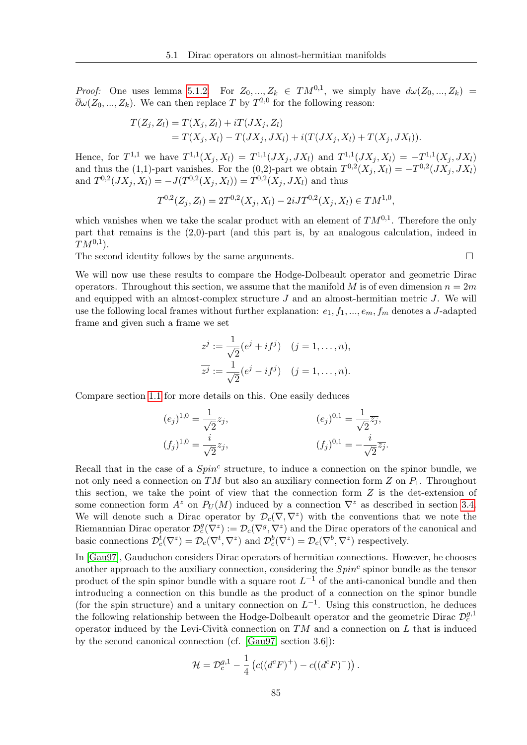*Proof:* One uses lemma 5.1.2. For $Z_0, ..., Z_k \in TM^{0,1}$, we simply have $d\omega(Z_0, ..., Z_k) = \overline{\partial}\omega(Z_0, ..., Z_k)$. We can then replace $T$ by $T^{2,0}$ for the following reason:

$$
\begin{aligned}
T(Z_j, Z_l) &= T(X_j, Z_l) + iT(JX_j, Z_l) \\
&= T(X_j, X_l) - T(JX_j, JX_l) + i(T(JX_j, X_l) + T(X_j, JX_l)).
\end{aligned}
$$

Hence, for $T^{1,1}$ we have $T^{1,1}(X_j, X_l) = T^{1,1}(JX_j, JX_l)$ and $T^{1,1}(JX_j, X_l) = -T^{1,1}(X_j, JX_l)$ and thus the (1,1)-part vanishes. For the (0,2)-part we obtain $T^{0,2}(X_j, X_l) = -T^{0,2}(JX_j, JX_l)$ and $T^{0,2}(JX_j, X_l) = -J(T^{0,2}(X_j, X_l)) = T^{0,2}(X_j, JX_l)$ and thus

$$
T^{0,2}(Z_j, Z_l) = 2T^{0,2}(X_j, X_l) - 2iJT^{0,2}(X_j, X_l) \in TM^{1,0},
$$

which vanishes when we take the scalar product with an element of $TM^{0,1}$. Therefore the only part that remains is the (2,0)-part (and this part is, by an analogous calculation, indeed in $TM^{0,1}$).

The second identity follows by the same arguments. □

We will now use these results to compare the Hodge-Dolbeault operator and geometric Dirac operators. Throughout this section, we assume that the manifold $M$ is of even dimension $n = 2m$ and equipped with an almost-complex structure $J$ and an almost-hermitian metric $J$. We will use the following local frames without further explanation: $e_1, f_1, ..., e_m, f_m$ denotes a $J$-adapted frame and given such a frame we set

$$
\begin{aligned}
z^j &:= \frac{1}{\sqrt{2}}(e^j + if^j) \quad (j = 1, \ldots, n), \\
\overline{z^j} &:= \frac{1}{\sqrt{2}}(e^j - if^j) \quad (j = 1, \ldots, n).
\end{aligned}
$$

Compare section 1.1 for more details on this. One easily deduces

$$
\begin{aligned}
(e_j)^{1,0} &= \frac{1}{\sqrt{2}} z_j, & (e_j)^{0,1} &= \frac{1}{\sqrt{2}} \overline{z_j}, \\
(f_j)^{1,0} &= \frac{i}{\sqrt{2}} z_j, & (f_j)^{0,1} &= -\frac{i}{\sqrt{2}} \overline{z_j}.
\end{aligned}
$$

Recall that in the case of a $Spin^c$ structure, to induce a connection on the spinor bundle, we not only need a connection on $TM$ but also an auxiliary connection form $Z$ on $P_1$. Throughout this section, we take the point of view that the connection form $Z$ is the det-extension of some connection form $A^z$ on $P_U(M)$ induced by a connection $\nabla^z$ as described in section 3.4. We will denote such a Dirac operator by $\mathcal{D}_c(\nabla, \nabla^z)$ with the conventions that we note the Riemannian Dirac operator $\mathcal{D}_c^g(\nabla^z) := \mathcal{D}_c(\nabla^g, \nabla^z)$ and the Dirac operators of the canonical and basic connections $\mathcal{D}_c^t(\nabla^z) = \mathcal{D}_c(\nabla^t, \nabla^z)$ and $\mathcal{D}_c^b(\nabla^z) = \mathcal{D}_c(\nabla^b, \nabla^z)$ respectively.

In [Gau97], Gauduchon considers Dirac operators of hermitian connections. However, he chooses another approach to the auxiliary connection, considering the $Spin^c$ spinor bundle as the tensor product of the spin spinor bundle with a square root $L^{-1}$ of the anti-canonical bundle and then introducing a connection on this bundle as the product of a connection on the spinor bundle (for the spin structure) and a unitary connection on $L^{-1}$. Using this construction, he deduces the following relationship between the Hodge-Dolbeault operator and the geometric Dirac $\mathcal{D}_c^{g,1}$ operator induced by the Levi-Cività connection on $TM$ and a connection on $L$ that is induced by the second canonical connection (cf. [Gau97, section 3.6]):

$$
\mathcal{H} = \mathcal{D}_c^{g,1} - \frac{1}{4}\left(c((d^cF)^+) - c((d^cF)^-)\right).
$$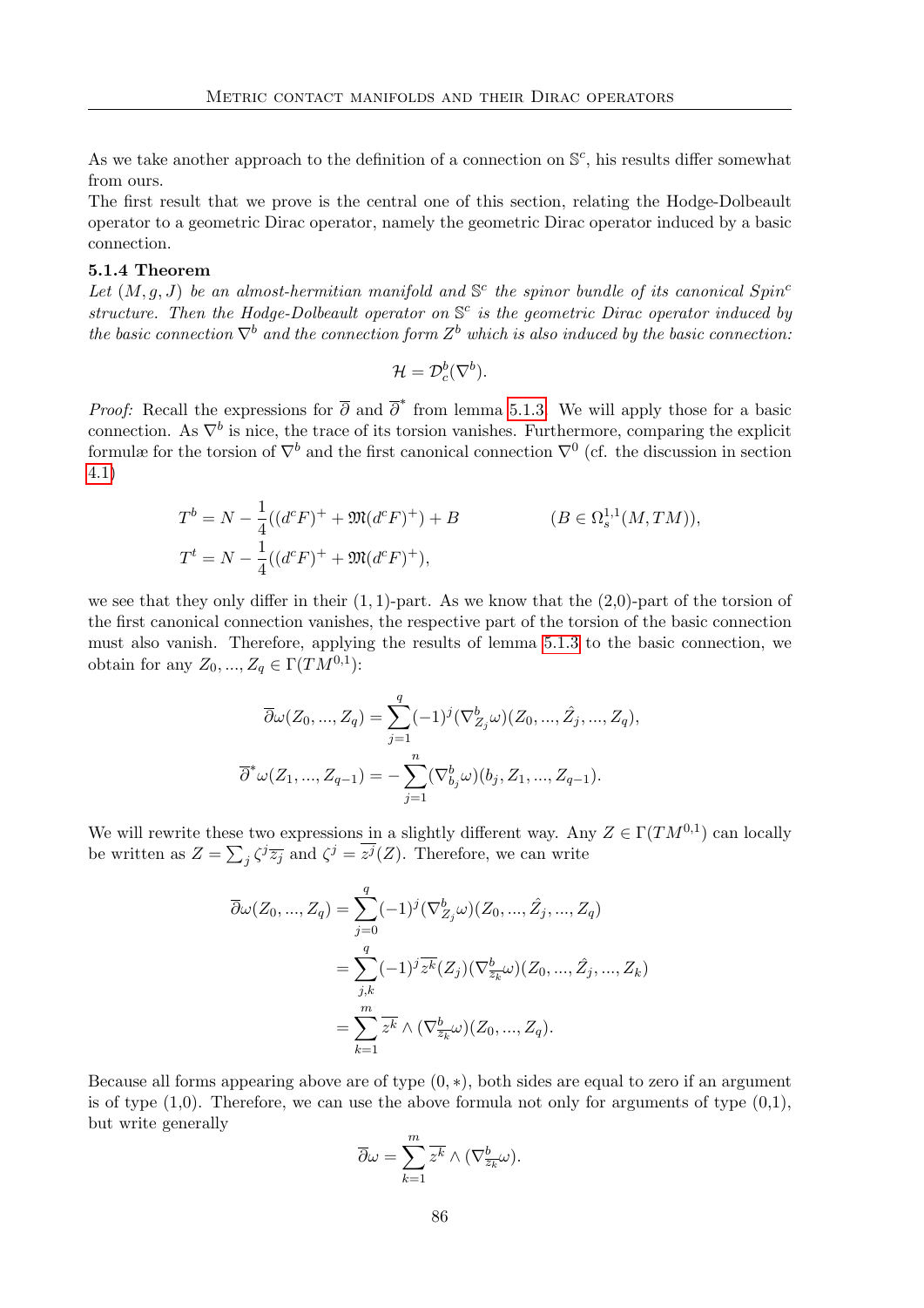As we take another approach to the definition of a connection on $\mathbb{S}^c$, his results differ somewhat from ours.
The first result that we prove is the central one of this section, relating the Hodge-Dolbeault operator to a geometric Dirac operator, namely the geometric Dirac operator induced by a basic connection.

**5.1.4 Theorem**
*Let $(M, g, J)$ be an almost-hermitian manifold and $\mathbb{S}^c$ the spinor bundle of its canonical $Spin^c$ structure. Then the Hodge-Dolbeault operator on $\mathbb{S}^c$ is the geometric Dirac operator induced by the basic connection $\nabla^b$ and the connection form $Z^b$ which is also induced by the basic connection:*

$$\mathcal{H} = \mathcal{D}_c^b(\nabla^b).$$

*Proof:* Recall the expressions for $\overline{\partial}$ and $\overline{\partial}^*$ from lemma 5.1.3. We will apply those for a basic connection. As $\nabla^b$ is nice, the trace of its torsion vanishes. Furthermore, comparing the explicit formulæ for the torsion of $\nabla^b$ and the first canonical connection $\nabla^0$ (cf. the discussion in section 4.1)

$$\begin{aligned}
T^b &= N - \frac{1}{4}((d^cF)^+ + \mathfrak{M}(d^cF)^+) + B \qquad\qquad (B \in \Omega^{1,1}_s(M, TM)),\\
T^t &= N - \frac{1}{4}((d^cF)^+ + \mathfrak{M}(d^cF)^+),
\end{aligned}$$

we see that they only differ in their $(1,1)$-part. As we know that the (2,0)-part of the torsion of the first canonical connection vanishes, the respective part of the torsion of the basic connection must also vanish. Therefore, applying the results of lemma 5.1.3 to the basic connection, we obtain for any $Z_0, ..., Z_q \in \Gamma(TM^{0,1})$:

$$\begin{aligned}
\overline{\partial}\omega(Z_0, ..., Z_q) &= \sum_{j=1}^{q} (-1)^j (\nabla^b_{Z_j}\omega)(Z_0, ..., \hat{Z}_j, ..., Z_q),\\
\overline{\partial}^*\omega(Z_1, ..., Z_{q-1}) &= -\sum_{j=1}^{n} (\nabla^b_{b_j}\omega)(b_j, Z_1, ..., Z_{q-1}).
\end{aligned}$$

We will rewrite these two expressions in a slightly different way. Any $Z \in \Gamma(TM^{0,1})$ can locally be written as $Z = \sum_j \zeta^j \overline{z_j}$ and $\zeta^j = \overline{z^j}(Z)$. Therefore, we can write

$$\begin{aligned}
\overline{\partial}\omega(Z_0, ..., Z_q) &= \sum_{j=0}^{q} (-1)^j (\nabla^b_{Z_j}\omega)(Z_0, ..., \hat{Z}_j, ..., Z_q)\\
&= \sum_{j,k}^{q} (-1)^j \overline{z^k}(Z_j) (\nabla^b_{\overline{z_k}}\omega)(Z_0, ..., \hat{Z}_j, ..., Z_k)\\
&= \sum_{k=1}^{m} \overline{z^k} \wedge (\nabla^b_{\overline{z_k}}\omega)(Z_0, ..., Z_q).
\end{aligned}$$

Because all forms appearing above are of type $(0,*)$, both sides are equal to zero if an argument is of type (1,0). Therefore, we can use the above formula not only for arguments of type (0,1), but write generally

$$\overline{\partial}\omega = \sum_{k=1}^{m} \overline{z^k} \wedge (\nabla^b_{\overline{z_k}}\omega).$$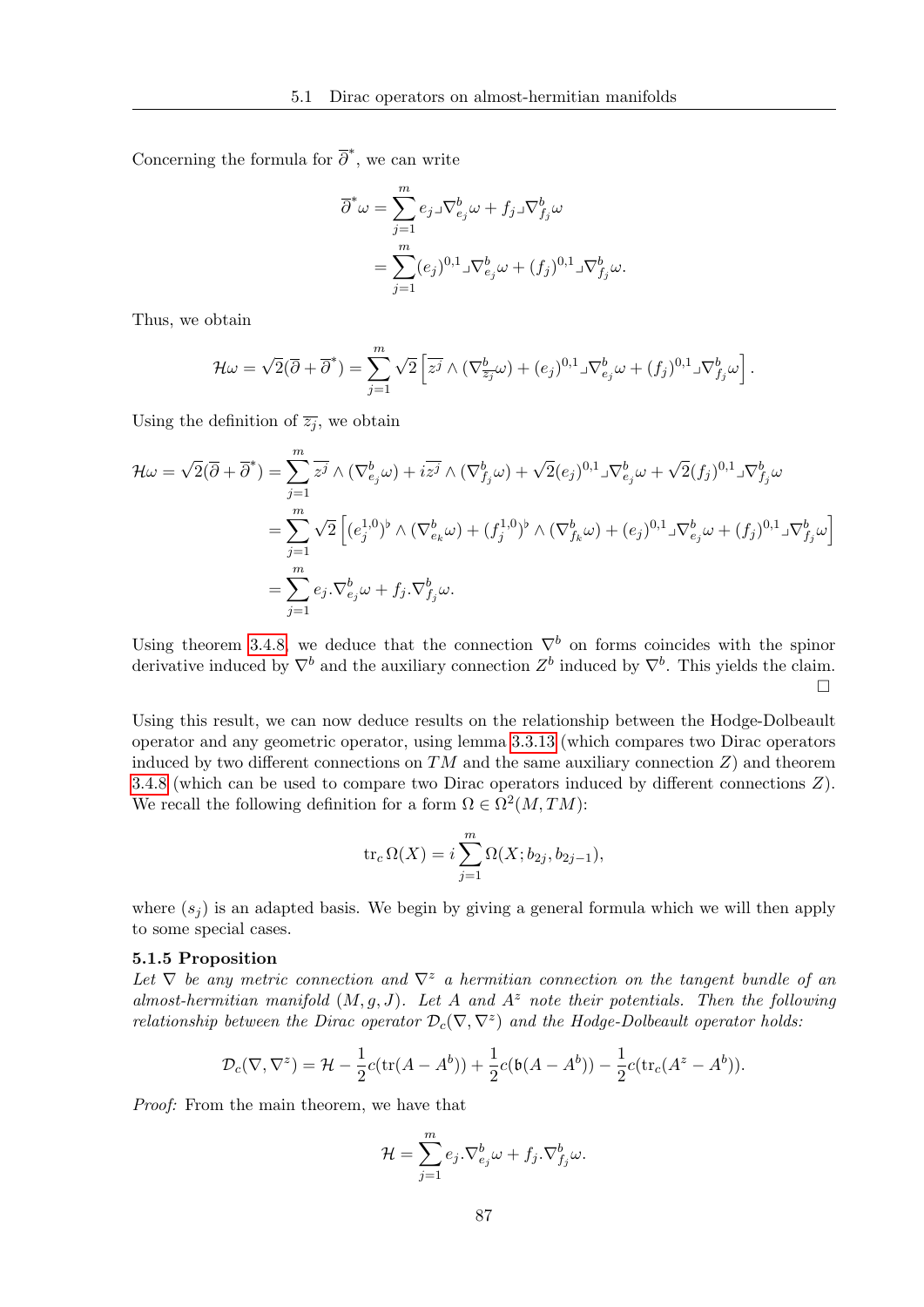Concerning the formula for $\overline{\partial}^*$, we can write

$$\begin{aligned}
\overline{\partial}^*\omega &= \sum_{j=1}^{m} e_j \lrcorner \nabla^b_{e_j}\omega + f_j \lrcorner \nabla^b_{f_j}\omega \\
&= \sum_{j=1}^{m} (e_j)^{0,1} \lrcorner \nabla^b_{e_j}\omega + (f_j)^{0,1} \lrcorner \nabla^b_{f_j}\omega.
\end{aligned}$$

Thus, we obtain

$$\mathcal{H}\omega = \sqrt{2}(\overline{\partial} + \overline{\partial}^*) = \sum_{j=1}^{m} \sqrt{2}\left[\overline{z^j} \wedge (\nabla^b_{\overline{z_j}}\omega) + (e_j)^{0,1} \lrcorner \nabla^b_{e_j}\omega + (f_j)^{0,1} \lrcorner \nabla^b_{f_j}\omega\right].$$

Using the definition of $\overline{z_j}$, we obtain

$$\begin{aligned}
\mathcal{H}\omega = \sqrt{2}(\overline{\partial} + \overline{\partial}^*) &= \sum_{j=1}^{m} \overline{z^j} \wedge (\nabla^b_{e_j}\omega) + i\overline{z^j} \wedge (\nabla^b_{f_j}\omega) + \sqrt{2}(e_j)^{0,1} \lrcorner \nabla^b_{e_j}\omega + \sqrt{2}(f_j)^{0,1} \lrcorner \nabla^b_{f_j}\omega \\
&= \sum_{j=1}^{m} \sqrt{2}\left[(e_j^{1,0})^\flat \wedge (\nabla^b_{e_k}\omega) + (f_j^{1,0})^\flat \wedge (\nabla^b_{f_k}\omega) + (e_j)^{0,1} \lrcorner \nabla^b_{e_j}\omega + (f_j)^{0,1} \lrcorner \nabla^b_{f_j}\omega\right] \\
&= \sum_{j=1}^{m} e_j.\nabla^b_{e_j}\omega + f_j.\nabla^b_{f_j}\omega.
\end{aligned}$$

Using theorem 3.4.8, we deduce that the connection $\nabla^b$ on forms coincides with the spinor derivative induced by $\nabla^b$ and the auxiliary connection $Z^b$ induced by $\nabla^b$. This yields the claim. □

Using this result, we can now deduce results on the relationship between the Hodge-Dolbeault operator and any geometric operator, using lemma 3.3.13 (which compares two Dirac operators induced by two different connections on $TM$ and the same auxiliary connection $Z$) and theorem 3.4.8 (which can be used to compare two Dirac operators induced by different connections $Z$). We recall the following definition for a form $\Omega \in \Omega^2(M, TM)$:

$$\operatorname{tr}_c \Omega(X) = i\sum_{j=1}^{m} \Omega(X; b_{2j}, b_{2j-1}),$$

where $(s_j)$ is an adapted basis. We begin by giving a general formula which we will then apply to some special cases.

### 5.1.5 Proposition

*Let $\nabla$ be any metric connection and $\nabla^z$ a hermitian connection on the tangent bundle of an almost-hermitian manifold $(M, g, J)$. Let $A$ and $A^z$ note their potentials. Then the following relationship between the Dirac operator $\mathcal{D}_c(\nabla, \nabla^z)$ and the Hodge-Dolbeault operator holds:*

$$\mathcal{D}_c(\nabla, \nabla^z) = \mathcal{H} - \frac{1}{2}c(\operatorname{tr}(A - A^b)) + \frac{1}{2}c(\mathfrak{b}(A - A^b)) - \frac{1}{2}c(\operatorname{tr}_c(A^z - A^b)).$$

*Proof:* From the main theorem, we have that

$$\mathcal{H} = \sum_{j=1}^{m} e_j.\nabla^b_{e_j}\omega + f_j.\nabla^b_{f_j}\omega.$$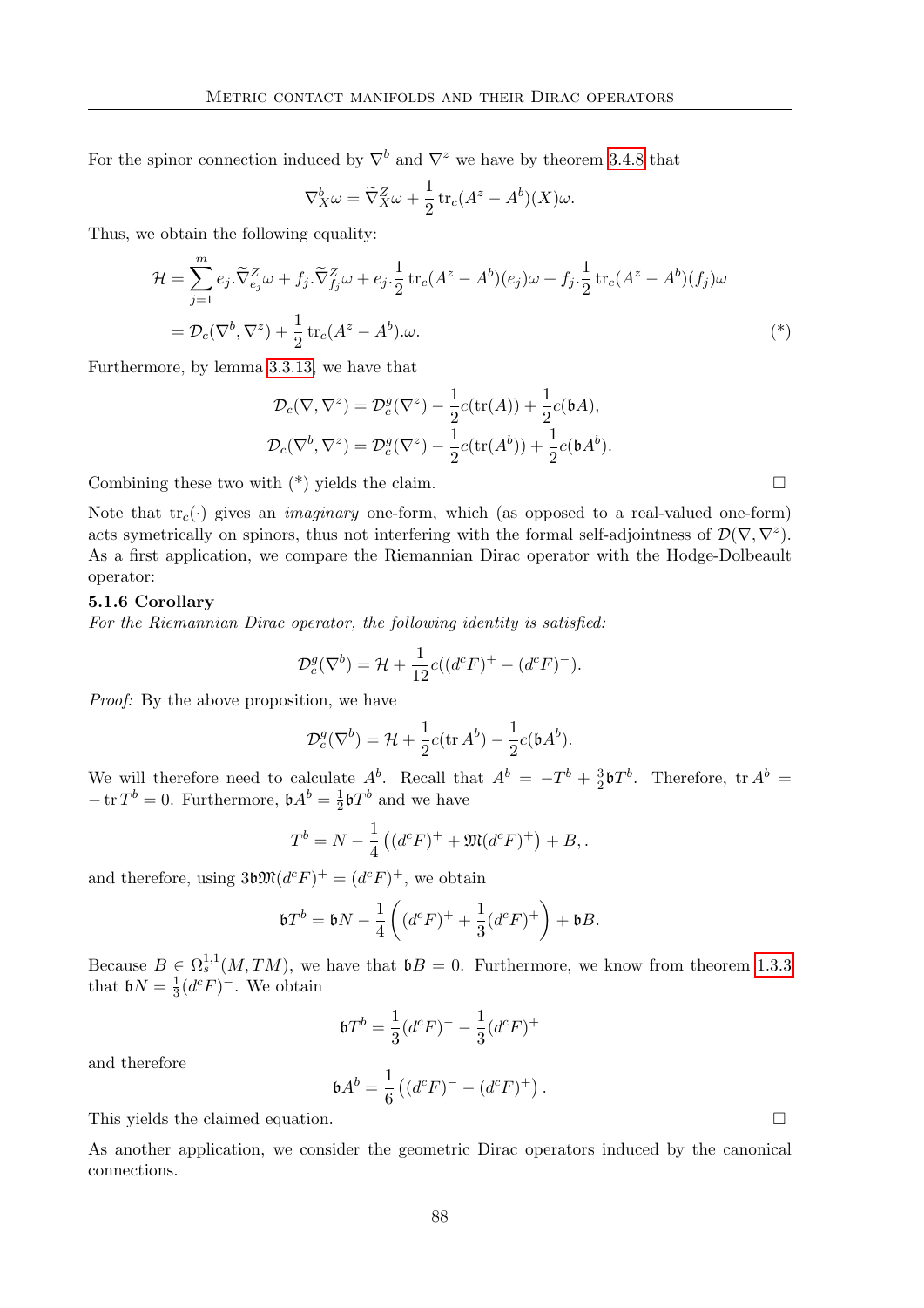For the spinor connection induced by $\nabla^b$ and $\nabla^z$ we have by theorem 3.4.8 that

$$\nabla^b_X \omega = \widetilde{\nabla}^Z_X \omega + \frac{1}{2}\operatorname{tr}_c(A^z - A^b)(X)\omega.$$

Thus, we obtain the following equality:

$$\begin{aligned}\mathcal{H} &= \sum_{j=1}^{m} e_j.\widetilde{\nabla}^Z_{e_j}\omega + f_j.\widetilde{\nabla}^Z_{f_j}\omega + e_j.\frac{1}{2}\operatorname{tr}_c(A^z - A^b)(e_j)\omega + f_j.\frac{1}{2}\operatorname{tr}_c(A^z - A^b)(f_j)\omega \\ &= \mathcal{D}_c(\nabla^b, \nabla^z) + \frac{1}{2}\operatorname{tr}_c(A^z - A^b).\omega. \end{aligned} \tag{*}$$

Furthermore, by lemma 3.3.13, we have that

$$\begin{aligned}\mathcal{D}_c(\nabla, \nabla^z) &= \mathcal{D}^g_c(\nabla^z) - \frac{1}{2}c(\operatorname{tr}(A)) + \frac{1}{2}c(\mathfrak{b}A),\\ \mathcal{D}_c(\nabla^b, \nabla^z) &= \mathcal{D}^g_c(\nabla^z) - \frac{1}{2}c(\operatorname{tr}(A^b)) + \frac{1}{2}c(\mathfrak{b}A^b).\end{aligned}$$

Combining these two with (*) yields the claim. □

Note that $\operatorname{tr}_c(\cdot)$ gives an *imaginary* one-form, which (as opposed to a real-valued one-form) acts symetrically on spinors, thus not interfering with the formal self-adjointness of $\mathcal{D}(\nabla, \nabla^z)$. As a first application, we compare the Riemannian Dirac operator with the Hodge-Dolbeault operator:

**5.1.6 Corollary**

*For the Riemannian Dirac operator, the following identity is satisfied:*

$$\mathcal{D}^g_c(\nabla^b) = \mathcal{H} + \frac{1}{12}c((d^cF)^+ - (d^cF)^-).$$

*Proof:* By the above proposition, we have

$$\mathcal{D}^g_c(\nabla^b) = \mathcal{H} + \frac{1}{2}c(\operatorname{tr} A^b) - \frac{1}{2}c(\mathfrak{b}A^b).$$

We will therefore need to calculate $A^b$. Recall that $A^b = -T^b + \frac{3}{2}\mathfrak{b}T^b$. Therefore, $\operatorname{tr} A^b = -\operatorname{tr} T^b = 0$. Furthermore, $\mathfrak{b}A^b = \frac{1}{2}\mathfrak{b}T^b$ and we have

$$T^b = N - \frac{1}{4}\left((d^cF)^+ + \mathfrak{M}(d^cF)^+\right) + B, .$$

and therefore, using $3\mathfrak{b}\mathfrak{M}(d^cF)^+ = (d^cF)^+$, we obtain

$$\mathfrak{b}T^b = \mathfrak{b}N - \frac{1}{4}\left((d^cF)^+ + \frac{1}{3}(d^cF)^+\right) + \mathfrak{b}B.$$

Because $B \in \Omega^{1,1}_s(M, TM)$, we have that $\mathfrak{b}B = 0$. Furthermore, we know from theorem 1.3.3 that $\mathfrak{b}N = \frac{1}{3}(d^cF)^-$. We obtain

$$\mathfrak{b}T^b = \frac{1}{3}(d^cF)^- - \frac{1}{3}(d^cF)^+$$

and therefore

$$\mathfrak{b}A^b = \frac{1}{6}\left((d^cF)^- - (d^cF)^+\right).$$

This yields the claimed equation. □

As another application, we consider the geometric Dirac operators induced by the canonical connections.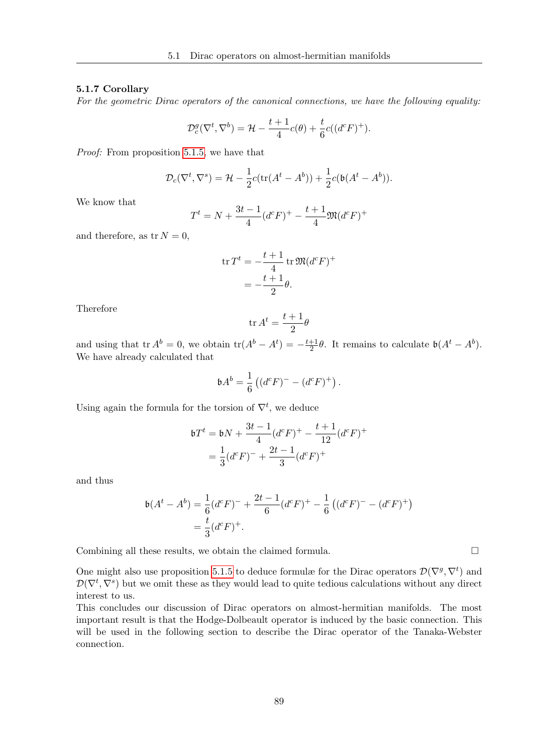#### 5.1.7 Corollary

*For the geometric Dirac operators of the canonical connections, we have the following equality:*

$$\mathcal{D}_c^g(\nabla^t, \nabla^b) = \mathcal{H} - \frac{t+1}{4}c(\theta) + \frac{t}{6}c((d^cF)^+).$$

*Proof:* From proposition 5.1.5, we have that

$$\mathcal{D}_c(\nabla^t, \nabla^s) = \mathcal{H} - \frac{1}{2}c(\operatorname{tr}(A^t - A^b)) + \frac{1}{2}c(\mathfrak{b}(A^t - A^b)).$$

We know that

$$T^t = N + \frac{3t-1}{4}(d^cF)^+ - \frac{t+1}{4}\mathfrak{M}(d^cF)^+$$

and therefore, as $\operatorname{tr} N = 0$,

$$\begin{aligned}
\operatorname{tr} T^t &= -\frac{t+1}{4}\operatorname{tr}\mathfrak{M}(d^cF)^+ \\
&= -\frac{t+1}{2}\theta.
\end{aligned}$$

Therefore

$$\operatorname{tr} A^t = \frac{t+1}{2}\theta$$

and using that $\operatorname{tr} A^b = 0$, we obtain $\operatorname{tr}(A^b - A^t) = -\frac{t+1}{2}\theta$. It remains to calculate $\mathfrak{b}(A^t - A^b)$. We have already calculated that

$$\mathfrak{b}A^b = \frac{1}{6}\left((d^cF)^- - (d^cF)^+\right).$$

Using again the formula for the torsion of $\nabla^t$, we deduce

$$\begin{aligned}
\mathfrak{b}T^t &= \mathfrak{b}N + \frac{3t-1}{4}(d^cF)^+ - \frac{t+1}{12}(d^cF)^+ \\
&= \frac{1}{3}(d^cF)^- + \frac{2t-1}{3}(d^cF)^+
\end{aligned}$$

and thus

$$\begin{aligned}
\mathfrak{b}(A^t - A^b) &= \frac{1}{6}(d^cF)^- + \frac{2t-1}{6}(d^cF)^+ - \frac{1}{6}\left((d^cF)^- - (d^cF)^+\right) \\
&= \frac{t}{3}(d^cF)^+.
\end{aligned}$$

Combining all these results, we obtain the claimed formula. □

One might also use proposition 5.1.5 to deduce formulæ for the Dirac operators $\mathcal{D}(\nabla^g, \nabla^t)$ and $\mathcal{D}(\nabla^t, \nabla^s)$ but we omit these as they would lead to quite tedious calculations without any direct interest to us.

This concludes our discussion of Dirac operators on almost-hermitian manifolds. The most important result is that the Hodge-Dolbeault operator is induced by the basic connection. This will be used in the following section to describe the Dirac operator of the Tanaka-Webster connection.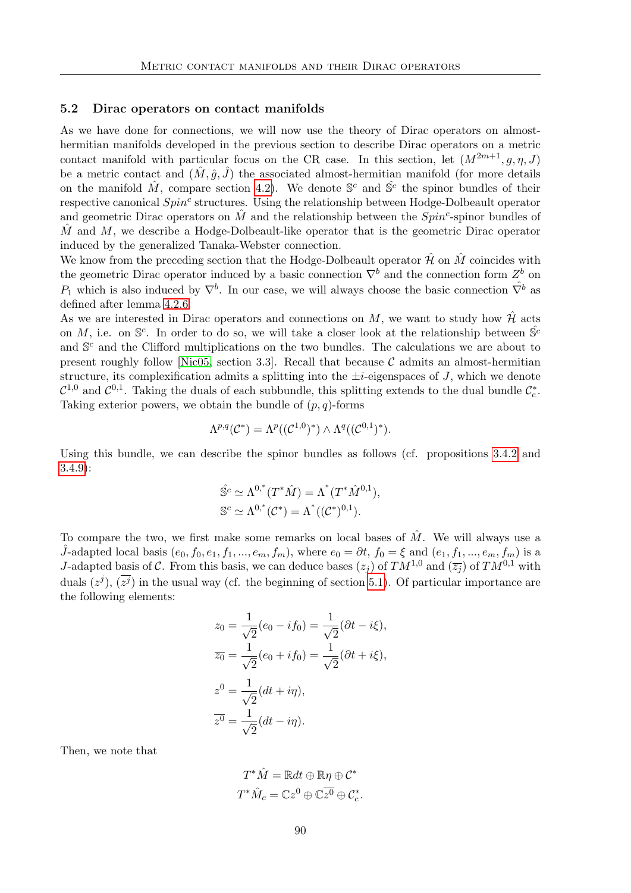## 5.2 Dirac operators on contact manifolds

As we have done for connections, we will now use the theory of Dirac operators on almost-hermitian manifolds developed in the previous section to describe Dirac operators on a metric contact manifold with particular focus on the CR case. In this section, let $(M^{2m+1}, g, \eta, J)$ be a metric contact and $(\hat{M}, \hat{g}, \hat{J})$ the associated almost-hermitian manifold (for more details on the manifold $\hat{M}$, compare section 4.2). We denote $\mathbb{S}^c$ and $\hat{\mathbb{S}^c}$ the spinor bundles of their respective canonical $Spin^c$ structures. Using the relationship between Hodge-Dolbeault operator and geometric Dirac operators on $\hat{M}$ and the relationship between the $Spin^c$-spinor bundles of $\hat{M}$ and $M$, we describe a Hodge-Dolbeault-like operator that is the geometric Dirac operator induced by the generalized Tanaka-Webster connection.

We know from the preceding section that the Hodge-Dolbeault operator $\hat{\mathcal{H}}$ on $\hat{M}$ coincides with the geometric Dirac operator induced by a basic connection $\nabla^b$ and the connection form $Z^b$ on $P_1$ which is also induced by $\nabla^b$. In our case, we will always choose the basic connection $\hat{\nabla}^b$ as defined after lemma 4.2.6.

As we are interested in Dirac operators and connections on $M$, we want to study how $\hat{\mathcal{H}}$ acts on $M$, i.e. on $\mathbb{S}^c$. In order to do so, we will take a closer look at the relationship between $\hat{\mathbb{S}^c}$ and $\mathbb{S}^c$ and the Clifford multiplications on the two bundles. The calculations we are about to present roughly follow [Nic05, section 3.3]. Recall that because $\mathcal{C}$ admits an almost-hermitian structure, its complexification admits a splitting into the $\pm i$-eigenspaces of $J$, which we denote $\mathcal{C}^{1,0}$ and $\mathcal{C}^{0,1}$. Taking the duals of each subbundle, this splitting extends to the dual bundle $\mathcal{C}_c^*$. Taking exterior powers, we obtain the bundle of $(p,q)$-forms

$$\Lambda^{p,q}(\mathcal{C}^*) = \Lambda^p((\mathcal{C}^{1,0})^*) \wedge \Lambda^q((\mathcal{C}^{0,1})^*).$$

Using this bundle, we can describe the spinor bundles as follows (cf. propositions 3.4.2 and 3.4.9):

$$\hat{\mathbb{S}^c} \simeq \Lambda^{0,*}(T^*\hat{M}) = \Lambda^*(T^*\hat{M}^{0,1}),$$
$$\mathbb{S}^c \simeq \Lambda^{0,*}(\mathcal{C}^*) = \Lambda^*((\mathcal{C}^*)^{0,1}).$$

To compare the two, we first make some remarks on local bases of $\hat{M}$. We will always use a $\hat{J}$-adapted local basis $(e_0, f_0, e_1, f_1, ..., e_m, f_m)$, where $e_0 = \partial t$, $f_0 = \xi$ and $(e_1, f_1, ..., e_m, f_m)$ is a $J$-adapted basis of $\mathcal{C}$. From this basis, we can deduce bases $(z_j)$ of $TM^{1,0}$ and $(\overline{z_j})$ of $TM^{0,1}$ with duals $(z^j)$, $(\overline{z^j})$ in the usual way (cf. the beginning of section 5.1). Of particular importance are the following elements:

$$z_0 = \frac{1}{\sqrt{2}}(e_0 - if_0) = \frac{1}{\sqrt{2}}(\partial t - i\xi),$$
$$\overline{z_0} = \frac{1}{\sqrt{2}}(e_0 + if_0) = \frac{1}{\sqrt{2}}(\partial t + i\xi),$$
$$z^0 = \frac{1}{\sqrt{2}}(dt + i\eta),$$
$$\overline{z^0} = \frac{1}{\sqrt{2}}(dt - i\eta).$$

Then, we note that

$$T^*\hat{M} = \mathbb{R}dt \oplus \mathbb{R}\eta \oplus \mathcal{C}^*$$
$$T^*\hat{M}_c = \mathbb{C}z^0 \oplus \mathbb{C}\overline{z^0} \oplus \mathcal{C}_c^*.$$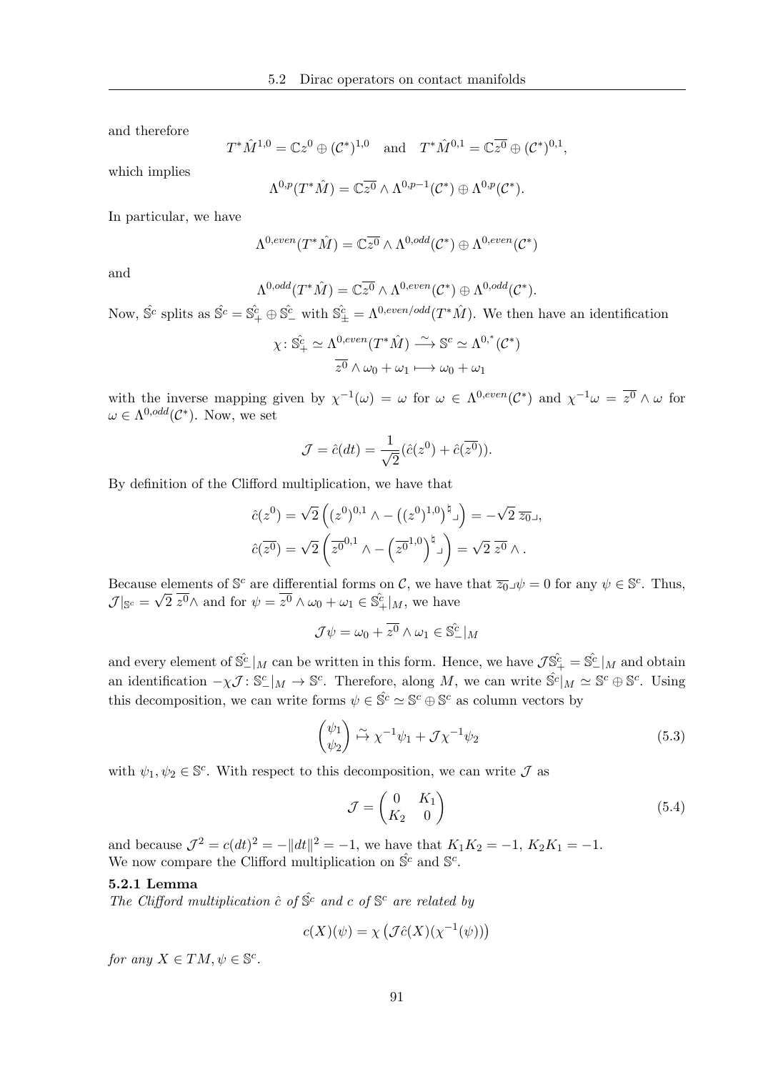and therefore

$$T^*\hat{M}^{1,0} = \mathbb{C}z^0 \oplus (\mathcal{C}^*)^{1,0} \quad \text{and} \quad T^*\hat{M}^{0,1} = \mathbb{C}\overline{z^0} \oplus (\mathcal{C}^*)^{0,1},$$

which implies

$$\Lambda^{0,p}(T^*\hat{M}) = \mathbb{C}\overline{z^0} \wedge \Lambda^{0,p-1}(\mathcal{C}^*) \oplus \Lambda^{0,p}(\mathcal{C}^*).$$

In particular, we have

$$\Lambda^{0,even}(T^*\hat{M}) = \mathbb{C}\overline{z^0} \wedge \Lambda^{0,odd}(\mathcal{C}^*) \oplus \Lambda^{0,even}(\mathcal{C}^*)$$

and

$$\Lambda^{0,odd}(T^*\hat{M}) = \mathbb{C}\overline{z^0} \wedge \Lambda^{0,even}(\mathcal{C}^*) \oplus \Lambda^{0,odd}(\mathcal{C}^*).$$

Now, $\hat{\mathbb{S}^c}$ splits as $\hat{\mathbb{S}^c} = \hat{\mathbb{S}^c_+} \oplus \hat{\mathbb{S}^c_-}$ with $\hat{\mathbb{S}^c_\pm} = \Lambda^{0,even/odd}(T^*\hat{M})$. We then have an identification

$$\chi\colon \hat{\mathbb{S}^c_+} \simeq \Lambda^{0,even}(T^*\hat{M}) \xrightarrow{\ \sim\ } \mathbb{S}^c \simeq \Lambda^{0,^*}(\mathcal{C}^*)$$
$$\overline{z^0} \wedge \omega_0 + \omega_1 \longmapsto \omega_0 + \omega_1$$

with the inverse mapping given by $\chi^{-1}(\omega) = \omega$ for $\omega \in \Lambda^{0,even}(\mathcal{C}^*)$ and $\chi^{-1}\omega = \overline{z^0} \wedge \omega$ for $\omega \in \Lambda^{0,odd}(\mathcal{C}^*)$. Now, we set

$$\mathcal{J} = \hat{c}(dt) = \frac{1}{\sqrt{2}}(\hat{c}(z^0) + \hat{c}(\overline{z^0})).$$

By definition of the Clifford multiplication, we have that

$$\hat{c}(z^0) = \sqrt{2}\left((z^0)^{0,1} \wedge - \left((z^0)^{1,0}\right)^\natural \lrcorner\right) = -\sqrt{2}\ \overline{z_0} \lrcorner,$$
$$\hat{c}(\overline{z^0}) = \sqrt{2}\left(\overline{z^0}^{0,1} \wedge - \left(\overline{z^0}^{1,0}\right)^\natural \lrcorner\right) = \sqrt{2}\ \overline{z^0} \wedge .$$

Because elements of $\mathbb{S}^c$ are differential forms on $\mathcal{C}$, we have that $\overline{z_0} \lrcorner \psi = 0$ for any $\psi \in \mathbb{S}^c$. Thus, $\mathcal{J}|_{\mathbb{S}^c} = \sqrt{2}\ \overline{z^0} \wedge$ and for $\psi = \overline{z^0} \wedge \omega_0 + \omega_1 \in \hat{\mathbb{S}^c_+}|_M$, we have

$$\mathcal{J}\psi = \omega_0 + \overline{z^0} \wedge \omega_1 \in \hat{\mathbb{S}^c_-}|_M$$

and every element of $\hat{\mathbb{S}^c_-}|_M$ can be written in this form. Hence, we have $\mathcal{J}\hat{\mathbb{S}^c_+} = \hat{\mathbb{S}^c_-}|_M$ and obtain an identification $-\chi\mathcal{J}\colon \mathbb{S}^c_-|_M \to \mathbb{S}^c$. Therefore, along $M$, we can write $\hat{\mathbb{S}^c}|_M \simeq \mathbb{S}^c \oplus \mathbb{S}^c$. Using this decomposition, we can write forms $\psi \in \hat{\mathbb{S}^c} \simeq \mathbb{S}^c \oplus \mathbb{S}^c$ as column vectors by

$$\begin{pmatrix} \psi_1 \\ \psi_2 \end{pmatrix} \overset{\sim}{\mapsto} \chi^{-1}\psi_1 + \mathcal{J}\chi^{-1}\psi_2 \tag{5.3}$$

with $\psi_1, \psi_2 \in \mathbb{S}^c$. With respect to this decomposition, we can write $\mathcal{J}$ as

$$\mathcal{J} = \begin{pmatrix} 0 & K_1 \\ K_2 & 0 \end{pmatrix} \tag{5.4}$$

and because $\mathcal{J}^2 = c(dt)^2 = -\|dt\|^2 = -1$, we have that $K_1K_2 = -1$, $K_2K_1 = -1$.
We now compare the Clifford multiplication on $\hat{\mathbb{S}^c}$ and $\mathbb{S}^c$.

**5.2.1 Lemma**
*The Clifford multiplication $\hat{c}$ of $\hat{\mathbb{S}^c}$ and $c$ of $\mathbb{S}^c$ are related by*

$$c(X)(\psi) = \chi\left(\mathcal{J}\hat{c}(X)(\chi^{-1}(\psi))\right)$$

*for any $X \in TM, \psi \in \mathbb{S}^c$.*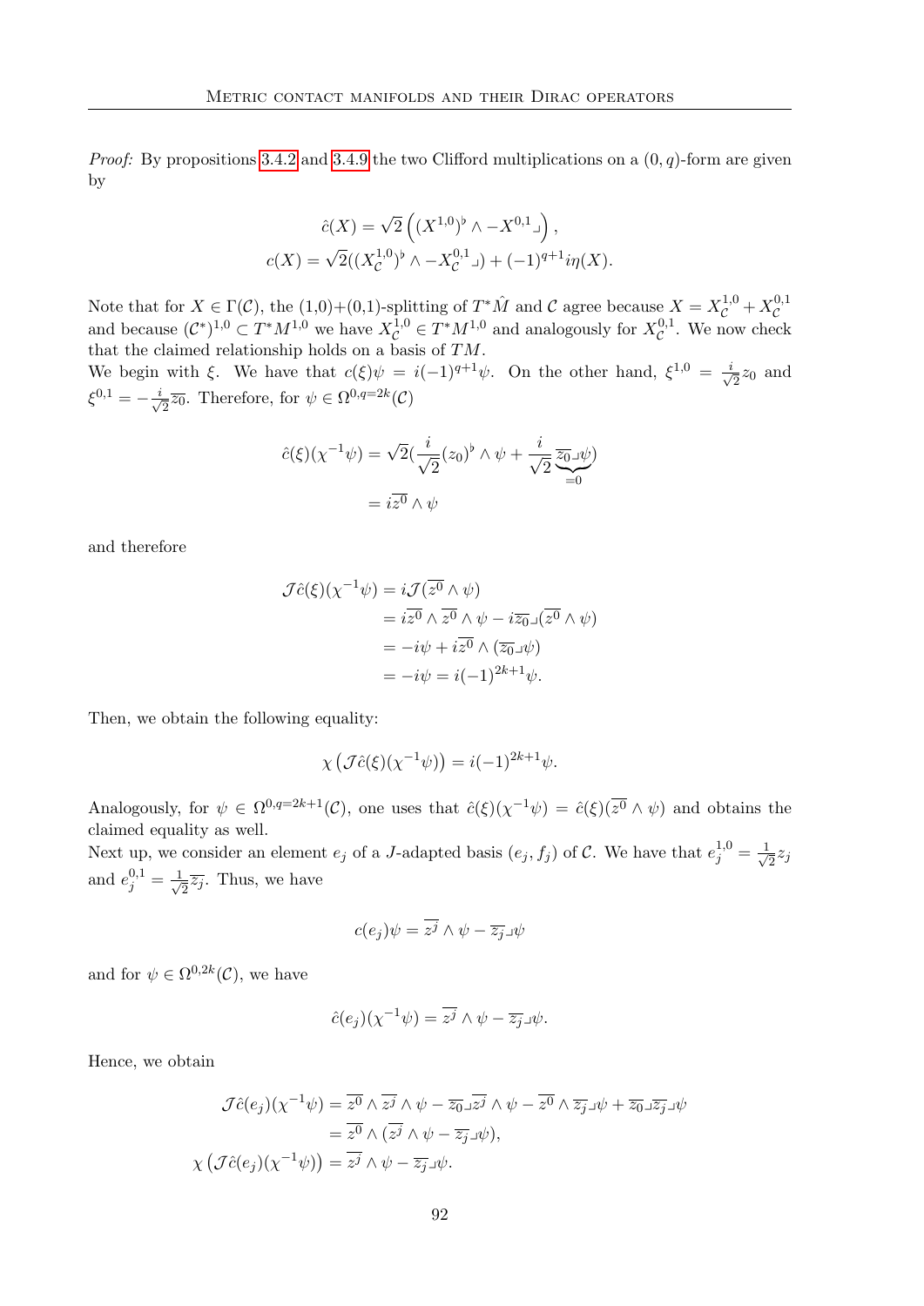*Proof:* By propositions 3.4.2 and 3.4.9 the two Clifford multiplications on a $(0,q)$-form are given by

$$\hat{c}(X) = \sqrt{2}\left((X^{1,0})^\flat \wedge -X^{0,1}\lrcorner\right),$$
$$c(X) = \sqrt{2}((X^{1,0}_{\mathcal{C}})^\flat \wedge -X^{0,1}_{\mathcal{C}}\lrcorner) + (-1)^{q+1} i\eta(X).$$

Note that for $X \in \Gamma(\mathcal{C})$, the (1,0)+(0,1)-splitting of $T^*\hat{M}$ and $\mathcal{C}$ agree because $X = X^{1,0}_{\mathcal{C}} + X^{0,1}_{\mathcal{C}}$ and because $(\mathcal{C}^*)^{1,0} \subset T^*M^{1,0}$ we have $X^{1,0}_{\mathcal{C}} \in T^*M^{1,0}$ and analogously for $X^{0,1}_{\mathcal{C}}$. We now check that the claimed relationship holds on a basis of $TM$.

We begin with $\xi$. We have that $c(\xi)\psi = i(-1)^{q+1}\psi$. On the other hand, $\xi^{1,0} = \frac{i}{\sqrt{2}} z_0$ and $\xi^{0,1} = -\frac{i}{\sqrt{2}}\overline{z_0}$. Therefore, for $\psi \in \Omega^{0,q=2k}(\mathcal{C})$

$$\begin{aligned}
\hat{c}(\xi)(\chi^{-1}\psi) &= \sqrt{2}(\frac{i}{\sqrt{2}}(z_0)^\flat \wedge \psi + \frac{i}{\sqrt{2}}\underbrace{\overline{z_0}\lrcorner\psi}_{=0}) \\
&= i\overline{z^0} \wedge \psi
\end{aligned}$$

and therefore

$$\begin{aligned}
\mathcal{J}\hat{c}(\xi)(\chi^{-1}\psi) &= i\mathcal{J}(\overline{z^0} \wedge \psi) \\
&= i\overline{z^0} \wedge \overline{z^0} \wedge \psi - i\overline{z_0}\lrcorner(\overline{z^0} \wedge \psi) \\
&= -i\psi + i\overline{z^0} \wedge (\overline{z_0}\lrcorner\psi) \\
&= -i\psi = i(-1)^{2k+1}\psi.
\end{aligned}$$

Then, we obtain the following equality:

$$\chi\left(\mathcal{J}\hat{c}(\xi)(\chi^{-1}\psi)\right) = i(-1)^{2k+1}\psi.$$

Analogously, for $\psi \in \Omega^{0,q=2k+1}(\mathcal{C})$, one uses that $\hat{c}(\xi)(\chi^{-1}\psi) = \hat{c}(\xi)(\overline{z^0} \wedge \psi)$ and obtains the claimed equality as well.

Next up, we consider an element $e_j$ of a $J$-adapted basis $(e_j, f_j)$ of $\mathcal{C}$. We have that $e_j^{1,0} = \frac{1}{\sqrt{2}} z_j$ and $e_j^{0,1} = \frac{1}{\sqrt{2}}\overline{z_j}$. Thus, we have

$$c(e_j)\psi = \overline{z^j} \wedge \psi - \overline{z_j}\lrcorner\psi$$

and for $\psi \in \Omega^{0,2k}(\mathcal{C})$, we have

$$\hat{c}(e_j)(\chi^{-1}\psi) = \overline{z^j} \wedge \psi - \overline{z_j}\lrcorner\psi.$$

Hence, we obtain

$$\begin{aligned}
\mathcal{J}\hat{c}(e_j)(\chi^{-1}\psi) &= \overline{z^0} \wedge \overline{z^j} \wedge \psi - \overline{z_0}\lrcorner\overline{z^j} \wedge \psi - \overline{z^0} \wedge \overline{z_j}\lrcorner\psi + \overline{z_0}\lrcorner\overline{z_j}\lrcorner\psi \\
&= \overline{z^0} \wedge (\overline{z^j} \wedge \psi - \overline{z_j}\lrcorner\psi), \\
\chi\left(\mathcal{J}\hat{c}(e_j)(\chi^{-1}\psi)\right) &= \overline{z^j} \wedge \psi - \overline{z_j}\lrcorner\psi.
\end{aligned}$$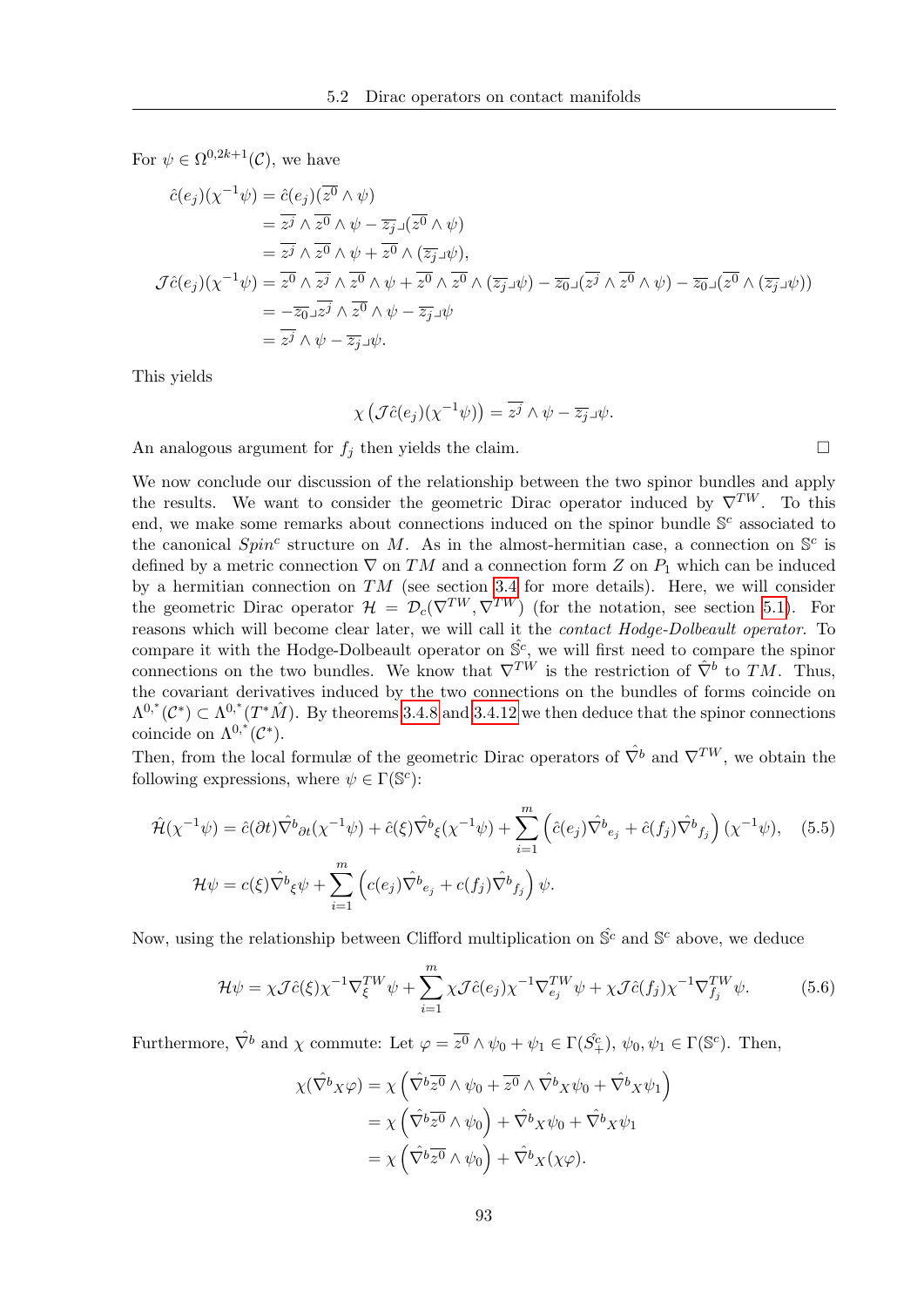For $\psi \in \Omega^{0,2k+1}(\mathcal{C})$, we have

$$
\begin{aligned}
\hat{c}(e_j)(\chi^{-1}\psi) &= \hat{c}(e_j)(\overline{z^0} \wedge \psi) \\
&= \overline{z^j} \wedge \overline{z^0} \wedge \psi - \overline{z_j} \lrcorner (\overline{z^0} \wedge \psi) \\
&= \overline{z^j} \wedge \overline{z^0} \wedge \psi + \overline{z^0} \wedge (\overline{z_j} \lrcorner \psi), \\
\mathcal{J}\hat{c}(e_j)(\chi^{-1}\psi) &= \overline{z^0} \wedge \overline{z^j} \wedge \overline{z^0} \wedge \psi + \overline{z^0} \wedge \overline{z^0} \wedge (\overline{z_j} \lrcorner \psi) - \overline{z_0} \lrcorner (\overline{z^j} \wedge \overline{z^0} \wedge \psi) - \overline{z_0} \lrcorner (\overline{z^0} \wedge (\overline{z_j} \lrcorner \psi)) \\
&= -\overline{z_0} \lrcorner \overline{z^j} \wedge \overline{z^0} \wedge \psi - \overline{z_j} \lrcorner \psi \\
&= \overline{z^j} \wedge \psi - \overline{z_j} \lrcorner \psi.
\end{aligned}
$$

This yields

$$
\chi\left(\mathcal{J}\hat{c}(e_j)(\chi^{-1}\psi)\right) = \overline{z^j} \wedge \psi - \overline{z_j} \lrcorner \psi.
$$

An analogous argument for $f_j$ then yields the claim. □

We now conclude our discussion of the relationship between the two spinor bundles and apply the results. We want to consider the geometric Dirac operator induced by $\nabla^{TW}$. To this end, we make some remarks about connections induced on the spinor bundle $\mathbb{S}^c$ associated to the canonical $Spin^c$ structure on $M$. As in the almost-hermitian case, a connection on $\mathbb{S}^c$ is defined by a metric connection $\nabla$ on $TM$ and a connection form $Z$ on $P_1$ which can be induced by a hermitian connection on $TM$ (see section 3.4 for more details). Here, we will consider the geometric Dirac operator $\mathcal{H} = \mathcal{D}_c(\nabla^{TW}, \nabla^{TW})$ (for the notation, see section 5.1). For reasons which will become clear later, we will call it the *contact Hodge-Dolbeault operator*. To compare it with the Hodge-Dolbeault operator on $\hat{\mathbb{S}}^c$, we will first need to compare the spinor connections on the two bundles. We know that $\nabla^{TW}$ is the restriction of $\hat{\nabla}^b$ to $TM$. Thus, the covariant derivatives induced by the two connections on the bundles of forms coincide on $\Lambda^{0,*}(\mathcal{C}^*) \subset \Lambda^{0,*}(T^*\hat{M})$. By theorems 3.4.8 and 3.4.12 we then deduce that the spinor connections coincide on $\Lambda^{0,*}(\mathcal{C}^*)$.

Then, from the local formulæ of the geometric Dirac operators of $\hat{\nabla}^b$ and $\nabla^{TW}$, we obtain the following expressions, where $\psi \in \Gamma(\mathbb{S}^c)$:

$$
\begin{aligned}
\hat{\mathcal{H}}(\chi^{-1}\psi) &= \hat{c}(\partial t)\hat{\nabla}^b{}_{\partial t}(\chi^{-1}\psi) + \hat{c}(\xi)\hat{\nabla}^b{}_{\xi}(\chi^{-1}\psi) + \sum_{i=1}^{m}\left(\hat{c}(e_j)\hat{\nabla}^b{}_{e_j} + \hat{c}(f_j)\hat{\nabla}^b{}_{f_j}\right)(\chi^{-1}\psi), \qquad (5.5)\\
\mathcal{H}\psi &= c(\xi)\hat{\nabla}^b{}_{\xi}\psi + \sum_{i=1}^{m}\left(c(e_j)\hat{\nabla}^b{}_{e_j} + c(f_j)\hat{\nabla}^b{}_{f_j}\right)\psi.
\end{aligned}
$$

Now, using the relationship between Clifford multiplication on $\hat{\mathbb{S}^c}$ and $\mathbb{S}^c$ above, we deduce

$$
\mathcal{H}\psi = \chi\mathcal{J}\hat{c}(\xi)\chi^{-1}\nabla^{TW}_{\xi}\psi + \sum_{i=1}^{m}\chi\mathcal{J}\hat{c}(e_j)\chi^{-1}\nabla^{TW}_{e_j}\psi + \chi\mathcal{J}\hat{c}(f_j)\chi^{-1}\nabla^{TW}_{f_j}\psi. \qquad (5.6)
$$

Furthermore, $\hat{\nabla}^b$ and $\chi$ commute: Let $\varphi = \overline{z^0} \wedge \psi_0 + \psi_1 \in \Gamma(\hat{S^c_+})$, $\psi_0, \psi_1 \in \Gamma(\mathbb{S}^c)$. Then,

$$
\begin{aligned}
\chi(\hat{\nabla}^b{}_X\varphi) &= \chi\left(\hat{\nabla}^b\overline{z^0} \wedge \psi_0 + \overline{z^0} \wedge \hat{\nabla}^b{}_X\psi_0 + \hat{\nabla}^b{}_X\psi_1\right) \\
&= \chi\left(\hat{\nabla}^b\overline{z^0} \wedge \psi_0\right) + \hat{\nabla}^b{}_X\psi_0 + \hat{\nabla}^b{}_X\psi_1 \\
&= \chi\left(\hat{\nabla}^b\overline{z^0} \wedge \psi_0\right) + \hat{\nabla}^b{}_X(\chi\varphi).
\end{aligned}
$$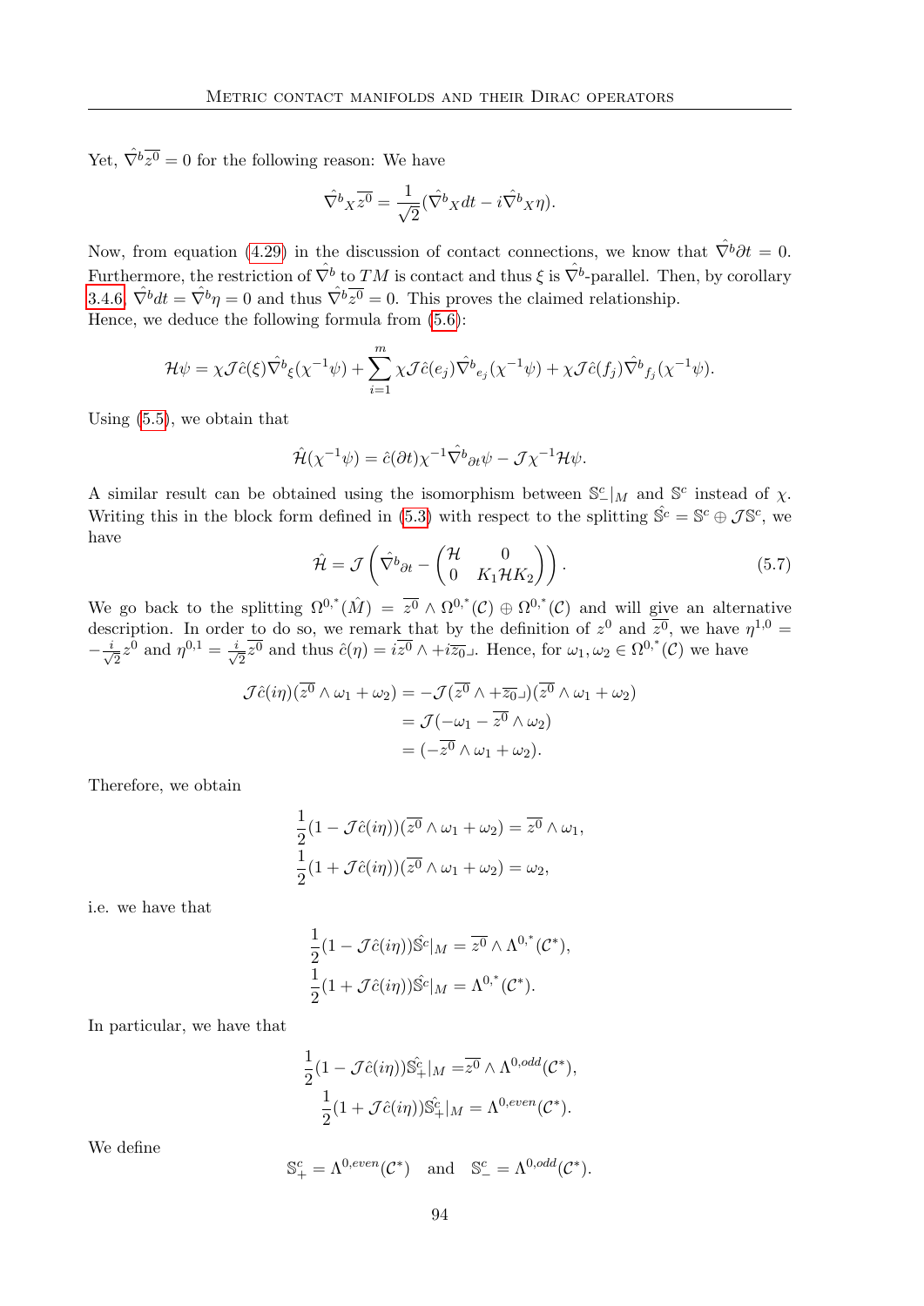Yet, $\hat{\nabla}^b\overline{z^0} = 0$ for the following reason: We have

$$\hat{\nabla}^b{}_X\overline{z^0} = \frac{1}{\sqrt{2}}(\hat{\nabla}^b{}_X dt - i\hat{\nabla}^b{}_X\eta).$$

Now, from equation (4.29) in the discussion of contact connections, we know that $\hat{\nabla}^b\partial t = 0$. Furthermore, the restriction of $\hat{\nabla}^b$ to $TM$ is contact and thus $\xi$ is $\hat{\nabla}^b$-parallel. Then, by corollary 3.4.6, $\hat{\nabla}^b dt = \hat{\nabla}^b\eta = 0$ and thus $\hat{\nabla}^b\overline{z^0} = 0$. This proves the claimed relationship.
Hence, we deduce the following formula from (5.6):

$$\mathcal{H}\psi = \chi\mathcal{J}\hat{c}(\xi)\hat{\nabla}^b{}_\xi(\chi^{-1}\psi) + \sum_{i=1}^{m}\chi\mathcal{J}\hat{c}(e_j)\hat{\nabla}^b{}_{e_j}(\chi^{-1}\psi) + \chi\mathcal{J}\hat{c}(f_j)\hat{\nabla}^b{}_{f_j}(\chi^{-1}\psi).$$

Using (5.5), we obtain that

$$\hat{\mathcal{H}}(\chi^{-1}\psi) = \hat{c}(\partial t)\chi^{-1}\hat{\nabla}^b{}_{\partial t}\psi - \mathcal{J}\chi^{-1}\mathcal{H}\psi.$$

A similar result can be obtained using the isomorphism between $\mathbb{S}^c_-|_M$ and $\mathbb{S}^c$ instead of $\chi$. Writing this in the block form defined in (5.3) with respect to the splitting $\hat{\mathbb{S}^c} = \mathbb{S}^c \oplus \mathcal{J}\mathbb{S}^c$, we have

$$\hat{\mathcal{H}} = \mathcal{J}\left(\hat{\nabla}^b{}_{\partial t} - \begin{pmatrix}\mathcal{H} & 0\\ 0 & K_1\mathcal{H}K_2\end{pmatrix}\right). \tag{5.7}$$

We go back to the splitting $\Omega^{0,*}(\hat{M}) = \overline{z^0}\wedge\Omega^{0,*}(\mathcal{C})\oplus\Omega^{0,*}(\mathcal{C})$ and will give an alternative description. In order to do so, we remark that by the definition of $z^0$ and $\overline{z^0}$, we have $\eta^{1,0} = -\frac{i}{\sqrt{2}}z^0$ and $\eta^{0,1} = \frac{i}{\sqrt{2}}\overline{z^0}$ and thus $\hat{c}(\eta) = i\overline{z^0}\wedge + i\overline{z_0}\lrcorner$. Hence, for $\omega_1, \omega_2 \in \Omega^{0,*}(\mathcal{C})$ we have

$$\begin{aligned}
\mathcal{J}\hat{c}(i\eta)(\overline{z^0}\wedge\omega_1 + \omega_2) &= -\mathcal{J}(\overline{z^0}\wedge + \overline{z_0}\lrcorner)(\overline{z^0}\wedge\omega_1 + \omega_2)\\
&= \mathcal{J}(-\omega_1 - \overline{z^0}\wedge\omega_2)\\
&= (-\overline{z^0}\wedge\omega_1 + \omega_2).
\end{aligned}$$

Therefore, we obtain

$$\begin{aligned}
\frac{1}{2}(1 - \mathcal{J}\hat{c}(i\eta))(\overline{z^0}\wedge\omega_1 + \omega_2) &= \overline{z^0}\wedge\omega_1,\\
\frac{1}{2}(1 + \mathcal{J}\hat{c}(i\eta))(\overline{z^0}\wedge\omega_1 + \omega_2) &= \omega_2,
\end{aligned}$$

i.e. we have that

$$\begin{aligned}
\frac{1}{2}(1 - \mathcal{J}\hat{c}(i\eta))\hat{\mathbb{S}^c}|_M &= \overline{z^0}\wedge\Lambda^{0,*}(\mathcal{C}^*),\\
\frac{1}{2}(1 + \mathcal{J}\hat{c}(i\eta))\hat{\mathbb{S}^c}|_M &= \Lambda^{0,*}(\mathcal{C}^*).
\end{aligned}$$

In particular, we have that

$$\begin{aligned}
\frac{1}{2}(1 - \mathcal{J}\hat{c}(i\eta))\hat{\mathbb{S}^c_+}|_M &= \overline{z^0}\wedge\Lambda^{0,odd}(\mathcal{C}^*),\\
\frac{1}{2}(1 + \mathcal{J}\hat{c}(i\eta))\hat{\mathbb{S}^c_+}|_M &= \Lambda^{0,even}(\mathcal{C}^*).
\end{aligned}$$

We define

$$\mathbb{S}^c_+ = \Lambda^{0,even}(\mathcal{C}^*) \quad\text{and}\quad \mathbb{S}^c_- = \Lambda^{0,odd}(\mathcal{C}^*).$$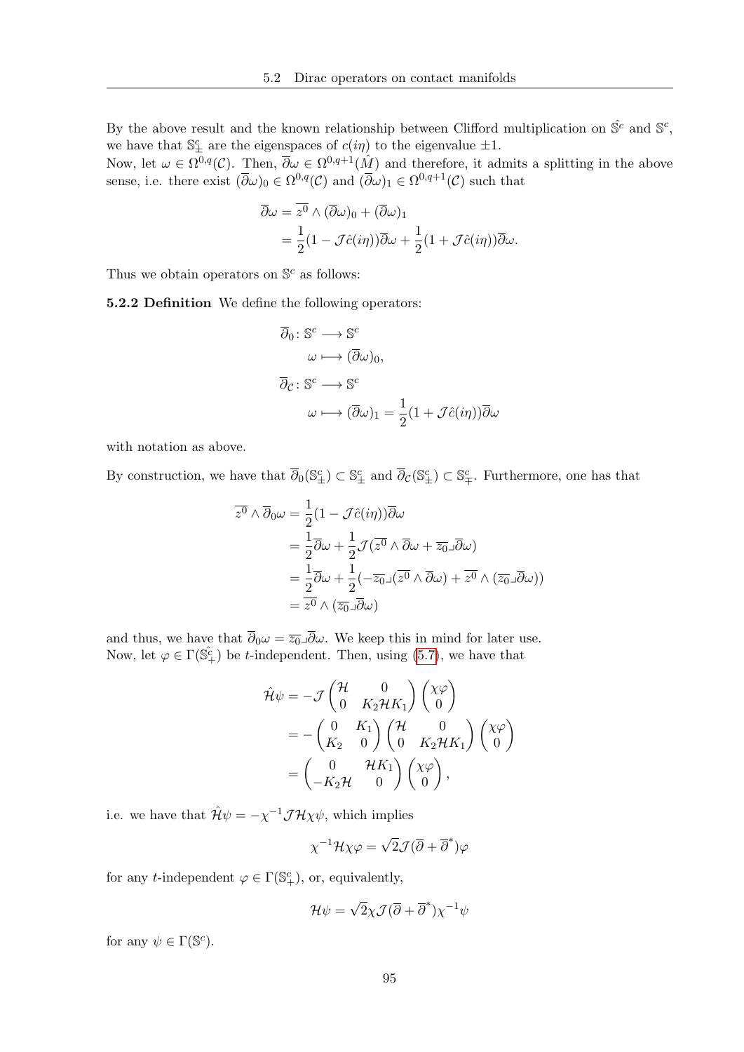By the above result and the known relationship between Clifford multiplication on $\hat{\mathbb{S}}^c$ and $\mathbb{S}^c$, we have that $\mathbb{S}^c_\pm$ are the eigenspaces of $c(i\eta)$ to the eigenvalue $\pm 1$.
Now, let $\omega \in \Omega^{0,q}(\mathcal{C})$. Then, $\overline{\partial}\omega \in \Omega^{0,q+1}(\hat{M})$ and therefore, it admits a splitting in the above sense, i.e. there exist $(\overline{\partial}\omega)_0 \in \Omega^{0,q}(\mathcal{C})$ and $(\overline{\partial}\omega)_1 \in \Omega^{0,q+1}(\mathcal{C})$ such that

$$
\begin{aligned}
\overline{\partial}\omega &= \overline{z^0} \wedge (\overline{\partial}\omega)_0 + (\overline{\partial}\omega)_1 \\
&= \frac{1}{2}(1 - \mathcal{J}\hat{c}(i\eta))\overline{\partial}\omega + \frac{1}{2}(1 + \mathcal{J}\hat{c}(i\eta))\overline{\partial}\omega.
\end{aligned}
$$

Thus we obtain operators on $\mathbb{S}^c$ as follows:

**5.2.2 Definition** We define the following operators:

$$
\begin{aligned}
\overline{\partial}_0 \colon \mathbb{S}^c &\longrightarrow \mathbb{S}^c \\
\omega &\longmapsto (\overline{\partial}\omega)_0, \\
\overline{\partial}_{\mathcal{C}} \colon \mathbb{S}^c &\longrightarrow \mathbb{S}^c \\
\omega &\longmapsto (\overline{\partial}\omega)_1 = \frac{1}{2}(1 + \mathcal{J}\hat{c}(i\eta))\overline{\partial}\omega
\end{aligned}
$$

with notation as above.

By construction, we have that $\overline{\partial}_0(\mathbb{S}^c_\pm) \subset \mathbb{S}^c_\pm$ and $\overline{\partial}_{\mathcal{C}}(\mathbb{S}^c_\pm) \subset \mathbb{S}^c_\mp$. Furthermore, one has that

$$
\begin{aligned}
\overline{z^0} \wedge \overline{\partial}_0\omega &= \frac{1}{2}(1 - \mathcal{J}\hat{c}(i\eta))\overline{\partial}\omega \\
&= \frac{1}{2}\overline{\partial}\omega + \frac{1}{2}\mathcal{J}(\overline{z^0} \wedge \overline{\partial}\omega + \overline{z_0} \lrcorner \overline{\partial}\omega) \\
&= \frac{1}{2}\overline{\partial}\omega + \frac{1}{2}(-\overline{z_0} \lrcorner (\overline{z^0} \wedge \overline{\partial}\omega) + \overline{z^0} \wedge (\overline{z_0} \lrcorner \overline{\partial}\omega)) \\
&= \overline{z^0} \wedge (\overline{z_0} \lrcorner \overline{\partial}\omega)
\end{aligned}
$$

and thus, we have that $\overline{\partial}_0\omega = \overline{z_0} \lrcorner \overline{\partial}\omega$. We keep this in mind for later use.
Now, let $\varphi \in \Gamma(\hat{\mathbb{S}}^c_+)$ be $t$-independent. Then, using (5.7), we have that

$$
\begin{aligned}
\hat{\mathcal{H}}\psi &= -\mathcal{J}\begin{pmatrix} \mathcal{H} & 0 \\ 0 & K_2\mathcal{H}K_1 \end{pmatrix}\begin{pmatrix} \chi\varphi \\ 0 \end{pmatrix} \\
&= -\begin{pmatrix} 0 & K_1 \\ K_2 & 0 \end{pmatrix}\begin{pmatrix} \mathcal{H} & 0 \\ 0 & K_2\mathcal{H}K_1 \end{pmatrix}\begin{pmatrix} \chi\varphi \\ 0 \end{pmatrix} \\
&= \begin{pmatrix} 0 & \mathcal{H}K_1 \\ -K_2\mathcal{H} & 0 \end{pmatrix}\begin{pmatrix} \chi\varphi \\ 0 \end{pmatrix},
\end{aligned}
$$

i.e. we have that $\hat{\mathcal{H}}\psi = -\chi^{-1}\mathcal{J}\mathcal{H}\chi\psi$, which implies

$$
\chi^{-1}\mathcal{H}\chi\varphi = \sqrt{2}\mathcal{J}(\overline{\partial} + \overline{\partial}^*)\varphi
$$

for any $t$-independent $\varphi \in \Gamma(\mathbb{S}^c_+)$, or, equivalently,

$$
\mathcal{H}\psi = \sqrt{2}\chi\mathcal{J}(\overline{\partial} + \overline{\partial}^*)\chi^{-1}\psi
$$

for any $\psi \in \Gamma(\mathbb{S}^c)$.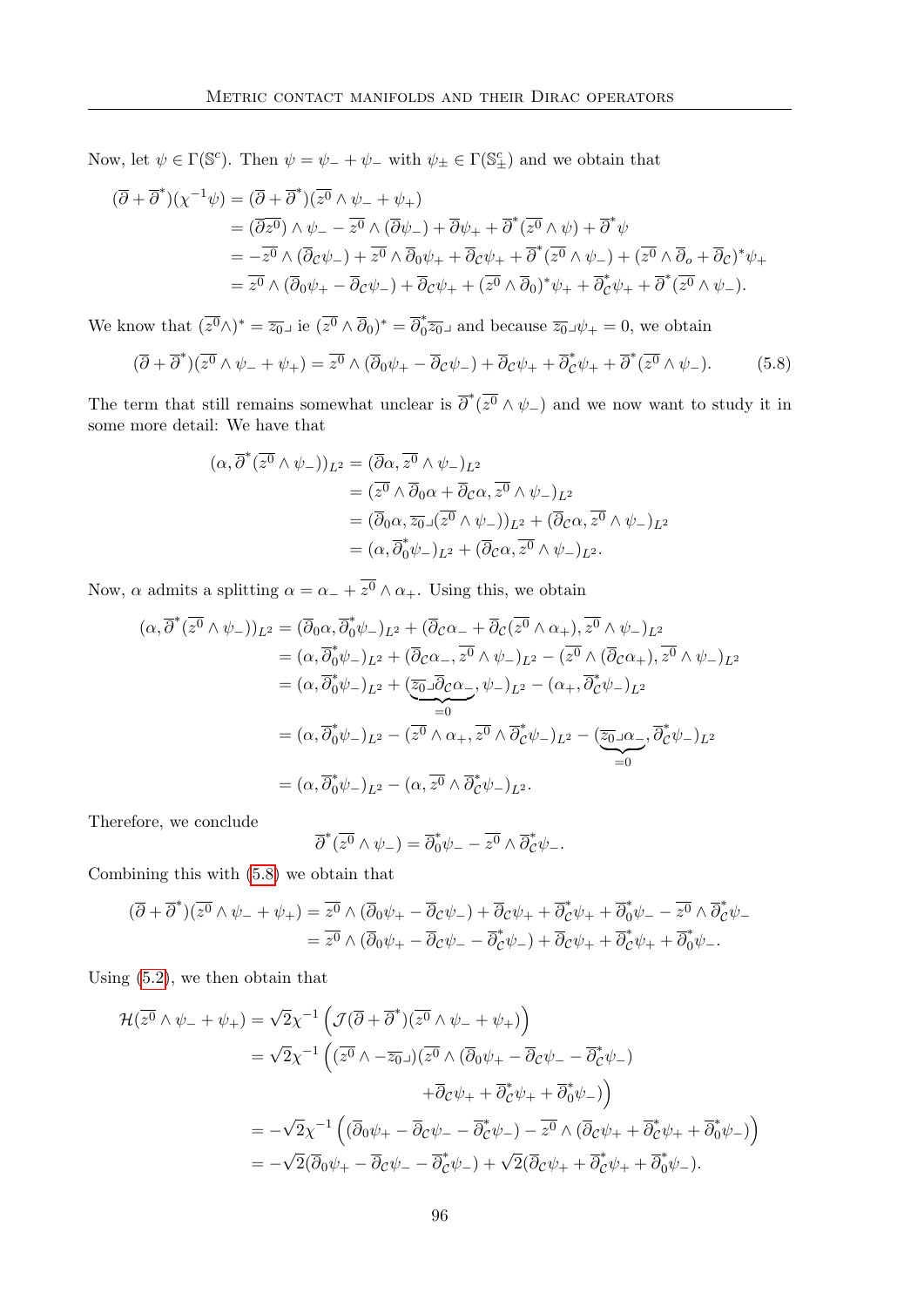Now, let $\psi \in \Gamma(\mathbb{S}^c)$. Then $\psi = \psi_- + \psi_-$ with $\psi_\pm \in \Gamma(\mathbb{S}^c_\pm)$ and we obtain that

$$
\begin{aligned}
(\overline{\partial} + \overline{\partial}^*)(\chi^{-1}\psi) &= (\overline{\partial} + \overline{\partial}^*)(\overline{z^0} \wedge \psi_- + \psi_+) \\
&= (\overline{\partial}\overline{z^0}) \wedge \psi_- - \overline{z^0} \wedge (\overline{\partial}\psi_-) + \overline{\partial}\psi_+ + \overline{\partial}^*(\overline{z^0} \wedge \psi) + \overline{\partial}^*\psi \\
&= -\overline{z^0} \wedge (\overline{\partial}_{\mathcal{C}}\psi_-) + \overline{z^0} \wedge \overline{\partial}_0\psi_+ + \overline{\partial}_{\mathcal{C}}\psi_+ + \overline{\partial}^*(\overline{z^0} \wedge \psi_-) + (\overline{z^0} \wedge \overline{\partial}_o + \overline{\partial}_{\mathcal{C}})^*\psi_+ \\
&= \overline{z^0} \wedge (\overline{\partial}_0\psi_+ - \overline{\partial}_{\mathcal{C}}\psi_-) + \overline{\partial}_{\mathcal{C}}\psi_+ + (\overline{z^0} \wedge \overline{\partial}_0)^*\psi_+ + \overline{\partial}_{\mathcal{C}}^*\psi_+ + \overline{\partial}^*(\overline{z^0} \wedge \psi_-).
\end{aligned}
$$

We know that $(\overline{z^0}\wedge)^* = \overline{z_0}\lrcorner$ ie $(\overline{z^0} \wedge \overline{\partial}_0)^* = \overline{\partial}_0^*\overline{z_0}\lrcorner$ and because $\overline{z_0}\lrcorner\psi_+ = 0$, we obtain

$$
(\overline{\partial} + \overline{\partial}^*)(\overline{z^0} \wedge \psi_- + \psi_+) = \overline{z^0} \wedge (\overline{\partial}_0\psi_+ - \overline{\partial}_{\mathcal{C}}\psi_-) + \overline{\partial}_{\mathcal{C}}\psi_+ + \overline{\partial}_{\mathcal{C}}^*\psi_+ + \overline{\partial}^*(\overline{z^0} \wedge \psi_-). \tag{5.8}
$$

The term that still remains somewhat unclear is $\overline{\partial}^*(\overline{z^0} \wedge \psi_-)$ and we now want to study it in some more detail: We have that

$$
\begin{aligned}
(\alpha, \overline{\partial}^*(\overline{z^0} \wedge \psi_-))_{L^2} &= (\overline{\partial}\alpha, \overline{z^0} \wedge \psi_-)_{L^2} \\
&= (\overline{z^0} \wedge \overline{\partial}_0\alpha + \overline{\partial}_{\mathcal{C}}\alpha, \overline{z^0} \wedge \psi_-)_{L^2} \\
&= (\overline{\partial}_0\alpha, \overline{z_0}\lrcorner(\overline{z^0} \wedge \psi_-))_{L^2} + (\overline{\partial}_{\mathcal{C}}\alpha, \overline{z^0} \wedge \psi_-)_{L^2} \\
&= (\alpha, \overline{\partial}_0^*\psi_-)_{L^2} + (\overline{\partial}_{\mathcal{C}}\alpha, \overline{z^0} \wedge \psi_-)_{L^2}.
\end{aligned}
$$

Now, $\alpha$ admits a splitting $\alpha = \alpha_- + \overline{z^0} \wedge \alpha_+$. Using this, we obtain

$$
\begin{aligned}
(\alpha, \overline{\partial}^*(\overline{z^0} \wedge \psi_-))_{L^2} &= (\overline{\partial}_0\alpha, \overline{\partial}_0^*\psi_-)_{L^2} + (\overline{\partial}_{\mathcal{C}}\alpha_- + \overline{\partial}_{\mathcal{C}}(\overline{z^0} \wedge \alpha_+), \overline{z^0} \wedge \psi_-)_{L^2} \\
&= (\alpha, \overline{\partial}_0^*\psi_-)_{L^2} + (\overline{\partial}_{\mathcal{C}}\alpha_-, \overline{z^0} \wedge \psi_-)_{L^2} - (\overline{z^0} \wedge (\overline{\partial}_{\mathcal{C}}\alpha_+), \overline{z^0} \wedge \psi_-)_{L^2} \\
&= (\alpha, \overline{\partial}_0^*\psi_-)_{L^2} + (\underbrace{\overline{z_0}\lrcorner\overline{\partial}_{\mathcal{C}}\alpha_-}_{=0}, \psi_-)_{L^2} - (\alpha_+, \overline{\partial}_{\mathcal{C}}^*\psi_-)_{L^2} \\
&= (\alpha, \overline{\partial}_0^*\psi_-)_{L^2} - (\overline{z^0} \wedge \alpha_+, \overline{z^0} \wedge \overline{\partial}_{\mathcal{C}}^*\psi_-)_{L^2} - (\underbrace{\overline{z_0}\lrcorner\alpha_-}_{=0}, \overline{\partial}_{\mathcal{C}}^*\psi_-)_{L^2} \\
&= (\alpha, \overline{\partial}_0^*\psi_-)_{L^2} - (\alpha, \overline{z^0} \wedge \overline{\partial}_{\mathcal{C}}^*\psi_-)_{L^2}.
\end{aligned}
$$

Therefore, we conclude

$$
\overline{\partial}^*(\overline{z^0} \wedge \psi_-) = \overline{\partial}_0^*\psi_- - \overline{z^0} \wedge \overline{\partial}_{\mathcal{C}}^*\psi_-.
$$

Combining this with (5.8) we obtain that

$$
\begin{aligned}
(\overline{\partial} + \overline{\partial}^*)(\overline{z^0} \wedge \psi_- + \psi_+) &= \overline{z^0} \wedge (\overline{\partial}_0\psi_+ - \overline{\partial}_{\mathcal{C}}\psi_-) + \overline{\partial}_{\mathcal{C}}\psi_+ + \overline{\partial}_{\mathcal{C}}^*\psi_+ + \overline{\partial}_0^*\psi_- - \overline{z^0} \wedge \overline{\partial}_{\mathcal{C}}^*\psi_- \\
&= \overline{z^0} \wedge (\overline{\partial}_0\psi_+ - \overline{\partial}_{\mathcal{C}}\psi_- - \overline{\partial}_{\mathcal{C}}^*\psi_-) + \overline{\partial}_{\mathcal{C}}\psi_+ + \overline{\partial}_{\mathcal{C}}^*\psi_+ + \overline{\partial}_0^*\psi_-.
\end{aligned}
$$

Using (5.2), we then obtain that

$$
\begin{aligned}
\mathcal{H}(\overline{z^0} \wedge \psi_- + \psi_+) &= \sqrt{2}\chi^{-1}\left(\mathcal{J}(\overline{\partial} + \overline{\partial}^*)(\overline{z^0} \wedge \psi_- + \psi_+)\right) \\
&= \sqrt{2}\chi^{-1}\Big((\overline{z^0} \wedge -\overline{z_0}\lrcorner)(\overline{z^0} \wedge (\overline{\partial}_0\psi_+ - \overline{\partial}_{\mathcal{C}}\psi_- - \overline{\partial}_{\mathcal{C}}^*\psi_-) \\
&\qquad\qquad + \overline{\partial}_{\mathcal{C}}\psi_+ + \overline{\partial}_{\mathcal{C}}^*\psi_+ + \overline{\partial}_0^*\psi_-)\Big) \\
&= -\sqrt{2}\chi^{-1}\left((\overline{\partial}_0\psi_+ - \overline{\partial}_{\mathcal{C}}\psi_- - \overline{\partial}_{\mathcal{C}}^*\psi_-) - \overline{z^0} \wedge (\overline{\partial}_{\mathcal{C}}\psi_+ + \overline{\partial}_{\mathcal{C}}^*\psi_+ + \overline{\partial}_0^*\psi_-)\right) \\
&= -\sqrt{2}(\overline{\partial}_0\psi_+ - \overline{\partial}_{\mathcal{C}}\psi_- - \overline{\partial}_{\mathcal{C}}^*\psi_-) + \sqrt{2}(\overline{\partial}_{\mathcal{C}}\psi_+ + \overline{\partial}_{\mathcal{C}}^*\psi_+ + \overline{\partial}_0^*\psi_-).
\end{aligned}
$$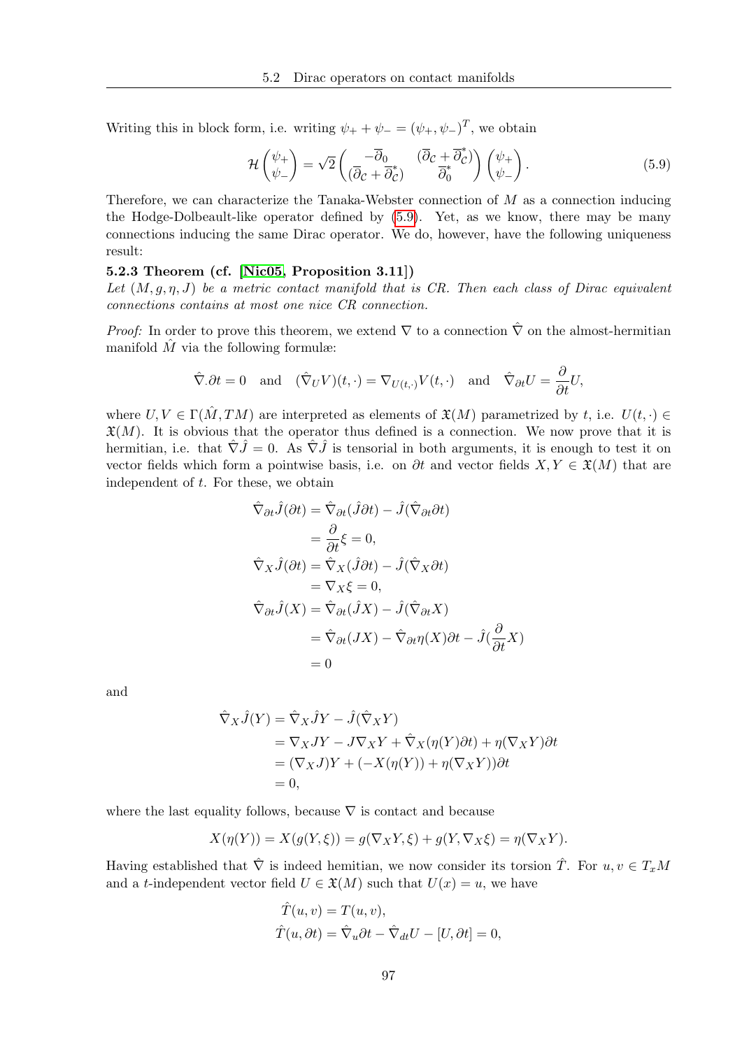Writing this in block form, i.e. writing $\psi_+ + \psi_- = (\psi_+, \psi_-)^T$, we obtain

$$\mathcal{H}\begin{pmatrix}\psi_+\\ \psi_-\end{pmatrix} = \sqrt{2}\begin{pmatrix} -\overline{\partial}_0 & (\overline{\partial}_{\mathcal{C}} + \overline{\partial}_{\mathcal{C}}^*) \\ (\overline{\partial}_{\mathcal{C}} + \overline{\partial}_{\mathcal{C}}^*) & \overline{\partial}_0^* \end{pmatrix}\begin{pmatrix}\psi_+\\ \psi_-\end{pmatrix}. \tag{5.9}$$

Therefore, we can characterize the Tanaka-Webster connection of $M$ as a connection inducing the Hodge-Dolbeault-like operator defined by (5.9). Yet, as we know, there may be many connections inducing the same Dirac operator. We do, however, have the following uniqueness result:

**5.2.3 Theorem (cf. [Nic05, Proposition 3.11])**
*Let $(M, g, \eta, J)$ be a metric contact manifold that is CR. Then each class of Dirac equivalent connections contains at most one nice CR connection.*

*Proof:* In order to prove this theorem, we extend $\nabla$ to a connection $\hat{\nabla}$ on the almost-hermitian manifold $\hat{M}$ via the following formulæ:

$$\hat{\nabla}_{\cdot}\partial t = 0 \quad \text{and} \quad (\hat{\nabla}_U V)(t, \cdot) = \nabla_{U(t,\cdot)} V(t, \cdot) \quad \text{and} \quad \hat{\nabla}_{\partial t} U = \frac{\partial}{\partial t} U,$$

where $U, V \in \Gamma(\hat{M}, TM)$ are interpreted as elements of $\mathfrak{X}(M)$ parametrized by $t$, i.e. $U(t, \cdot) \in \mathfrak{X}(M)$. It is obvious that the operator thus defined is a connection. We now prove that it is hermitian, i.e. that $\hat{\nabla}\hat{J} = 0$. As $\hat{\nabla}\hat{J}$ is tensorial in both arguments, it is enough to test it on vector fields which form a pointwise basis, i.e. on $\partial t$ and vector fields $X, Y \in \mathfrak{X}(M)$ that are independent of $t$. For these, we obtain

$$\begin{aligned}
\hat{\nabla}_{\partial t}\hat{J}(\partial t) &= \hat{\nabla}_{\partial t}(\hat{J}\partial t) - \hat{J}(\hat{\nabla}_{\partial t}\partial t) \\
&= \frac{\partial}{\partial t}\xi = 0, \\
\hat{\nabla}_X\hat{J}(\partial t) &= \hat{\nabla}_X(\hat{J}\partial t) - \hat{J}(\hat{\nabla}_X\partial t) \\
&= \nabla_X \xi = 0, \\
\hat{\nabla}_{\partial t}\hat{J}(X) &= \hat{\nabla}_{\partial t}(\hat{J}X) - \hat{J}(\hat{\nabla}_{\partial t}X) \\
&= \hat{\nabla}_{\partial t}(JX) - \hat{\nabla}_{\partial t}\eta(X)\partial t - \hat{J}(\frac{\partial}{\partial t}X) \\
&= 0
\end{aligned}$$

and

$$\begin{aligned}
\hat{\nabla}_X\hat{J}(Y) &= \hat{\nabla}_X\hat{J}Y - \hat{J}(\hat{\nabla}_X Y) \\
&= \nabla_X JY - J\nabla_X Y + \hat{\nabla}_X(\eta(Y)\partial t) + \eta(\nabla_X Y)\partial t \\
&= (\nabla_X J)Y + (-X(\eta(Y)) + \eta(\nabla_X Y))\partial t \\
&= 0,
\end{aligned}$$

where the last equality follows, because $\nabla$ is contact and because

$$X(\eta(Y)) = X(g(Y, \xi)) = g(\nabla_X Y, \xi) + g(Y, \nabla_X \xi) = \eta(\nabla_X Y).$$

Having established that $\hat{\nabla}$ is indeed hemitian, we now consider its torsion $\hat{T}$. For $u, v \in T_x M$ and a $t$-independent vector field $U \in \mathfrak{X}(M)$ such that $U(x) = u$, we have

$$\begin{aligned}
\hat{T}(u, v) &= T(u, v), \\
\hat{T}(u, \partial t) &= \hat{\nabla}_u \partial t - \hat{\nabla}_{dt} U - [U, \partial t] = 0,
\end{aligned}$$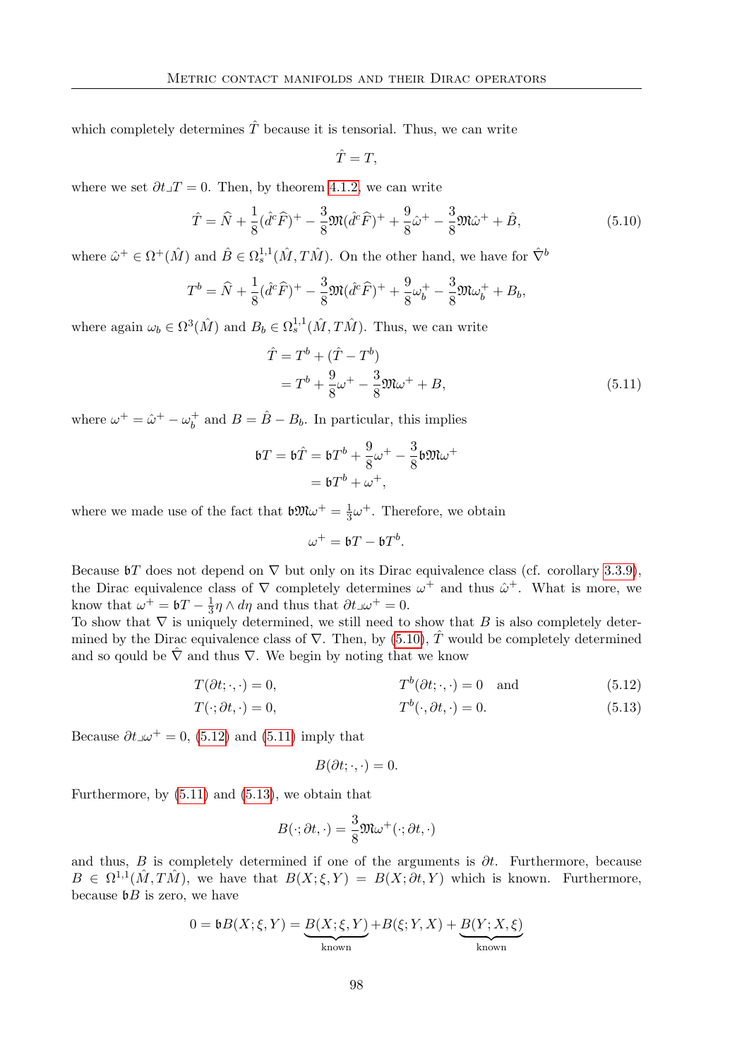which completely determines $\hat{T}$ because it is tensorial. Thus, we can write

$$\hat{T} = T,$$

where we set $\partial t \lrcorner T = 0$. Then, by theorem 4.1.2, we can write

$$\hat{T} = \widehat{N} + \frac{1}{8}(\hat{d}^c \widehat{F})^+ - \frac{3}{8}\mathfrak{M}(\hat{d}^c \widehat{F})^+ + \frac{9}{8}\hat{\omega}^+ - \frac{3}{8}\mathfrak{M}\hat{\omega}^+ + \hat{B}, \tag{5.10}$$

where $\hat{\omega}^+ \in \Omega^+(\hat{M})$ and $\hat{B} \in \Omega^{1,1}_s(\hat{M}, T\hat{M})$. On the other hand, we have for $\hat{\nabla}^b$

$$T^b = \widehat{N} + \frac{1}{8}(\hat{d}^c \widehat{F})^+ - \frac{3}{8}\mathfrak{M}(\hat{d}^c \widehat{F})^+ + \frac{9}{8}\omega_b^+ - \frac{3}{8}\mathfrak{M}\omega_b^+ + B_b,$$

where again $\omega_b \in \Omega^3(\hat{M})$ and $B_b \in \Omega^{1,1}_s(\hat{M}, T\hat{M})$. Thus, we can write

$$\begin{aligned}
\hat{T} &= T^b + (\hat{T} - T^b) \\
&= T^b + \frac{9}{8}\omega^+ - \frac{3}{8}\mathfrak{M}\omega^+ + B,
\end{aligned} \tag{5.11}$$

where $\omega^+ = \hat{\omega}^+ - \omega_b^+$ and $B = \hat{B} - B_b$. In particular, this implies

$$\begin{aligned}
\mathfrak{b}T = \mathfrak{b}\hat{T} &= \mathfrak{b}T^b + \frac{9}{8}\omega^+ - \frac{3}{8}\mathfrak{b}\mathfrak{M}\omega^+ \\
&= \mathfrak{b}T^b + \omega^+,
\end{aligned}$$

where we made use of the fact that $\mathfrak{b}\mathfrak{M}\omega^+ = \frac{1}{3}\omega^+$. Therefore, we obtain

$$\omega^+ = \mathfrak{b}T - \mathfrak{b}T^b.$$

Because $\mathfrak{b}T$ does not depend on $\nabla$ but only on its Dirac equivalence class (cf. corollary 3.3.9), the Dirac equivalence class of $\nabla$ completely determines $\omega^+$ and thus $\hat{\omega}^+$. What is more, we know that $\omega^+ = \mathfrak{b}T - \frac{1}{3}\eta \wedge d\eta$ and thus that $\partial t \lrcorner \omega^+ = 0$.
To show that $\nabla$ is uniquely determined, we still need to show that $B$ is also completely determined by the Dirac equivalence class of $\nabla$. Then, by (5.10), $\hat{T}$ would be completely determined and so qould be $\hat{\nabla}$ and thus $\nabla$. We begin by noting that we know

$$T(\partial t; \cdot, \cdot) = 0, \qquad\qquad T^b(\partial t; \cdot, \cdot) = 0 \quad \text{and} \tag{5.12}$$

$$T(\cdot; \partial t, \cdot) = 0, \qquad\qquad T^b(\cdot, \partial t, \cdot) = 0. \tag{5.13}$$

Because $\partial t \lrcorner \omega^+ = 0$, (5.12) and (5.11) imply that

$$B(\partial t; \cdot, \cdot) = 0.$$

Furthermore, by (5.11) and (5.13), we obtain that

$$B(\cdot; \partial t, \cdot) = \frac{3}{8}\mathfrak{M}\omega^+(\cdot; \partial t, \cdot)$$

and thus, $B$ is completely determined if one of the arguments is $\partial t$. Furthermore, because $B \in \Omega^{1,1}(\hat{M}, T\hat{M})$, we have that $B(X; \xi, Y) = B(X; \partial t, Y)$ which is known. Furthermore, because $\mathfrak{b}B$ is zero, we have

$$0 = \mathfrak{b}B(X; \xi, Y) = \underbrace{B(X; \xi, Y)}_{\text{known}} + B(\xi; Y, X) + \underbrace{B(Y; X, \xi)}_{\text{known}}$$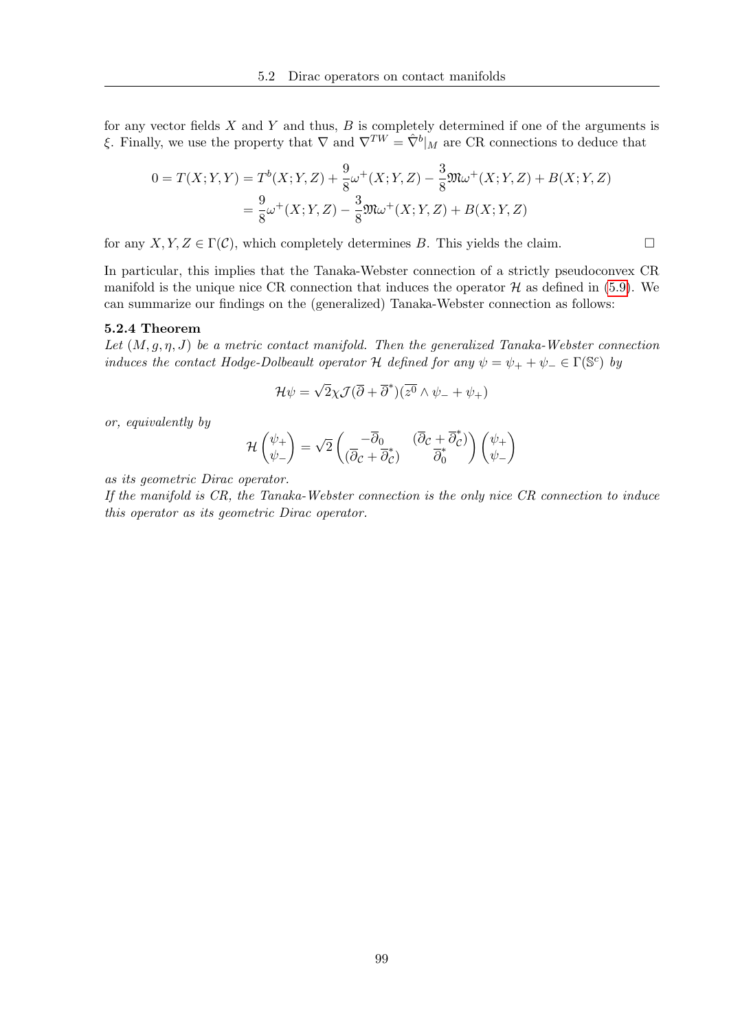for any vector fields $X$ and $Y$ and thus, $B$ is completely determined if one of the arguments is $\xi$. Finally, we use the property that $\nabla$ and $\nabla^{TW} = \hat{\nabla}^b|_M$ are CR connections to deduce that

$$
\begin{aligned}
0 = T(X;Y,Y) &= T^b(X;Y,Z) + \frac{9}{8}\omega^+(X;Y,Z) - \frac{3}{8}\mathfrak{M}\omega^+(X;Y,Z) + B(X;Y,Z) \\
&= \frac{9}{8}\omega^+(X;Y,Z) - \frac{3}{8}\mathfrak{M}\omega^+(X;Y,Z) + B(X;Y,Z)
\end{aligned}
$$

for any $X, Y, Z \in \Gamma(\mathcal{C})$, which completely determines $B$. This yields the claim. □

In particular, this implies that the Tanaka-Webster connection of a strictly pseudoconvex CR manifold is the unique nice CR connection that induces the operator $\mathcal{H}$ as defined in (5.9). We can summarize our findings on the (generalized) Tanaka-Webster connection as follows:

**5.2.4 Theorem**

*Let $(M, g, \eta, J)$ be a metric contact manifold. Then the generalized Tanaka-Webster connection induces the contact Hodge-Dolbeault operator $\mathcal{H}$ defined for any $\psi = \psi_+ + \psi_- \in \Gamma(\mathbb{S}^c)$ by*

$$
\mathcal{H}\psi = \sqrt{2}\chi\mathcal{J}(\overline{\partial} + \overline{\partial}^*)(\overline{z^0} \wedge \psi_- + \psi_+)
$$

*or, equivalently by*

$$
\mathcal{H}\begin{pmatrix}\psi_+ \\ \psi_-\end{pmatrix} = \sqrt{2}\begin{pmatrix} -\overline{\partial}_0 & (\overline{\partial}_{\mathcal{C}} + \overline{\partial}^*_{\mathcal{C}}) \\ (\overline{\partial}_{\mathcal{C}} + \overline{\partial}^*_{\mathcal{C}}) & \overline{\partial}^*_0 \end{pmatrix}\begin{pmatrix}\psi_+ \\ \psi_-\end{pmatrix}
$$

*as its geometric Dirac operator.*
*If the manifold is CR, the Tanaka-Webster connection is the only nice CR connection to induce this operator as its geometric Dirac operator.*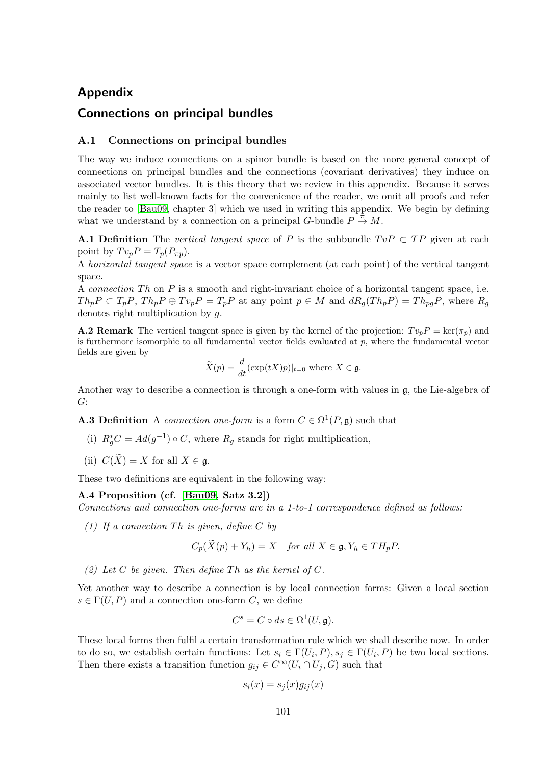# Appendix

## Connections on principal bundles

### A.1 Connections on principal bundles

The way we induce connections on a spinor bundle is based on the more general concept of connections on principal bundles and the connections (covariant derivatives) they induce on associated vector bundles. It is this theory that we review in this appendix. Because it serves mainly to list well-known facts for the convenience of the reader, we omit all proofs and refer the reader to [Bau09, chapter 3] which we used in writing this appendix. We begin by defining what we understand by a connection on a principal $G$-bundle $P \overset{\pi}{\to} M$.

**A.1 Definition** The *vertical tangent space* of $P$ is the subbundle $TvP \subset TP$ given at each point by $Tv_pP = T_p(P_{\pi p})$.
A *horizontal tangent space* is a vector space complement (at each point) of the vertical tangent space.
A *connection $Th$* on $P$ is a smooth and right-invariant choice of a horizontal tangent space, i.e. $Th_pP \subset T_pP$, $Th_pP \oplus Tv_pP = T_pP$ at any point $p \in M$ and $dR_g(Th_pP) = Th_{pg}P$, where $R_g$ denotes right multiplication by $g$.

**A.2 Remark** The vertical tangent space is given by the kernel of the projection: $Tv_pP = \ker(\pi_p)$ and is furthermore isomorphic to all fundamental vector fields evaluated at $p$, where the fundamental vector fields are given by

$$\widetilde{X}(p) = \frac{d}{dt}(\exp(tX)p)|_{t=0} \text{ where } X \in \mathfrak{g}.$$

Another way to describe a connection is through a one-form with values in $\mathfrak{g}$, the Lie-algebra of $G$:

**A.3 Definition** A *connection one-form* is a form $C \in \Omega^1(P, \mathfrak{g})$ such that

(i) $R_g^*C = Ad(g^{-1}) \circ C$, where $R_g$ stands for right multiplication,

(ii) $C(\widetilde{X}) = X$ for all $X \in \mathfrak{g}$.

These two definitions are equivalent in the following way:

**A.4 Proposition (cf. [Bau09, Satz 3.2])**
*Connections and connection one-forms are in a 1-to-1 correspondence defined as follows:*

*(1) If a connection $Th$ is given, define $C$ by*

$$C_p(\widetilde{X}(p) + Y_h) = X \quad \textit{for all } X \in \mathfrak{g}, Y_h \in TH_pP.$$

*(2) Let $C$ be given. Then define $Th$ as the kernel of $C$.*

Yet another way to describe a connection is by local connection forms: Given a local section $s \in \Gamma(U, P)$ and a connection one-form $C$, we define

$$C^s = C \circ ds \in \Omega^1(U, \mathfrak{g}).$$

These local forms then fulfil a certain transformation rule which we shall describe now. In order to do so, we establish certain functions: Let $s_i \in \Gamma(U_i, P), s_j \in \Gamma(U_i, P)$ be two local sections. Then there exists a transition function $g_{ij} \in C^\infty(U_i \cap U_j, G)$ such that

$$s_i(x) = s_j(x)g_{ij}(x)$$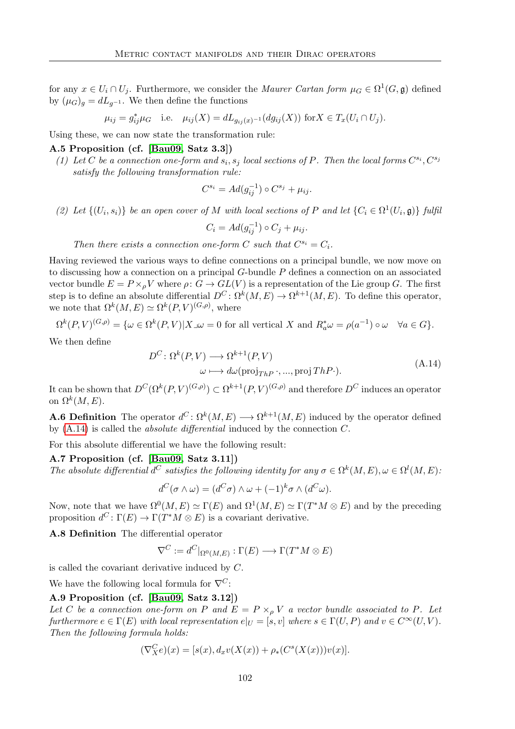for any $x \in U_i \cap U_j$. Furthermore, we consider the *Maurer Cartan form* $\mu_G \in \Omega^1(G, \mathfrak{g})$ defined by $(\mu_G)_g = dL_{g^{-1}}$. We then define the functions

$$\mu_{ij} = g_{ij}^* \mu_G \quad \text{i.e.} \quad \mu_{ij}(X) = dL_{g_{ij}(x)^{-1}}(dg_{ij}(X)) \text{ for} X \in T_x(U_i \cap U_j).$$

Using these, we can now state the transformation rule:

**A.5 Proposition (cf. [Bau09, Satz 3.3])**

*(1) Let $C$ be a connection one-form and $s_i, s_j$ local sections of $P$. Then the local forms $C^{s_i}, C^{s_j}$ satisfy the following transformation rule:*

$$C^{s_i} = Ad(g_{ij}^{-1}) \circ C^{s_j} + \mu_{ij}.$$

*(2) Let $\{(U_i, s_i)\}$ be an open cover of $M$ with local sections of $P$ and let $\{C_i \in \Omega^1(U_i, \mathfrak{g})\}$ fulfil*

$$C_i = Ad(g_{ij}^{-1}) \circ C_j + \mu_{ij}.$$

*Then there exists a connection one-form $C$ such that $C^{s_i} = C_i$.*

Having reviewed the various ways to define connections on a principal bundle, we now move on to discussing how a connection on a principal $G$-bundle $P$ defines a connection on an associated vector bundle $E = P \times_\rho V$ where $\rho\colon G \to GL(V)$ is a representation of the Lie group $G$. The first step is to define an absolute differential $D^C\colon \Omega^k(M, E) \to \Omega^{k+1}(M, E)$. To define this operator, we note that $\Omega^k(M, E) \simeq \Omega^k(P, V)^{(G,\rho)}$, where

$$\Omega^k(P, V)^{(G,\rho)} = \{\omega \in \Omega^k(P, V) | X \lrcorner \omega = 0 \text{ for all vertical } X \text{ and } R_a^* \omega = \rho(a^{-1}) \circ \omega \quad \forall a \in G\}.$$

We then define

$$\begin{aligned} D^C\colon \Omega^k(P, V) &\longrightarrow \Omega^{k+1}(P, V) \\ \omega &\longmapsto d\omega(\mathrm{proj}_{ThP} \cdot, ..., \mathrm{proj}\, ThP \cdot). \end{aligned} \tag{A.14}$$

It can be shown that $D^C(\Omega^k(P, V)^{(G,\rho)}) \subset \Omega^{k+1}(P, V)^{(G,\rho)}$ and therefore $D^C$ induces an operator on $\Omega^k(M, E)$.

**A.6 Definition** The operator $d^C\colon \Omega^k(M, E) \longrightarrow \Omega^{k+1}(M, E)$ induced by the operator defined by (A.14) is called the *absolute differential* induced by the connection $C$.

For this absolute differential we have the following result:

**A.7 Proposition (cf. [Bau09, Satz 3.11])**

*The absolute differential $d^C$ satisfies the following identity for any $\sigma \in \Omega^k(M, E), \omega \in \Omega^l(M, E)$:*

$$d^C(\sigma \wedge \omega) = (d^C \sigma) \wedge \omega + (-1)^k \sigma \wedge (d^C \omega).$$

Now, note that we have $\Omega^0(M, E) \simeq \Gamma(E)$ and $\Omega^1(M, E) \simeq \Gamma(T^*M \otimes E)$ and by the preceding proposition $d^C\colon \Gamma(E) \to \Gamma(T^*M \otimes E)$ is a covariant derivative.

**A.8 Definition** The differential operator

$$\nabla^C := d^C|_{\Omega^0(M,E)} : \Gamma(E) \longrightarrow \Gamma(T^*M \otimes E)$$

is called the covariant derivative induced by $C$.

We have the following local formula for $\nabla^C$:

**A.9 Proposition (cf. [Bau09, Satz 3.12])**

*Let $C$ be a connection one-form on $P$ and $E = P \times_\rho V$ a vector bundle associated to $P$. Let furthermore $e \in \Gamma(E)$ with local representation $e|_U = [s, v]$ where $s \in \Gamma(U, P)$ and $v \in C^\infty(U, V)$. Then the following formula holds:*

$$(\nabla_X^C e)(x) = [s(x), d_x v(X(x)) + \rho_*(C^s(X(x)))v(x)].$$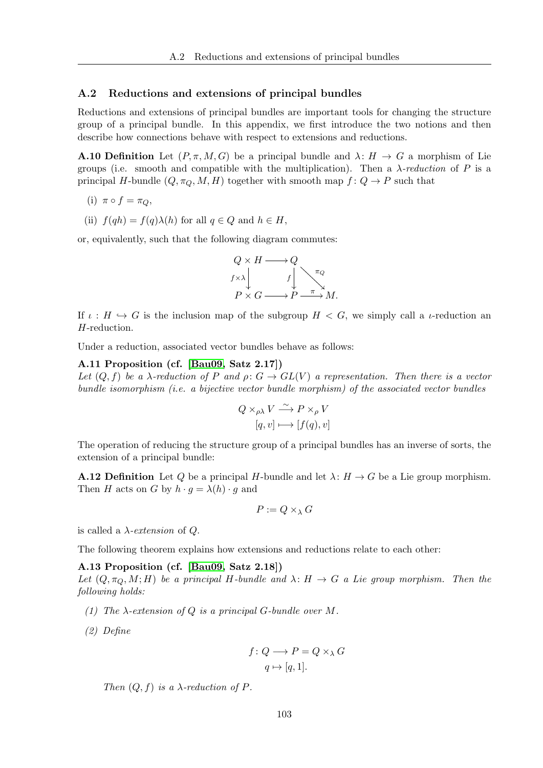## A.2 Reductions and extensions of principal bundles

Reductions and extensions of principal bundles are important tools for changing the structure group of a principal bundle. In this appendix, we first introduce the two notions and then describe how connections behave with respect to extensions and reductions.

**A.10 Definition** Let $(P, \pi, M, G)$ be a principal bundle and $\lambda \colon H \to G$ a morphism of Lie groups (i.e. smooth and compatible with the multiplication). Then a *$\lambda$-reduction* of $P$ is a principal $H$-bundle $(Q, \pi_Q, M, H)$ together with smooth map $f \colon Q \to P$ such that

(i) $\pi \circ f = \pi_Q$,

(ii) $f(qh) = f(q)\lambda(h)$ for all $q \in Q$ and $h \in H$,

or, equivalently, such that the following diagram commutes:

$$\begin{array}{ccccc} Q \times H & \longrightarrow & Q & & \\ {\scriptstyle f\times\lambda}\downarrow & & {\scriptstyle f}\downarrow & \searrow^{\pi_Q} & \\ P \times G & \longrightarrow & P & \xrightarrow{\ \pi\ } & M. \end{array}$$

If $\iota : H \hookrightarrow G$ is the inclusion map of the subgroup $H < G$, we simply call a $\iota$-reduction an $H$-reduction.

Under a reduction, associated vector bundles behave as follows:

**A.11 Proposition (cf. [Bau09, Satz 2.17])**
*Let $(Q, f)$ be a $\lambda$-reduction of $P$ and $\rho \colon G \to GL(V)$ a representation. Then there is a vector bundle isomorphism (i.e. a bijective vector bundle morphism) of the associated vector bundles*

$$\begin{aligned} Q \times_{\rho\lambda} V &\xrightarrow{\sim} P \times_\rho V \\ [q, v] &\longmapsto [f(q), v] \end{aligned}$$

The operation of reducing the structure group of a principal bundles has an inverse of sorts, the extension of a principal bundle:

**A.12 Definition** Let $Q$ be a principal $H$-bundle and let $\lambda \colon H \to G$ be a Lie group morphism. Then $H$ acts on $G$ by $h \cdot g = \lambda(h) \cdot g$ and

$$P := Q \times_\lambda G$$

is called a *$\lambda$-extension* of $Q$.

The following theorem explains how extensions and reductions relate to each other:

**A.13 Proposition (cf. [Bau09, Satz 2.18])**
*Let $(Q, \pi_Q, M; H)$ be a principal $H$-bundle and $\lambda \colon H \to G$ a Lie group morphism. Then the following holds:*

*(1) The $\lambda$-extension of $Q$ is a principal $G$-bundle over $M$.*

*(2) Define*

$$\begin{aligned} f \colon Q &\longrightarrow P = Q \times_\lambda G \\ q &\mapsto [q, 1]. \end{aligned}$$

*Then $(Q, f)$ is a $\lambda$-reduction of $P$.*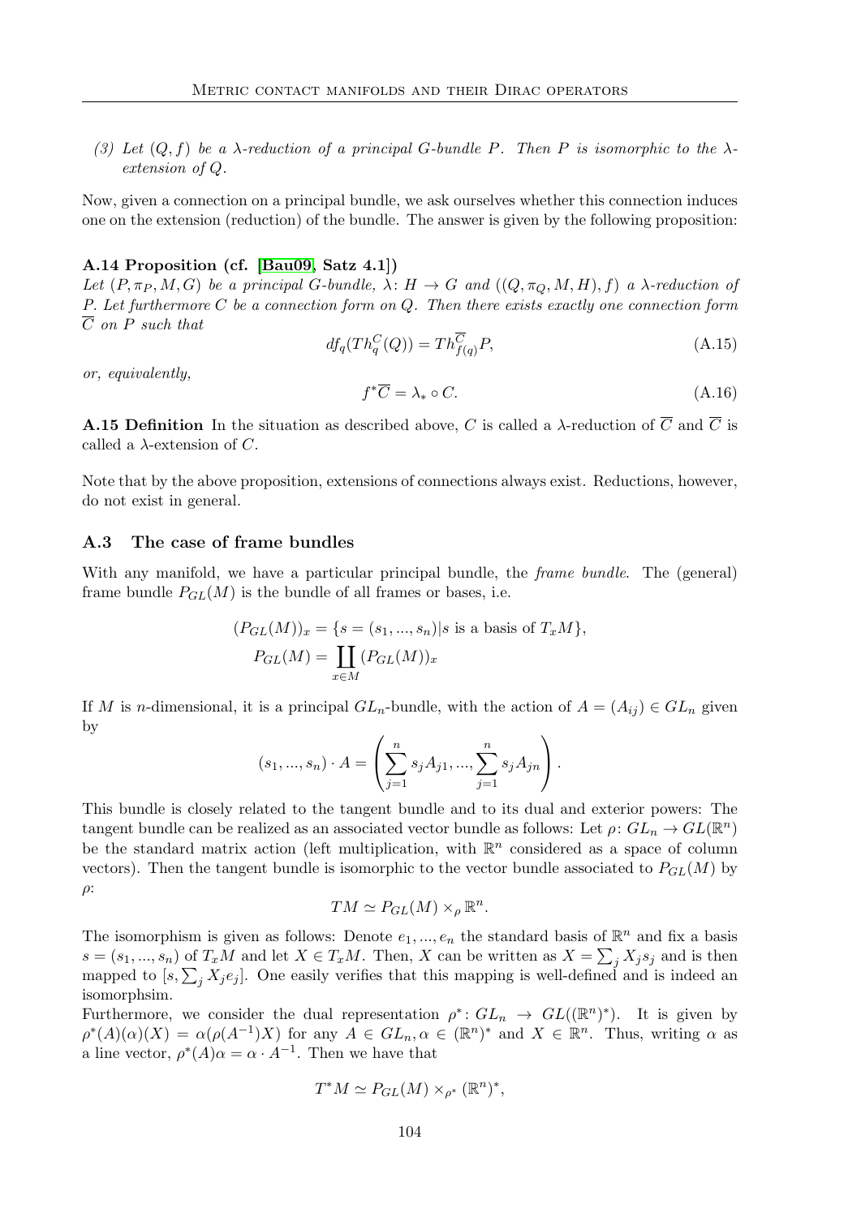*(3) Let $(Q, f)$ be a $\lambda$-reduction of a principal $G$-bundle $P$. Then $P$ is isomorphic to the $\lambda$-extension of $Q$.*

Now, given a connection on a principal bundle, we ask ourselves whether this connection induces one on the extension (reduction) of the bundle. The answer is given by the following proposition:

**A.14 Proposition (cf. [Bau09, Satz 4.1])**
*Let $(P, \pi_P, M, G)$ be a principal $G$-bundle, $\lambda\colon H \to G$ and $((Q, \pi_Q, M, H), f)$ a $\lambda$-reduction of $P$. Let furthermore $C$ be a connection form on $Q$. Then there exists exactly one connection form $\overline{C}$ on $P$ such that*

$$df_q(Th_q^C(Q)) = Th_{f(q)}^{\overline{C}} P, \tag{A.15}$$

*or, equivalently,*

$$f^*\overline{C} = \lambda_* \circ C. \tag{A.16}$$

**A.15 Definition** In the situation as described above, $C$ is called a $\lambda$-reduction of $\overline{C}$ and $\overline{C}$ is called a $\lambda$-extension of $C$.

Note that by the above proposition, extensions of connections always exist. Reductions, however, do not exist in general.

### A.3 The case of frame bundles

With any manifold, we have a particular principal bundle, the *frame bundle*. The (general) frame bundle $P_{GL}(M)$ is the bundle of all frames or bases, i.e.

$$(P_{GL}(M))_x = \{s = (s_1, ..., s_n) | s \text{ is a basis of } T_xM\},$$
$$P_{GL}(M) = \coprod_{x \in M} (P_{GL}(M))_x$$

If $M$ is $n$-dimensional, it is a principal $GL_n$-bundle, with the action of $A = (A_{ij}) \in GL_n$ given by

$$(s_1, ..., s_n) \cdot A = \left( \sum_{j=1}^{n} s_j A_{j1}, ..., \sum_{j=1}^{n} s_j A_{jn} \right).$$

This bundle is closely related to the tangent bundle and to its dual and exterior powers: The tangent bundle can be realized as an associated vector bundle as follows: Let $\rho\colon GL_n \to GL(\mathbb{R}^n)$ be the standard matrix action (left multiplication, with $\mathbb{R}^n$ considered as a space of column vectors). Then the tangent bundle is isomorphic to the vector bundle associated to $P_{GL}(M)$ by $\rho$:

$$TM \simeq P_{GL}(M) \times_\rho \mathbb{R}^n.$$

The isomorphism is given as follows: Denote $e_1, ..., e_n$ the standard basis of $\mathbb{R}^n$ and fix a basis $s = (s_1, ..., s_n)$ of $T_xM$ and let $X \in T_xM$. Then, $X$ can be written as $X = \sum_j X_j s_j$ and is then mapped to $[s, \sum_j X_j e_j]$. One easily verifies that this mapping is well-defined and is indeed an isomorphsim.

Furthermore, we consider the dual representation $\rho^*\colon GL_n \to GL((\mathbb{R}^n)^*)$. It is given by $\rho^*(A)(\alpha)(X) = \alpha(\rho(A^{-1})X)$ for any $A \in GL_n, \alpha \in (\mathbb{R}^n)^*$ and $X \in \mathbb{R}^n$. Thus, writing $\alpha$ as a line vector, $\rho^*(A)\alpha = \alpha \cdot A^{-1}$. Then we have that

$$T^*M \simeq P_{GL}(M) \times_{\rho^*} (\mathbb{R}^n)^*,$$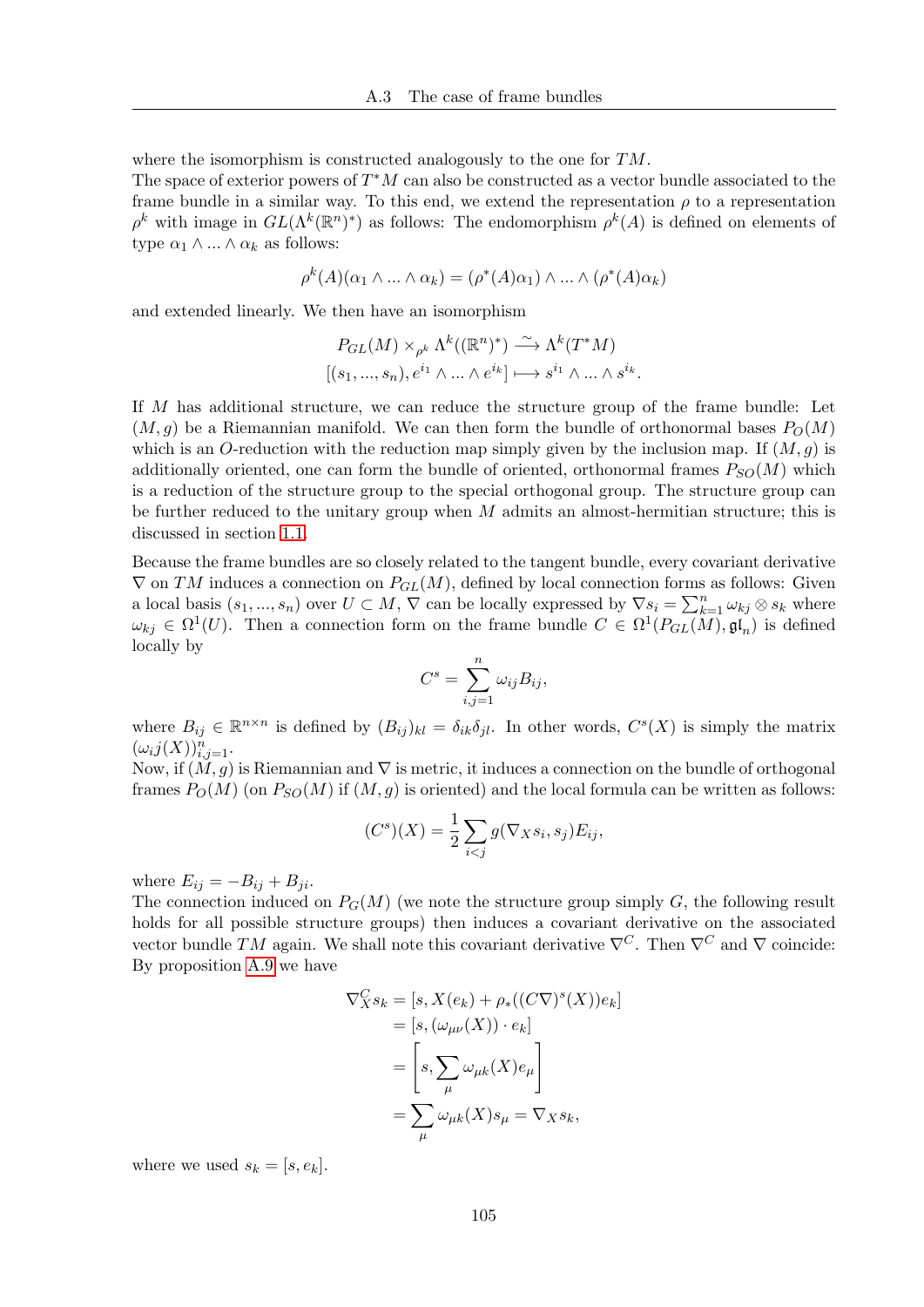where the isomorphism is constructed analogously to the one for $TM$.
The space of exterior powers of $T^*M$ can also be constructed as a vector bundle associated to the frame bundle in a similar way. To this end, we extend the representation $\rho$ to a representation $\rho^k$ with image in $GL(\Lambda^k(\mathbb{R}^n)^*)$ as follows: The endomorphism $\rho^k(A)$ is defined on elements of type $\alpha_1 \wedge ... \wedge \alpha_k$ as follows:

$$\rho^k(A)(\alpha_1 \wedge ... \wedge \alpha_k) = (\rho^*(A)\alpha_1) \wedge ... \wedge (\rho^*(A)\alpha_k)$$

and extended linearly. We then have an isomorphism

$$P_{GL}(M) \times_{\rho^k} \Lambda^k((\mathbb{R}^n)^*) \xrightarrow{\sim} \Lambda^k(T^*M)$$
$$[(s_1, ..., s_n), e^{i_1} \wedge ... \wedge e^{i_k}] \longmapsto s^{i_1} \wedge ... \wedge s^{i_k}.$$

If $M$ has additional structure, we can reduce the structure group of the frame bundle: Let $(M, g)$ be a Riemannian manifold. We can then form the bundle of orthonormal bases $P_O(M)$ which is an $O$-reduction with the reduction map simply given by the inclusion map. If $(M, g)$ is additionally oriented, one can form the bundle of oriented, orthonormal frames $P_{SO}(M)$ which is a reduction of the structure group to the special orthogonal group. The structure group can be further reduced to the unitary group when $M$ admits an almost-hermitian structure; this is discussed in section 1.1.

Because the frame bundles are so closely related to the tangent bundle, every covariant derivative $\nabla$ on $TM$ induces a connection on $P_{GL}(M)$, defined by local connection forms as follows: Given a local basis $(s_1, ..., s_n)$ over $U \subset M$, $\nabla$ can be locally expressed by $\nabla s_i = \sum_{k=1}^n \omega_{kj} \otimes s_k$ where $\omega_{kj} \in \Omega^1(U)$. Then a connection form on the frame bundle $C \in \Omega^1(P_{GL}(M), \mathfrak{gl}_n)$ is defined locally by

$$C^s = \sum_{i,j=1}^n \omega_{ij} B_{ij},$$

where $B_{ij} \in \mathbb{R}^{n \times n}$ is defined by $(B_{ij})_{kl} = \delta_{ik}\delta_{jl}$. In other words, $C^s(X)$ is simply the matrix $(\omega_i j(X))_{i,j=1}^n$.
Now, if $(M, g)$ is Riemannian and $\nabla$ is metric, it induces a connection on the bundle of orthogonal frames $P_O(M)$ (on $P_{SO}(M)$ if $(M, g)$ is oriented) and the local formula can be written as follows:

$$(C^s)(X) = \frac{1}{2} \sum_{i<j} g(\nabla_X s_i, s_j) E_{ij},$$

where $E_{ij} = -B_{ij} + B_{ji}$.
The connection induced on $P_G(M)$ (we note the structure group simply $G$, the following result holds for all possible structure groups) then induces a covariant derivative on the associated vector bundle $TM$ again. We shall note this covariant derivative $\nabla^C$. Then $\nabla^C$ and $\nabla$ coincide: By proposition A.9 we have

$$\begin{aligned}
\nabla^C_X s_k &= [s, X(e_k) + \rho_*((C\nabla)^s(X))e_k] \\
&= [s, (\omega_{\mu\nu}(X)) \cdot e_k] \\
&= \left[ s, \sum_\mu \omega_{\mu k}(X) e_\mu \right] \\
&= \sum_\mu \omega_{\mu k}(X) s_\mu = \nabla_X s_k,
\end{aligned}$$

where we used $s_k = [s, e_k]$.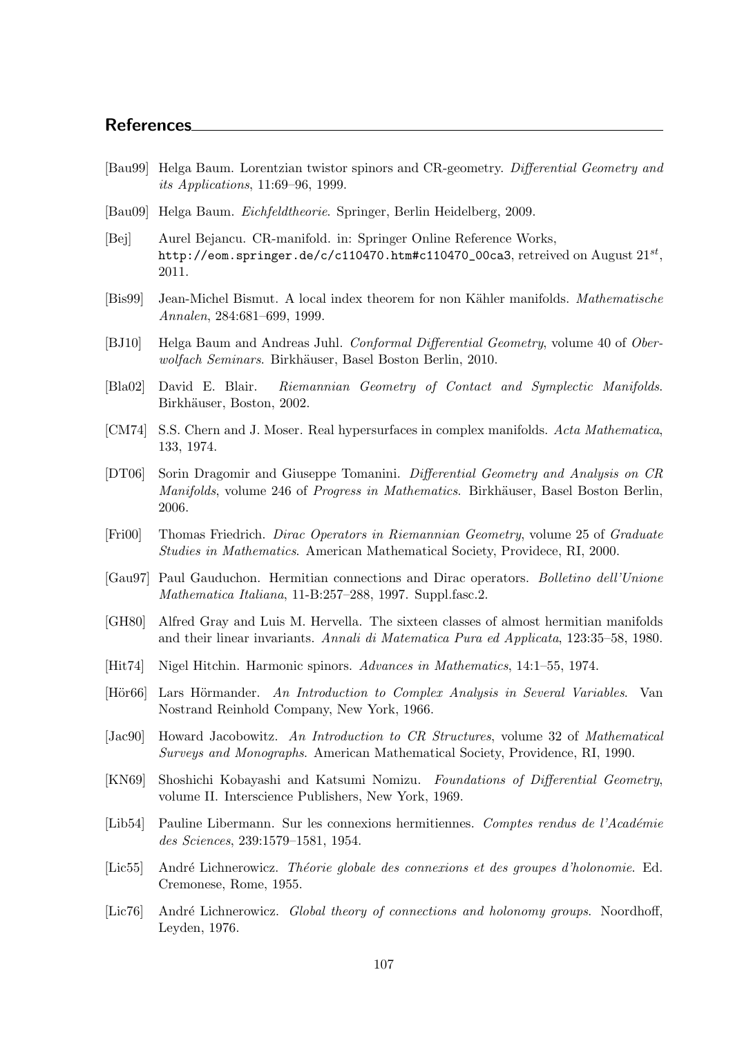## References

[Bau99] Helga Baum. Lorentzian twistor spinors and CR-geometry. *Differential Geometry and its Applications*, 11:69–96, 1999.

[Bau09] Helga Baum. *Eichfeldtheorie*. Springer, Berlin Heidelberg, 2009.

[Bej] Aurel Bejancu. CR-manifold. in: Springer Online Reference Works, `http://eom.springer.de/c/c110470.htm#c110470_00ca3`, retreived on August $21^{st}$, 2011.

[Bis99] Jean-Michel Bismut. A local index theorem for non Kähler manifolds. *Mathematische Annalen*, 284:681–699, 1999.

[BJ10] Helga Baum and Andreas Juhl. *Conformal Differential Geometry*, volume 40 of *Oberwolfach Seminars*. Birkhäuser, Basel Boston Berlin, 2010.

[Bla02] David E. Blair. *Riemannian Geometry of Contact and Symplectic Manifolds*. Birkhäuser, Boston, 2002.

[CM74] S.S. Chern and J. Moser. Real hypersurfaces in complex manifolds. *Acta Mathematica*, 133, 1974.

[DT06] Sorin Dragomir and Giuseppe Tomanini. *Differential Geometry and Analysis on CR Manifolds*, volume 246 of *Progress in Mathematics*. Birkhäuser, Basel Boston Berlin, 2006.

[Fri00] Thomas Friedrich. *Dirac Operators in Riemannian Geometry*, volume 25 of *Graduate Studies in Mathematics*. American Mathematical Society, Providece, RI, 2000.

[Gau97] Paul Gauduchon. Hermitian connections and Dirac operators. *Bolletino dell'Unione Mathematica Italiana*, 11-B:257–288, 1997. Suppl.fasc.2.

[GH80] Alfred Gray and Luis M. Hervella. The sixteen classes of almost hermitian manifolds and their linear invariants. *Annali di Matematica Pura ed Applicata*, 123:35–58, 1980.

[Hit74] Nigel Hitchin. Harmonic spinors. *Advances in Mathematics*, 14:1–55, 1974.

[Hör66] Lars Hörmander. *An Introduction to Complex Analysis in Several Variables*. Van Nostrand Reinhold Company, New York, 1966.

[Jac90] Howard Jacobowitz. *An Introduction to CR Structures*, volume 32 of *Mathematical Surveys and Monographs*. American Mathematical Society, Providence, RI, 1990.

[KN69] Shoshichi Kobayashi and Katsumi Nomizu. *Foundations of Differential Geometry*, volume II. Interscience Publishers, New York, 1969.

[Lib54] Pauline Libermann. Sur les connexions hermitiennes. *Comptes rendus de l'Académie des Sciences*, 239:1579–1581, 1954.

[Lic55] André Lichnerowicz. *Théorie globale des connexions et des groupes d'holonomie*. Ed. Cremonese, Rome, 1955.

[Lic76] André Lichnerowicz. *Global theory of connections and holonomy groups*. Noordhoff, Leyden, 1976.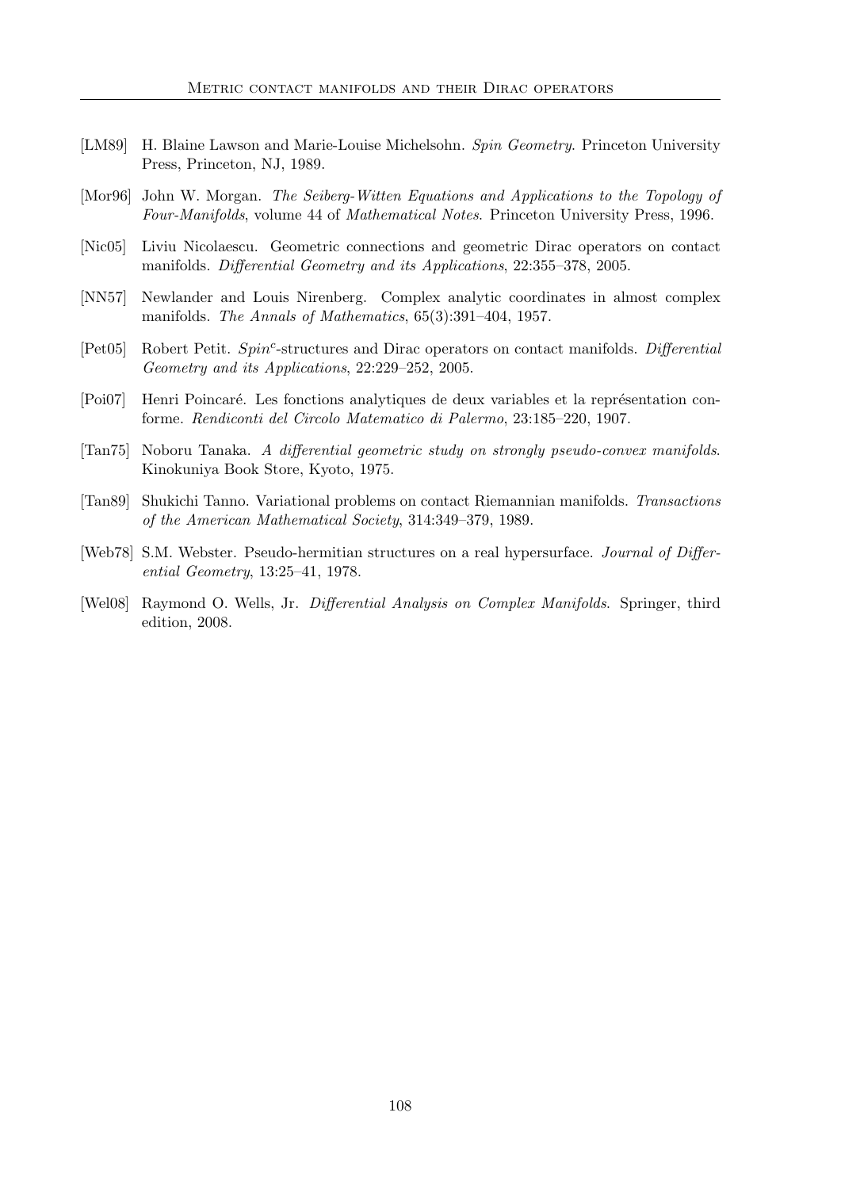[LM89] H. Blaine Lawson and Marie-Louise Michelsohn. *Spin Geometry*. Princeton University Press, Princeton, NJ, 1989.

[Mor96] John W. Morgan. *The Seiberg-Witten Equations and Applications to the Topology of Four-Manifolds*, volume 44 of *Mathematical Notes*. Princeton University Press, 1996.

[Nic05] Liviu Nicolaescu. Geometric connections and geometric Dirac operators on contact manifolds. *Differential Geometry and its Applications*, 22:355–378, 2005.

[NN57] Newlander and Louis Nirenberg. Complex analytic coordinates in almost complex manifolds. *The Annals of Mathematics*, 65(3):391–404, 1957.

[Pet05] Robert Petit. *Spin*$^c$-structures and Dirac operators on contact manifolds. *Differential Geometry and its Applications*, 22:229–252, 2005.

[Poi07] Henri Poincaré. Les fonctions analytiques de deux variables et la représentation conforme. *Rendiconti del Circolo Matematico di Palermo*, 23:185–220, 1907.

[Tan75] Noboru Tanaka. *A differential geometric study on strongly pseudo-convex manifolds*. Kinokuniya Book Store, Kyoto, 1975.

[Tan89] Shukichi Tanno. Variational problems on contact Riemannian manifolds. *Transactions of the American Mathematical Society*, 314:349–379, 1989.

[Web78] S.M. Webster. Pseudo-hermitian structures on a real hypersurface. *Journal of Differential Geometry*, 13:25–41, 1978.

[Wel08] Raymond O. Wells, Jr. *Differential Analysis on Complex Manifolds*. Springer, third edition, 2008.